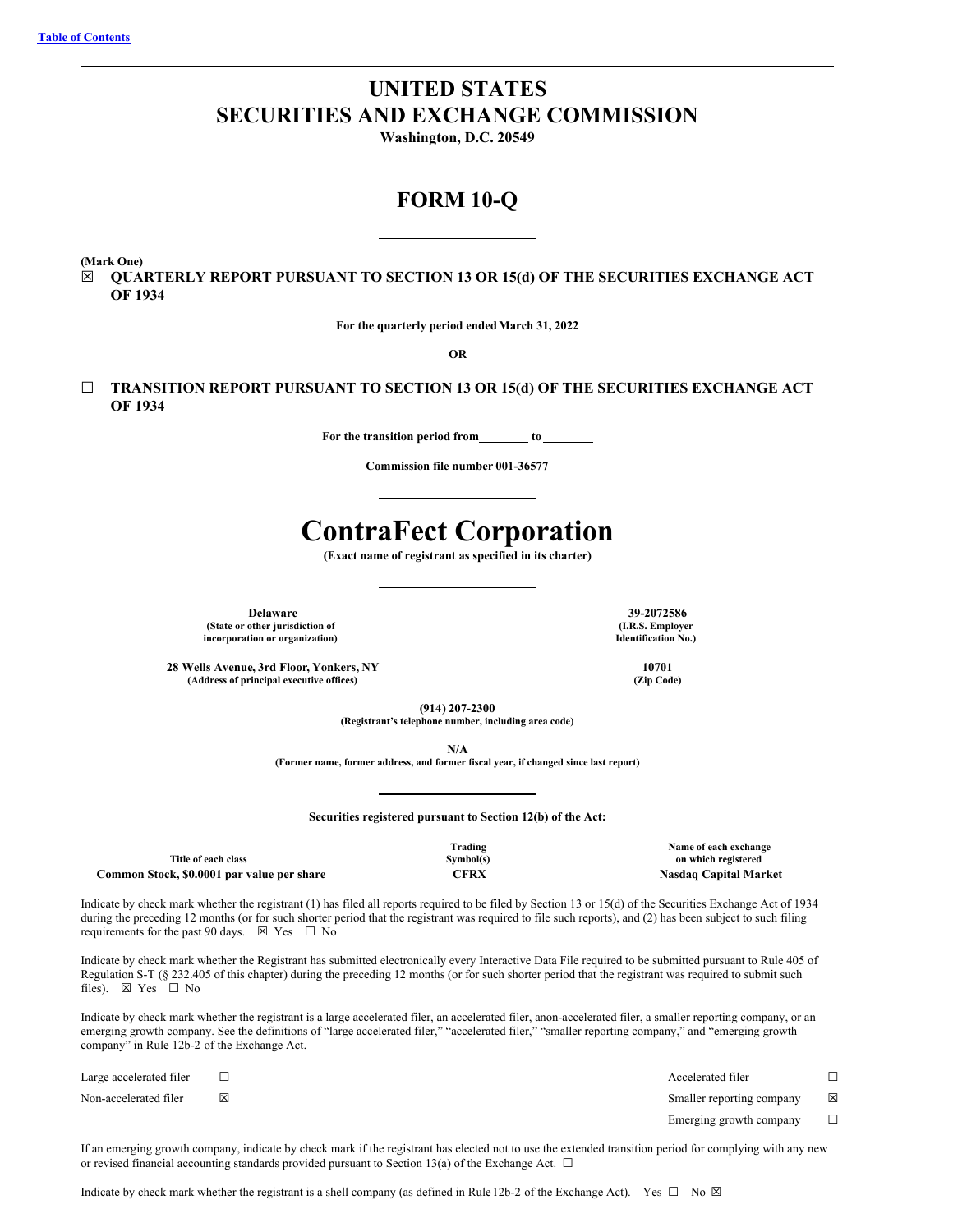[Table of Contents](#)

# UNITED STATES
# SECURITIES AND EXCHANGE COMMISSION

**Washington, D.C. 20549**

## FORM 10-Q

**(Mark One)**

☒ **QUARTERLY REPORT PURSUANT TO SECTION 13 OR 15(d) OF THE SECURITIES EXCHANGE ACT OF 1934**

**For the quarterly period ended March 31, 2022**

**OR**

☐ **TRANSITION REPORT PURSUANT TO SECTION 13 OR 15(d) OF THE SECURITIES EXCHANGE ACT OF 1934**

**For the transition period from\_\_\_\_\_\_\_\_ to\_\_\_\_\_\_\_\_**

**Commission file number 001-36577**

# ContraFect Corporation

**(Exact name of registrant as specified in its charter)**

| | |
|---|---|
| **Delaware**<br>**(State or other jurisdiction of incorporation or organization)** | **39-2072586**<br>**(I.R.S. Employer Identification No.)** |
| **28 Wells Avenue, 3rd Floor, Yonkers, NY**<br>**(Address of principal executive offices)** | **10701**<br>**(Zip Code)** |

**(914) 207-2300**
**(Registrant's telephone number, including area code)**

**N/A**
**(Former name, former address, and former fiscal year, if changed since last report)**

**Securities registered pursuant to Section 12(b) of the Act:**

| Title of each class | Trading Symbol(s) | Name of each exchange on which registered |
|---|---|---|
| **Common Stock, $0.0001 par value per share** | **CFRX** | **Nasdaq Capital Market** |

Indicate by check mark whether the registrant (1) has filed all reports required to be filed by Section 13 or 15(d) of the Securities Exchange Act of 1934 during the preceding 12 months (or for such shorter period that the registrant was required to file such reports), and (2) has been subject to such filing requirements for the past 90 days. ☒ Yes ☐ No

Indicate by check mark whether the Registrant has submitted electronically every Interactive Data File required to be submitted pursuant to Rule 405 of Regulation S-T (§ 232.405 of this chapter) during the preceding 12 months (or for such shorter period that the registrant was required to submit such files). ☒ Yes ☐ No

Indicate by check mark whether the registrant is a large accelerated filer, an accelerated filer, anon-accelerated filer, a smaller reporting company, or an emerging growth company. See the definitions of "large accelerated filer," "accelerated filer," "smaller reporting company," and "emerging growth company" in Rule 12b-2 of the Exchange Act.

| | | | |
|---|---|---|---|
| Large accelerated filer | ☐ | Accelerated filer | ☐ |
| Non-accelerated filer | ☒ | Smaller reporting company | ☒ |
| | | Emerging growth company | ☐ |

If an emerging growth company, indicate by check mark if the registrant has elected not to use the extended transition period for complying with any new or revised financial accounting standards provided pursuant to Section 13(a) of the Exchange Act. ☐

Indicate by check mark whether the registrant is a shell company (as defined in Rule 12b-2 of the Exchange Act). Yes ☐ No ☒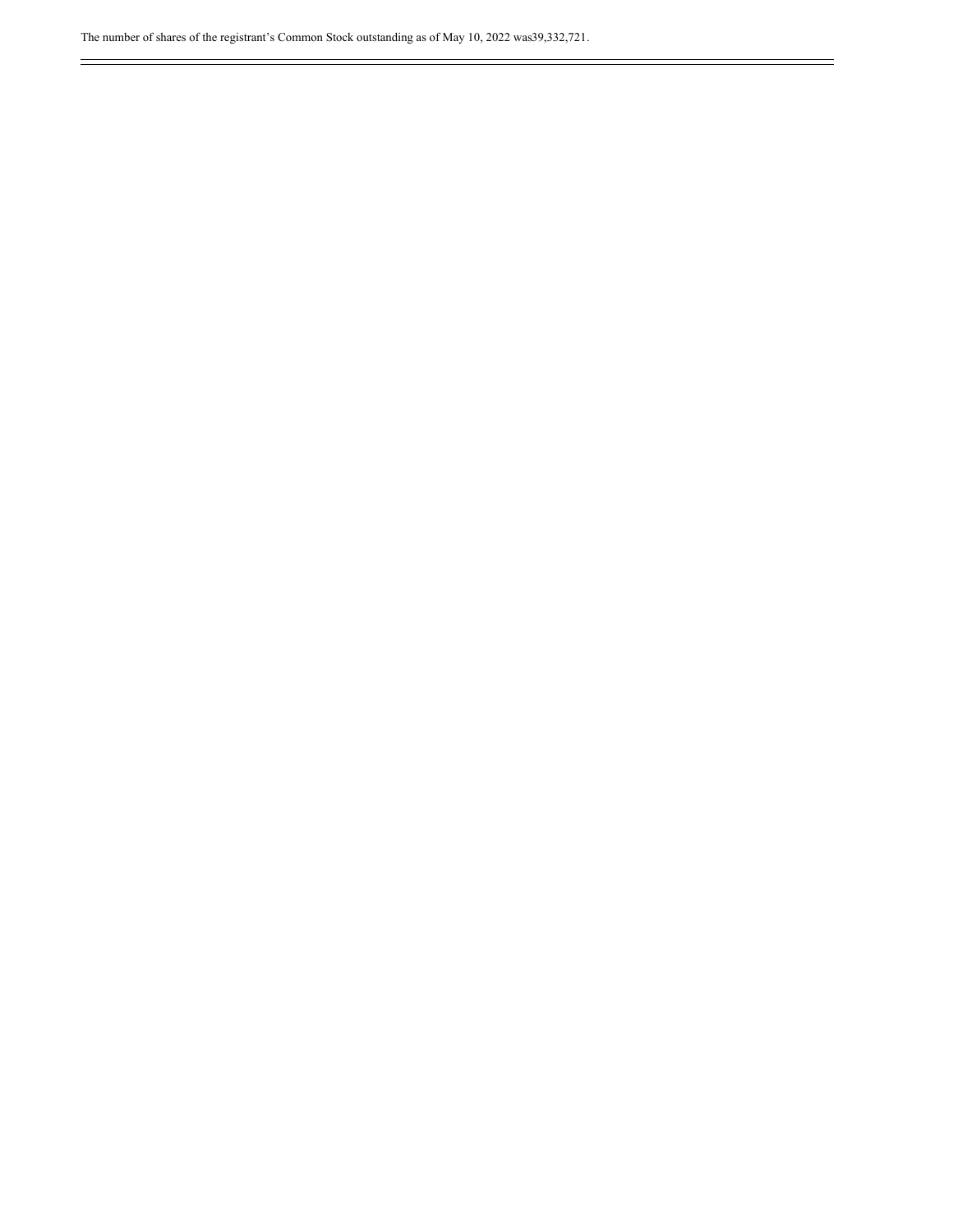The number of shares of the registrant’s Common Stock outstanding as of May 10, 2022 was39,332,721.

---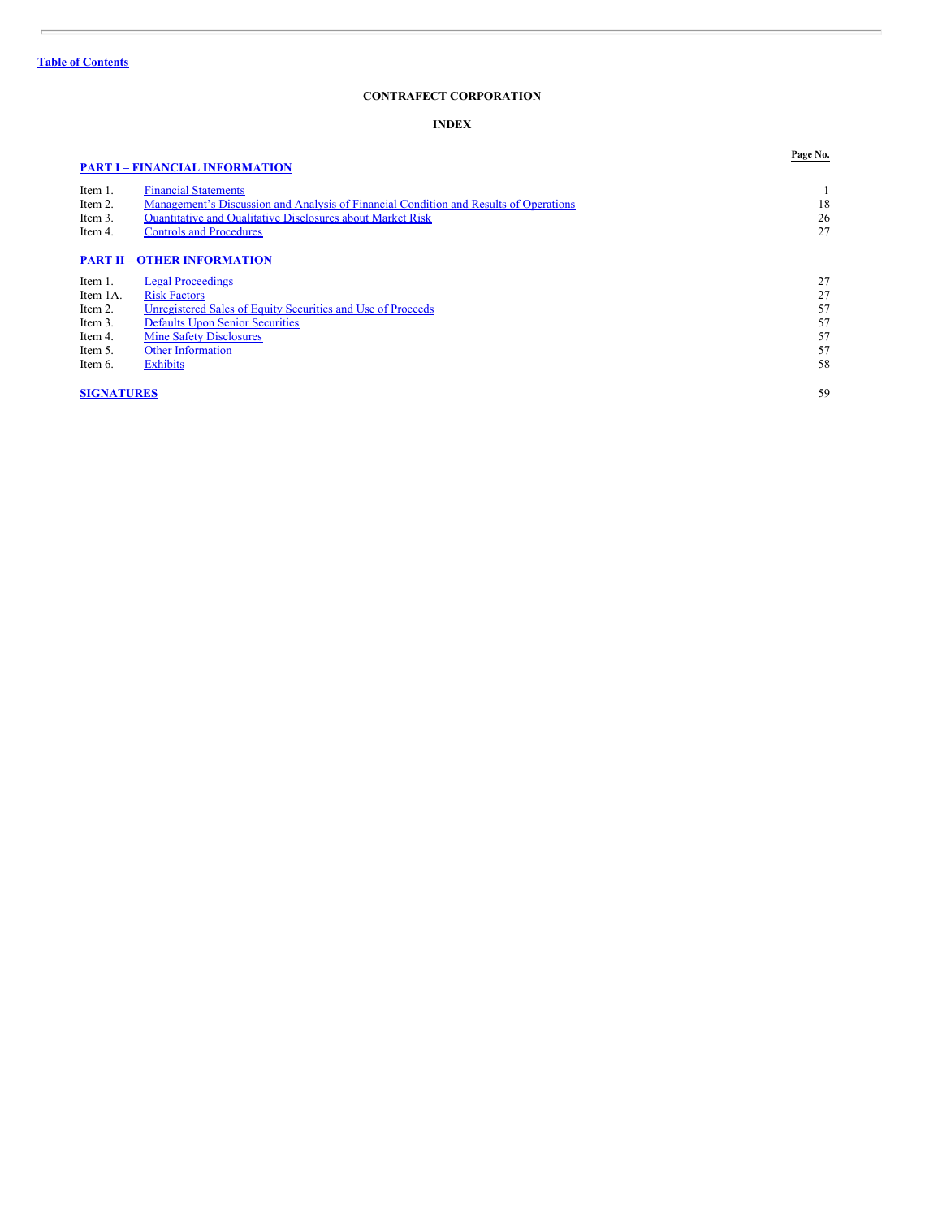Table of Contents

**CONTRAFECT CORPORATION**

**INDEX**

| | | Page No. |
|---|---|---|
| **PART I – FINANCIAL INFORMATION** | | |
| Item 1. | Financial Statements | 1 |
| Item 2. | Management's Discussion and Analysis of Financial Condition and Results of Operations | 18 |
| Item 3. | Quantitative and Qualitative Disclosures about Market Risk | 26 |
| Item 4. | Controls and Procedures | 27 |
| **PART II – OTHER INFORMATION** | | |
| Item 1. | Legal Proceedings | 27 |
| Item 1A. | Risk Factors | 27 |
| Item 2. | Unregistered Sales of Equity Securities and Use of Proceeds | 57 |
| Item 3. | Defaults Upon Senior Securities | 57 |
| Item 4. | Mine Safety Disclosures | 57 |
| Item 5. | Other Information | 57 |
| Item 6. | Exhibits | 58 |
| **SIGNATURES** | | 59 |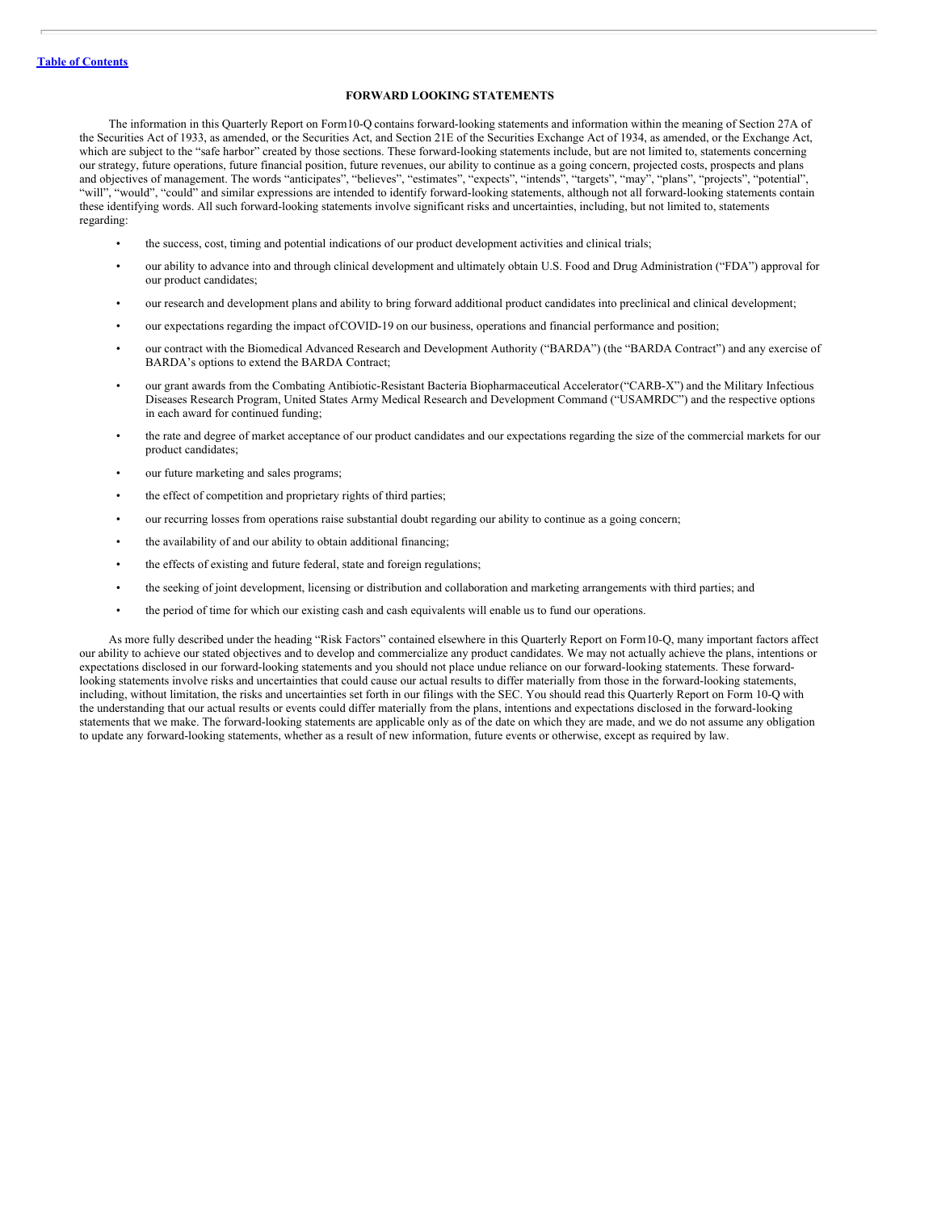## FORWARD LOOKING STATEMENTS

The information in this Quarterly Report on Form10-Q contains forward-looking statements and information within the meaning of Section 27A of the Securities Act of 1933, as amended, or the Securities Act, and Section 21E of the Securities Exchange Act of 1934, as amended, or the Exchange Act, which are subject to the "safe harbor" created by those sections. These forward-looking statements include, but are not limited to, statements concerning our strategy, future operations, future financial position, future revenues, our ability to continue as a going concern, projected costs, prospects and plans and objectives of management. The words "anticipates", "believes", "estimates", "expects", "intends", "targets", "may", "plans", "projects", "potential", "will", "would", "could" and similar expressions are intended to identify forward-looking statements, although not all forward-looking statements contain these identifying words. All such forward-looking statements involve significant risks and uncertainties, including, but not limited to, statements regarding:

- the success, cost, timing and potential indications of our product development activities and clinical trials;
- our ability to advance into and through clinical development and ultimately obtain U.S. Food and Drug Administration ("FDA") approval for our product candidates;
- our research and development plans and ability to bring forward additional product candidates into preclinical and clinical development;
- our expectations regarding the impact of COVID-19 on our business, operations and financial performance and position;
- our contract with the Biomedical Advanced Research and Development Authority ("BARDA") (the "BARDA Contract") and any exercise of BARDA's options to extend the BARDA Contract;
- our grant awards from the Combating Antibiotic-Resistant Bacteria Biopharmaceutical Accelerator ("CARB-X") and the Military Infectious Diseases Research Program, United States Army Medical Research and Development Command ("USAMRDC") and the respective options in each award for continued funding;
- the rate and degree of market acceptance of our product candidates and our expectations regarding the size of the commercial markets for our product candidates;
- our future marketing and sales programs;
- the effect of competition and proprietary rights of third parties;
- our recurring losses from operations raise substantial doubt regarding our ability to continue as a going concern;
- the availability of and our ability to obtain additional financing;
- the effects of existing and future federal, state and foreign regulations;
- the seeking of joint development, licensing or distribution and collaboration and marketing arrangements with third parties; and
- the period of time for which our existing cash and cash equivalents will enable us to fund our operations.

As more fully described under the heading "Risk Factors" contained elsewhere in this Quarterly Report on Form10-Q, many important factors affect our ability to achieve our stated objectives and to develop and commercialize any product candidates. We may not actually achieve the plans, intentions or expectations disclosed in our forward-looking statements and you should not place undue reliance on our forward-looking statements. These forward-looking statements involve risks and uncertainties that could cause our actual results to differ materially from those in the forward-looking statements, including, without limitation, the risks and uncertainties set forth in our filings with the SEC. You should read this Quarterly Report on Form 10-Q with the understanding that our actual results or events could differ materially from the plans, intentions and expectations disclosed in the forward-looking statements that we make. The forward-looking statements are applicable only as of the date on which they are made, and we do not assume any obligation to update any forward-looking statements, whether as a result of new information, future events or otherwise, except as required by law.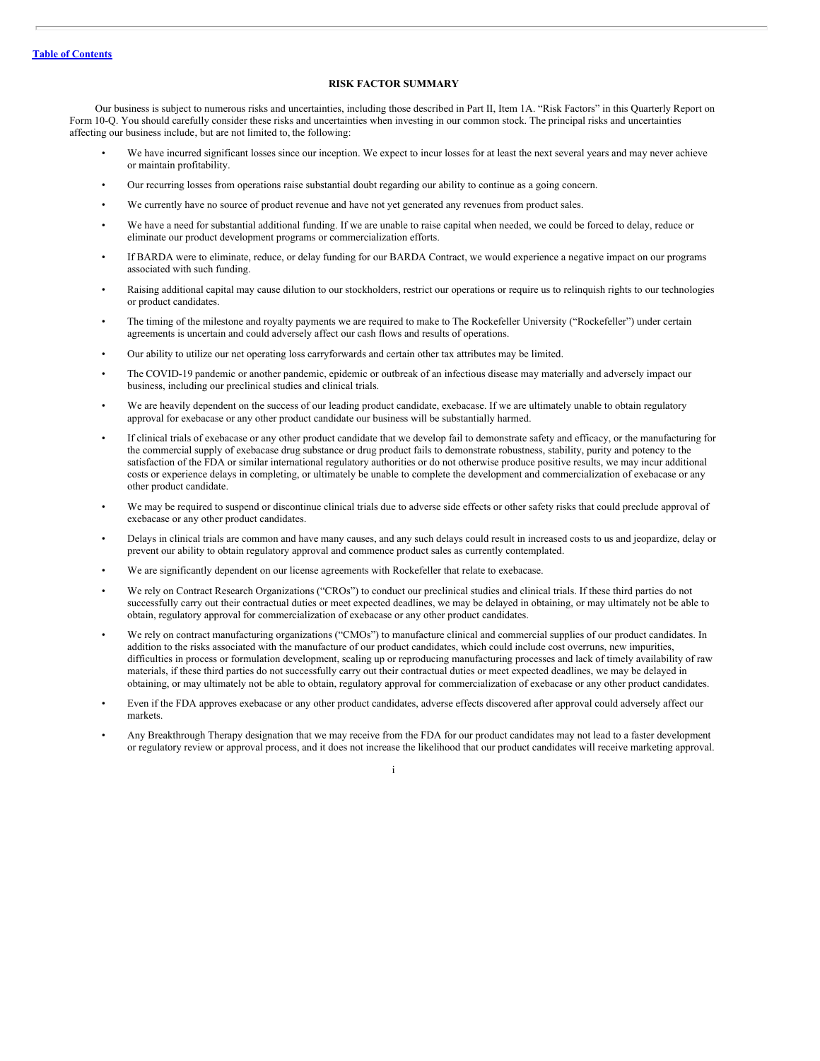[Table of Contents](#)

## RISK FACTOR SUMMARY

Our business is subject to numerous risks and uncertainties, including those described in Part II, Item 1A. "Risk Factors" in this Quarterly Report on Form 10-Q. You should carefully consider these risks and uncertainties when investing in our common stock. The principal risks and uncertainties affecting our business include, but are not limited to, the following:

- We have incurred significant losses since our inception. We expect to incur losses for at least the next several years and may never achieve or maintain profitability.
- Our recurring losses from operations raise substantial doubt regarding our ability to continue as a going concern.
- We currently have no source of product revenue and have not yet generated any revenues from product sales.
- We have a need for substantial additional funding. If we are unable to raise capital when needed, we could be forced to delay, reduce or eliminate our product development programs or commercialization efforts.
- If BARDA were to eliminate, reduce, or delay funding for our BARDA Contract, we would experience a negative impact on our programs associated with such funding.
- Raising additional capital may cause dilution to our stockholders, restrict our operations or require us to relinquish rights to our technologies or product candidates.
- The timing of the milestone and royalty payments we are required to make to The Rockefeller University ("Rockefeller") under certain agreements is uncertain and could adversely affect our cash flows and results of operations.
- Our ability to utilize our net operating loss carryforwards and certain other tax attributes may be limited.
- The COVID-19 pandemic or another pandemic, epidemic or outbreak of an infectious disease may materially and adversely impact our business, including our preclinical studies and clinical trials.
- We are heavily dependent on the success of our leading product candidate, exebacase. If we are ultimately unable to obtain regulatory approval for exebacase or any other product candidate our business will be substantially harmed.
- If clinical trials of exebacase or any other product candidate that we develop fail to demonstrate safety and efficacy, or the manufacturing for the commercial supply of exebacase drug substance or drug product fails to demonstrate robustness, stability, purity and potency to the satisfaction of the FDA or similar international regulatory authorities or do not otherwise produce positive results, we may incur additional costs or experience delays in completing, or ultimately be unable to complete the development and commercialization of exebacase or any other product candidate.
- We may be required to suspend or discontinue clinical trials due to adverse side effects or other safety risks that could preclude approval of exebacase or any other product candidates.
- Delays in clinical trials are common and have many causes, and any such delays could result in increased costs to us and jeopardize, delay or prevent our ability to obtain regulatory approval and commence product sales as currently contemplated.
- We are significantly dependent on our license agreements with Rockefeller that relate to exebacase.
- We rely on Contract Research Organizations ("CROs") to conduct our preclinical studies and clinical trials. If these third parties do not successfully carry out their contractual duties or meet expected deadlines, we may be delayed in obtaining, or may ultimately not be able to obtain, regulatory approval for commercialization of exebacase or any other product candidates.
- We rely on contract manufacturing organizations ("CMOs") to manufacture clinical and commercial supplies of our product candidates. In addition to the risks associated with the manufacture of our product candidates, which could include cost overruns, new impurities, difficulties in process or formulation development, scaling up or reproducing manufacturing processes and lack of timely availability of raw materials, if these third parties do not successfully carry out their contractual duties or meet expected deadlines, we may be delayed in obtaining, or may ultimately not be able to obtain, regulatory approval for commercialization of exebacase or any other product candidates.
- Even if the FDA approves exebacase or any other product candidates, adverse effects discovered after approval could adversely affect our markets.
- Any Breakthrough Therapy designation that we may receive from the FDA for our product candidates may not lead to a faster development or regulatory review or approval process, and it does not increase the likelihood that our product candidates will receive marketing approval.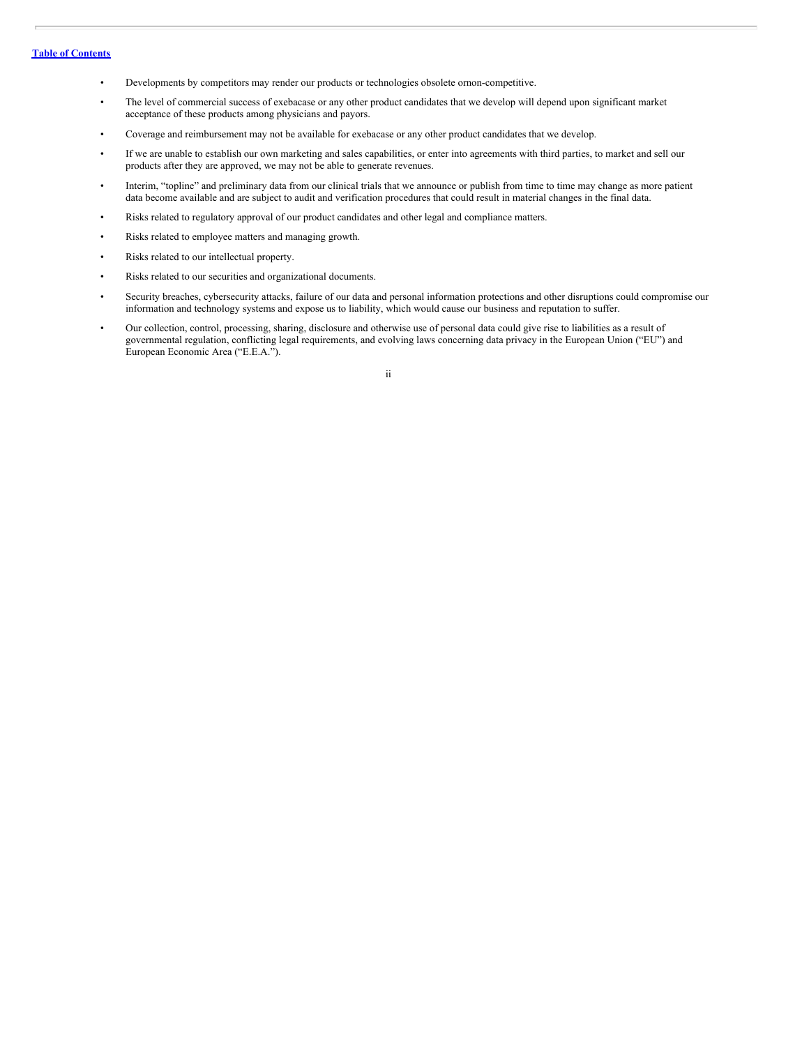- Developments by competitors may render our products or technologies obsolete ornon-competitive.
- The level of commercial success of exebacase or any other product candidates that we develop will depend upon significant market acceptance of these products among physicians and payors.
- Coverage and reimbursement may not be available for exebacase or any other product candidates that we develop.
- If we are unable to establish our own marketing and sales capabilities, or enter into agreements with third parties, to market and sell our products after they are approved, we may not be able to generate revenues.
- Interim, "topline" and preliminary data from our clinical trials that we announce or publish from time to time may change as more patient data become available and are subject to audit and verification procedures that could result in material changes in the final data.
- Risks related to regulatory approval of our product candidates and other legal and compliance matters.
- Risks related to employee matters and managing growth.
- Risks related to our intellectual property.
- Risks related to our securities and organizational documents.
- Security breaches, cybersecurity attacks, failure of our data and personal information protections and other disruptions could compromise our information and technology systems and expose us to liability, which would cause our business and reputation to suffer.
- Our collection, control, processing, sharing, disclosure and otherwise use of personal data could give rise to liabilities as a result of governmental regulation, conflicting legal requirements, and evolving laws concerning data privacy in the European Union ("EU") and European Economic Area ("E.E.A.").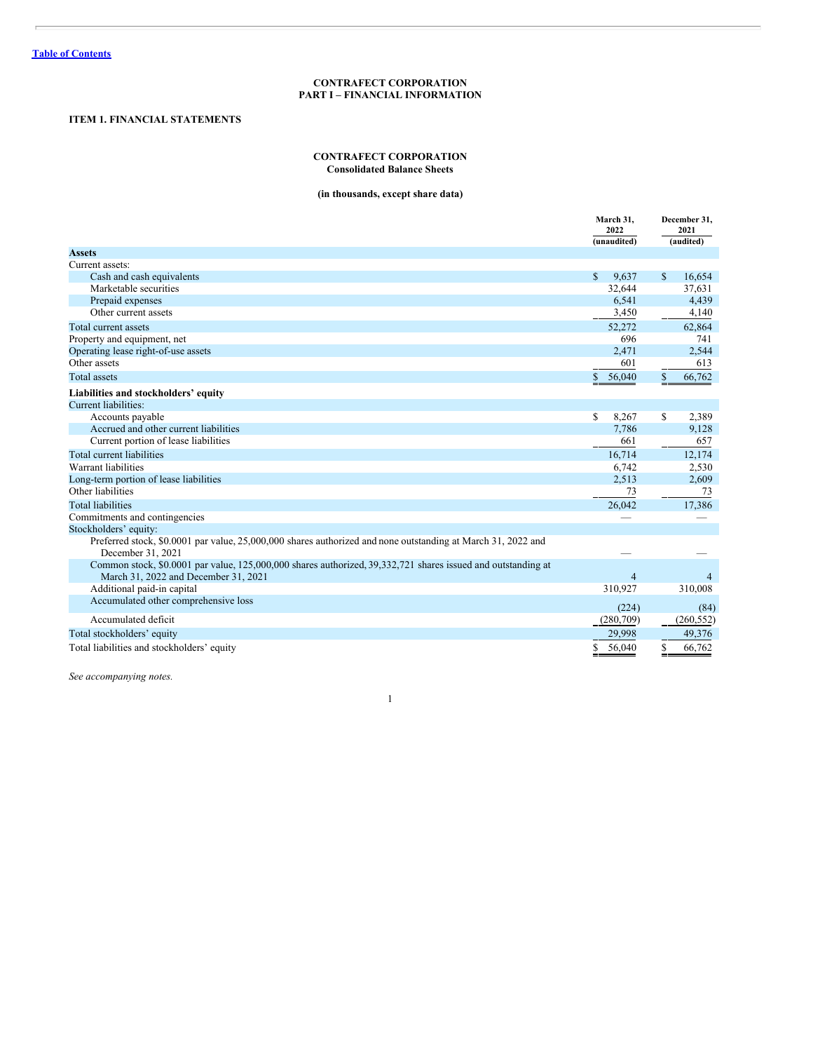[Table of Contents](#)

**CONTRAFECT CORPORATION**
**PART I – FINANCIAL INFORMATION**

**ITEM 1. FINANCIAL STATEMENTS**

**CONTRAFECT CORPORATION**
**Consolidated Balance Sheets**

**(in thousands, except share data)**

| | March 31, 2022 (unaudited) | December 31, 2021 (audited) |
|---|---|---|
| **Assets** | | |
| Current assets: | | |
| Cash and cash equivalents | $ 9,637 | $ 16,654 |
| Marketable securities | 32,644 | 37,631 |
| Prepaid expenses | 6,541 | 4,439 |
| Other current assets | 3,450 | 4,140 |
| Total current assets | 52,272 | 62,864 |
| Property and equipment, net | 696 | 741 |
| Operating lease right-of-use assets | 2,471 | 2,544 |
| Other assets | 601 | 613 |
| Total assets | $ 56,040 | $ 66,762 |
| **Liabilities and stockholders' equity** | | |
| Current liabilities: | | |
| Accounts payable | $ 8,267 | $ 2,389 |
| Accrued and other current liabilities | 7,786 | 9,128 |
| Current portion of lease liabilities | 661 | 657 |
| Total current liabilities | 16,714 | 12,174 |
| Warrant liabilities | 6,742 | 2,530 |
| Long-term portion of lease liabilities | 2,513 | 2,609 |
| Other liabilities | 73 | 73 |
| Total liabilities | 26,042 | 17,386 |
| Commitments and contingencies | — | — |
| Stockholders' equity: | | |
| Preferred stock, \$0.0001 par value, 25,000,000 shares authorized and none outstanding at March 31, 2022 and December 31, 2021 | — | — |
| Common stock, \$0.0001 par value, 125,000,000 shares authorized, 39,332,721 shares issued and outstanding at March 31, 2022 and December 31, 2021 | 4 | 4 |
| Additional paid-in capital | 310,927 | 310,008 |
| Accumulated other comprehensive loss | (224) | (84) |
| Accumulated deficit | (280,709) | (260,552) |
| Total stockholders' equity | 29,998 | 49,376 |
| Total liabilities and stockholders' equity | $ 56,040 | $ 66,762 |

*See accompanying notes.*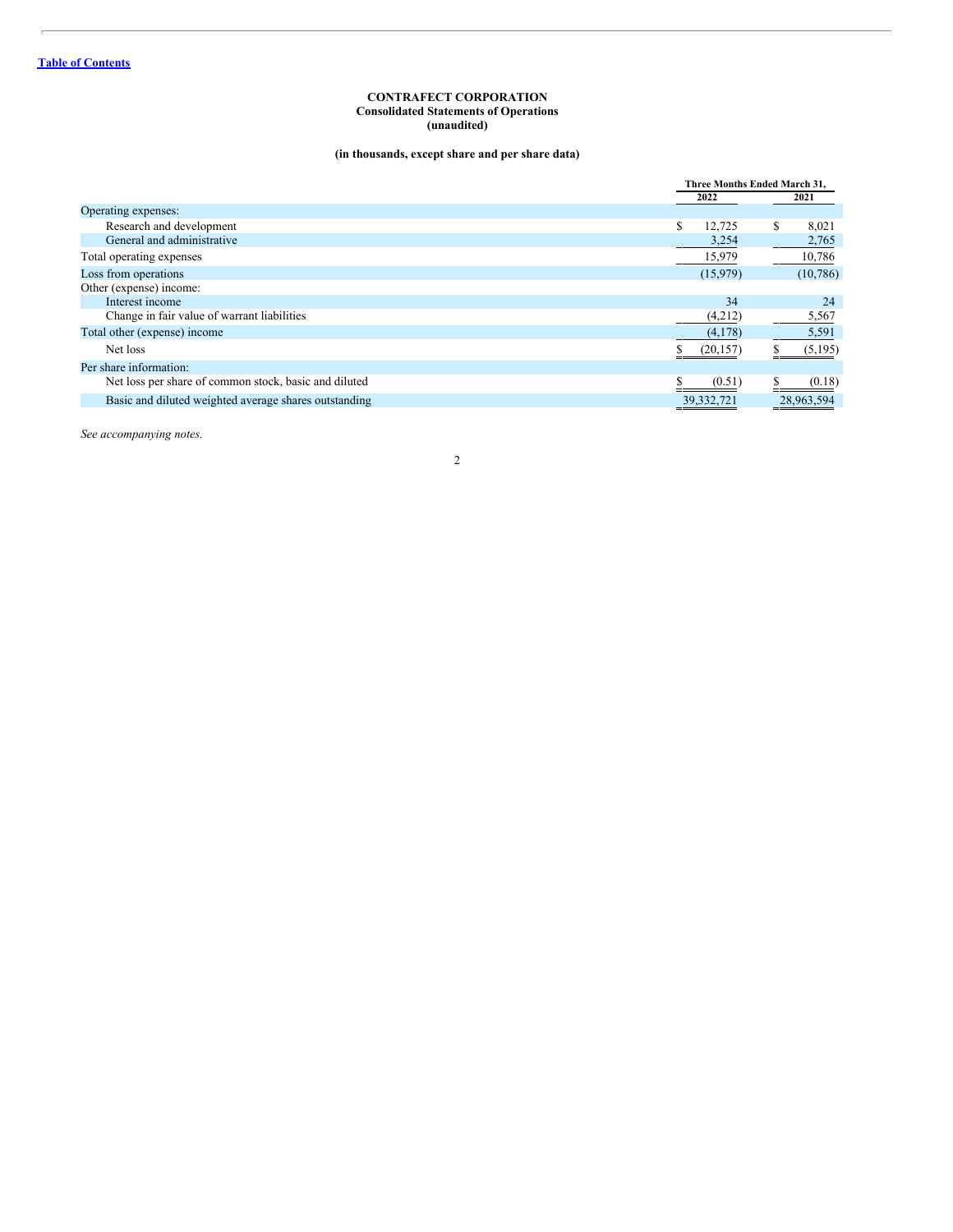**CONTRAFECT CORPORATION**
**Consolidated Statements of Operations**
**(unaudited)**

**(in thousands, except share and per share data)**

| | Three Months Ended March 31, | |
|---|---|---|
| | 2022 | 2021 |
| Operating expenses: | | |
| Research and development | $ 12,725 | $ 8,021 |
| General and administrative | 3,254 | 2,765 |
| Total operating expenses | 15,979 | 10,786 |
| Loss from operations | (15,979) | (10,786) |
| Other (expense) income: | | |
| Interest income | 34 | 24 |
| Change in fair value of warrant liabilities | (4,212) | 5,567 |
| Total other (expense) income | (4,178) | 5,591 |
| Net loss | $ (20,157) | $ (5,195) |
| Per share information: | | |
| Net loss per share of common stock, basic and diluted | $ (0.51) | $ (0.18) |
| Basic and diluted weighted average shares outstanding | 39,332,721 | 28,963,594 |

*See accompanying notes.*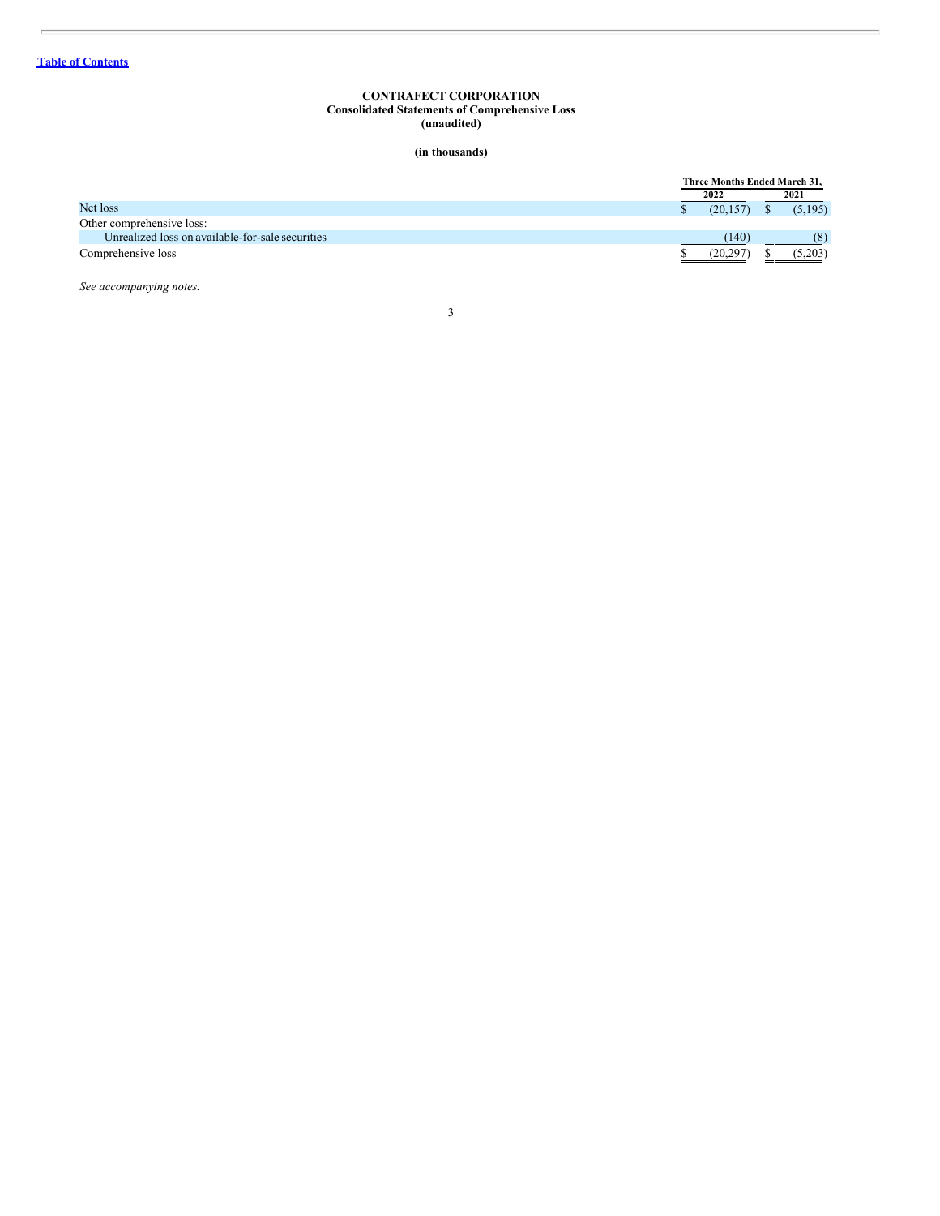Table of Contents

**CONTRAFECT CORPORATION**
**Consolidated Statements of Comprehensive Loss**
**(unaudited)**

**(in thousands)**

| | Three Months Ended March 31, | |
|---|---|---|
| | 2022 | 2021 |
| Net loss | $ (20,157) | $ (5,195) |
| Other comprehensive loss: | | |
| Unrealized loss on available-for-sale securities | (140) | (8) |
| Comprehensive loss | $ (20,297) | $ (5,203) |

*See accompanying notes.*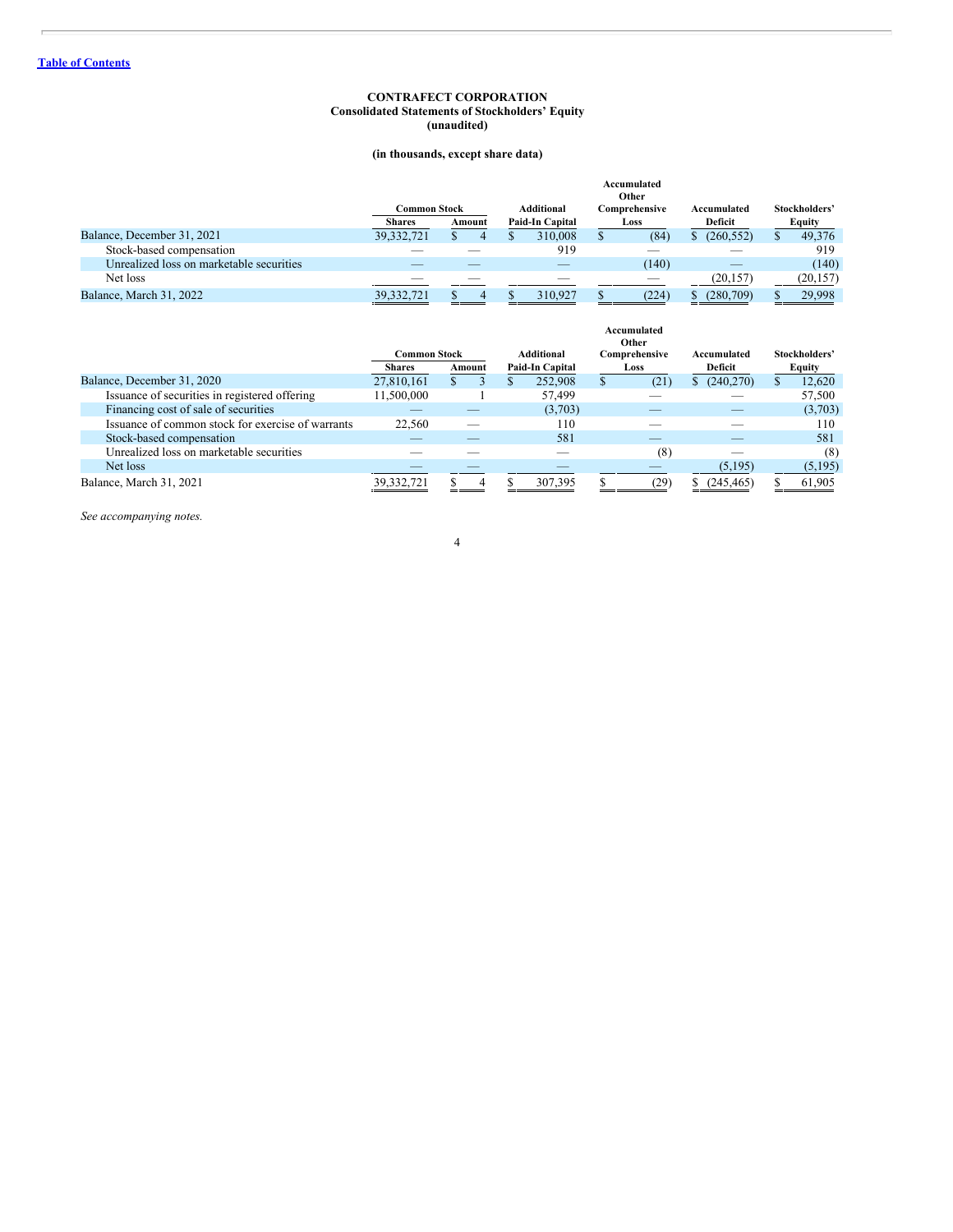[Table of Contents](#)

**CONTRAFECT CORPORATION**
**Consolidated Statements of Stockholders' Equity**
**(unaudited)**

**(in thousands, except share data)**

| | Common Stock | | Additional | Accumulated Other Comprehensive | Accumulated | Stockholders' |
|---|---|---|---|---|---|---|
| | Shares | Amount | Paid-In Capital | Loss | Deficit | Equity |
| Balance, December 31, 2021 | 39,332,721 | $ 4 | $ 310,008 | $ (84) | $ (260,552) | $ 49,376 |
| Stock-based compensation | — | — | 919 | — | — | 919 |
| Unrealized loss on marketable securities | — | — | — | (140) | — | (140) |
| Net loss | — | — | — | — | (20,157) | (20,157) |
| Balance, March 31, 2022 | 39,332,721 | $ 4 | $ 310,927 | $ (224) | $ (280,709) | $ 29,998 |

| | Common Stock | | Additional | Accumulated Other Comprehensive | Accumulated | Stockholders' |
|---|---|---|---|---|---|---|
| | Shares | Amount | Paid-In Capital | Loss | Deficit | Equity |
| Balance, December 31, 2020 | 27,810,161 | $ 3 | $ 252,908 | $ (21) | $ (240,270) | $ 12,620 |
| Issuance of securities in registered offering | 11,500,000 | 1 | 57,499 | — | — | 57,500 |
| Financing cost of sale of securities | — | — | (3,703) | — | — | (3,703) |
| Issuance of common stock for exercise of warrants | 22,560 | — | 110 | — | — | 110 |
| Stock-based compensation | — | — | 581 | — | — | 581 |
| Unrealized loss on marketable securities | — | — | — | (8) | — | (8) |
| Net loss | — | — | — | — | (5,195) | (5,195) |
| Balance, March 31, 2021 | 39,332,721 | $ 4 | $ 307,395 | $ (29) | $ (245,465) | $ 61,905 |

*See accompanying notes.*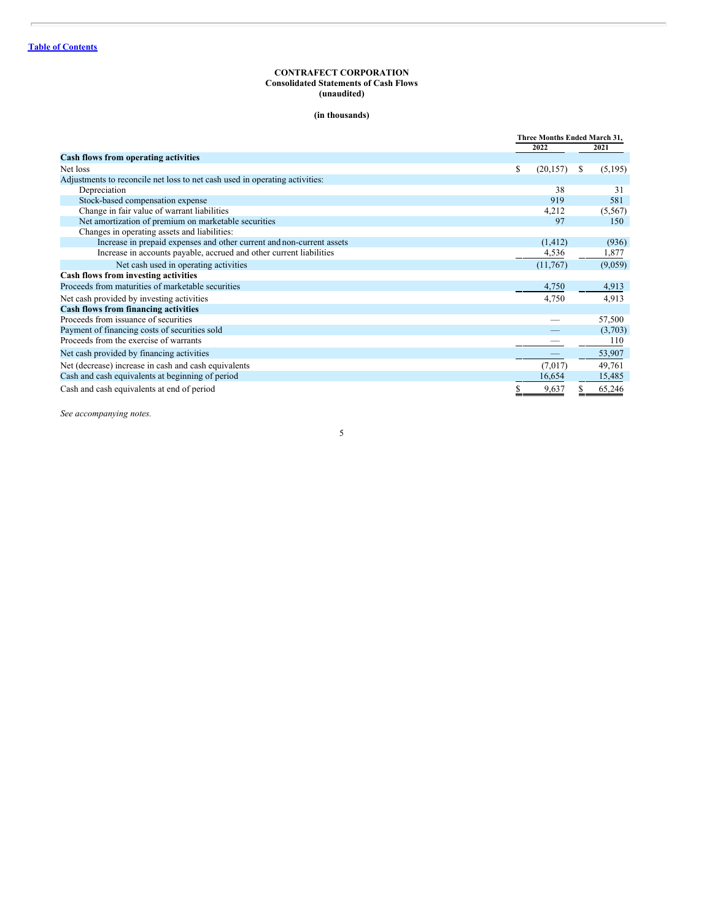[Table of Contents](#)

**CONTRAFECT CORPORATION**
**Consolidated Statements of Cash Flows**
**(unaudited)**

**(in thousands)**

| | Three Months Ended March 31, | |
|---|---|---|
| | 2022 | 2021 |
| **Cash flows from operating activities** | | |
| Net loss | $ (20,157) | $ (5,195) |
| Adjustments to reconcile net loss to net cash used in operating activities: | | |
| Depreciation | 38 | 31 |
| Stock-based compensation expense | 919 | 581 |
| Change in fair value of warrant liabilities | 4,212 | (5,567) |
| Net amortization of premium on marketable securities | 97 | 150 |
| Changes in operating assets and liabilities: | | |
| Increase in prepaid expenses and other current and non-current assets | (1,412) | (936) |
| Increase in accounts payable, accrued and other current liabilities | 4,536 | 1,877 |
| Net cash used in operating activities | (11,767) | (9,059) |
| **Cash flows from investing activities** | | |
| Proceeds from maturities of marketable securities | 4,750 | 4,913 |
| Net cash provided by investing activities | 4,750 | 4,913 |
| **Cash flows from financing activities** | | |
| Proceeds from issuance of securities | — | 57,500 |
| Payment of financing costs of securities sold | — | (3,703) |
| Proceeds from the exercise of warrants | — | 110 |
| Net cash provided by financing activities | — | 53,907 |
| Net (decrease) increase in cash and cash equivalents | (7,017) | 49,761 |
| Cash and cash equivalents at beginning of period | 16,654 | 15,485 |
| Cash and cash equivalents at end of period | $ 9,637 | $ 65,246 |

*See accompanying notes.*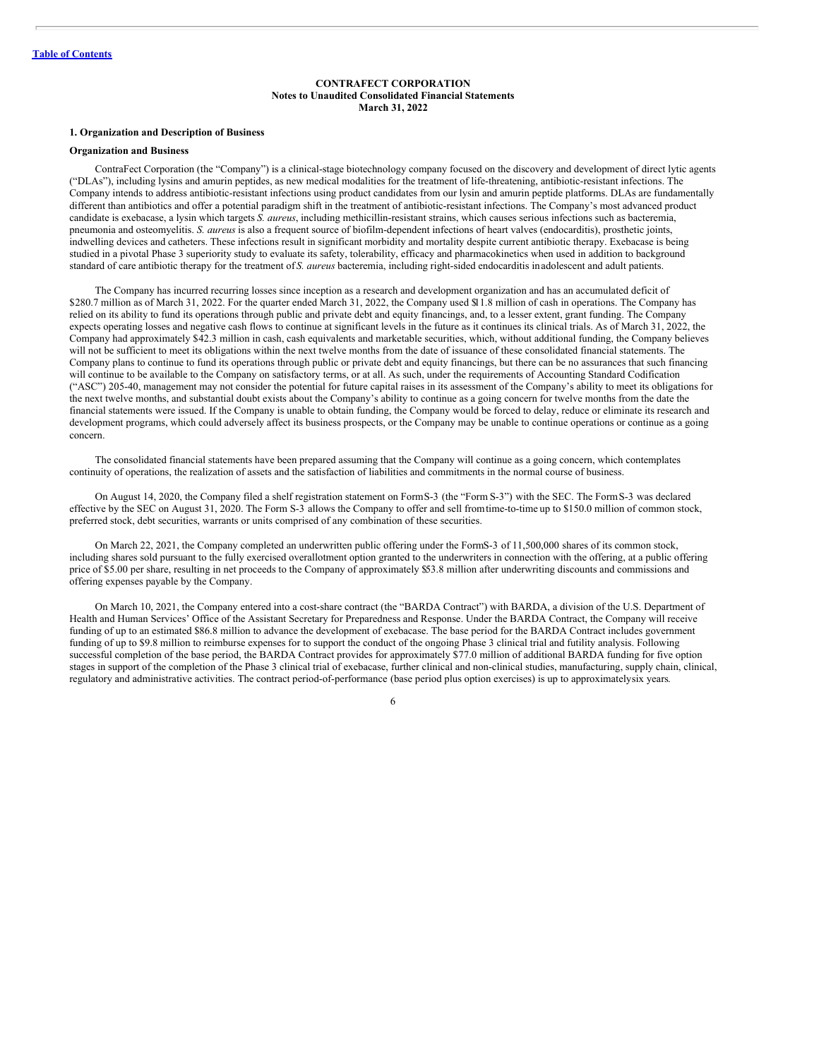**CONTRAFECT CORPORATION**
**Notes to Unaudited Consolidated Financial Statements**
**March 31, 2022**

### 1. Organization and Description of Business

#### Organization and Business

ContraFect Corporation (the "Company") is a clinical-stage biotechnology company focused on the discovery and development of direct lytic agents ("DLAs"), including lysins and amurin peptides, as new medical modalities for the treatment of life-threatening, antibiotic-resistant infections. The Company intends to address antibiotic-resistant infections using product candidates from our lysin and amurin peptide platforms. DLAs are fundamentally different than antibiotics and offer a potential paradigm shift in the treatment of antibiotic-resistant infections. The Company's most advanced product candidate is exebacase, a lysin which targets *S. aureus*, including methicillin-resistant strains, which causes serious infections such as bacteremia, pneumonia and osteomyelitis. *S. aureus* is also a frequent source of biofilm-dependent infections of heart valves (endocarditis), prosthetic joints, indwelling devices and catheters. These infections result in significant morbidity and mortality despite current antibiotic therapy. Exebacase is being studied in a pivotal Phase 3 superiority study to evaluate its safety, tolerability, efficacy and pharmacokinetics when used in addition to background standard of care antibiotic therapy for the treatment of *S. aureus* bacteremia, including right-sided endocarditis in adolescent and adult patients.

The Company has incurred recurring losses since inception as a research and development organization and has an accumulated deficit of $280.7 million as of March 31, 2022. For the quarter ended March 31, 2022, the Company used $11.8 million of cash in operations. The Company has relied on its ability to fund its operations through public and private debt and equity financings, and, to a lesser extent, grant funding. The Company expects operating losses and negative cash flows to continue at significant levels in the future as it continues its clinical trials. As of March 31, 2022, the Company had approximately $42.3 million in cash, cash equivalents and marketable securities, which, without additional funding, the Company believes will not be sufficient to meet its obligations within the next twelve months from the date of issuance of these consolidated financial statements. The Company plans to continue to fund its operations through public or private debt and equity financings, but there can be no assurances that such financing will continue to be available to the Company on satisfactory terms, or at all. As such, under the requirements of Accounting Standard Codification ("ASC") 205-40, management may not consider the potential for future capital raises in its assessment of the Company's ability to meet its obligations for the next twelve months, and substantial doubt exists about the Company's ability to continue as a going concern for twelve months from the date the financial statements were issued. If the Company is unable to obtain funding, the Company would be forced to delay, reduce or eliminate its research and development programs, which could adversely affect its business prospects, or the Company may be unable to continue operations or continue as a going concern.

The consolidated financial statements have been prepared assuming that the Company will continue as a going concern, which contemplates continuity of operations, the realization of assets and the satisfaction of liabilities and commitments in the normal course of business.

On August 14, 2020, the Company filed a shelf registration statement on Form S-3 (the "Form S-3") with the SEC. The Form S-3 was declared effective by the SEC on August 31, 2020. The Form S-3 allows the Company to offer and sell from time-to-time up to $150.0 million of common stock, preferred stock, debt securities, warrants or units comprised of any combination of these securities.

On March 22, 2021, the Company completed an underwritten public offering under the Form S-3 of 11,500,000 shares of its common stock, including shares sold pursuant to the fully exercised overallotment option granted to the underwriters in connection with the offering, at a public offering price of $5.00 per share, resulting in net proceeds to the Company of approximately $53.8 million after underwriting discounts and commissions and offering expenses payable by the Company.

On March 10, 2021, the Company entered into a cost-share contract (the "BARDA Contract") with BARDA, a division of the U.S. Department of Health and Human Services' Office of the Assistant Secretary for Preparedness and Response. Under the BARDA Contract, the Company will receive funding of up to an estimated $86.8 million to advance the development of exebacase. The base period for the BARDA Contract includes government funding of up to $9.8 million to reimburse expenses for to support the conduct of the ongoing Phase 3 clinical trial and futility analysis. Following successful completion of the base period, the BARDA Contract provides for approximately $77.0 million of additional BARDA funding for five option stages in support of the completion of the Phase 3 clinical trial of exebacase, further clinical and non-clinical studies, manufacturing, supply chain, clinical, regulatory and administrative activities. The contract period-of-performance (base period plus option exercises) is up to approximately six years.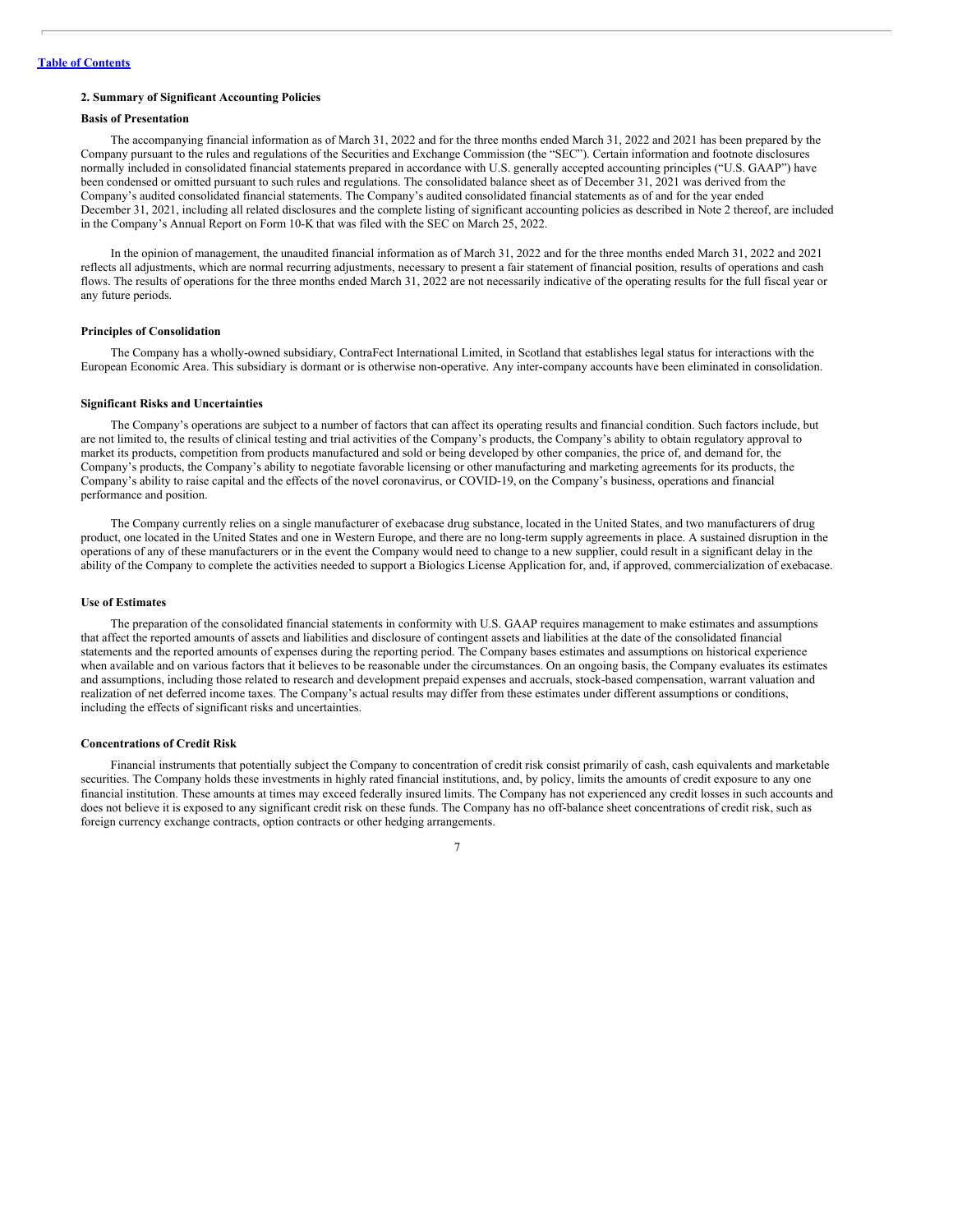## 2. Summary of Significant Accounting Policies

### Basis of Presentation

The accompanying financial information as of March 31, 2022 and for the three months ended March 31, 2022 and 2021 has been prepared by the Company pursuant to the rules and regulations of the Securities and Exchange Commission (the "SEC"). Certain information and footnote disclosures normally included in consolidated financial statements prepared in accordance with U.S. generally accepted accounting principles ("U.S. GAAP") have been condensed or omitted pursuant to such rules and regulations. The consolidated balance sheet as of December 31, 2021 was derived from the Company's audited consolidated financial statements. The Company's audited consolidated financial statements as of and for the year ended December 31, 2021, including all related disclosures and the complete listing of significant accounting policies as described in Note 2 thereof, are included in the Company's Annual Report on Form 10-K that was filed with the SEC on March 25, 2022.

In the opinion of management, the unaudited financial information as of March 31, 2022 and for the three months ended March 31, 2022 and 2021 reflects all adjustments, which are normal recurring adjustments, necessary to present a fair statement of financial position, results of operations and cash flows. The results of operations for the three months ended March 31, 2022 are not necessarily indicative of the operating results for the full fiscal year or any future periods.

### Principles of Consolidation

The Company has a wholly-owned subsidiary, ContraFect International Limited, in Scotland that establishes legal status for interactions with the European Economic Area. This subsidiary is dormant or is otherwise non-operative. Any inter-company accounts have been eliminated in consolidation.

### Significant Risks and Uncertainties

The Company's operations are subject to a number of factors that can affect its operating results and financial condition. Such factors include, but are not limited to, the results of clinical testing and trial activities of the Company's products, the Company's ability to obtain regulatory approval to market its products, competition from products manufactured and sold or being developed by other companies, the price of, and demand for, the Company's products, the Company's ability to negotiate favorable licensing or other manufacturing and marketing agreements for its products, the Company's ability to raise capital and the effects of the novel coronavirus, or COVID-19, on the Company's business, operations and financial performance and position.

The Company currently relies on a single manufacturer of exebacase drug substance, located in the United States, and two manufacturers of drug product, one located in the United States and one in Western Europe, and there are no long-term supply agreements in place. A sustained disruption in the operations of any of these manufacturers or in the event the Company would need to change to a new supplier, could result in a significant delay in the ability of the Company to complete the activities needed to support a Biologics License Application for, and, if approved, commercialization of exebacase.

### Use of Estimates

The preparation of the consolidated financial statements in conformity with U.S. GAAP requires management to make estimates and assumptions that affect the reported amounts of assets and liabilities and disclosure of contingent assets and liabilities at the date of the consolidated financial statements and the reported amounts of expenses during the reporting period. The Company bases estimates and assumptions on historical experience when available and on various factors that it believes to be reasonable under the circumstances. On an ongoing basis, the Company evaluates its estimates and assumptions, including those related to research and development prepaid expenses and accruals, stock-based compensation, warrant valuation and realization of net deferred income taxes. The Company's actual results may differ from these estimates under different assumptions or conditions, including the effects of significant risks and uncertainties.

### Concentrations of Credit Risk

Financial instruments that potentially subject the Company to concentration of credit risk consist primarily of cash, cash equivalents and marketable securities. The Company holds these investments in highly rated financial institutions, and, by policy, limits the amounts of credit exposure to any one financial institution. These amounts at times may exceed federally insured limits. The Company has not experienced any credit losses in such accounts and does not believe it is exposed to any significant credit risk on these funds. The Company has no off-balance sheet concentrations of credit risk, such as foreign currency exchange contracts, option contracts or other hedging arrangements.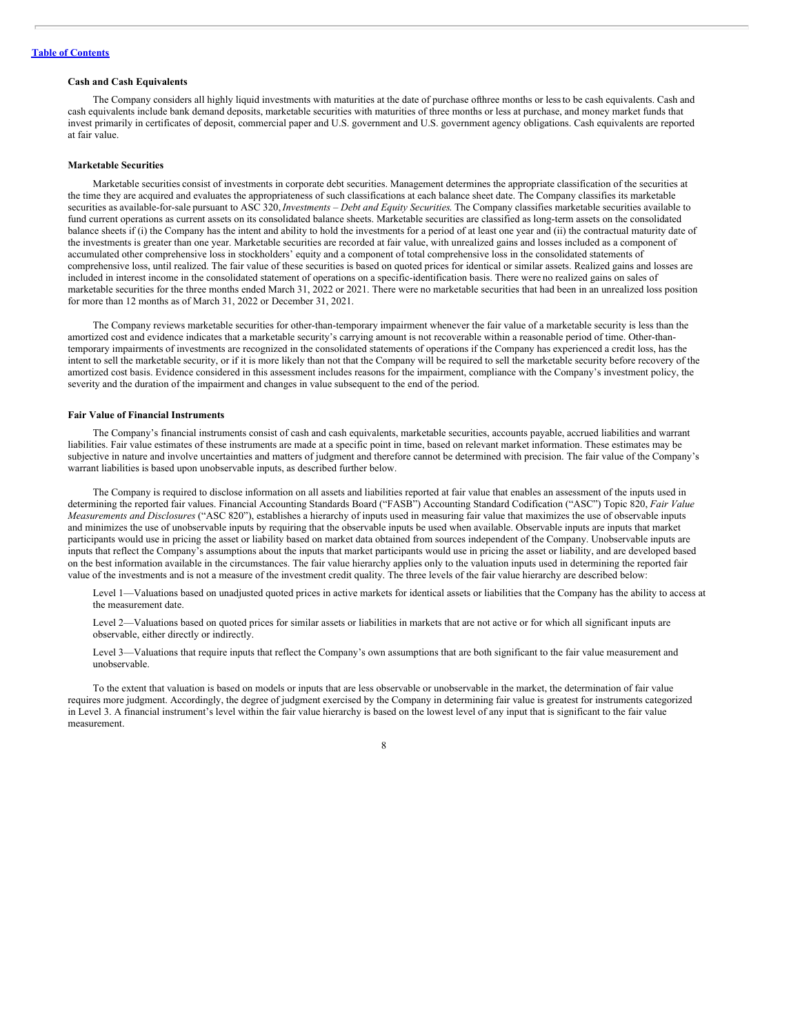**Cash and Cash Equivalents**

The Company considers all highly liquid investments with maturities at the date of purchase ofthree months or less to be cash equivalents. Cash and cash equivalents include bank demand deposits, marketable securities with maturities of three months or less at purchase, and money market funds that invest primarily in certificates of deposit, commercial paper and U.S. government and U.S. government agency obligations. Cash equivalents are reported at fair value.

**Marketable Securities**

Marketable securities consist of investments in corporate debt securities. Management determines the appropriate classification of the securities at the time they are acquired and evaluates the appropriateness of such classifications at each balance sheet date. The Company classifies its marketable securities as available-for-sale pursuant to ASC 320, *Investments – Debt and Equity Securities.* The Company classifies marketable securities available to fund current operations as current assets on its consolidated balance sheets. Marketable securities are classified as long-term assets on the consolidated balance sheets if (i) the Company has the intent and ability to hold the investments for a period of at least one year and (ii) the contractual maturity date of the investments is greater than one year. Marketable securities are recorded at fair value, with unrealized gains and losses included as a component of accumulated other comprehensive loss in stockholders' equity and a component of total comprehensive loss in the consolidated statements of comprehensive loss, until realized. The fair value of these securities is based on quoted prices for identical or similar assets. Realized gains and losses are included in interest income in the consolidated statement of operations on a specific-identification basis. There were no realized gains on sales of marketable securities for the three months ended March 31, 2022 or 2021. There were no marketable securities that had been in an unrealized loss position for more than 12 months as of March 31, 2022 or December 31, 2021.

The Company reviews marketable securities for other-than-temporary impairment whenever the fair value of a marketable security is less than the amortized cost and evidence indicates that a marketable security's carrying amount is not recoverable within a reasonable period of time. Other-than-temporary impairments of investments are recognized in the consolidated statements of operations if the Company has experienced a credit loss, has the intent to sell the marketable security, or if it is more likely than not that the Company will be required to sell the marketable security before recovery of the amortized cost basis. Evidence considered in this assessment includes reasons for the impairment, compliance with the Company's investment policy, the severity and the duration of the impairment and changes in value subsequent to the end of the period.

**Fair Value of Financial Instruments**

The Company's financial instruments consist of cash and cash equivalents, marketable securities, accounts payable, accrued liabilities and warrant liabilities. Fair value estimates of these instruments are made at a specific point in time, based on relevant market information. These estimates may be subjective in nature and involve uncertainties and matters of judgment and therefore cannot be determined with precision. The fair value of the Company's warrant liabilities is based upon unobservable inputs, as described further below.

The Company is required to disclose information on all assets and liabilities reported at fair value that enables an assessment of the inputs used in determining the reported fair values. Financial Accounting Standards Board ("FASB") Accounting Standard Codification ("ASC") Topic 820, *Fair Value Measurements and Disclosures* ("ASC 820"), establishes a hierarchy of inputs used in measuring fair value that maximizes the use of observable inputs and minimizes the use of unobservable inputs by requiring that the observable inputs be used when available. Observable inputs are inputs that market participants would use in pricing the asset or liability based on market data obtained from sources independent of the Company. Unobservable inputs are inputs that reflect the Company's assumptions about the inputs that market participants would use in pricing the asset or liability, and are developed based on the best information available in the circumstances. The fair value hierarchy applies only to the valuation inputs used in determining the reported fair value of the investments and is not a measure of the investment credit quality. The three levels of the fair value hierarchy are described below:

Level 1—Valuations based on unadjusted quoted prices in active markets for identical assets or liabilities that the Company has the ability to access at the measurement date.

Level 2—Valuations based on quoted prices for similar assets or liabilities in markets that are not active or for which all significant inputs are observable, either directly or indirectly.

Level 3—Valuations that require inputs that reflect the Company's own assumptions that are both significant to the fair value measurement and unobservable.

To the extent that valuation is based on models or inputs that are less observable or unobservable in the market, the determination of fair value requires more judgment. Accordingly, the degree of judgment exercised by the Company in determining fair value is greatest for instruments categorized in Level 3. A financial instrument's level within the fair value hierarchy is based on the lowest level of any input that is significant to the fair value measurement.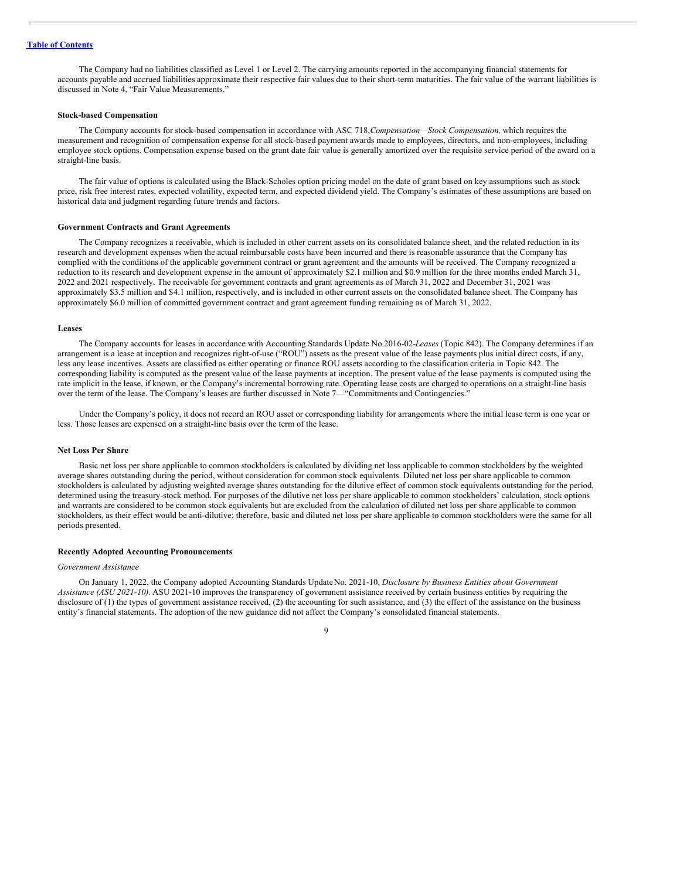The Company had no liabilities classified as Level 1 or Level 2. The carrying amounts reported in the accompanying financial statements for accounts payable and accrued liabilities approximate their respective fair values due to their short-term maturities. The fair value of the warrant liabilities is discussed in Note 4, "Fair Value Measurements."

**Stock-based Compensation**

The Company accounts for stock-based compensation in accordance with ASC 718, *Compensation—Stock Compensation,* which requires the measurement and recognition of compensation expense for all stock-based payment awards made to employees, directors, and non-employees, including employee stock options. Compensation expense based on the grant date fair value is generally amortized over the requisite service period of the award on a straight-line basis.

The fair value of options is calculated using the Black-Scholes option pricing model on the date of grant based on key assumptions such as stock price, risk free interest rates, expected volatility, expected term, and expected dividend yield. The Company's estimates of these assumptions are based on historical data and judgment regarding future trends and factors.

**Government Contracts and Grant Agreements**

The Company recognizes a receivable, which is included in other current assets on its consolidated balance sheet, and the related reduction in its research and development expenses when the actual reimbursable costs have been incurred and there is reasonable assurance that the Company has complied with the conditions of the applicable government contract or grant agreement and the amounts will be received. The Company recognized a reduction to its research and development expense in the amount of approximately $2.1 million and $0.9 million for the three months ended March 31, 2022 and 2021 respectively. The receivable for government contracts and grant agreements as of March 31, 2022 and December 31, 2021 was approximately $3.5 million and $4.1 million, respectively, and is included in other current assets on the consolidated balance sheet. The Company has approximately $6.0 million of committed government contract and grant agreement funding remaining as of March 31, 2022.

**Leases**

The Company accounts for leases in accordance with Accounting Standards Update No.2016-02-*Leases* (Topic 842). The Company determines if an arrangement is a lease at inception and recognizes right-of-use ("ROU") assets as the present value of the lease payments plus initial direct costs, if any, less any lease incentives. Assets are classified as either operating or finance ROU assets according to the classification criteria in Topic 842. The corresponding liability is computed as the present value of the lease payments at inception. The present value of the lease payments is computed using the rate implicit in the lease, if known, or the Company's incremental borrowing rate. Operating lease costs are charged to operations on a straight-line basis over the term of the lease. The Company's leases are further discussed in Note 7—"Commitments and Contingencies."

Under the Company's policy, it does not record an ROU asset or corresponding liability for arrangements where the initial lease term is one year or less. Those leases are expensed on a straight-line basis over the term of the lease.

**Net Loss Per Share**

Basic net loss per share applicable to common stockholders is calculated by dividing net loss applicable to common stockholders by the weighted average shares outstanding during the period, without consideration for common stock equivalents. Diluted net loss per share applicable to common stockholders is calculated by adjusting weighted average shares outstanding for the dilutive effect of common stock equivalents outstanding for the period, determined using the treasury-stock method. For purposes of the dilutive net loss per share applicable to common stockholders' calculation, stock options and warrants are considered to be common stock equivalents but are excluded from the calculation of diluted net loss per share applicable to common stockholders, as their effect would be anti-dilutive; therefore, basic and diluted net loss per share applicable to common stockholders were the same for all periods presented.

**Recently Adopted Accounting Pronouncements**

*Government Assistance*

On January 1, 2022, the Company adopted Accounting Standards Update No. 2021-10, *Disclosure by Business Entities about Government Assistance (ASU 2021-10).* ASU 2021-10 improves the transparency of government assistance received by certain business entities by requiring the disclosure of (1) the types of government assistance received, (2) the accounting for such assistance, and (3) the effect of the assistance on the business entity's financial statements. The adoption of the new guidance did not affect the Company's consolidated financial statements.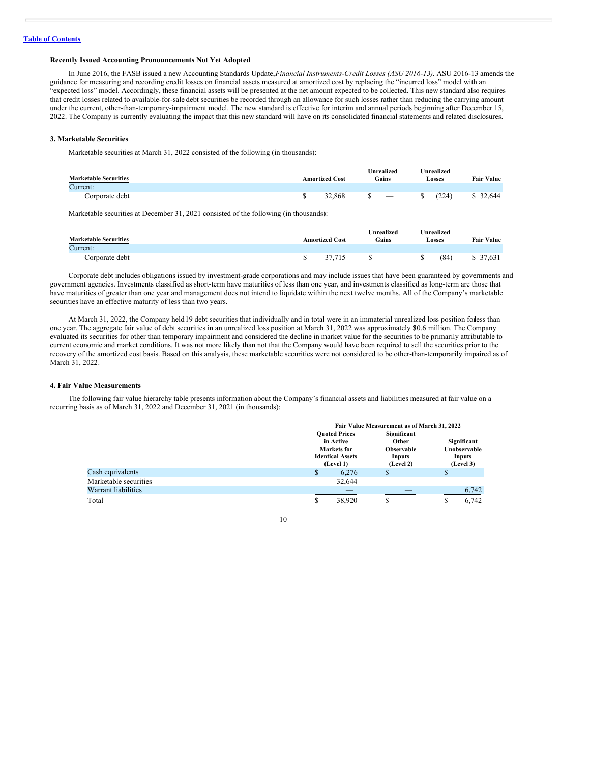### Recently Issued Accounting Pronouncements Not Yet Adopted

In June 2016, the FASB issued a new Accounting Standards Update, *Financial Instruments-Credit Losses (ASU 2016-13).* ASU 2016-13 amends the guidance for measuring and recording credit losses on financial assets measured at amortized cost by replacing the "incurred loss" model with an "expected loss" model. Accordingly, these financial assets will be presented at the net amount expected to be collected. This new standard also requires that credit losses related to available-for-sale debt securities be recorded through an allowance for such losses rather than reducing the carrying amount under the current, other-than-temporary-impairment model. The new standard is effective for interim and annual periods beginning after December 15, 2022. The Company is currently evaluating the impact that this new standard will have on its consolidated financial statements and related disclosures.

### 3. Marketable Securities

Marketable securities at March 31, 2022 consisted of the following (in thousands):

| Marketable Securities | Amortized Cost | Unrealized Gains | Unrealized Losses | Fair Value |
|---|---|---|---|---|
| Current: | | | | |
| Corporate debt | $ 32,868 | $ — | $ (224) | $ 32,644 |

Marketable securities at December 31, 2021 consisted of the following (in thousands):

| Marketable Securities | Amortized Cost | Unrealized Gains | Unrealized Losses | Fair Value |
|---|---|---|---|---|
| Current: | | | | |
| Corporate debt | $ 37,715 | $ — | $ (84) | $ 37,631 |

Corporate debt includes obligations issued by investment-grade corporations and may include issues that have been guaranteed by governments and government agencies. Investments classified as short-term have maturities of less than one year, and investments classified as long-term are those that have maturities of greater than one year and management does not intend to liquidate within the next twelve months. All of the Company's marketable securities have an effective maturity of less than two years.

At March 31, 2022, the Company held 19 debt securities that individually and in total were in an immaterial unrealized loss position for less than one year. The aggregate fair value of debt securities in an unrealized loss position at March 31, 2022 was approximately $30.6 million. The Company evaluated its securities for other than temporary impairment and considered the decline in market value for the securities to be primarily attributable to current economic and market conditions. It was not more likely than not that the Company would have been required to sell the securities prior to the recovery of the amortized cost basis. Based on this analysis, these marketable securities were not considered to be other-than-temporarily impaired as of March 31, 2022.

### 4. Fair Value Measurements

The following fair value hierarchy table presents information about the Company's financial assets and liabilities measured at fair value on a recurring basis as of March 31, 2022 and December 31, 2021 (in thousands):

| | Fair Value Measurement as of March 31, 2022 | | |
|---|---|---|---|
| | Quoted Prices in Active Markets for Identical Assets (Level 1) | Significant Other Observable Inputs (Level 2) | Significant Unobservable Inputs (Level 3) |
| Cash equivalents | $ 6,276 | $ — | $ — |
| Marketable securities | 32,644 | — | — |
| Warrant liabilities | — | — | 6,742 |
| Total | $ 38,920 | $ — | $ 6,742 |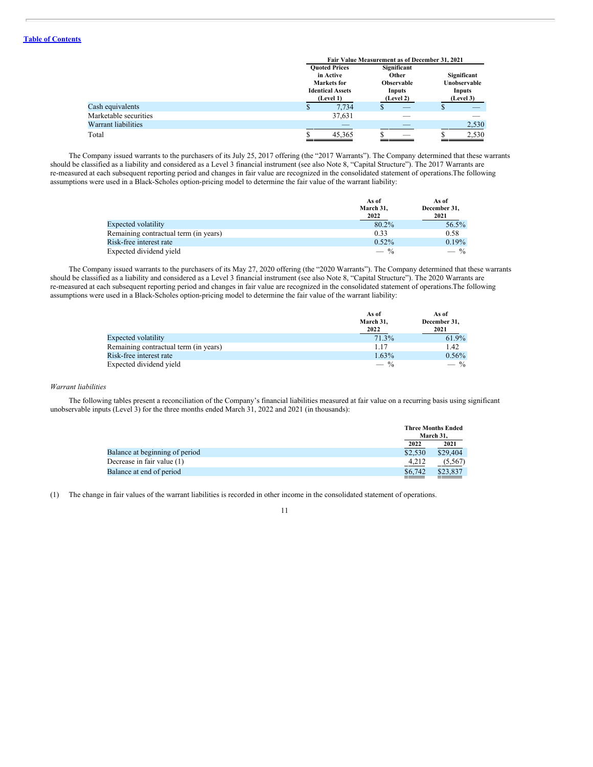| | Fair Value Measurement as of December 31, 2021 | | |
|---|---|---|---|
| | Quoted Prices in Active Markets for Identical Assets (Level 1) | Significant Other Observable Inputs (Level 2) | Significant Unobservable Inputs (Level 3) |
| Cash equivalents | $ 7,734 | $ — | $ — |
| Marketable securities | 37,631 | — | — |
| Warrant liabilities | — | — | 2,530 |
| Total | $ 45,365 | $ — | $ 2,530 |

The Company issued warrants to the purchasers of its July 25, 2017 offering (the "2017 Warrants"). The Company determined that these warrants should be classified as a liability and considered as a Level 3 financial instrument (see also Note 8, "Capital Structure"). The 2017 Warrants are re-measured at each subsequent reporting period and changes in fair value are recognized in the consolidated statement of operations.The following assumptions were used in a Black-Scholes option-pricing model to determine the fair value of the warrant liability:

| | As of March 31, 2022 | As of December 31, 2021 |
|---|---|---|
| Expected volatility | 80.2% | 56.5% |
| Remaining contractual term (in years) | 0.33 | 0.58 |
| Risk-free interest rate | 0.52% | 0.19% |
| Expected dividend yield | — % | — % |

The Company issued warrants to the purchasers of its May 27, 2020 offering (the "2020 Warrants"). The Company determined that these warrants should be classified as a liability and considered as a Level 3 financial instrument (see also Note 8, "Capital Structure"). The 2020 Warrants are re-measured at each subsequent reporting period and changes in fair value are recognized in the consolidated statement of operations.The following assumptions were used in a Black-Scholes option-pricing model to determine the fair value of the warrant liability:

| | As of March 31, 2022 | As of December 31, 2021 |
|---|---|---|
| Expected volatility | 71.3% | 61.9% |
| Remaining contractual term (in years) | 1.17 | 1.42 |
| Risk-free interest rate | 1.63% | 0.56% |
| Expected dividend yield | — % | — % |

*Warrant liabilities*

The following tables present a reconciliation of the Company's financial liabilities measured at fair value on a recurring basis using significant unobservable inputs (Level 3) for the three months ended March 31, 2022 and 2021 (in thousands):

| | Three Months Ended March 31, | |
|---|---|---|
| | 2022 | 2021 |
| Balance at beginning of period | $2,530 | $29,404 |
| Decrease in fair value (1) | 4,212 | (5,567) |
| Balance at end of period | $6,742 | $23,837 |

(1) The change in fair values of the warrant liabilities is recorded in other income in the consolidated statement of operations.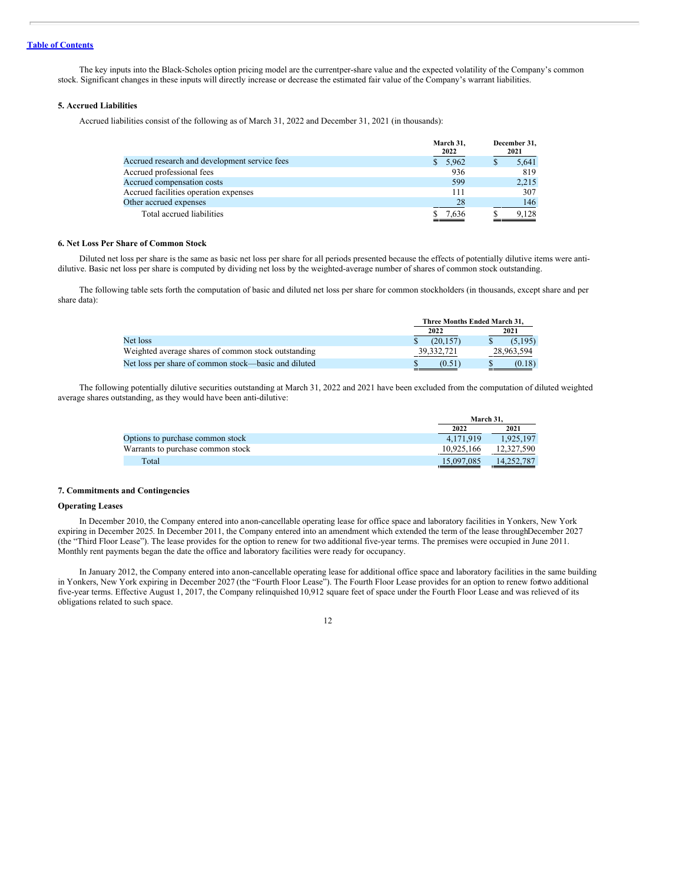The key inputs into the Black-Scholes option pricing model are the current per-share value and the expected volatility of the Company's common stock. Significant changes in these inputs will directly increase or decrease the estimated fair value of the Company's warrant liabilities.

### 5. Accrued Liabilities

Accrued liabilities consist of the following as of March 31, 2022 and December 31, 2021 (in thousands):

| | March 31, 2022 | December 31, 2021 |
|---|---|---|
| Accrued research and development service fees | $ 5,962 | $ 5,641 |
| Accrued professional fees | 936 | 819 |
| Accrued compensation costs | 599 | 2,215 |
| Accrued facilities operation expenses | 111 | 307 |
| Other accrued expenses | 28 | 146 |
| Total accrued liabilities | $ 7,636 | $ 9,128 |

### 6. Net Loss Per Share of Common Stock

Diluted net loss per share is the same as basic net loss per share for all periods presented because the effects of potentially dilutive items were anti-dilutive. Basic net loss per share is computed by dividing net loss by the weighted-average number of shares of common stock outstanding.

The following table sets forth the computation of basic and diluted net loss per share for common stockholders (in thousands, except share and per share data):

| | Three Months Ended March 31, | |
|---|---|---|
| | 2022 | 2021 |
| Net loss | $ (20,157) | $ (5,195) |
| Weighted average shares of common stock outstanding | 39,332,721 | 28,963,594 |
| Net loss per share of common stock—basic and diluted | $ (0.51) | $ (0.18) |

The following potentially dilutive securities outstanding at March 31, 2022 and 2021 have been excluded from the computation of diluted weighted average shares outstanding, as they would have been anti-dilutive:

| | March 31, | |
|---|---|---|
| | 2022 | 2021 |
| Options to purchase common stock | 4,171,919 | 1,925,197 |
| Warrants to purchase common stock | 10,925,166 | 12,327,590 |
| Total | 15,097,085 | 14,252,787 |

### 7. Commitments and Contingencies

**Operating Leases**

In December 2010, the Company entered into a non-cancellable operating lease for office space and laboratory facilities in Yonkers, New York expiring in December 2025. In December 2011, the Company entered into an amendment which extended the term of the lease through December 2027 (the "Third Floor Lease"). The lease provides for the option to renew for two additional five-year terms. The premises were occupied in June 2011. Monthly rent payments began the date the office and laboratory facilities were ready for occupancy.

In January 2012, the Company entered into a non-cancellable operating lease for additional office space and laboratory facilities in the same building in Yonkers, New York expiring in December 2027 (the "Fourth Floor Lease"). The Fourth Floor Lease provides for an option to renew for two additional five-year terms. Effective August 1, 2017, the Company relinquished 10,912 square feet of space under the Fourth Floor Lease and was relieved of its obligations related to such space.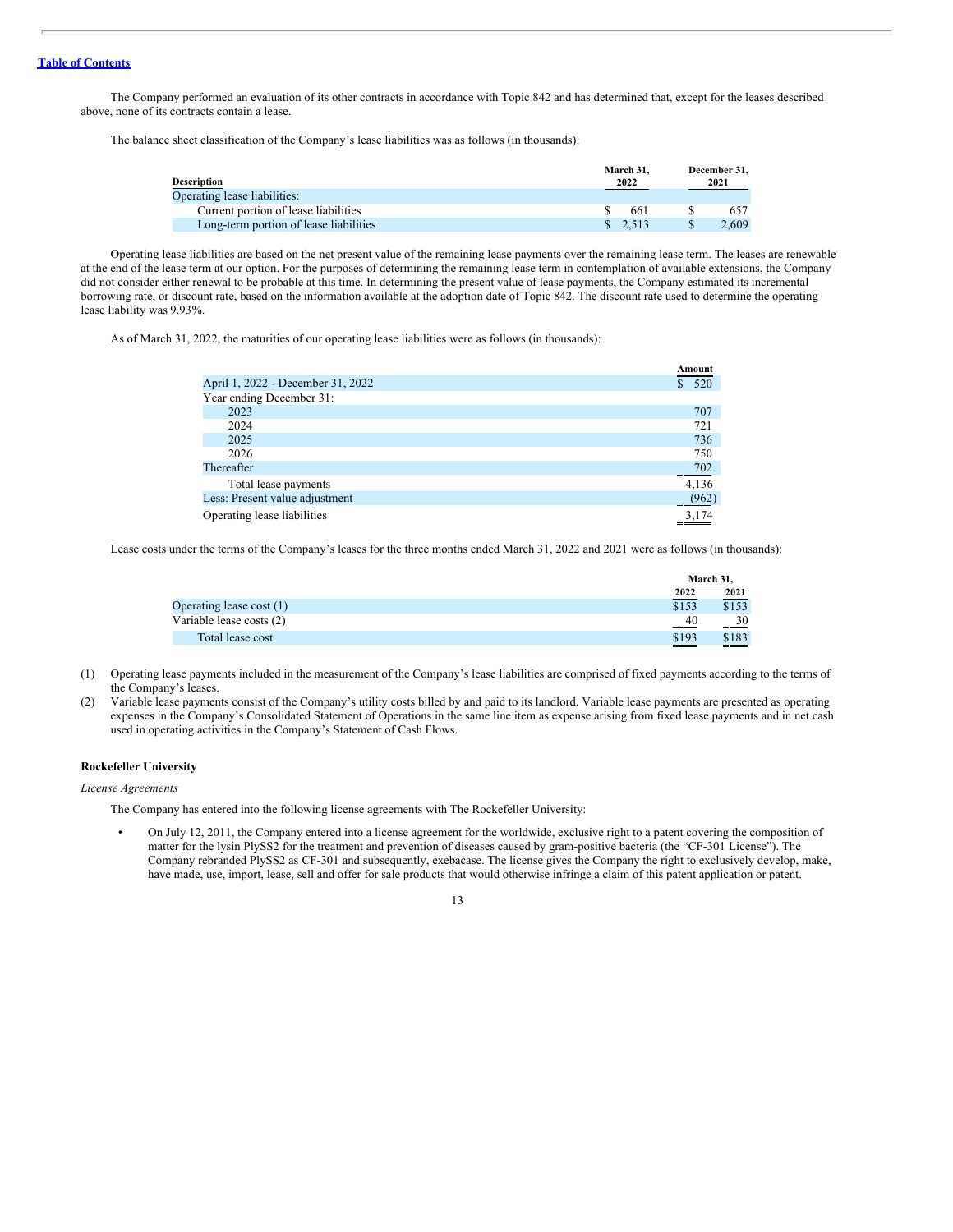The Company performed an evaluation of its other contracts in accordance with Topic 842 and has determined that, except for the leases described above, none of its contracts contain a lease.

The balance sheet classification of the Company's lease liabilities was as follows (in thousands):

| Description | March 31, 2022 | December 31, 2021 |
|---|---|---|
| Operating lease liabilities: | | |
| Current portion of lease liabilities | $ 661 | $ 657 |
| Long-term portion of lease liabilities | $ 2,513 | $ 2,609 |

Operating lease liabilities are based on the net present value of the remaining lease payments over the remaining lease term. The leases are renewable at the end of the lease term at our option. For the purposes of determining the remaining lease term in contemplation of available extensions, the Company did not consider either renewal to be probable at this time. In determining the present value of lease payments, the Company estimated its incremental borrowing rate, or discount rate, based on the information available at the adoption date of Topic 842. The discount rate used to determine the operating lease liability was 9.93%.

As of March 31, 2022, the maturities of our operating lease liabilities were as follows (in thousands):

| | Amount |
|---|---|
| April 1, 2022 - December 31, 2022 | $ 520 |
| Year ending December 31: | |
| 2023 | 707 |
| 2024 | 721 |
| 2025 | 736 |
| 2026 | 750 |
| Thereafter | 702 |
| Total lease payments | 4,136 |
| Less: Present value adjustment | (962) |
| Operating lease liabilities | 3,174 |

Lease costs under the terms of the Company's leases for the three months ended March 31, 2022 and 2021 were as follows (in thousands):

| | March 31, | |
|---|---|---|
| | 2022 | 2021 |
| Operating lease cost (1) | $153 | $153 |
| Variable lease costs (2) | 40 | 30 |
| Total lease cost | $193 | $183 |

(1) Operating lease payments included in the measurement of the Company's lease liabilities are comprised of fixed payments according to the terms of the Company's leases.

(2) Variable lease payments consist of the Company's utility costs billed by and paid to its landlord. Variable lease payments are presented as operating expenses in the Company's Consolidated Statement of Operations in the same line item as expense arising from fixed lease payments and in net cash used in operating activities in the Company's Statement of Cash Flows.

**Rockefeller University**

*License Agreements*

The Company has entered into the following license agreements with The Rockefeller University:

- On July 12, 2011, the Company entered into a license agreement for the worldwide, exclusive right to a patent covering the composition of matter for the lysin PlySS2 for the treatment and prevention of diseases caused by gram-positive bacteria (the "CF-301 License"). The Company rebranded PlySS2 as CF-301 and subsequently, exebacase. The license gives the Company the right to exclusively develop, make, have made, use, import, lease, sell and offer for sale products that would otherwise infringe a claim of this patent application or patent.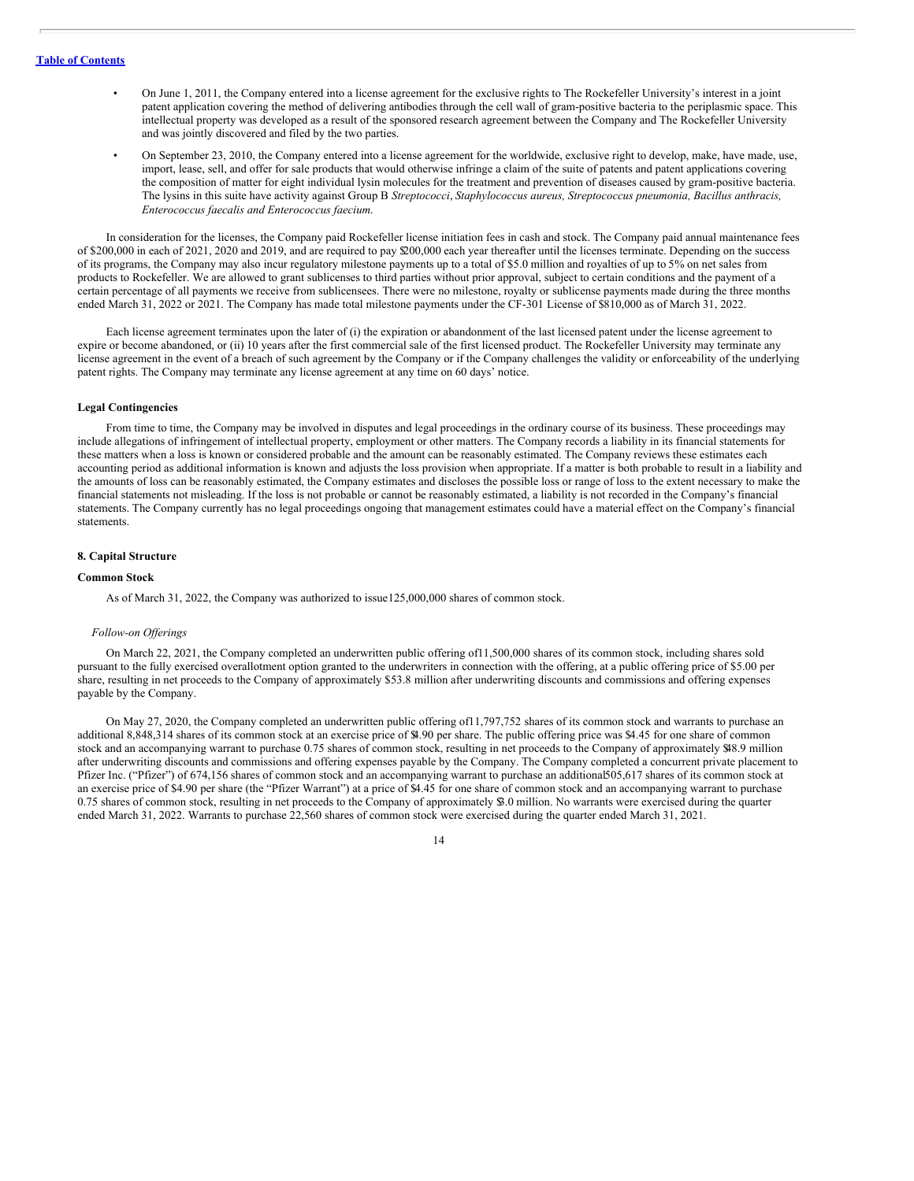- On June 1, 2011, the Company entered into a license agreement for the exclusive rights to The Rockefeller University's interest in a joint patent application covering the method of delivering antibodies through the cell wall of gram-positive bacteria to the periplasmic space. This intellectual property was developed as a result of the sponsored research agreement between the Company and The Rockefeller University and was jointly discovered and filed by the two parties.
- On September 23, 2010, the Company entered into a license agreement for the worldwide, exclusive right to develop, make, have made, use, import, lease, sell, and offer for sale products that would otherwise infringe a claim of the suite of patents and patent applications covering the composition of matter for eight individual lysin molecules for the treatment and prevention of diseases caused by gram-positive bacteria. The lysins in this suite have activity against Group B *Streptococci*, *Staphylococcus aureus, Streptococcus pneumonia, Bacillus anthracis, Enterococcus faecalis and Enterococcus faecium.*

In consideration for the licenses, the Company paid Rockefeller license initiation fees in cash and stock. The Company paid annual maintenance fees of $200,000 in each of 2021, 2020 and 2019, and are required to pay $200,000 each year thereafter until the licenses terminate. Depending on the success of its programs, the Company may also incur regulatory milestone payments up to a total of $5.0 million and royalties of up to 5% on net sales from products to Rockefeller. We are allowed to grant sublicenses to third parties without prior approval, subject to certain conditions and the payment of a certain percentage of all payments we receive from sublicensees. There were no milestone, royalty or sublicense payments made during the three months ended March 31, 2022 or 2021. The Company has made total milestone payments under the CF-301 License of $810,000 as of March 31, 2022.

Each license agreement terminates upon the later of (i) the expiration or abandonment of the last licensed patent under the license agreement to expire or become abandoned, or (ii) 10 years after the first commercial sale of the first licensed product. The Rockefeller University may terminate any license agreement in the event of a breach of such agreement by the Company or if the Company challenges the validity or enforceability of the underlying patent rights. The Company may terminate any license agreement at any time on 60 days' notice.

**Legal Contingencies**

From time to time, the Company may be involved in disputes and legal proceedings in the ordinary course of its business. These proceedings may include allegations of infringement of intellectual property, employment or other matters. The Company records a liability in its financial statements for these matters when a loss is known or considered probable and the amount can be reasonably estimated. The Company reviews these estimates each accounting period as additional information is known and adjusts the loss provision when appropriate. If a matter is both probable to result in a liability and the amounts of loss can be reasonably estimated, the Company estimates and discloses the possible loss or range of loss to the extent necessary to make the financial statements not misleading. If the loss is not probable or cannot be reasonably estimated, a liability is not recorded in the Company's financial statements. The Company currently has no legal proceedings ongoing that management estimates could have a material effect on the Company's financial statements.

## 8. Capital Structure

**Common Stock**

As of March 31, 2022, the Company was authorized to issue125,000,000 shares of common stock.

*Follow-on Offerings*

On March 22, 2021, the Company completed an underwritten public offering of11,500,000 shares of its common stock, including shares sold pursuant to the fully exercised overallotment option granted to the underwriters in connection with the offering, at a public offering price of $5.00 per share, resulting in net proceeds to the Company of approximately $53.8 million after underwriting discounts and commissions and offering expenses payable by the Company.

On May 27, 2020, the Company completed an underwritten public offering of11,797,752 shares of its common stock and warrants to purchase an additional 8,848,314 shares of its common stock at an exercise price of $4.90 per share. The public offering price was $4.45 for one share of common stock and an accompanying warrant to purchase 0.75 shares of common stock, resulting in net proceeds to the Company of approximately $48.9 million after underwriting discounts and commissions and offering expenses payable by the Company. The Company completed a concurrent private placement to Pfizer Inc. ("Pfizer") of 674,156 shares of common stock and an accompanying warrant to purchase an additional505,617 shares of its common stock at an exercise price of $4.90 per share (the "Pfizer Warrant") at a price of $4.45 for one share of common stock and an accompanying warrant to purchase 0.75 shares of common stock, resulting in net proceeds to the Company of approximately $3.0 million. No warrants were exercised during the quarter ended March 31, 2022. Warrants to purchase 22,560 shares of common stock were exercised during the quarter ended March 31, 2021.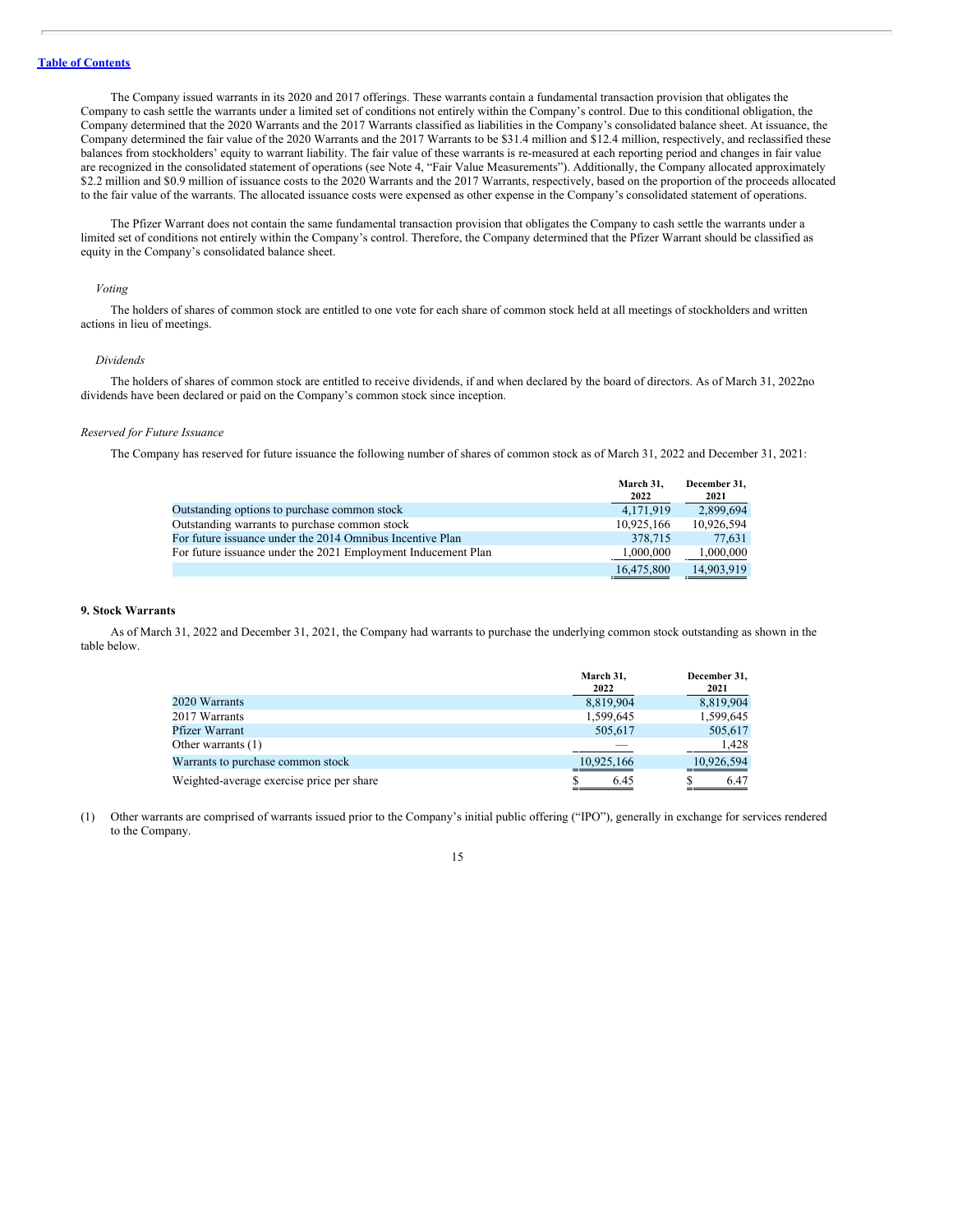The Company issued warrants in its 2020 and 2017 offerings. These warrants contain a fundamental transaction provision that obligates the Company to cash settle the warrants under a limited set of conditions not entirely within the Company's control. Due to this conditional obligation, the Company determined that the 2020 Warrants and the 2017 Warrants classified as liabilities in the Company's consolidated balance sheet. At issuance, the Company determined the fair value of the 2020 Warrants and the 2017 Warrants to be $31.4 million and $12.4 million, respectively, and reclassified these balances from stockholders' equity to warrant liability. The fair value of these warrants is re-measured at each reporting period and changes in fair value are recognized in the consolidated statement of operations (see Note 4, "Fair Value Measurements"). Additionally, the Company allocated approximately $2.2 million and $0.9 million of issuance costs to the 2020 Warrants and the 2017 Warrants, respectively, based on the proportion of the proceeds allocated to the fair value of the warrants. The allocated issuance costs were expensed as other expense in the Company's consolidated statement of operations.

The Pfizer Warrant does not contain the same fundamental transaction provision that obligates the Company to cash settle the warrants under a limited set of conditions not entirely within the Company's control. Therefore, the Company determined that the Pfizer Warrant should be classified as equity in the Company's consolidated balance sheet.

*Voting*

The holders of shares of common stock are entitled to one vote for each share of common stock held at all meetings of stockholders and written actions in lieu of meetings.

*Dividends*

The holders of shares of common stock are entitled to receive dividends, if and when declared by the board of directors. As of March 31, 2022no dividends have been declared or paid on the Company's common stock since inception.

*Reserved for Future Issuance*

The Company has reserved for future issuance the following number of shares of common stock as of March 31, 2022 and December 31, 2021:

| | March 31, 2022 | December 31, 2021 |
|---|---|---|
| Outstanding options to purchase common stock | 4,171,919 | 2,899,694 |
| Outstanding warrants to purchase common stock | 10,925,166 | 10,926,594 |
| For future issuance under the 2014 Omnibus Incentive Plan | 378,715 | 77,631 |
| For future issuance under the 2021 Employment Inducement Plan | 1,000,000 | 1,000,000 |
| | 16,475,800 | 14,903,919 |

**9. Stock Warrants**

As of March 31, 2022 and December 31, 2021, the Company had warrants to purchase the underlying common stock outstanding as shown in the table below.

| | March 31, 2022 | December 31, 2021 |
|---|---|---|
| 2020 Warrants | 8,819,904 | 8,819,904 |
| 2017 Warrants | 1,599,645 | 1,599,645 |
| Pfizer Warrant | 505,617 | 505,617 |
| Other warrants (1) | — | 1,428 |
| Warrants to purchase common stock | 10,925,166 | 10,926,594 |
| Weighted-average exercise price per share | $ 6.45 | $ 6.47 |

(1) Other warrants are comprised of warrants issued prior to the Company's initial public offering ("IPO"), generally in exchange for services rendered to the Company.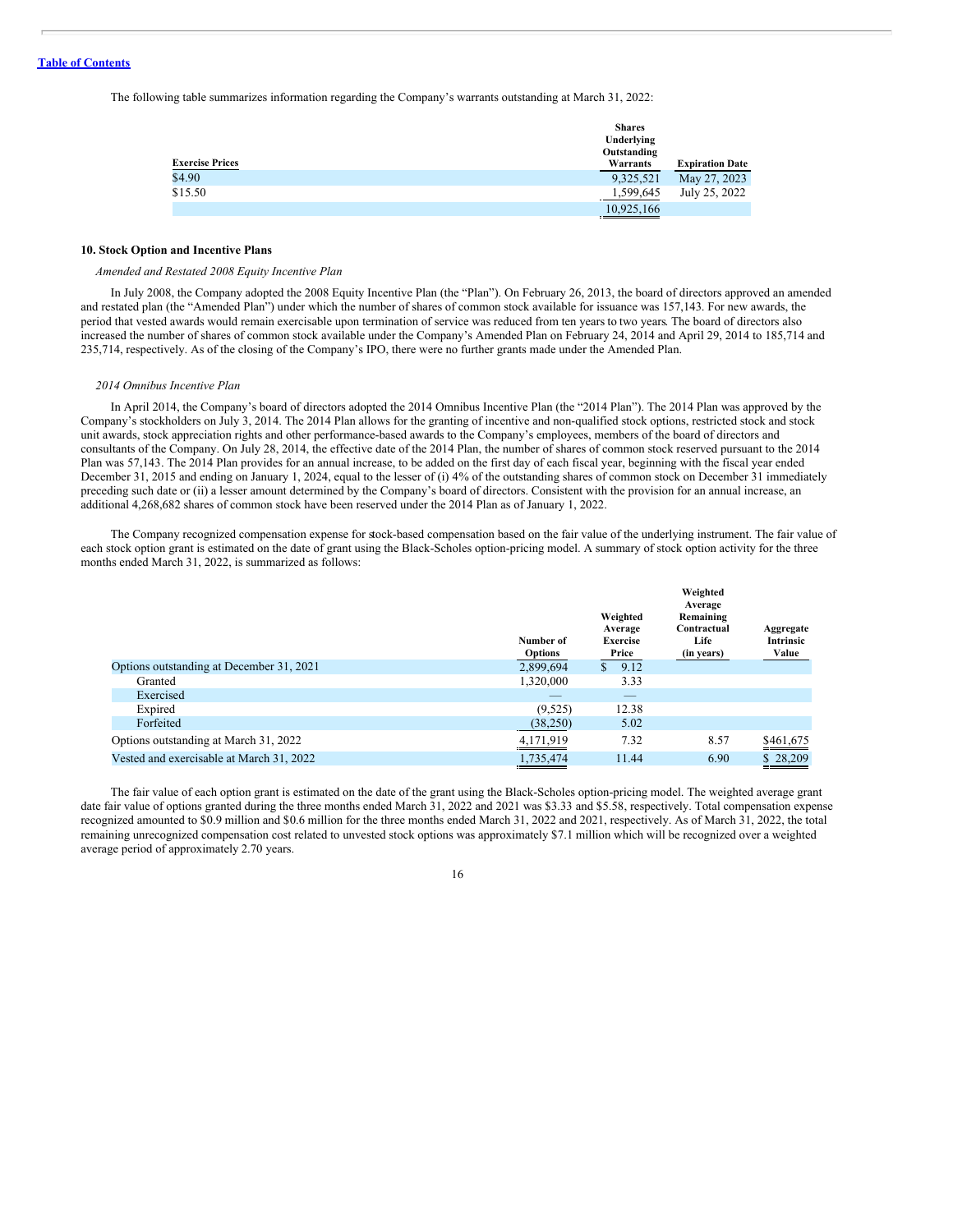The following table summarizes information regarding the Company's warrants outstanding at March 31, 2022:

| Exercise Prices | Shares Underlying Outstanding Warrants | Expiration Date |
|---|---|---|
| $4.90 | 9,325,521 | May 27, 2023 |
| $15.50 | 1,599,645 | July 25, 2022 |
| | 10,925,166 | |

### 10. Stock Option and Incentive Plans

*Amended and Restated 2008 Equity Incentive Plan*

In July 2008, the Company adopted the 2008 Equity Incentive Plan (the "Plan"). On February 26, 2013, the board of directors approved an amended and restated plan (the "Amended Plan") under which the number of shares of common stock available for issuance was 157,143. For new awards, the period that vested awards would remain exercisable upon termination of service was reduced from ten years to two years. The board of directors also increased the number of shares of common stock available under the Company's Amended Plan on February 24, 2014 and April 29, 2014 to 185,714 and 235,714, respectively. As of the closing of the Company's IPO, there were no further grants made under the Amended Plan.

*2014 Omnibus Incentive Plan*

In April 2014, the Company's board of directors adopted the 2014 Omnibus Incentive Plan (the "2014 Plan"). The 2014 Plan was approved by the Company's stockholders on July 3, 2014. The 2014 Plan allows for the granting of incentive and non-qualified stock options, restricted stock and stock unit awards, stock appreciation rights and other performance-based awards to the Company's employees, members of the board of directors and consultants of the Company. On July 28, 2014, the effective date of the 2014 Plan, the number of shares of common stock reserved pursuant to the 2014 Plan was 57,143. The 2014 Plan provides for an annual increase, to be added on the first day of each fiscal year, beginning with the fiscal year ended December 31, 2015 and ending on January 1, 2024, equal to the lesser of (i) 4% of the outstanding shares of common stock on December 31 immediately preceding such date or (ii) a lesser amount determined by the Company's board of directors. Consistent with the provision for an annual increase, an additional 4,268,682 shares of common stock have been reserved under the 2014 Plan as of January 1, 2022.

The Company recognized compensation expense for stock-based compensation based on the fair value of the underlying instrument. The fair value of each stock option grant is estimated on the date of grant using the Black-Scholes option-pricing model. A summary of stock option activity for the three months ended March 31, 2022, is summarized as follows:

| | Number of Options | Weighted Average Exercise Price | Weighted Average Remaining Contractual Life (in years) | Aggregate Intrinsic Value |
|---|---|---|---|---|
| Options outstanding at December 31, 2021 | 2,899,694 | $ 9.12 | | |
| Granted | 1,320,000 | 3.33 | | |
| Exercised | — | — | | |
| Expired | (9,525) | 12.38 | | |
| Forfeited | (38,250) | 5.02 | | |
| Options outstanding at March 31, 2022 | 4,171,919 | 7.32 | 8.57 | $461,675 |
| Vested and exercisable at March 31, 2022 | 1,735,474 | 11.44 | 6.90 | $ 28,209 |

The fair value of each option grant is estimated on the date of the grant using the Black-Scholes option-pricing model. The weighted average grant date fair value of options granted during the three months ended March 31, 2022 and 2021 was $3.33 and $5.58, respectively. Total compensation expense recognized amounted to $0.9 million and $0.6 million for the three months ended March 31, 2022 and 2021, respectively. As of March 31, 2022, the total remaining unrecognized compensation cost related to unvested stock options was approximately $7.1 million which will be recognized over a weighted average period of approximately 2.70 years.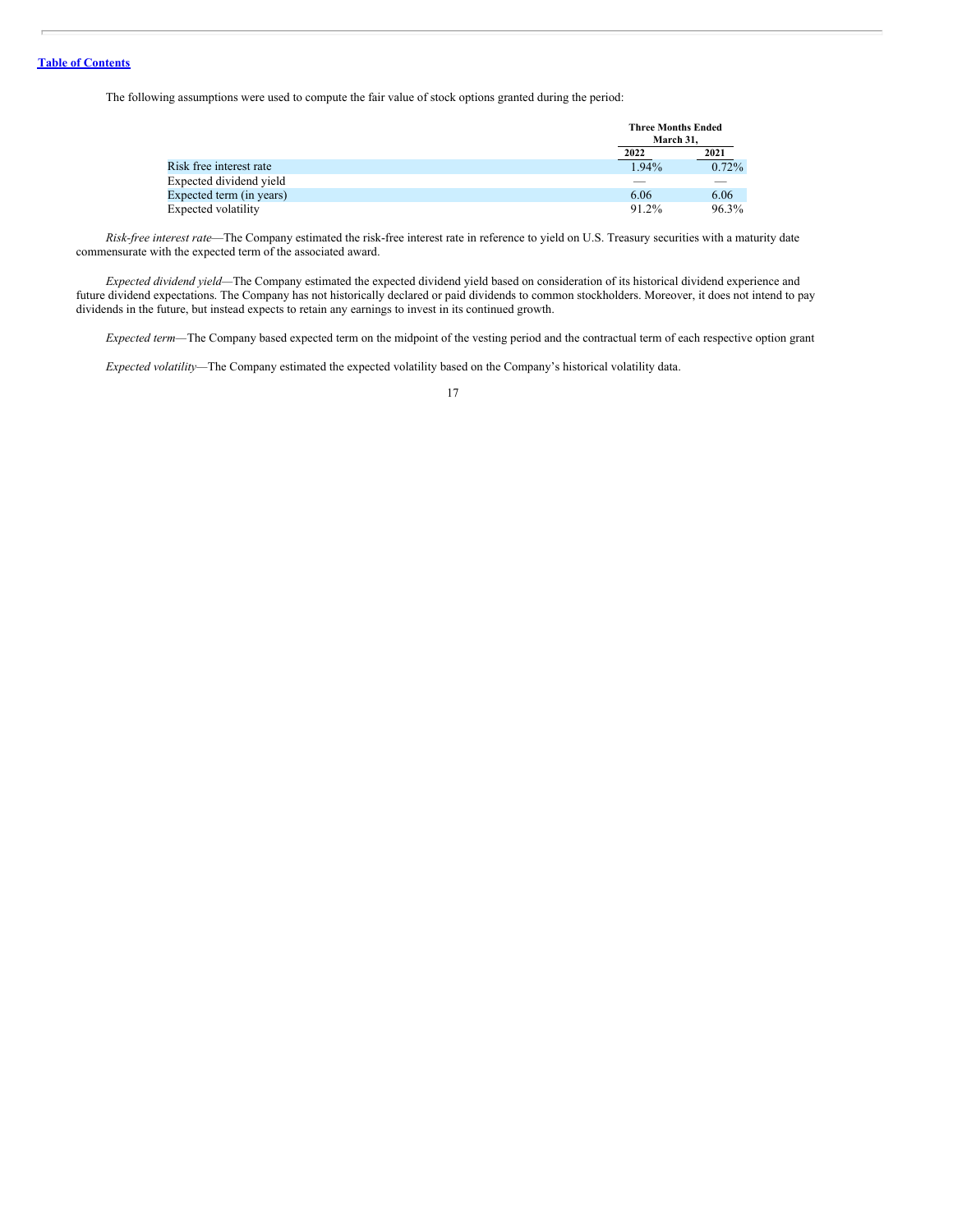The following assumptions were used to compute the fair value of stock options granted during the period:

| | Three Months Ended March 31, | |
|---|---|---|
| | 2022 | 2021 |
| Risk free interest rate | 1.94% | 0.72% |
| Expected dividend yield | — | — |
| Expected term (in years) | 6.06 | 6.06 |
| Expected volatility | 91.2% | 96.3% |

*Risk-free interest rate*—The Company estimated the risk-free interest rate in reference to yield on U.S. Treasury securities with a maturity date commensurate with the expected term of the associated award.

*Expected dividend yield*—The Company estimated the expected dividend yield based on consideration of its historical dividend experience and future dividend expectations. The Company has not historically declared or paid dividends to common stockholders. Moreover, it does not intend to pay dividends in the future, but instead expects to retain any earnings to invest in its continued growth.

*Expected term*—The Company based expected term on the midpoint of the vesting period and the contractual term of each respective option grant

*Expected volatility*—The Company estimated the expected volatility based on the Company's historical volatility data.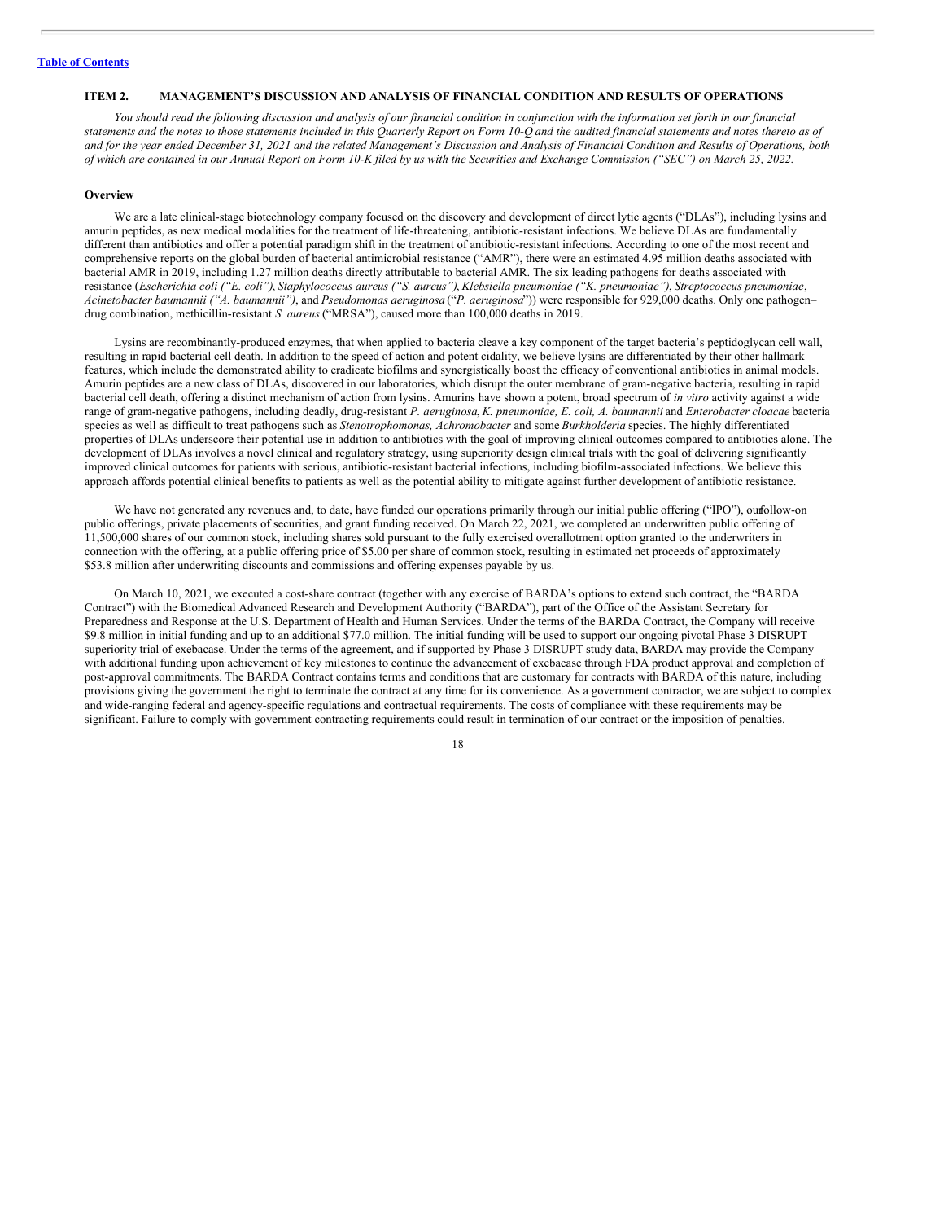## ITEM 2. MANAGEMENT'S DISCUSSION AND ANALYSIS OF FINANCIAL CONDITION AND RESULTS OF OPERATIONS

*You should read the following discussion and analysis of our financial condition in conjunction with the information set forth in our financial statements and the notes to those statements included in this Quarterly Report on Form 10-Q and the audited financial statements and notes thereto as of and for the year ended December 31, 2021 and the related Management's Discussion and Analysis of Financial Condition and Results of Operations, both of which are contained in our Annual Report on Form 10-K filed by us with the Securities and Exchange Commission ("SEC") on March 25, 2022.*

### Overview

We are a late clinical-stage biotechnology company focused on the discovery and development of direct lytic agents ("DLAs"), including lysins and amurin peptides, as new medical modalities for the treatment of life-threatening, antibiotic-resistant infections. We believe DLAs are fundamentally different than antibiotics and offer a potential paradigm shift in the treatment of antibiotic-resistant infections. According to one of the most recent and comprehensive reports on the global burden of bacterial antimicrobial resistance ("AMR"), there were an estimated 4.95 million deaths associated with bacterial AMR in 2019, including 1.27 million deaths directly attributable to bacterial AMR. The six leading pathogens for deaths associated with resistance (*Escherichia coli ("E. coli")*, *Staphylococcus aureus ("S. aureus")*, *Klebsiella pneumoniae ("K. pneumoniae")*, *Streptococcus pneumoniae*, *Acinetobacter baumannii ("A. baumannii")*, and *Pseudomonas aeruginosa* ("*P. aeruginosa*")) were responsible for 929,000 deaths. Only one pathogen–drug combination, methicillin-resistant *S. aureus* ("MRSA"), caused more than 100,000 deaths in 2019.

Lysins are recombinantly-produced enzymes, that when applied to bacteria cleave a key component of the target bacteria's peptidoglycan cell wall, resulting in rapid bacterial cell death. In addition to the speed of action and potent cidality, we believe lysins are differentiated by their other hallmark features, which include the demonstrated ability to eradicate biofilms and synergistically boost the efficacy of conventional antibiotics in animal models. Amurin peptides are a new class of DLAs, discovered in our laboratories, which disrupt the outer membrane of gram-negative bacteria, resulting in rapid bacterial cell death, offering a distinct mechanism of action from lysins. Amurins have shown a potent, broad spectrum of *in vitro* activity against a wide range of gram-negative pathogens, including deadly, drug-resistant *P. aeruginosa*, *K. pneumoniae, E. coli, A. baumannii* and *Enterobacter cloacae* bacteria species as well as difficult to treat pathogens such as *Stenotrophomonas, Achromobacter* and some *Burkholderia* species. The highly differentiated properties of DLAs underscore their potential use in addition to antibiotics with the goal of improving clinical outcomes compared to antibiotics alone. The development of DLAs involves a novel clinical and regulatory strategy, using superiority design clinical trials with the goal of delivering significantly improved clinical outcomes for patients with serious, antibiotic-resistant bacterial infections, including biofilm-associated infections. We believe this approach affords potential clinical benefits to patients as well as the potential ability to mitigate against further development of antibiotic resistance.

We have not generated any revenues and, to date, have funded our operations primarily through our initial public offering ("IPO"), our follow-on public offerings, private placements of securities, and grant funding received. On March 22, 2021, we completed an underwritten public offering of 11,500,000 shares of our common stock, including shares sold pursuant to the fully exercised overallotment option granted to the underwriters in connection with the offering, at a public offering price of $5.00 per share of common stock, resulting in estimated net proceeds of approximately $53.8 million after underwriting discounts and commissions and offering expenses payable by us.

On March 10, 2021, we executed a cost-share contract (together with any exercise of BARDA's options to extend such contract, the "BARDA Contract") with the Biomedical Advanced Research and Development Authority ("BARDA"), part of the Office of the Assistant Secretary for Preparedness and Response at the U.S. Department of Health and Human Services. Under the terms of the BARDA Contract, the Company will receive $9.8 million in initial funding and up to an additional $77.0 million. The initial funding will be used to support our ongoing pivotal Phase 3 DISRUPT superiority trial of exebacase. Under the terms of the agreement, and if supported by Phase 3 DISRUPT study data, BARDA may provide the Company with additional funding upon achievement of key milestones to continue the advancement of exebacase through FDA product approval and completion of post-approval commitments. The BARDA Contract contains terms and conditions that are customary for contracts with BARDA of this nature, including provisions giving the government the right to terminate the contract at any time for its convenience. As a government contractor, we are subject to complex and wide-ranging federal and agency-specific regulations and contractual requirements. The costs of compliance with these requirements may be significant. Failure to comply with government contracting requirements could result in termination of our contract or the imposition of penalties.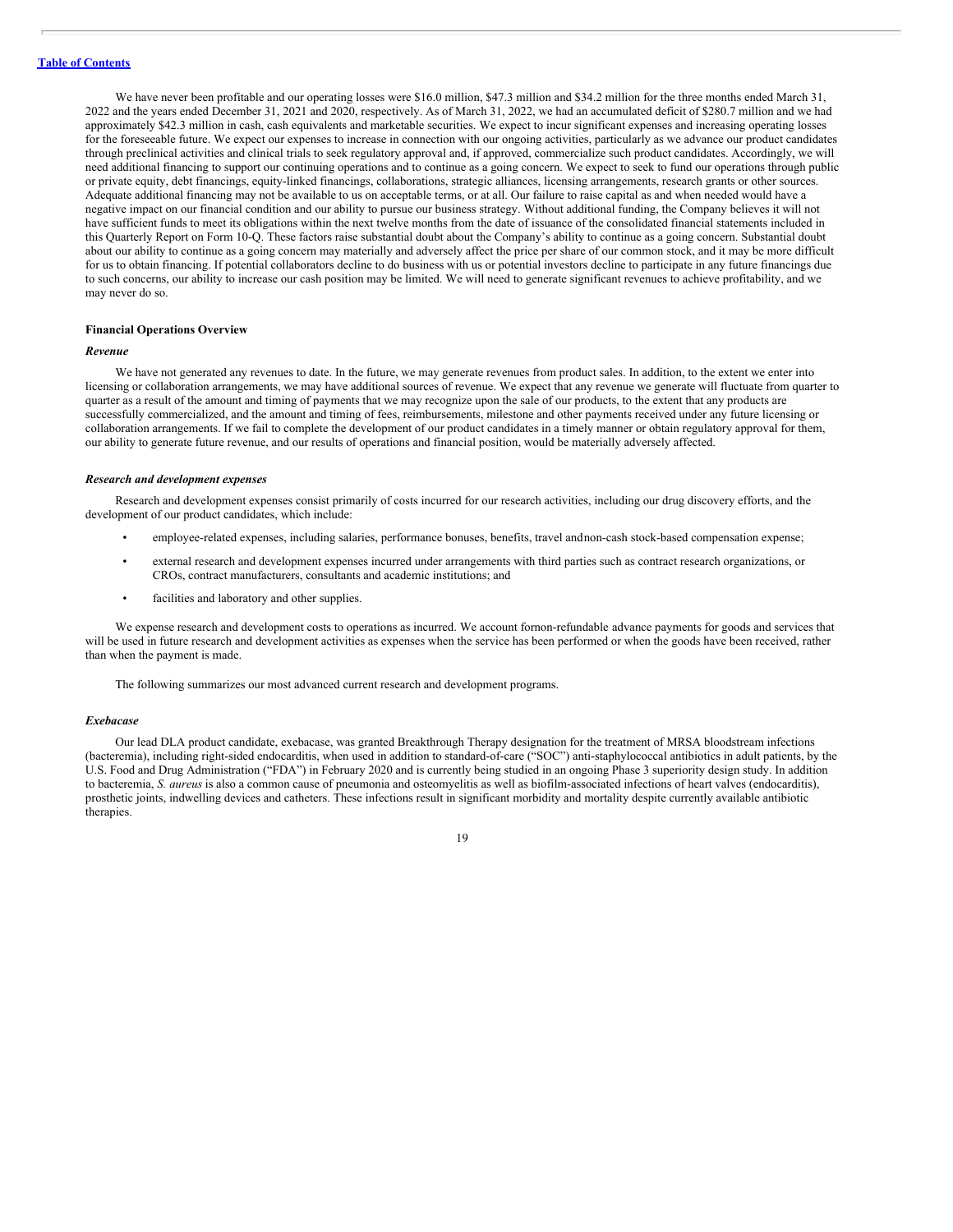We have never been profitable and our operating losses were $16.0 million, $47.3 million and $34.2 million for the three months ended March 31, 2022 and the years ended December 31, 2021 and 2020, respectively. As of March 31, 2022, we had an accumulated deficit of $280.7 million and we had approximately $42.3 million in cash, cash equivalents and marketable securities. We expect to incur significant expenses and increasing operating losses for the foreseeable future. We expect our expenses to increase in connection with our ongoing activities, particularly as we advance our product candidates through preclinical activities and clinical trials to seek regulatory approval and, if approved, commercialize such product candidates. Accordingly, we will need additional financing to support our continuing operations and to continue as a going concern. We expect to seek to fund our operations through public or private equity, debt financings, equity-linked financings, collaborations, strategic alliances, licensing arrangements, research grants or other sources. Adequate additional financing may not be available to us on acceptable terms, or at all. Our failure to raise capital as and when needed would have a negative impact on our financial condition and our ability to pursue our business strategy. Without additional funding, the Company believes it will not have sufficient funds to meet its obligations within the next twelve months from the date of issuance of the consolidated financial statements included in this Quarterly Report on Form 10-Q. These factors raise substantial doubt about the Company's ability to continue as a going concern. Substantial doubt about our ability to continue as a going concern may materially and adversely affect the price per share of our common stock, and it may be more difficult for us to obtain financing. If potential collaborators decline to do business with us or potential investors decline to participate in any future financings due to such concerns, our ability to increase our cash position may be limited. We will need to generate significant revenues to achieve profitability, and we may never do so.

**Financial Operations Overview**

***Revenue***

We have not generated any revenues to date. In the future, we may generate revenues from product sales. In addition, to the extent we enter into licensing or collaboration arrangements, we may have additional sources of revenue. We expect that any revenue we generate will fluctuate from quarter to quarter as a result of the amount and timing of payments that we may recognize upon the sale of our products, to the extent that any products are successfully commercialized, and the amount and timing of fees, reimbursements, milestone and other payments received under any future licensing or collaboration arrangements. If we fail to complete the development of our product candidates in a timely manner or obtain regulatory approval for them, our ability to generate future revenue, and our results of operations and financial position, would be materially adversely affected.

***Research and development expenses***

Research and development expenses consist primarily of costs incurred for our research activities, including our drug discovery efforts, and the development of our product candidates, which include:

- employee-related expenses, including salaries, performance bonuses, benefits, travel and non-cash stock-based compensation expense;
- external research and development expenses incurred under arrangements with third parties such as contract research organizations, or CROs, contract manufacturers, consultants and academic institutions; and
- facilities and laboratory and other supplies.

We expense research and development costs to operations as incurred. We account for non-refundable advance payments for goods and services that will be used in future research and development activities as expenses when the service has been performed or when the goods have been received, rather than when the payment is made.

The following summarizes our most advanced current research and development programs.

***Exebacase***

Our lead DLA product candidate, exebacase, was granted Breakthrough Therapy designation for the treatment of MRSA bloodstream infections (bacteremia), including right-sided endocarditis, when used in addition to standard-of-care ("SOC") anti-staphylococcal antibiotics in adult patients, by the U.S. Food and Drug Administration ("FDA") in February 2020 and is currently being studied in an ongoing Phase 3 superiority design study. In addition to bacteremia, *S. aureus* is also a common cause of pneumonia and osteomyelitis as well as biofilm-associated infections of heart valves (endocarditis), prosthetic joints, indwelling devices and catheters. These infections result in significant morbidity and mortality despite currently available antibiotic therapies.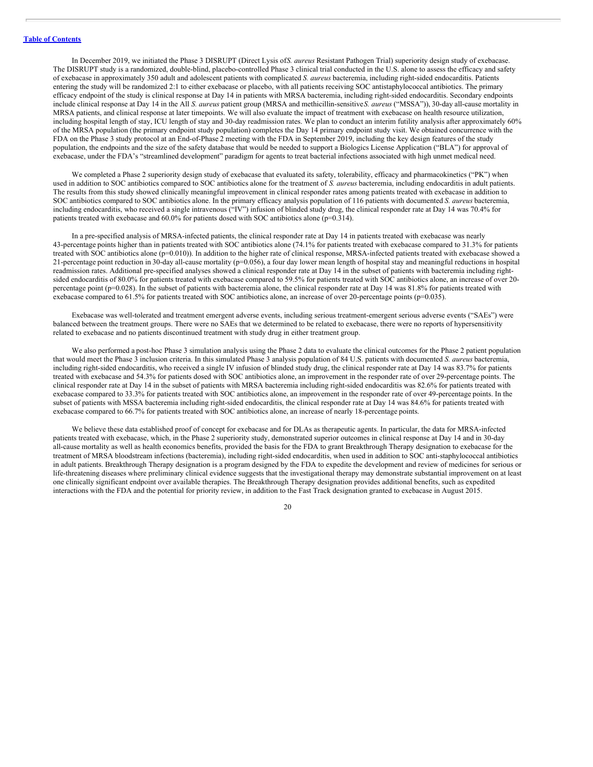In December 2019, we initiated the Phase 3 DISRUPT (Direct Lysis of *S. aureus* Resistant Pathogen Trial) superiority design study of exebacase. The DISRUPT study is a randomized, double-blind, placebo-controlled Phase 3 clinical trial conducted in the U.S. alone to assess the efficacy and safety of exebacase in approximately 350 adult and adolescent patients with complicated *S. aureus* bacteremia, including right-sided endocarditis. Patients entering the study will be randomized 2:1 to either exebacase or placebo, with all patients receiving SOC antistaphylococcal antibiotics. The primary efficacy endpoint of the study is clinical response at Day 14 in patients with MRSA bacteremia, including right-sided endocarditis. Secondary endpoints include clinical response at Day 14 in the All *S. aureus* patient group (MRSA and methicillin-sensitive *S. aureus* ("MSSA")), 30-day all-cause mortality in MRSA patients, and clinical response at later timepoints. We will also evaluate the impact of treatment with exebacase on health resource utilization, including hospital length of stay, ICU length of stay and 30-day readmission rates. We plan to conduct an interim futility analysis after approximately 60% of the MRSA population (the primary endpoint study population) completes the Day 14 primary endpoint study visit. We obtained concurrence with the FDA on the Phase 3 study protocol at an End-of-Phase 2 meeting with the FDA in September 2019, including the key design features of the study population, the endpoints and the size of the safety database that would be needed to support a Biologics License Application ("BLA") for approval of exebacase, under the FDA's "streamlined development" paradigm for agents to treat bacterial infections associated with high unmet medical need.

We completed a Phase 2 superiority design study of exebacase that evaluated its safety, tolerability, efficacy and pharmacokinetics ("PK") when used in addition to SOC antibiotics compared to SOC antibiotics alone for the treatment of *S. aureus* bacteremia, including endocarditis in adult patients. The results from this study showed clinically meaningful improvement in clinical responder rates among patients treated with exebacase in addition to SOC antibiotics compared to SOC antibiotics alone. In the primary efficacy analysis population of 116 patients with documented *S. aureus* bacteremia, including endocarditis, who received a single intravenous ("IV") infusion of blinded study drug, the clinical responder rate at Day 14 was 70.4% for patients treated with exebacase and 60.0% for patients dosed with SOC antibiotics alone ($p=0.314$).

In a pre-specified analysis of MRSA-infected patients, the clinical responder rate at Day 14 in patients treated with exebacase was nearly 43-percentage points higher than in patients treated with SOC antibiotics alone (74.1% for patients treated with exebacase compared to 31.3% for patients treated with SOC antibiotics alone ($p=0.010$)). In addition to the higher rate of clinical response, MRSA-infected patients treated with exebacase showed a 21-percentage point reduction in 30-day all-cause mortality ($p=0.056$), a four day lower mean length of hospital stay and meaningful reductions in hospital readmission rates. Additional pre-specified analyses showed a clinical responder rate at Day 14 in the subset of patients with bacteremia including right-sided endocarditis of 80.0% for patients treated with exebacase compared to 59.5% for patients treated with SOC antibiotics alone, an increase of over 20-percentage point ($p=0.028$). In the subset of patients with bacteremia alone, the clinical responder rate at Day 14 was 81.8% for patients treated with exebacase compared to 61.5% for patients treated with SOC antibiotics alone, an increase of over 20-percentage points ($p=0.035$).

Exebacase was well-tolerated and treatment emergent adverse events, including serious treatment-emergent serious adverse events ("SAEs") were balanced between the treatment groups. There were no SAEs that we determined to be related to exebacase, there were no reports of hypersensitivity related to exebacase and no patients discontinued treatment with study drug in either treatment group.

We also performed a post-hoc Phase 3 simulation analysis using the Phase 2 data to evaluate the clinical outcomes for the Phase 2 patient population that would meet the Phase 3 inclusion criteria. In this simulated Phase 3 analysis population of 84 U.S. patients with documented *S. aureus* bacteremia, including right-sided endocarditis, who received a single IV infusion of blinded study drug, the clinical responder rate at Day 14 was 83.7% for patients treated with exebacase and 54.3% for patients dosed with SOC antibiotics alone, an improvement in the responder rate of over 29-percentage points. The clinical responder rate at Day 14 in the subset of patients with MRSA bacteremia including right-sided endocarditis was 82.6% for patients treated with exebacase compared to 33.3% for patients treated with SOC antibiotics alone, an improvement in the responder rate of over 49-percentage points. In the subset of patients with MSSA bacteremia including right-sided endocarditis, the clinical responder rate at Day 14 was 84.6% for patients treated with exebacase compared to 66.7% for patients treated with SOC antibiotics alone, an increase of nearly 18-percentage points.

We believe these data established proof of concept for exebacase and for DLAs as therapeutic agents. In particular, the data for MRSA-infected patients treated with exebacase, which, in the Phase 2 superiority study, demonstrated superior outcomes in clinical response at Day 14 and in 30-day all-cause mortality as well as health economics benefits, provided the basis for the FDA to grant Breakthrough Therapy designation to exebacase for the treatment of MRSA bloodstream infections (bacteremia), including right-sided endocarditis, when used in addition to SOC anti-staphylococcal antibiotics in adult patients. Breakthrough Therapy designation is a program designed by the FDA to expedite the development and review of medicines for serious or life-threatening diseases where preliminary clinical evidence suggests that the investigational therapy may demonstrate substantial improvement on at least one clinically significant endpoint over available therapies. The Breakthrough Therapy designation provides additional benefits, such as expedited interactions with the FDA and the potential for priority review, in addition to the Fast Track designation granted to exebacase in August 2015.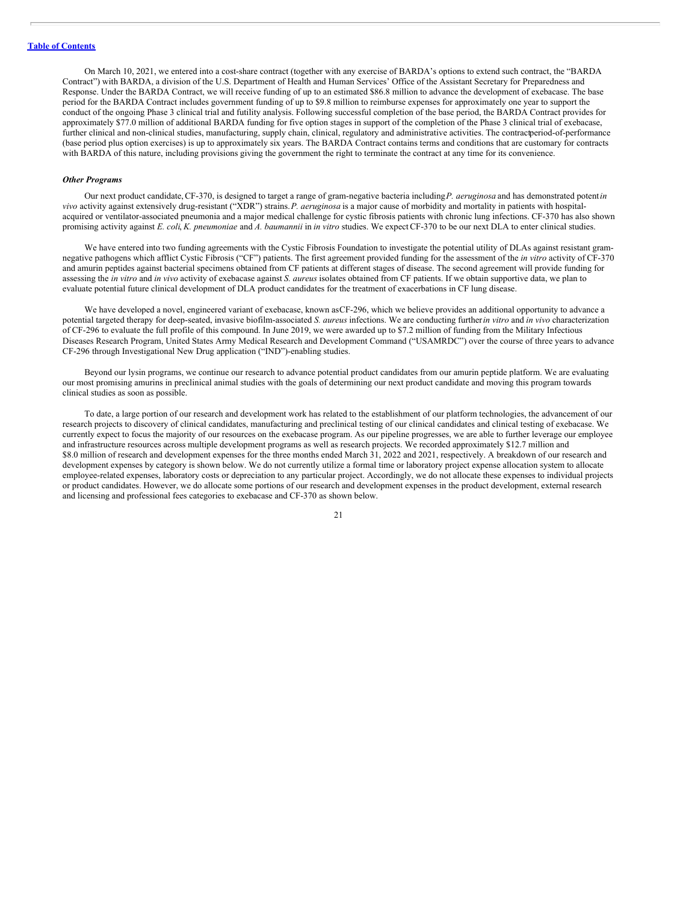On March 10, 2021, we entered into a cost-share contract (together with any exercise of BARDA's options to extend such contract, the "BARDA Contract") with BARDA, a division of the U.S. Department of Health and Human Services' Office of the Assistant Secretary for Preparedness and Response. Under the BARDA Contract, we will receive funding of up to an estimated $86.8 million to advance the development of exebacase. The base period for the BARDA Contract includes government funding of up to $9.8 million to reimburse expenses for approximately one year to support the conduct of the ongoing Phase 3 clinical trial and futility analysis. Following successful completion of the base period, the BARDA Contract provides for approximately $77.0 million of additional BARDA funding for five option stages in support of the completion of the Phase 3 clinical trial of exebacase, further clinical and non-clinical studies, manufacturing, supply chain, clinical, regulatory and administrative activities. The contract period-of-performance (base period plus option exercises) is up to approximately six years. The BARDA Contract contains terms and conditions that are customary for contracts with BARDA of this nature, including provisions giving the government the right to terminate the contract at any time for its convenience.

***Other Programs***

Our next product candidate, CF-370, is designed to target a range of gram-negative bacteria including *P. aeruginosa* and has demonstrated potent *in vivo* activity against extensively drug-resistant ("XDR") strains. *P. aeruginosa* is a major cause of morbidity and mortality in patients with hospital-acquired or ventilator-associated pneumonia and a major medical challenge for cystic fibrosis patients with chronic lung infections. CF-370 has also shown promising activity against *E. coli*, *K. pneumoniae* and *A. baumannii* in *in vitro* studies. We expect CF-370 to be our next DLA to enter clinical studies.

We have entered into two funding agreements with the Cystic Fibrosis Foundation to investigate the potential utility of DLAs against resistant gram-negative pathogens which afflict Cystic Fibrosis ("CF") patients. The first agreement provided funding for the assessment of the *in vitro* activity of CF-370 and amurin peptides against bacterial specimens obtained from CF patients at different stages of disease. The second agreement will provide funding for assessing the *in vitro* and *in vivo* activity of exebacase against *S. aureus* isolates obtained from CF patients. If we obtain supportive data, we plan to evaluate potential future clinical development of DLA product candidates for the treatment of exacerbations in CF lung disease.

We have developed a novel, engineered variant of exebacase, known as CF-296, which we believe provides an additional opportunity to advance a potential targeted therapy for deep-seated, invasive biofilm-associated *S. aureus* infections. We are conducting further *in vitro* and *in vivo* characterization of CF-296 to evaluate the full profile of this compound. In June 2019, we were awarded up to $7.2 million of funding from the Military Infectious Diseases Research Program, United States Army Medical Research and Development Command ("USAMRDC") over the course of three years to advance CF-296 through Investigational New Drug application ("IND")-enabling studies.

Beyond our lysin programs, we continue our research to advance potential product candidates from our amurin peptide platform. We are evaluating our most promising amurins in preclinical animal studies with the goals of determining our next product candidate and moving this program towards clinical studies as soon as possible.

To date, a large portion of our research and development work has related to the establishment of our platform technologies, the advancement of our research projects to discovery of clinical candidates, manufacturing and preclinical testing of our clinical candidates and clinical testing of exebacase. We currently expect to focus the majority of our resources on the exebacase program. As our pipeline progresses, we are able to further leverage our employee and infrastructure resources across multiple development programs as well as research projects. We recorded approximately $12.7 million and $8.0 million of research and development expenses for the three months ended March 31, 2022 and 2021, respectively. A breakdown of our research and development expenses by category is shown below. We do not currently utilize a formal time or laboratory project expense allocation system to allocate employee-related expenses, laboratory costs or depreciation to any particular project. Accordingly, we do not allocate these expenses to individual projects or product candidates. However, we do allocate some portions of our research and development expenses in the product development, external research and licensing and professional fees categories to exebacase and CF-370 as shown below.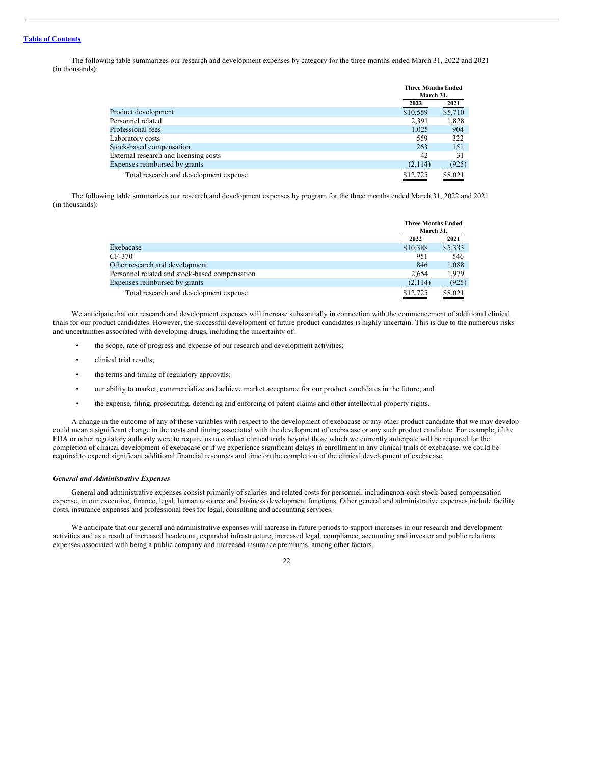The following table summarizes our research and development expenses by category for the three months ended March 31, 2022 and 2021 (in thousands):

| | Three Months Ended March 31, | |
|---|---|---|
| | 2022 | 2021 |
| Product development | $10,559 | $5,710 |
| Personnel related | 2,391 | 1,828 |
| Professional fees | 1,025 | 904 |
| Laboratory costs | 559 | 322 |
| Stock-based compensation | 263 | 151 |
| External research and licensing costs | 42 | 31 |
| Expenses reimbursed by grants | (2,114) | (925) |
| Total research and development expense | $12,725 | $8,021 |

The following table summarizes our research and development expenses by program for the three months ended March 31, 2022 and 2021 (in thousands):

| | Three Months Ended March 31, | |
|---|---|---|
| | 2022 | 2021 |
| Exebacase | $10,388 | $5,333 |
| CF-370 | 951 | 546 |
| Other research and development | 846 | 1,088 |
| Personnel related and stock-based compensation | 2,654 | 1,979 |
| Expenses reimbursed by grants | (2,114) | (925) |
| Total research and development expense | $12,725 | $8,021 |

We anticipate that our research and development expenses will increase substantially in connection with the commencement of additional clinical trials for our product candidates. However, the successful development of future product candidates is highly uncertain. This is due to the numerous risks and uncertainties associated with developing drugs, including the uncertainty of:

- the scope, rate of progress and expense of our research and development activities;
- clinical trial results;
- the terms and timing of regulatory approvals;
- our ability to market, commercialize and achieve market acceptance for our product candidates in the future; and
- the expense, filing, prosecuting, defending and enforcing of patent claims and other intellectual property rights.

A change in the outcome of any of these variables with respect to the development of exebacase or any other product candidate that we may develop could mean a significant change in the costs and timing associated with the development of exebacase or any such product candidate. For example, if the FDA or other regulatory authority were to require us to conduct clinical trials beyond those which we currently anticipate will be required for the completion of clinical development of exebacase or if we experience significant delays in enrollment in any clinical trials of exebacase, we could be required to expend significant additional financial resources and time on the completion of the clinical development of exebacase.

***General and Administrative Expenses***

General and administrative expenses consist primarily of salaries and related costs for personnel, includingnon-cash stock-based compensation expense, in our executive, finance, legal, human resource and business development functions. Other general and administrative expenses include facility costs, insurance expenses and professional fees for legal, consulting and accounting services.

We anticipate that our general and administrative expenses will increase in future periods to support increases in our research and development activities and as a result of increased headcount, expanded infrastructure, increased legal, compliance, accounting and investor and public relations expenses associated with being a public company and increased insurance premiums, among other factors.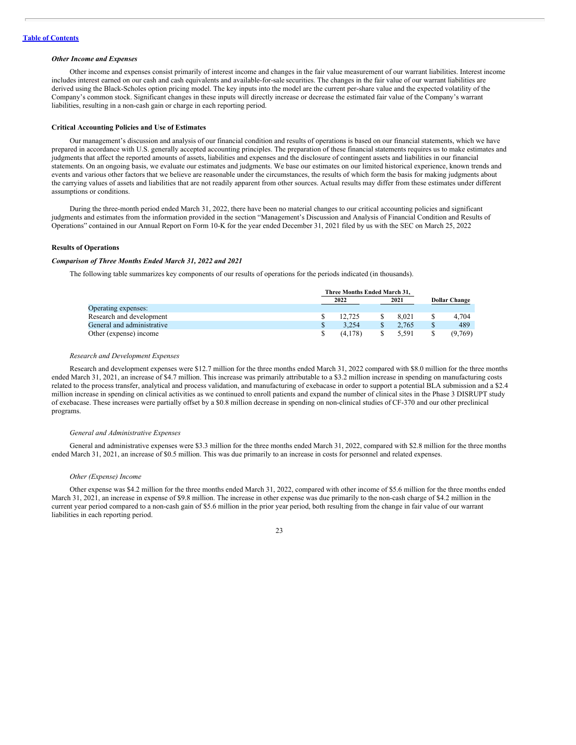*Other Income and Expenses*

Other income and expenses consist primarily of interest income and changes in the fair value measurement of our warrant liabilities. Interest income includes interest earned on our cash and cash equivalents and available-for-sale securities. The changes in the fair value of our warrant liabilities are derived using the Black-Scholes option pricing model. The key inputs into the model are the current per-share value and the expected volatility of the Company's common stock. Significant changes in these inputs will directly increase or decrease the estimated fair value of the Company's warrant liabilities, resulting in a non-cash gain or charge in each reporting period.

**Critical Accounting Policies and Use of Estimates**

Our management's discussion and analysis of our financial condition and results of operations is based on our financial statements, which we have prepared in accordance with U.S. generally accepted accounting principles. The preparation of these financial statements requires us to make estimates and judgments that affect the reported amounts of assets, liabilities and expenses and the disclosure of contingent assets and liabilities in our financial statements. On an ongoing basis, we evaluate our estimates and judgments. We base our estimates on our limited historical experience, known trends and events and various other factors that we believe are reasonable under the circumstances, the results of which form the basis for making judgments about the carrying values of assets and liabilities that are not readily apparent from other sources. Actual results may differ from these estimates under different assumptions or conditions.

During the three-month period ended March 31, 2022, there have been no material changes to our critical accounting policies and significant judgments and estimates from the information provided in the section "Management's Discussion and Analysis of Financial Condition and Results of Operations" contained in our Annual Report on Form 10-K for the year ended December 31, 2021 filed by us with the SEC on March 25, 2022

**Results of Operations**

***Comparison of Three Months Ended March 31, 2022 and 2021***

The following table summarizes key components of our results of operations for the periods indicated (in thousands).

| | Three Months Ended March 31, | | |
|---|---|---|---|
| | 2022 | 2021 | Dollar Change |
| Operating expenses: | | | |
| Research and development | $ 12,725 | $ 8,021 | $ 4,704 |
| General and administrative | $ 3,254 | $ 2,765 | $ 489 |
| Other (expense) income | $ (4,178) | $ 5,591 | $ (9,769) |

*Research and Development Expenses*

Research and development expenses were $12.7 million for the three months ended March 31, 2022 compared with $8.0 million for the three months ended March 31, 2021, an increase of $4.7 million. This increase was primarily attributable to a $3.2 million increase in spending on manufacturing costs related to the process transfer, analytical and process validation, and manufacturing of exebacase in order to support a potential BLA submission and a $2.4 million increase in spending on clinical activities as we continued to enroll patients and expand the number of clinical sites in the Phase 3 DISRUPT study of exebacase. These increases were partially offset by a $0.8 million decrease in spending on non-clinical studies of CF-370 and our other preclinical programs.

*General and Administrative Expenses*

General and administrative expenses were $3.3 million for the three months ended March 31, 2022, compared with $2.8 million for the three months ended March 31, 2021, an increase of $0.5 million. This was due primarily to an increase in costs for personnel and related expenses.

*Other (Expense) Income*

Other expense was $4.2 million for the three months ended March 31, 2022, compared with other income of $5.6 million for the three months ended March 31, 2021, an increase in expense of $9.8 million. The increase in other expense was due primarily to the non-cash charge of $4.2 million in the current year period compared to a non-cash gain of $5.6 million in the prior year period, both resulting from the change in fair value of our warrant liabilities in each reporting period.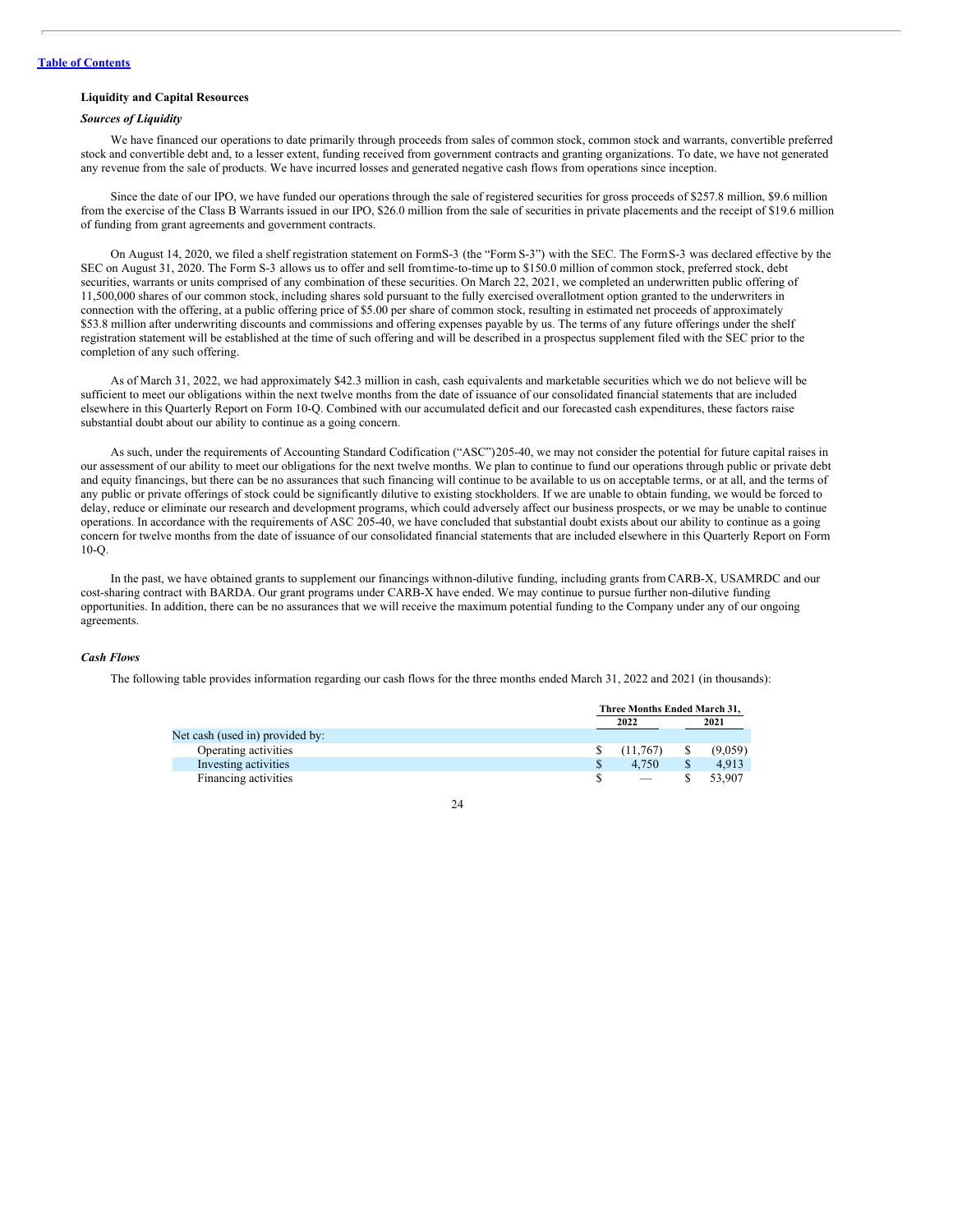Table of Contents

### Liquidity and Capital Resources

*Sources of Liquidity*

We have financed our operations to date primarily through proceeds from sales of common stock, common stock and warrants, convertible preferred stock and convertible debt and, to a lesser extent, funding received from government contracts and granting organizations. To date, we have not generated any revenue from the sale of products. We have incurred losses and generated negative cash flows from operations since inception.

Since the date of our IPO, we have funded our operations through the sale of registered securities for gross proceeds of $257.8 million, $9.6 million from the exercise of the Class B Warrants issued in our IPO, $26.0 million from the sale of securities in private placements and the receipt of $19.6 million of funding from grant agreements and government contracts.

On August 14, 2020, we filed a shelf registration statement on FormS-3 (the "Form S-3") with the SEC. The FormS-3 was declared effective by the SEC on August 31, 2020. The Form S-3 allows us to offer and sell fromtime-to-time up to $150.0 million of common stock, preferred stock, debt securities, warrants or units comprised of any combination of these securities. On March 22, 2021, we completed an underwritten public offering of 11,500,000 shares of our common stock, including shares sold pursuant to the fully exercised overallotment option granted to the underwriters in connection with the offering, at a public offering price of $5.00 per share of common stock, resulting in estimated net proceeds of approximately $53.8 million after underwriting discounts and commissions and offering expenses payable by us. The terms of any future offerings under the shelf registration statement will be established at the time of such offering and will be described in a prospectus supplement filed with the SEC prior to the completion of any such offering.

As of March 31, 2022, we had approximately $42.3 million in cash, cash equivalents and marketable securities which we do not believe will be sufficient to meet our obligations within the next twelve months from the date of issuance of our consolidated financial statements that are included elsewhere in this Quarterly Report on Form 10-Q. Combined with our accumulated deficit and our forecasted cash expenditures, these factors raise substantial doubt about our ability to continue as a going concern.

As such, under the requirements of Accounting Standard Codification ("ASC")205-40, we may not consider the potential for future capital raises in our assessment of our ability to meet our obligations for the next twelve months. We plan to continue to fund our operations through public or private debt and equity financings, but there can be no assurances that such financing will continue to be available to us on acceptable terms, or at all, and the terms of any public or private offerings of stock could be significantly dilutive to existing stockholders. If we are unable to obtain funding, we would be forced to delay, reduce or eliminate our research and development programs, which could adversely affect our business prospects, or we may be unable to continue operations. In accordance with the requirements of ASC 205-40, we have concluded that substantial doubt exists about our ability to continue as a going concern for twelve months from the date of issuance of our consolidated financial statements that are included elsewhere in this Quarterly Report on Form 10-Q.

In the past, we have obtained grants to supplement our financings withnon-dilutive funding, including grants from CARB-X, USAMRDC and our cost-sharing contract with BARDA. Our grant programs under CARB-X have ended. We may continue to pursue further non-dilutive funding opportunities. In addition, there can be no assurances that we will receive the maximum potential funding to the Company under any of our ongoing agreements.

*Cash Flows*

The following table provides information regarding our cash flows for the three months ended March 31, 2022 and 2021 (in thousands):

| | Three Months Ended March 31, | |
|---|---|---|
| | 2022 | 2021 |
| Net cash (used in) provided by: | | |
| Operating activities | $ (11,767) | $ (9,059) |
| Investing activities | $ 4,750 | $ 4,913 |
| Financing activities | $ — | $ 53,907 |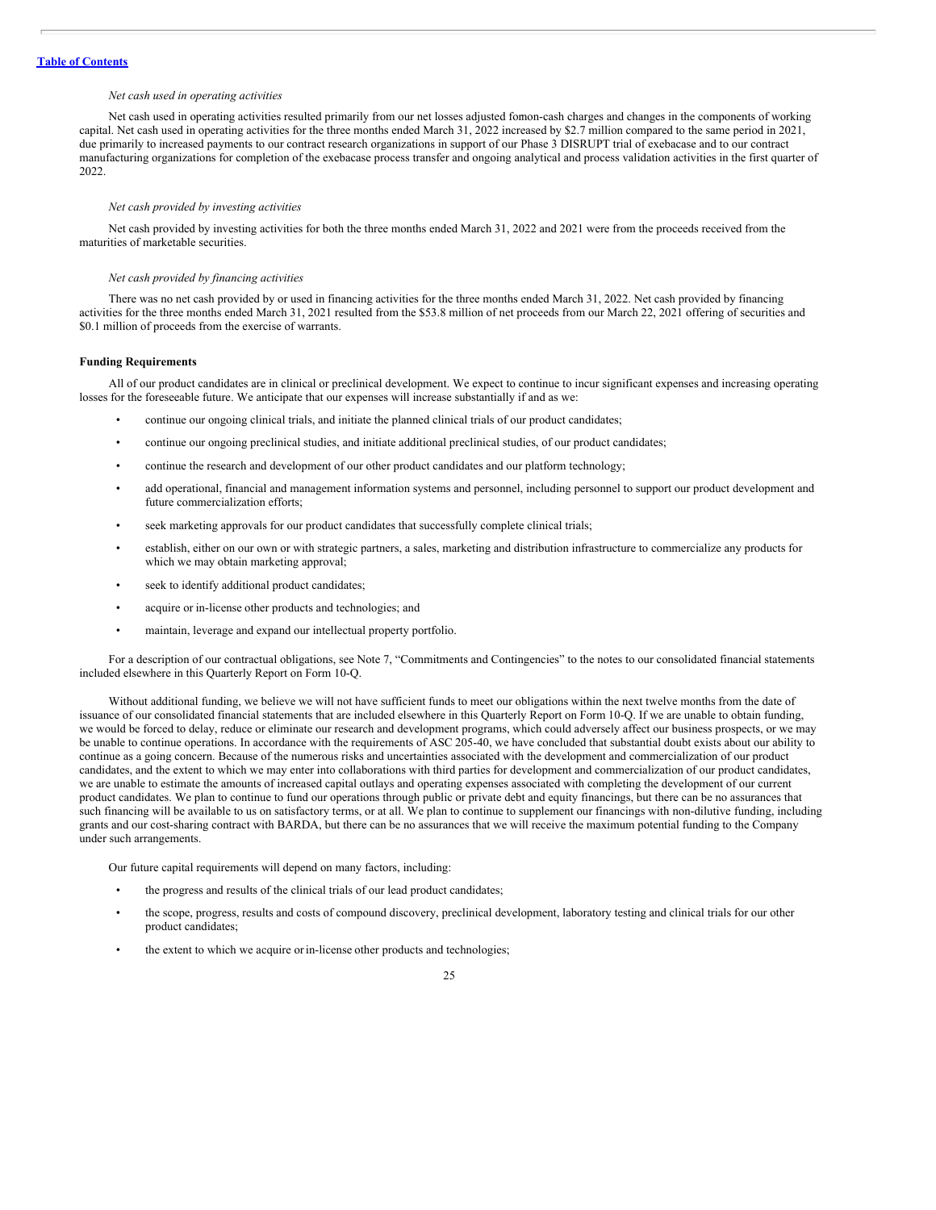*Net cash used in operating activities*

Net cash used in operating activities resulted primarily from our net losses adjusted fornon-cash charges and changes in the components of working capital. Net cash used in operating activities for the three months ended March 31, 2022 increased by $2.7 million compared to the same period in 2021, due primarily to increased payments to our contract research organizations in support of our Phase 3 DISRUPT trial of exebacase and to our contract manufacturing organizations for completion of the exebacase process transfer and ongoing analytical and process validation activities in the first quarter of 2022.

*Net cash provided by investing activities*

Net cash provided by investing activities for both the three months ended March 31, 2022 and 2021 were from the proceeds received from the maturities of marketable securities.

*Net cash provided by financing activities*

There was no net cash provided by or used in financing activities for the three months ended March 31, 2022. Net cash provided by financing activities for the three months ended March 31, 2021 resulted from the $53.8 million of net proceeds from our March 22, 2021 offering of securities and $0.1 million of proceeds from the exercise of warrants.

**Funding Requirements**

All of our product candidates are in clinical or preclinical development. We expect to continue to incur significant expenses and increasing operating losses for the foreseeable future. We anticipate that our expenses will increase substantially if and as we:

- continue our ongoing clinical trials, and initiate the planned clinical trials of our product candidates;
- continue our ongoing preclinical studies, and initiate additional preclinical studies, of our product candidates;
- continue the research and development of our other product candidates and our platform technology;
- add operational, financial and management information systems and personnel, including personnel to support our product development and future commercialization efforts;
- seek marketing approvals for our product candidates that successfully complete clinical trials;
- establish, either on our own or with strategic partners, a sales, marketing and distribution infrastructure to commercialize any products for which we may obtain marketing approval;
- seek to identify additional product candidates;
- acquire or in-license other products and technologies; and
- maintain, leverage and expand our intellectual property portfolio.

For a description of our contractual obligations, see Note 7, "Commitments and Contingencies" to the notes to our consolidated financial statements included elsewhere in this Quarterly Report on Form 10-Q.

Without additional funding, we believe we will not have sufficient funds to meet our obligations within the next twelve months from the date of issuance of our consolidated financial statements that are included elsewhere in this Quarterly Report on Form 10-Q. If we are unable to obtain funding, we would be forced to delay, reduce or eliminate our research and development programs, which could adversely affect our business prospects, or we may be unable to continue operations. In accordance with the requirements of ASC 205-40, we have concluded that substantial doubt exists about our ability to continue as a going concern. Because of the numerous risks and uncertainties associated with the development and commercialization of our product candidates, and the extent to which we may enter into collaborations with third parties for development and commercialization of our product candidates, we are unable to estimate the amounts of increased capital outlays and operating expenses associated with completing the development of our current product candidates. We plan to continue to fund our operations through public or private debt and equity financings, but there can be no assurances that such financing will be available to us on satisfactory terms, or at all. We plan to continue to supplement our financings with non-dilutive funding, including grants and our cost-sharing contract with BARDA, but there can be no assurances that we will receive the maximum potential funding to the Company under such arrangements.

Our future capital requirements will depend on many factors, including:

- the progress and results of the clinical trials of our lead product candidates;
- the scope, progress, results and costs of compound discovery, preclinical development, laboratory testing and clinical trials for our other product candidates;
- the extent to which we acquire or in-license other products and technologies;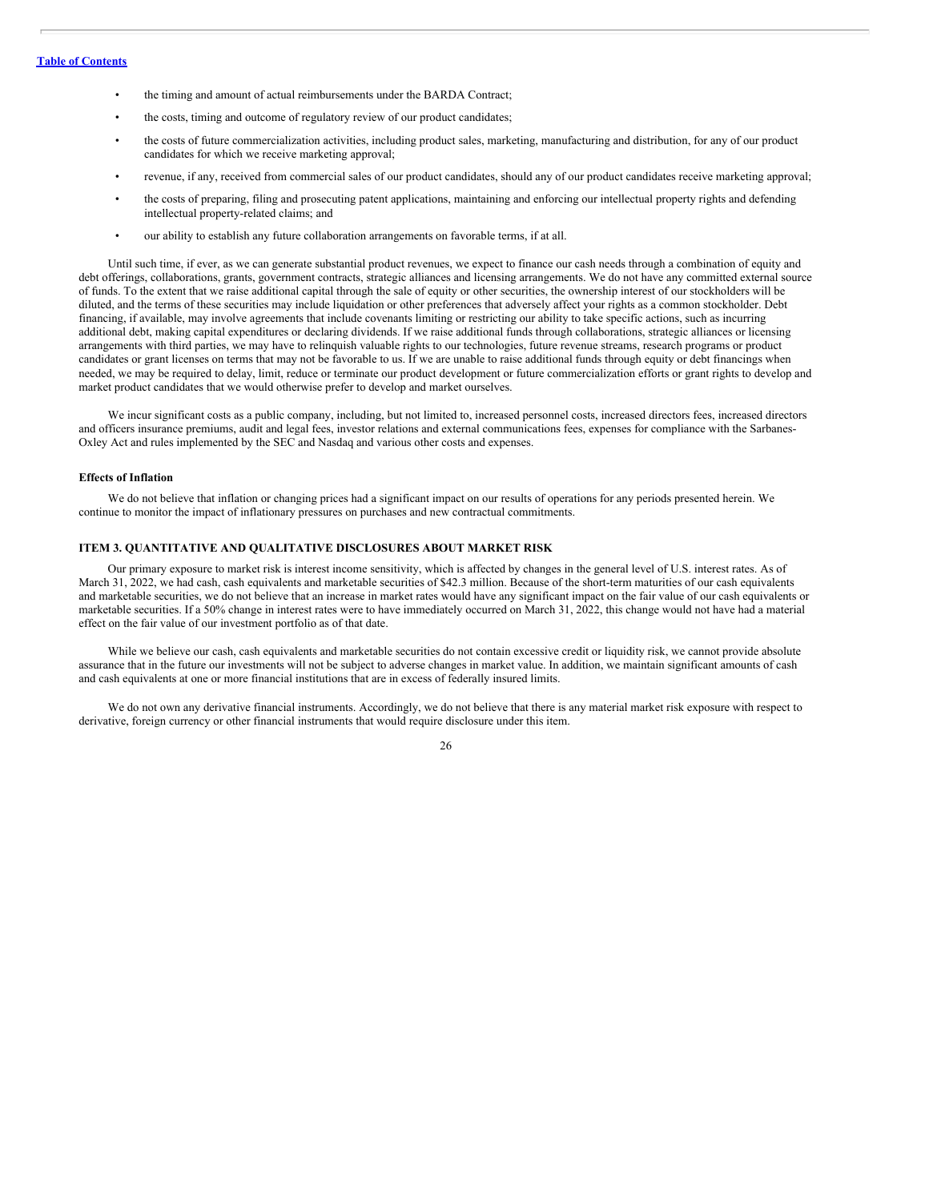- the timing and amount of actual reimbursements under the BARDA Contract;
- the costs, timing and outcome of regulatory review of our product candidates;
- the costs of future commercialization activities, including product sales, marketing, manufacturing and distribution, for any of our product candidates for which we receive marketing approval;
- revenue, if any, received from commercial sales of our product candidates, should any of our product candidates receive marketing approval;
- the costs of preparing, filing and prosecuting patent applications, maintaining and enforcing our intellectual property rights and defending intellectual property-related claims; and
- our ability to establish any future collaboration arrangements on favorable terms, if at all.

Until such time, if ever, as we can generate substantial product revenues, we expect to finance our cash needs through a combination of equity and debt offerings, collaborations, grants, government contracts, strategic alliances and licensing arrangements. We do not have any committed external source of funds. To the extent that we raise additional capital through the sale of equity or other securities, the ownership interest of our stockholders will be diluted, and the terms of these securities may include liquidation or other preferences that adversely affect your rights as a common stockholder. Debt financing, if available, may involve agreements that include covenants limiting or restricting our ability to take specific actions, such as incurring additional debt, making capital expenditures or declaring dividends. If we raise additional funds through collaborations, strategic alliances or licensing arrangements with third parties, we may have to relinquish valuable rights to our technologies, future revenue streams, research programs or product candidates or grant licenses on terms that may not be favorable to us. If we are unable to raise additional funds through equity or debt financings when needed, we may be required to delay, limit, reduce or terminate our product development or future commercialization efforts or grant rights to develop and market product candidates that we would otherwise prefer to develop and market ourselves.

We incur significant costs as a public company, including, but not limited to, increased personnel costs, increased directors fees, increased directors and officers insurance premiums, audit and legal fees, investor relations and external communications fees, expenses for compliance with the Sarbanes-Oxley Act and rules implemented by the SEC and Nasdaq and various other costs and expenses.

**Effects of Inflation**

We do not believe that inflation or changing prices had a significant impact on our results of operations for any periods presented herein. We continue to monitor the impact of inflationary pressures on purchases and new contractual commitments.

## ITEM 3. QUANTITATIVE AND QUALITATIVE DISCLOSURES ABOUT MARKET RISK

Our primary exposure to market risk is interest income sensitivity, which is affected by changes in the general level of U.S. interest rates. As of March 31, 2022, we had cash, cash equivalents and marketable securities of $42.3 million. Because of the short-term maturities of our cash equivalents and marketable securities, we do not believe that an increase in market rates would have any significant impact on the fair value of our cash equivalents or marketable securities. If a 50% change in interest rates were to have immediately occurred on March 31, 2022, this change would not have had a material effect on the fair value of our investment portfolio as of that date.

While we believe our cash, cash equivalents and marketable securities do not contain excessive credit or liquidity risk, we cannot provide absolute assurance that in the future our investments will not be subject to adverse changes in market value. In addition, we maintain significant amounts of cash and cash equivalents at one or more financial institutions that are in excess of federally insured limits.

We do not own any derivative financial instruments. Accordingly, we do not believe that there is any material market risk exposure with respect to derivative, foreign currency or other financial instruments that would require disclosure under this item.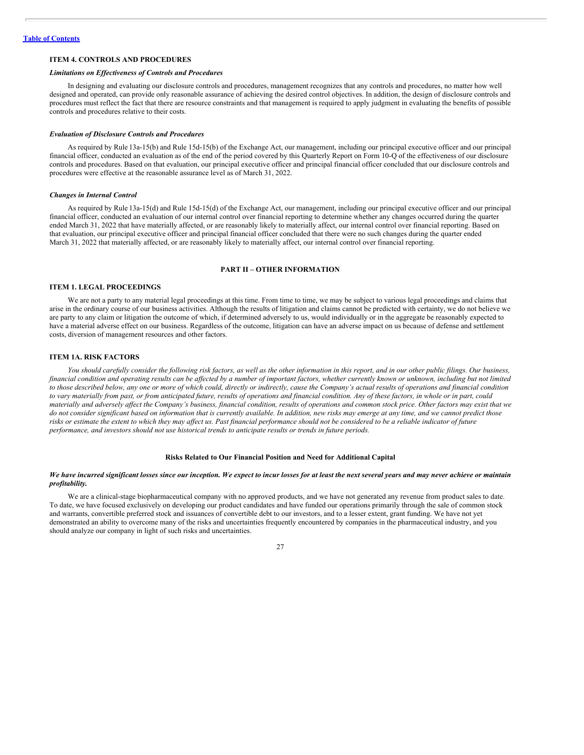### ITEM 4. CONTROLS AND PROCEDURES

***Limitations on Effectiveness of Controls and Procedures***

In designing and evaluating our disclosure controls and procedures, management recognizes that any controls and procedures, no matter how well designed and operated, can provide only reasonable assurance of achieving the desired control objectives. In addition, the design of disclosure controls and procedures must reflect the fact that there are resource constraints and that management is required to apply judgment in evaluating the benefits of possible controls and procedures relative to their costs.

***Evaluation of Disclosure Controls and Procedures***

As required by Rule 13a-15(b) and Rule 15d-15(b) of the Exchange Act, our management, including our principal executive officer and our principal financial officer, conducted an evaluation as of the end of the period covered by this Quarterly Report on Form 10-Q of the effectiveness of our disclosure controls and procedures. Based on that evaluation, our principal executive officer and principal financial officer concluded that our disclosure controls and procedures were effective at the reasonable assurance level as of March 31, 2022.

***Changes in Internal Control***

As required by Rule 13a-15(d) and Rule 15d-15(d) of the Exchange Act, our management, including our principal executive officer and our principal financial officer, conducted an evaluation of our internal control over financial reporting to determine whether any changes occurred during the quarter ended March 31, 2022 that have materially affected, or are reasonably likely to materially affect, our internal control over financial reporting. Based on that evaluation, our principal executive officer and principal financial officer concluded that there were no such changes during the quarter ended March 31, 2022 that materially affected, or are reasonably likely to materially affect, our internal control over financial reporting.

## PART II – OTHER INFORMATION

### ITEM 1. LEGAL PROCEEDINGS

We are not a party to any material legal proceedings at this time. From time to time, we may be subject to various legal proceedings and claims that arise in the ordinary course of our business activities. Although the results of litigation and claims cannot be predicted with certainty, we do not believe we are party to any claim or litigation the outcome of which, if determined adversely to us, would individually or in the aggregate be reasonably expected to have a material adverse effect on our business. Regardless of the outcome, litigation can have an adverse impact on us because of defense and settlement costs, diversion of management resources and other factors.

### ITEM 1A. RISK FACTORS

*You should carefully consider the following risk factors, as well as the other information in this report, and in our other public filings. Our business, financial condition and operating results can be affected by a number of important factors, whether currently known or unknown, including but not limited to those described below, any one or more of which could, directly or indirectly, cause the Company's actual results of operations and financial condition to vary materially from past, or from anticipated future, results of operations and financial condition. Any of these factors, in whole or in part, could materially and adversely affect the Company's business, financial condition, results of operations and common stock price. Other factors may exist that we do not consider significant based on information that is currently available. In addition, new risks may emerge at any time, and we cannot predict those risks or estimate the extent to which they may affect us. Past financial performance should not be considered to be a reliable indicator of future performance, and investors should not use historical trends to anticipate results or trends in future periods.*

#### Risks Related to Our Financial Position and Need for Additional Capital

***We have incurred significant losses since our inception. We expect to incur losses for at least the next several years and may never achieve or maintain profitability.***

We are a clinical-stage biopharmaceutical company with no approved products, and we have not generated any revenue from product sales to date. To date, we have focused exclusively on developing our product candidates and have funded our operations primarily through the sale of common stock and warrants, convertible preferred stock and issuances of convertible debt to our investors, and to a lesser extent, grant funding. We have not yet demonstrated an ability to overcome many of the risks and uncertainties frequently encountered by companies in the pharmaceutical industry, and you should analyze our company in light of such risks and uncertainties.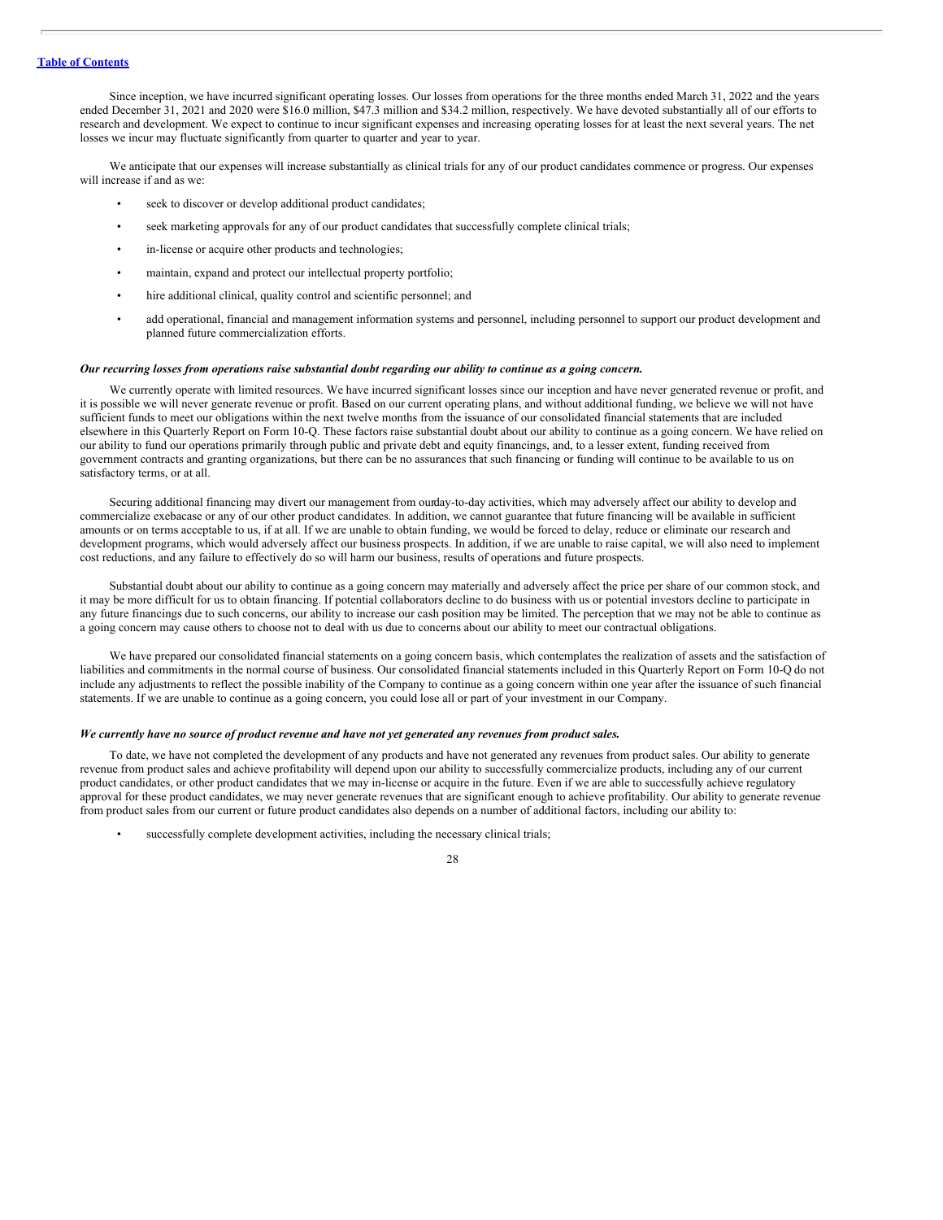Since inception, we have incurred significant operating losses. Our losses from operations for the three months ended March 31, 2022 and the years ended December 31, 2021 and 2020 were $16.0 million, $47.3 million and $34.2 million, respectively. We have devoted substantially all of our efforts to research and development. We expect to continue to incur significant expenses and increasing operating losses for at least the next several years. The net losses we incur may fluctuate significantly from quarter to quarter and year to year.

We anticipate that our expenses will increase substantially as clinical trials for any of our product candidates commence or progress. Our expenses will increase if and as we:

- seek to discover or develop additional product candidates;
- seek marketing approvals for any of our product candidates that successfully complete clinical trials;
- in-license or acquire other products and technologies;
- maintain, expand and protect our intellectual property portfolio;
- hire additional clinical, quality control and scientific personnel; and
- add operational, financial and management information systems and personnel, including personnel to support our product development and planned future commercialization efforts.

***Our recurring losses from operations raise substantial doubt regarding our ability to continue as a going concern.***

We currently operate with limited resources. We have incurred significant losses since our inception and have never generated revenue or profit, and it is possible we will never generate revenue or profit. Based on our current operating plans, and without additional funding, we believe we will not have sufficient funds to meet our obligations within the next twelve months from the issuance of our consolidated financial statements that are included elsewhere in this Quarterly Report on Form 10-Q. These factors raise substantial doubt about our ability to continue as a going concern. We have relied on our ability to fund our operations primarily through public and private debt and equity financings, and, to a lesser extent, funding received from government contracts and granting organizations, but there can be no assurances that such financing or funding will continue to be available to us on satisfactory terms, or at all.

Securing additional financing may divert our management from ourday-to-day activities, which may adversely affect our ability to develop and commercialize exebacase or any of our other product candidates. In addition, we cannot guarantee that future financing will be available in sufficient amounts or on terms acceptable to us, if at all. If we are unable to obtain funding, we would be forced to delay, reduce or eliminate our research and development programs, which would adversely affect our business prospects. In addition, if we are unable to raise capital, we will also need to implement cost reductions, and any failure to effectively do so will harm our business, results of operations and future prospects.

Substantial doubt about our ability to continue as a going concern may materially and adversely affect the price per share of our common stock, and it may be more difficult for us to obtain financing. If potential collaborators decline to do business with us or potential investors decline to participate in any future financings due to such concerns, our ability to increase our cash position may be limited. The perception that we may not be able to continue as a going concern may cause others to choose not to deal with us due to concerns about our ability to meet our contractual obligations.

We have prepared our consolidated financial statements on a going concern basis, which contemplates the realization of assets and the satisfaction of liabilities and commitments in the normal course of business. Our consolidated financial statements included in this Quarterly Report on Form 10-Q do not include any adjustments to reflect the possible inability of the Company to continue as a going concern within one year after the issuance of such financial statements. If we are unable to continue as a going concern, you could lose all or part of your investment in our Company.

***We currently have no source of product revenue and have not yet generated any revenues from product sales.***

To date, we have not completed the development of any products and have not generated any revenues from product sales. Our ability to generate revenue from product sales and achieve profitability will depend upon our ability to successfully commercialize products, including any of our current product candidates, or other product candidates that we may in-license or acquire in the future. Even if we are able to successfully achieve regulatory approval for these product candidates, we may never generate revenues that are significant enough to achieve profitability. Our ability to generate revenue from product sales from our current or future product candidates also depends on a number of additional factors, including our ability to:

- successfully complete development activities, including the necessary clinical trials;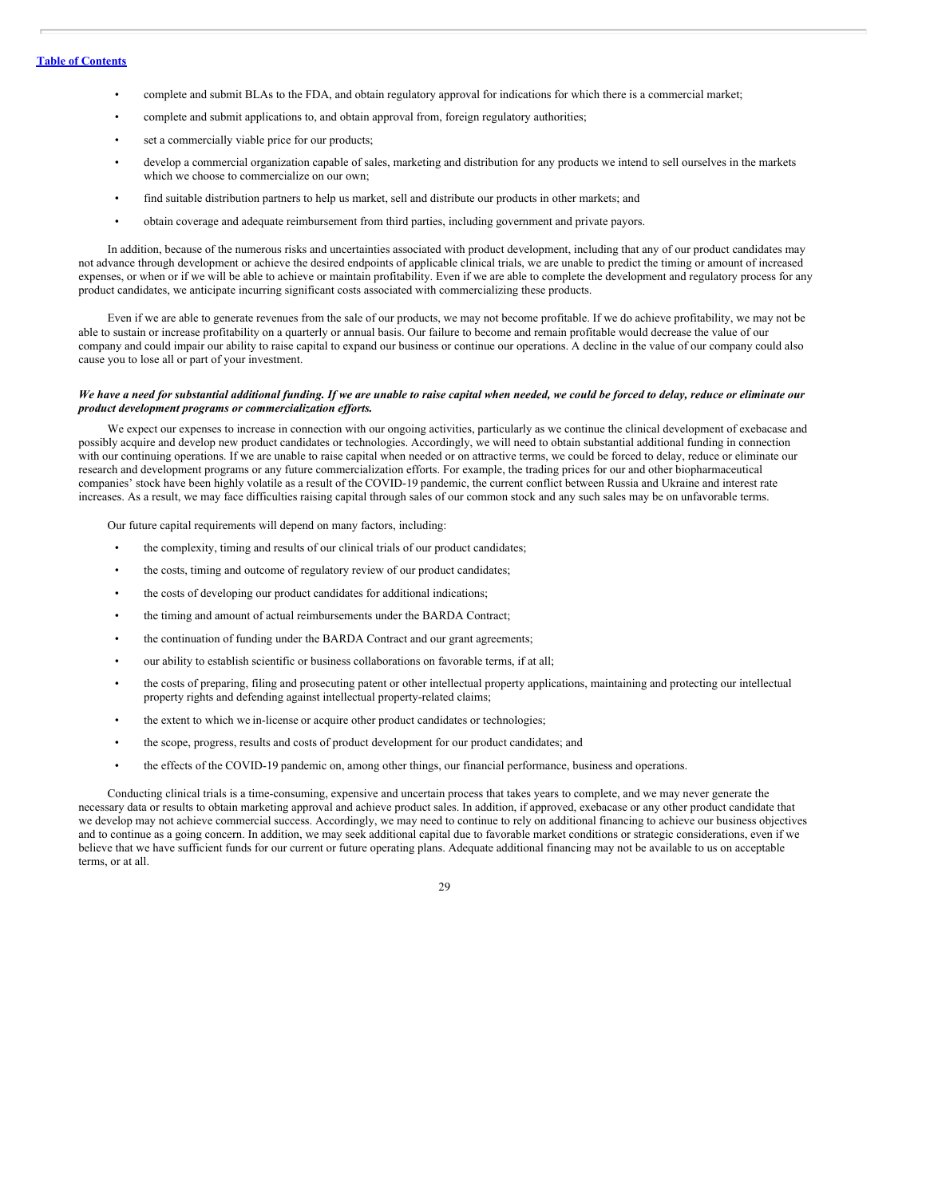- complete and submit BLAs to the FDA, and obtain regulatory approval for indications for which there is a commercial market;
- complete and submit applications to, and obtain approval from, foreign regulatory authorities;
- set a commercially viable price for our products;
- develop a commercial organization capable of sales, marketing and distribution for any products we intend to sell ourselves in the markets which we choose to commercialize on our own;
- find suitable distribution partners to help us market, sell and distribute our products in other markets; and
- obtain coverage and adequate reimbursement from third parties, including government and private payors.

In addition, because of the numerous risks and uncertainties associated with product development, including that any of our product candidates may not advance through development or achieve the desired endpoints of applicable clinical trials, we are unable to predict the timing or amount of increased expenses, or when or if we will be able to achieve or maintain profitability. Even if we are able to complete the development and regulatory process for any product candidates, we anticipate incurring significant costs associated with commercializing these products.

Even if we are able to generate revenues from the sale of our products, we may not become profitable. If we do achieve profitability, we may not be able to sustain or increase profitability on a quarterly or annual basis. Our failure to become and remain profitable would decrease the value of our company and could impair our ability to raise capital to expand our business or continue our operations. A decline in the value of our company could also cause you to lose all or part of your investment.

***We have a need for substantial additional funding. If we are unable to raise capital when needed, we could be forced to delay, reduce or eliminate our product development programs or commercialization efforts.***

We expect our expenses to increase in connection with our ongoing activities, particularly as we continue the clinical development of exebacase and possibly acquire and develop new product candidates or technologies. Accordingly, we will need to obtain substantial additional funding in connection with our continuing operations. If we are unable to raise capital when needed or on attractive terms, we could be forced to delay, reduce or eliminate our research and development programs or any future commercialization efforts. For example, the trading prices for our and other biopharmaceutical companies' stock have been highly volatile as a result of the COVID-19 pandemic, the current conflict between Russia and Ukraine and interest rate increases. As a result, we may face difficulties raising capital through sales of our common stock and any such sales may be on unfavorable terms.

Our future capital requirements will depend on many factors, including:

- the complexity, timing and results of our clinical trials of our product candidates;
- the costs, timing and outcome of regulatory review of our product candidates;
- the costs of developing our product candidates for additional indications;
- the timing and amount of actual reimbursements under the BARDA Contract;
- the continuation of funding under the BARDA Contract and our grant agreements;
- our ability to establish scientific or business collaborations on favorable terms, if at all;
- the costs of preparing, filing and prosecuting patent or other intellectual property applications, maintaining and protecting our intellectual property rights and defending against intellectual property-related claims;
- the extent to which we in-license or acquire other product candidates or technologies;
- the scope, progress, results and costs of product development for our product candidates; and
- the effects of the COVID-19 pandemic on, among other things, our financial performance, business and operations.

Conducting clinical trials is a time-consuming, expensive and uncertain process that takes years to complete, and we may never generate the necessary data or results to obtain marketing approval and achieve product sales. In addition, if approved, exebacase or any other product candidate that we develop may not achieve commercial success. Accordingly, we may need to continue to rely on additional financing to achieve our business objectives and to continue as a going concern. In addition, we may seek additional capital due to favorable market conditions or strategic considerations, even if we believe that we have sufficient funds for our current or future operating plans. Adequate additional financing may not be available to us on acceptable terms, or at all.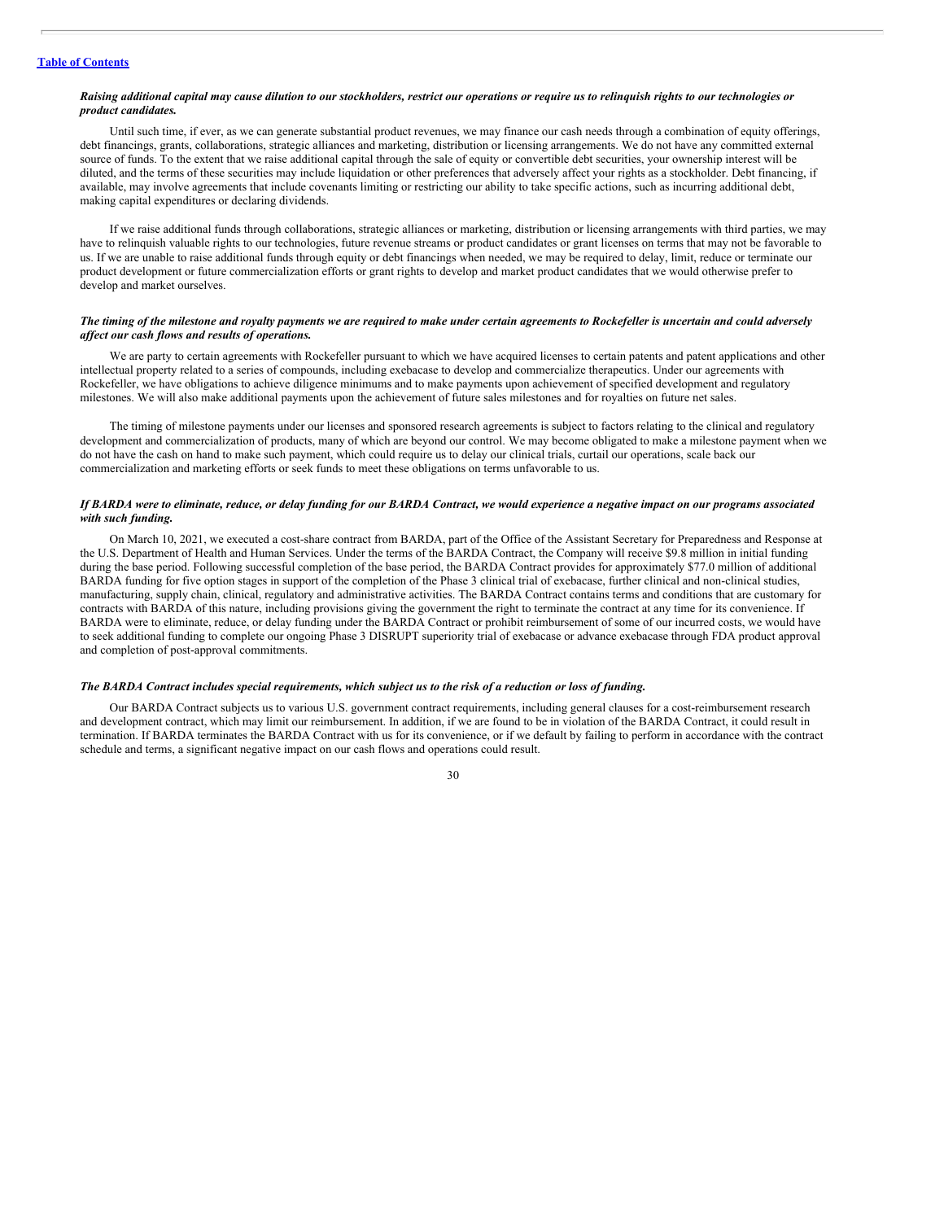*Raising additional capital may cause dilution to our stockholders, restrict our operations or require us to relinquish rights to our technologies or product candidates.*

Until such time, if ever, as we can generate substantial product revenues, we may finance our cash needs through a combination of equity offerings, debt financings, grants, collaborations, strategic alliances and marketing, distribution or licensing arrangements. We do not have any committed external source of funds. To the extent that we raise additional capital through the sale of equity or convertible debt securities, your ownership interest will be diluted, and the terms of these securities may include liquidation or other preferences that adversely affect your rights as a stockholder. Debt financing, if available, may involve agreements that include covenants limiting or restricting our ability to take specific actions, such as incurring additional debt, making capital expenditures or declaring dividends.

If we raise additional funds through collaborations, strategic alliances or marketing, distribution or licensing arrangements with third parties, we may have to relinquish valuable rights to our technologies, future revenue streams or product candidates or grant licenses on terms that may not be favorable to us. If we are unable to raise additional funds through equity or debt financings when needed, we may be required to delay, limit, reduce or terminate our product development or future commercialization efforts or grant rights to develop and market product candidates that we would otherwise prefer to develop and market ourselves.

*The timing of the milestone and royalty payments we are required to make under certain agreements to Rockefeller is uncertain and could adversely affect our cash flows and results of operations.*

We are party to certain agreements with Rockefeller pursuant to which we have acquired licenses to certain patents and patent applications and other intellectual property related to a series of compounds, including exebacase to develop and commercialize therapeutics. Under our agreements with Rockefeller, we have obligations to achieve diligence minimums and to make payments upon achievement of specified development and regulatory milestones. We will also make additional payments upon the achievement of future sales milestones and for royalties on future net sales.

The timing of milestone payments under our licenses and sponsored research agreements is subject to factors relating to the clinical and regulatory development and commercialization of products, many of which are beyond our control. We may become obligated to make a milestone payment when we do not have the cash on hand to make such payment, which could require us to delay our clinical trials, curtail our operations, scale back our commercialization and marketing efforts or seek funds to meet these obligations on terms unfavorable to us.

*If BARDA were to eliminate, reduce, or delay funding for our BARDA Contract, we would experience a negative impact on our programs associated with such funding.*

On March 10, 2021, we executed a cost-share contract from BARDA, part of the Office of the Assistant Secretary for Preparedness and Response at the U.S. Department of Health and Human Services. Under the terms of the BARDA Contract, the Company will receive $9.8 million in initial funding during the base period. Following successful completion of the base period, the BARDA Contract provides for approximately $77.0 million of additional BARDA funding for five option stages in support of the completion of the Phase 3 clinical trial of exebacase, further clinical and non-clinical studies, manufacturing, supply chain, clinical, regulatory and administrative activities. The BARDA Contract contains terms and conditions that are customary for contracts with BARDA of this nature, including provisions giving the government the right to terminate the contract at any time for its convenience. If BARDA were to eliminate, reduce, or delay funding under the BARDA Contract or prohibit reimbursement of some of our incurred costs, we would have to seek additional funding to complete our ongoing Phase 3 DISRUPT superiority trial of exebacase or advance exebacase through FDA product approval and completion of post-approval commitments.

*The BARDA Contract includes special requirements, which subject us to the risk of a reduction or loss of funding.*

Our BARDA Contract subjects us to various U.S. government contract requirements, including general clauses for a cost-reimbursement research and development contract, which may limit our reimbursement. In addition, if we are found to be in violation of the BARDA Contract, it could result in termination. If BARDA terminates the BARDA Contract with us for its convenience, or if we default by failing to perform in accordance with the contract schedule and terms, a significant negative impact on our cash flows and operations could result.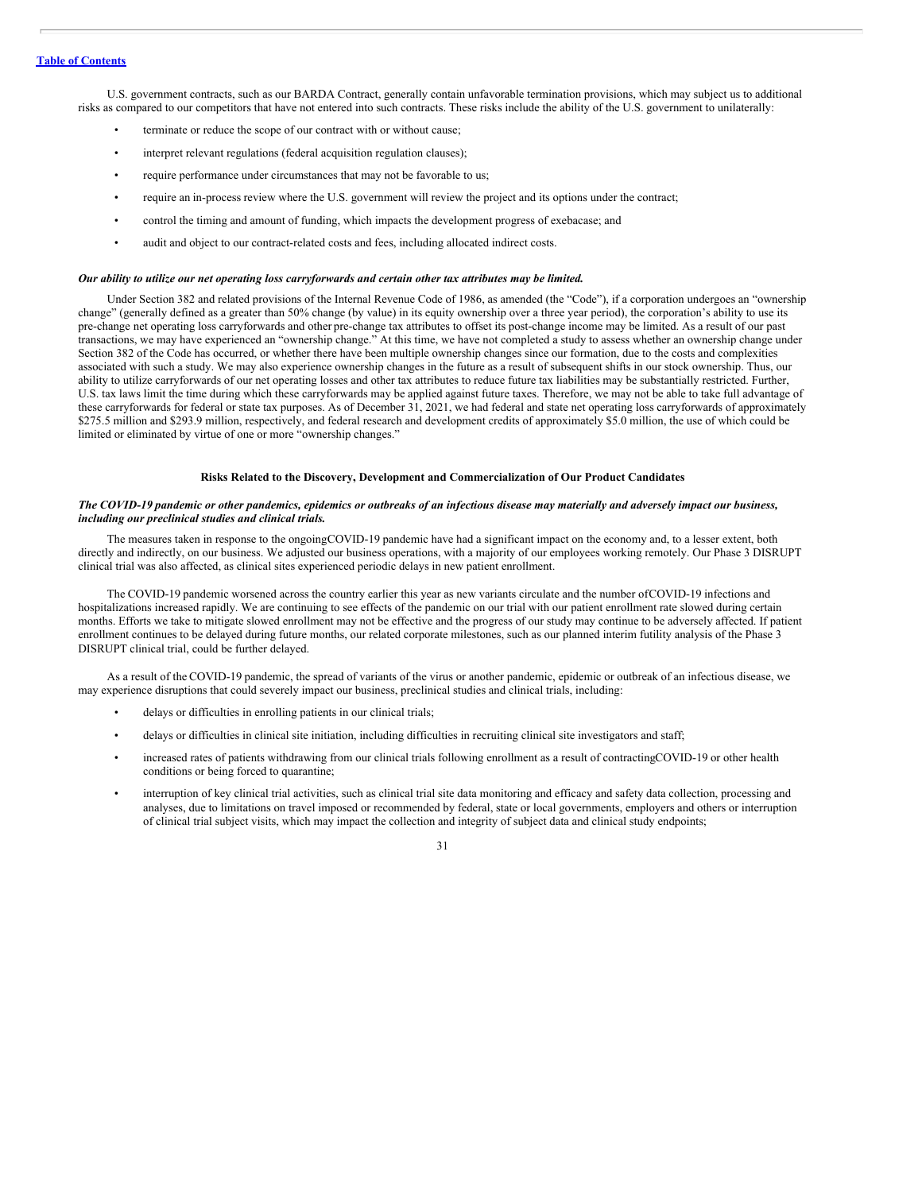U.S. government contracts, such as our BARDA Contract, generally contain unfavorable termination provisions, which may subject us to additional risks as compared to our competitors that have not entered into such contracts. These risks include the ability of the U.S. government to unilaterally:

- terminate or reduce the scope of our contract with or without cause;
- interpret relevant regulations (federal acquisition regulation clauses);
- require performance under circumstances that may not be favorable to us;
- require an in-process review where the U.S. government will review the project and its options under the contract;
- control the timing and amount of funding, which impacts the development progress of exebacase; and
- audit and object to our contract-related costs and fees, including allocated indirect costs.

***Our ability to utilize our net operating loss carryforwards and certain other tax attributes may be limited.***

Under Section 382 and related provisions of the Internal Revenue Code of 1986, as amended (the "Code"), if a corporation undergoes an "ownership change" (generally defined as a greater than 50% change (by value) in its equity ownership over a three year period), the corporation's ability to use its pre-change net operating loss carryforwards and other pre-change tax attributes to offset its post-change income may be limited. As a result of our past transactions, we may have experienced an "ownership change." At this time, we have not completed a study to assess whether an ownership change under Section 382 of the Code has occurred, or whether there have been multiple ownership changes since our formation, due to the costs and complexities associated with such a study. We may also experience ownership changes in the future as a result of subsequent shifts in our stock ownership. Thus, our ability to utilize carryforwards of our net operating losses and other tax attributes to reduce future tax liabilities may be substantially restricted. Further, U.S. tax laws limit the time during which these carryforwards may be applied against future taxes. Therefore, we may not be able to take full advantage of these carryforwards for federal or state tax purposes. As of December 31, 2021, we had federal and state net operating loss carryforwards of approximately $275.5 million and $293.9 million, respectively, and federal research and development credits of approximately $5.0 million, the use of which could be limited or eliminated by virtue of one or more "ownership changes."

**Risks Related to the Discovery, Development and Commercialization of Our Product Candidates**

***The COVID-19 pandemic or other pandemics, epidemics or outbreaks of an infectious disease may materially and adversely impact our business, including our preclinical studies and clinical trials.***

The measures taken in response to the ongoing COVID-19 pandemic have had a significant impact on the economy and, to a lesser extent, both directly and indirectly, on our business. We adjusted our business operations, with a majority of our employees working remotely. Our Phase 3 DISRUPT clinical trial was also affected, as clinical sites experienced periodic delays in new patient enrollment.

The COVID-19 pandemic worsened across the country earlier this year as new variants circulate and the number of COVID-19 infections and hospitalizations increased rapidly. We are continuing to see effects of the pandemic on our trial with our patient enrollment rate slowed during certain months. Efforts we take to mitigate slowed enrollment may not be effective and the progress of our study may continue to be adversely affected. If patient enrollment continues to be delayed during future months, our related corporate milestones, such as our planned interim futility analysis of the Phase 3 DISRUPT clinical trial, could be further delayed.

As a result of the COVID-19 pandemic, the spread of variants of the virus or another pandemic, epidemic or outbreak of an infectious disease, we may experience disruptions that could severely impact our business, preclinical studies and clinical trials, including:

- delays or difficulties in enrolling patients in our clinical trials;
- delays or difficulties in clinical site initiation, including difficulties in recruiting clinical site investigators and staff;
- increased rates of patients withdrawing from our clinical trials following enrollment as a result of contracting COVID-19 or other health conditions or being forced to quarantine;
- interruption of key clinical trial activities, such as clinical trial site data monitoring and efficacy and safety data collection, processing and analyses, due to limitations on travel imposed or recommended by federal, state or local governments, employers and others or interruption of clinical trial subject visits, which may impact the collection and integrity of subject data and clinical study endpoints;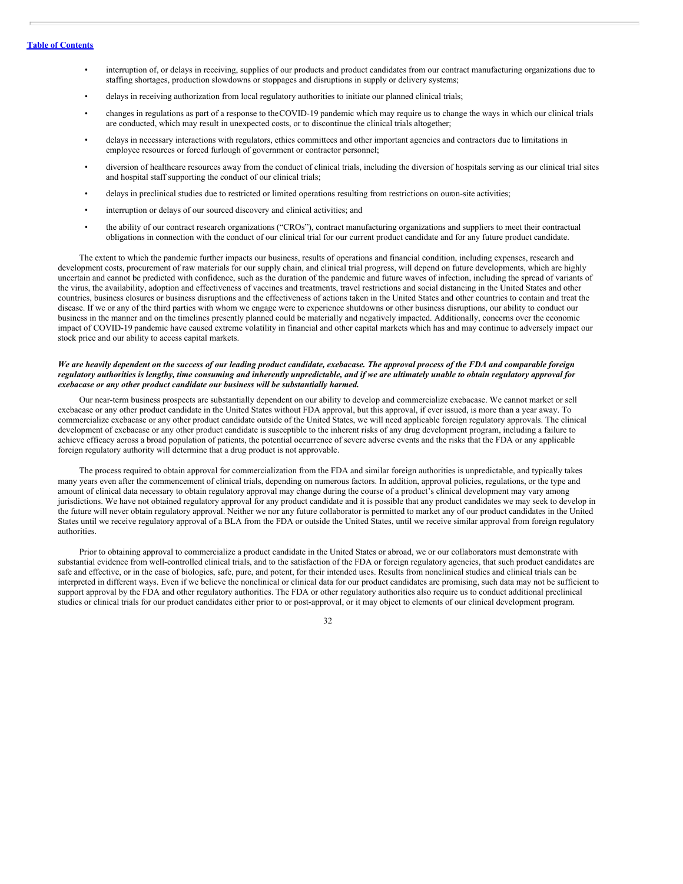- interruption of, or delays in receiving, supplies of our products and product candidates from our contract manufacturing organizations due to staffing shortages, production slowdowns or stoppages and disruptions in supply or delivery systems;
- delays in receiving authorization from local regulatory authorities to initiate our planned clinical trials;
- changes in regulations as part of a response to the COVID-19 pandemic which may require us to change the ways in which our clinical trials are conducted, which may result in unexpected costs, or to discontinue the clinical trials altogether;
- delays in necessary interactions with regulators, ethics committees and other important agencies and contractors due to limitations in employee resources or forced furlough of government or contractor personnel;
- diversion of healthcare resources away from the conduct of clinical trials, including the diversion of hospitals serving as our clinical trial sites and hospital staff supporting the conduct of our clinical trials;
- delays in preclinical studies due to restricted or limited operations resulting from restrictions on our on-site activities;
- interruption or delays of our sourced discovery and clinical activities; and
- the ability of our contract research organizations ("CROs"), contract manufacturing organizations and suppliers to meet their contractual obligations in connection with the conduct of our clinical trial for our current product candidate and for any future product candidate.

The extent to which the pandemic further impacts our business, results of operations and financial condition, including expenses, research and development costs, procurement of raw materials for our supply chain, and clinical trial progress, will depend on future developments, which are highly uncertain and cannot be predicted with confidence, such as the duration of the pandemic and future waves of infection, including the spread of variants of the virus, the availability, adoption and effectiveness of vaccines and treatments, travel restrictions and social distancing in the United States and other countries, business closures or business disruptions and the effectiveness of actions taken in the United States and other countries to contain and treat the disease. If we or any of the third parties with whom we engage were to experience shutdowns or other business disruptions, our ability to conduct our business in the manner and on the timelines presently planned could be materially and negatively impacted. Additionally, concerns over the economic impact of COVID-19 pandemic have caused extreme volatility in financial and other capital markets which has and may continue to adversely impact our stock price and our ability to access capital markets.

***We are heavily dependent on the success of our leading product candidate, exebacase. The approval process of the FDA and comparable foreign regulatory authorities is lengthy, time consuming and inherently unpredictable, and if we are ultimately unable to obtain regulatory approval for exebacase or any other product candidate our business will be substantially harmed.***

Our near-term business prospects are substantially dependent on our ability to develop and commercialize exebacase. We cannot market or sell exebacase or any other product candidate in the United States without FDA approval, but this approval, if ever issued, is more than a year away. To commercialize exebacase or any other product candidate outside of the United States, we will need applicable foreign regulatory approvals. The clinical development of exebacase or any other product candidate is susceptible to the inherent risks of any drug development program, including a failure to achieve efficacy across a broad population of patients, the potential occurrence of severe adverse events and the risks that the FDA or any applicable foreign regulatory authority will determine that a drug product is not approvable.

The process required to obtain approval for commercialization from the FDA and similar foreign authorities is unpredictable, and typically takes many years even after the commencement of clinical trials, depending on numerous factors. In addition, approval policies, regulations, or the type and amount of clinical data necessary to obtain regulatory approval may change during the course of a product's clinical development may vary among jurisdictions. We have not obtained regulatory approval for any product candidate and it is possible that any product candidates we may seek to develop in the future will never obtain regulatory approval. Neither we nor any future collaborator is permitted to market any of our product candidates in the United States until we receive regulatory approval of a BLA from the FDA or outside the United States, until we receive similar approval from foreign regulatory authorities.

Prior to obtaining approval to commercialize a product candidate in the United States or abroad, we or our collaborators must demonstrate with substantial evidence from well-controlled clinical trials, and to the satisfaction of the FDA or foreign regulatory agencies, that such product candidates are safe and effective, or in the case of biologics, safe, pure, and potent, for their intended uses. Results from nonclinical studies and clinical trials can be interpreted in different ways. Even if we believe the nonclinical or clinical data for our product candidates are promising, such data may not be sufficient to support approval by the FDA and other regulatory authorities. The FDA or other regulatory authorities also require us to conduct additional preclinical studies or clinical trials for our product candidates either prior to or post-approval, or it may object to elements of our clinical development program.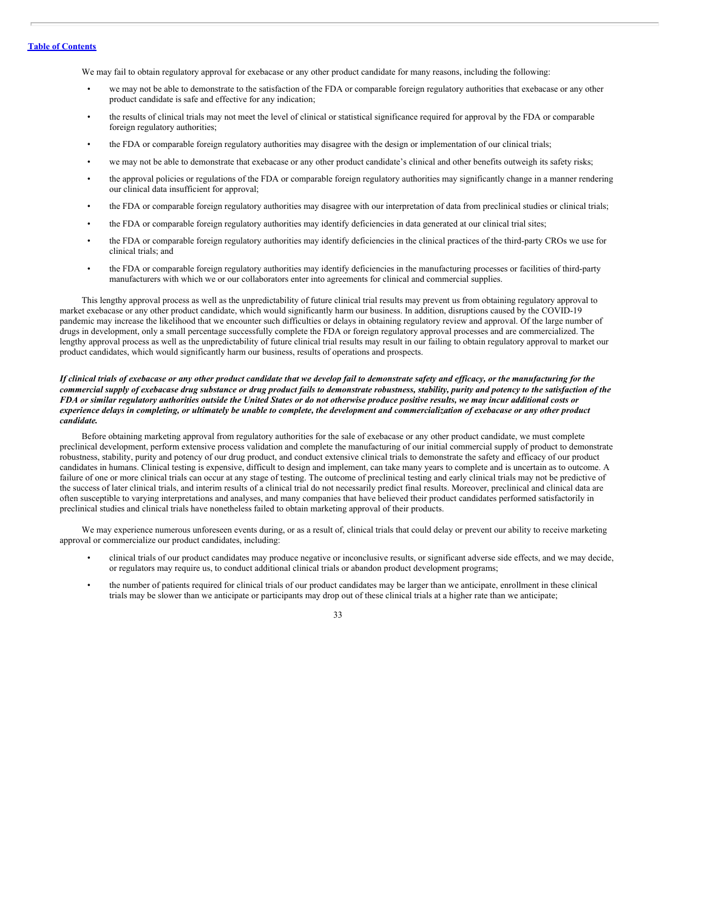We may fail to obtain regulatory approval for exebacase or any other product candidate for many reasons, including the following:

- we may not be able to demonstrate to the satisfaction of the FDA or comparable foreign regulatory authorities that exebacase or any other product candidate is safe and effective for any indication;
- the results of clinical trials may not meet the level of clinical or statistical significance required for approval by the FDA or comparable foreign regulatory authorities;
- the FDA or comparable foreign regulatory authorities may disagree with the design or implementation of our clinical trials;
- we may not be able to demonstrate that exebacase or any other product candidate's clinical and other benefits outweigh its safety risks;
- the approval policies or regulations of the FDA or comparable foreign regulatory authorities may significantly change in a manner rendering our clinical data insufficient for approval;
- the FDA or comparable foreign regulatory authorities may disagree with our interpretation of data from preclinical studies or clinical trials;
- the FDA or comparable foreign regulatory authorities may identify deficiencies in data generated at our clinical trial sites;
- the FDA or comparable foreign regulatory authorities may identify deficiencies in the clinical practices of the third-party CROs we use for clinical trials; and
- the FDA or comparable foreign regulatory authorities may identify deficiencies in the manufacturing processes or facilities of third-party manufacturers with which we or our collaborators enter into agreements for clinical and commercial supplies.

This lengthy approval process as well as the unpredictability of future clinical trial results may prevent us from obtaining regulatory approval to market exebacase or any other product candidate, which would significantly harm our business. In addition, disruptions caused by the COVID-19 pandemic may increase the likelihood that we encounter such difficulties or delays in obtaining regulatory review and approval. Of the large number of drugs in development, only a small percentage successfully complete the FDA or foreign regulatory approval processes and are commercialized. The lengthy approval process as well as the unpredictability of future clinical trial results may result in our failing to obtain regulatory approval to market our product candidates, which would significantly harm our business, results of operations and prospects.

***If clinical trials of exebacase or any other product candidate that we develop fail to demonstrate safety and efficacy, or the manufacturing for the commercial supply of exebacase drug substance or drug product fails to demonstrate robustness, stability, purity and potency to the satisfaction of the FDA or similar regulatory authorities outside the United States or do not otherwise produce positive results, we may incur additional costs or experience delays in completing, or ultimately be unable to complete, the development and commercialization of exebacase or any other product candidate.***

Before obtaining marketing approval from regulatory authorities for the sale of exebacase or any other product candidate, we must complete preclinical development, perform extensive process validation and complete the manufacturing of our initial commercial supply of product to demonstrate robustness, stability, purity and potency of our drug product, and conduct extensive clinical trials to demonstrate the safety and efficacy of our product candidates in humans. Clinical testing is expensive, difficult to design and implement, can take many years to complete and is uncertain as to outcome. A failure of one or more clinical trials can occur at any stage of testing. The outcome of preclinical testing and early clinical trials may not be predictive of the success of later clinical trials, and interim results of a clinical trial do not necessarily predict final results. Moreover, preclinical and clinical data are often susceptible to varying interpretations and analyses, and many companies that have believed their product candidates performed satisfactorily in preclinical studies and clinical trials have nonetheless failed to obtain marketing approval of their products.

We may experience numerous unforeseen events during, or as a result of, clinical trials that could delay or prevent our ability to receive marketing approval or commercialize our product candidates, including:

- clinical trials of our product candidates may produce negative or inconclusive results, or significant adverse side effects, and we may decide, or regulators may require us, to conduct additional clinical trials or abandon product development programs;
- the number of patients required for clinical trials of our product candidates may be larger than we anticipate, enrollment in these clinical trials may be slower than we anticipate or participants may drop out of these clinical trials at a higher rate than we anticipate;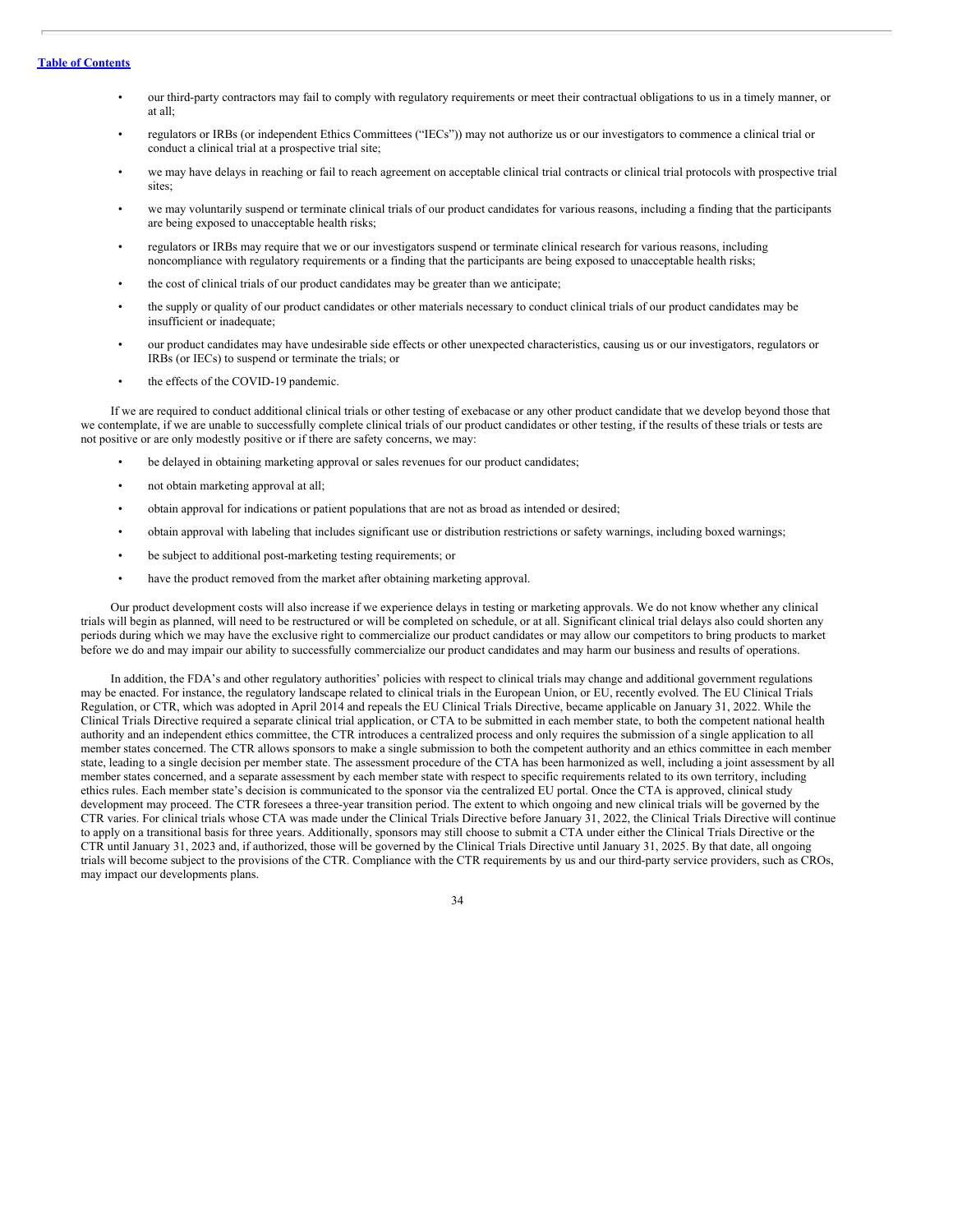- our third-party contractors may fail to comply with regulatory requirements or meet their contractual obligations to us in a timely manner, or at all;
- regulators or IRBs (or independent Ethics Committees ("IECs")) may not authorize us or our investigators to commence a clinical trial or conduct a clinical trial at a prospective trial site;
- we may have delays in reaching or fail to reach agreement on acceptable clinical trial contracts or clinical trial protocols with prospective trial sites;
- we may voluntarily suspend or terminate clinical trials of our product candidates for various reasons, including a finding that the participants are being exposed to unacceptable health risks;
- regulators or IRBs may require that we or our investigators suspend or terminate clinical research for various reasons, including noncompliance with regulatory requirements or a finding that the participants are being exposed to unacceptable health risks;
- the cost of clinical trials of our product candidates may be greater than we anticipate;
- the supply or quality of our product candidates or other materials necessary to conduct clinical trials of our product candidates may be insufficient or inadequate;
- our product candidates may have undesirable side effects or other unexpected characteristics, causing us or our investigators, regulators or IRBs (or IECs) to suspend or terminate the trials; or
- the effects of the COVID-19 pandemic.

If we are required to conduct additional clinical trials or other testing of exebacase or any other product candidate that we develop beyond those that we contemplate, if we are unable to successfully complete clinical trials of our product candidates or other testing, if the results of these trials or tests are not positive or are only modestly positive or if there are safety concerns, we may:

- be delayed in obtaining marketing approval or sales revenues for our product candidates;
- not obtain marketing approval at all;
- obtain approval for indications or patient populations that are not as broad as intended or desired;
- obtain approval with labeling that includes significant use or distribution restrictions or safety warnings, including boxed warnings;
- be subject to additional post-marketing testing requirements; or
- have the product removed from the market after obtaining marketing approval.

Our product development costs will also increase if we experience delays in testing or marketing approvals. We do not know whether any clinical trials will begin as planned, will need to be restructured or will be completed on schedule, or at all. Significant clinical trial delays also could shorten any periods during which we may have the exclusive right to commercialize our product candidates or may allow our competitors to bring products to market before we do and may impair our ability to successfully commercialize our product candidates and may harm our business and results of operations.

In addition, the FDA's and other regulatory authorities' policies with respect to clinical trials may change and additional government regulations may be enacted. For instance, the regulatory landscape related to clinical trials in the European Union, or EU, recently evolved. The EU Clinical Trials Regulation, or CTR, which was adopted in April 2014 and repeals the EU Clinical Trials Directive, became applicable on January 31, 2022. While the Clinical Trials Directive required a separate clinical trial application, or CTA to be submitted in each member state, to both the competent national health authority and an independent ethics committee, the CTR introduces a centralized process and only requires the submission of a single application to all member states concerned. The CTR allows sponsors to make a single submission to both the competent authority and an ethics committee in each member state, leading to a single decision per member state. The assessment procedure of the CTA has been harmonized as well, including a joint assessment by all member states concerned, and a separate assessment by each member state with respect to specific requirements related to its own territory, including ethics rules. Each member state's decision is communicated to the sponsor via the centralized EU portal. Once the CTA is approved, clinical study development may proceed. The CTR foresees a three-year transition period. The extent to which ongoing and new clinical trials will be governed by the CTR varies. For clinical trials whose CTA was made under the Clinical Trials Directive before January 31, 2022, the Clinical Trials Directive will continue to apply on a transitional basis for three years. Additionally, sponsors may still choose to submit a CTA under either the Clinical Trials Directive or the CTR until January 31, 2023 and, if authorized, those will be governed by the Clinical Trials Directive until January 31, 2025. By that date, all ongoing trials will become subject to the provisions of the CTR. Compliance with the CTR requirements by us and our third-party service providers, such as CROs, may impact our developments plans.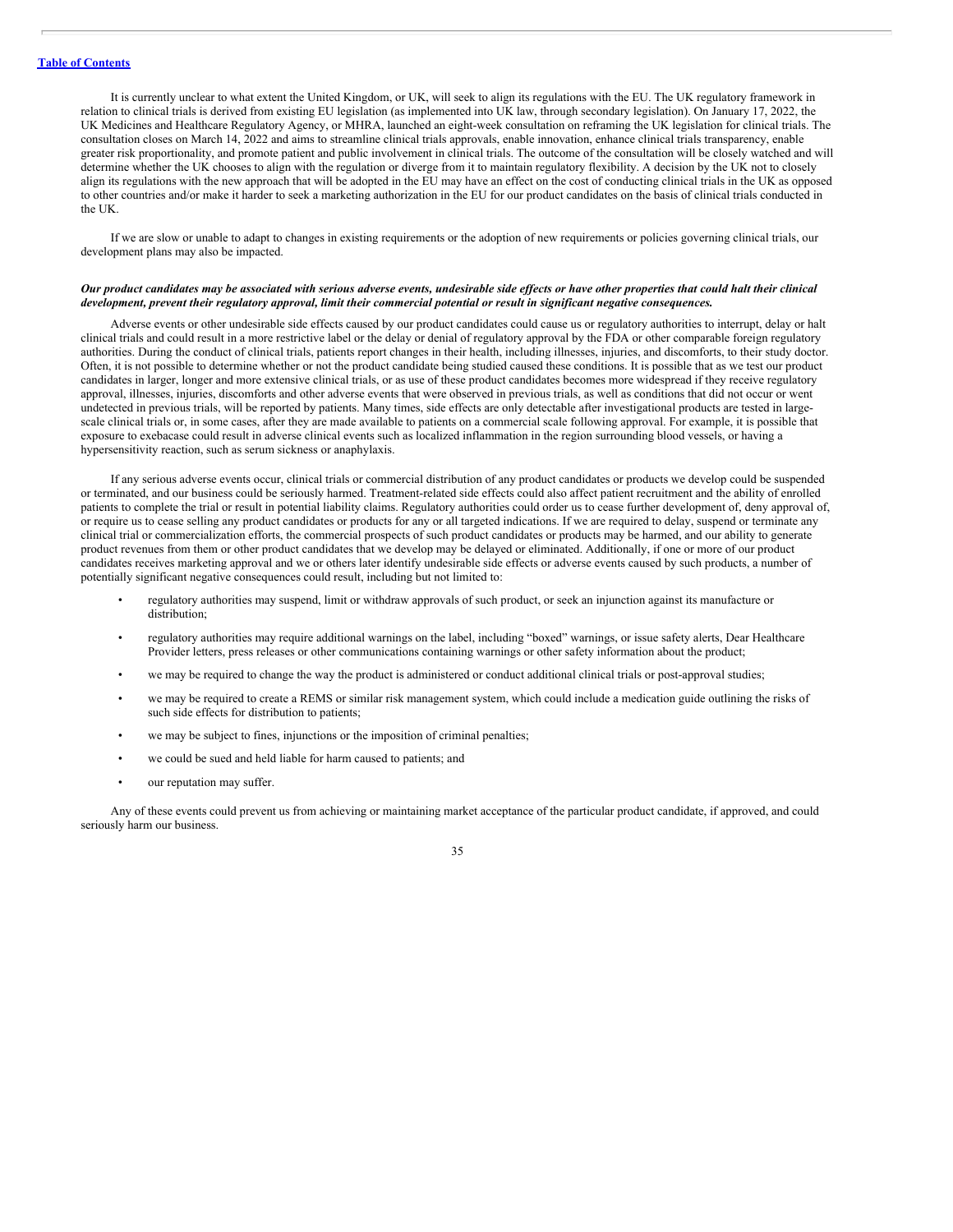It is currently unclear to what extent the United Kingdom, or UK, will seek to align its regulations with the EU. The UK regulatory framework in relation to clinical trials is derived from existing EU legislation (as implemented into UK law, through secondary legislation). On January 17, 2022, the UK Medicines and Healthcare Regulatory Agency, or MHRA, launched an eight-week consultation on reframing the UK legislation for clinical trials. The consultation closes on March 14, 2022 and aims to streamline clinical trials approvals, enable innovation, enhance clinical trials transparency, enable greater risk proportionality, and promote patient and public involvement in clinical trials. The outcome of the consultation will be closely watched and will determine whether the UK chooses to align with the regulation or diverge from it to maintain regulatory flexibility. A decision by the UK not to closely align its regulations with the new approach that will be adopted in the EU may have an effect on the cost of conducting clinical trials in the UK as opposed to other countries and/or make it harder to seek a marketing authorization in the EU for our product candidates on the basis of clinical trials conducted in the UK.

If we are slow or unable to adapt to changes in existing requirements or the adoption of new requirements or policies governing clinical trials, our development plans may also be impacted.

***Our product candidates may be associated with serious adverse events, undesirable side effects or have other properties that could halt their clinical development, prevent their regulatory approval, limit their commercial potential or result in significant negative consequences.***

Adverse events or other undesirable side effects caused by our product candidates could cause us or regulatory authorities to interrupt, delay or halt clinical trials and could result in a more restrictive label or the delay or denial of regulatory approval by the FDA or other comparable foreign regulatory authorities. During the conduct of clinical trials, patients report changes in their health, including illnesses, injuries, and discomforts, to their study doctor. Often, it is not possible to determine whether or not the product candidate being studied caused these conditions. It is possible that as we test our product candidates in larger, longer and more extensive clinical trials, or as use of these product candidates becomes more widespread if they receive regulatory approval, illnesses, injuries, discomforts and other adverse events that were observed in previous trials, as well as conditions that did not occur or went undetected in previous trials, will be reported by patients. Many times, side effects are only detectable after investigational products are tested in large-scale clinical trials or, in some cases, after they are made available to patients on a commercial scale following approval. For example, it is possible that exposure to exebacase could result in adverse clinical events such as localized inflammation in the region surrounding blood vessels, or having a hypersensitivity reaction, such as serum sickness or anaphylaxis.

If any serious adverse events occur, clinical trials or commercial distribution of any product candidates or products we develop could be suspended or terminated, and our business could be seriously harmed. Treatment-related side effects could also affect patient recruitment and the ability of enrolled patients to complete the trial or result in potential liability claims. Regulatory authorities could order us to cease further development of, deny approval of, or require us to cease selling any product candidates or products for any or all targeted indications. If we are required to delay, suspend or terminate any clinical trial or commercialization efforts, the commercial prospects of such product candidates or products may be harmed, and our ability to generate product revenues from them or other product candidates that we develop may be delayed or eliminated. Additionally, if one or more of our product candidates receives marketing approval and we or others later identify undesirable side effects or adverse events caused by such products, a number of potentially significant negative consequences could result, including but not limited to:

- regulatory authorities may suspend, limit or withdraw approvals of such product, or seek an injunction against its manufacture or distribution;
- regulatory authorities may require additional warnings on the label, including "boxed" warnings, or issue safety alerts, Dear Healthcare Provider letters, press releases or other communications containing warnings or other safety information about the product;
- we may be required to change the way the product is administered or conduct additional clinical trials or post-approval studies;
- we may be required to create a REMS or similar risk management system, which could include a medication guide outlining the risks of such side effects for distribution to patients;
- we may be subject to fines, injunctions or the imposition of criminal penalties;
- we could be sued and held liable for harm caused to patients; and
- our reputation may suffer.

Any of these events could prevent us from achieving or maintaining market acceptance of the particular product candidate, if approved, and could seriously harm our business.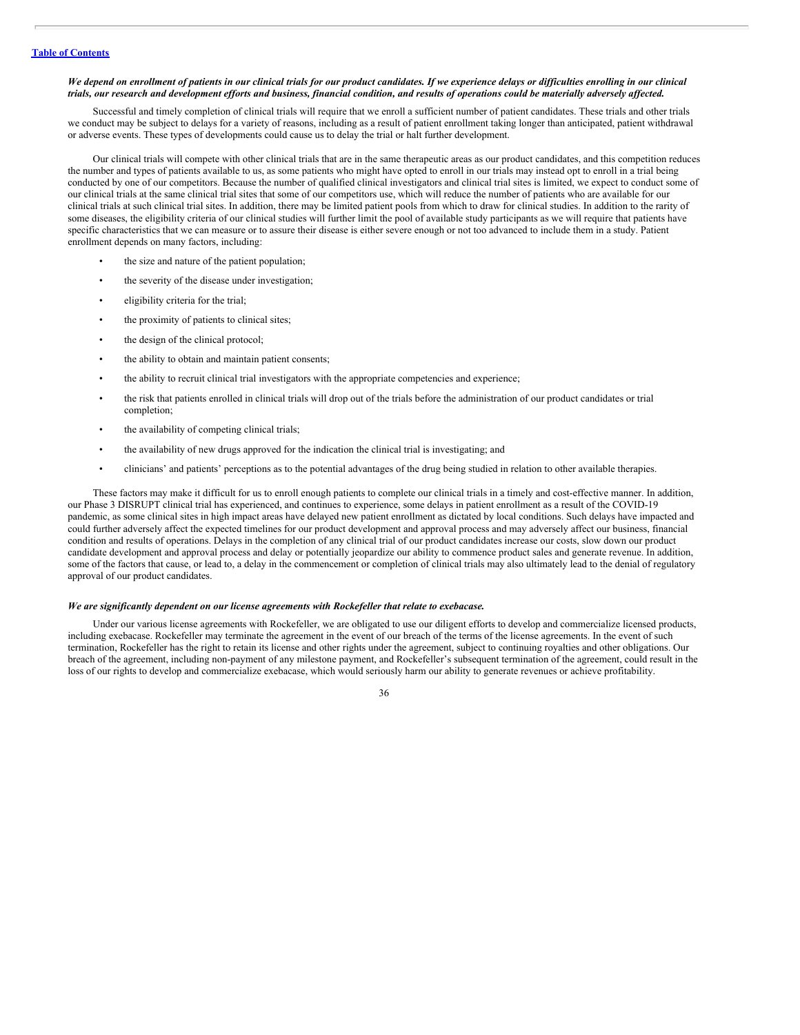***We depend on enrollment of patients in our clinical trials for our product candidates. If we experience delays or difficulties enrolling in our clinical trials, our research and development efforts and business, financial condition, and results of operations could be materially adversely affected.***

Successful and timely completion of clinical trials will require that we enroll a sufficient number of patient candidates. These trials and other trials we conduct may be subject to delays for a variety of reasons, including as a result of patient enrollment taking longer than anticipated, patient withdrawal or adverse events. These types of developments could cause us to delay the trial or halt further development.

Our clinical trials will compete with other clinical trials that are in the same therapeutic areas as our product candidates, and this competition reduces the number and types of patients available to us, as some patients who might have opted to enroll in our trials may instead opt to enroll in a trial being conducted by one of our competitors. Because the number of qualified clinical investigators and clinical trial sites is limited, we expect to conduct some of our clinical trials at the same clinical trial sites that some of our competitors use, which will reduce the number of patients who are available for our clinical trials at such clinical trial sites. In addition, there may be limited patient pools from which to draw for clinical studies. In addition to the rarity of some diseases, the eligibility criteria of our clinical studies will further limit the pool of available study participants as we will require that patients have specific characteristics that we can measure or to assure their disease is either severe enough or not too advanced to include them in a study. Patient enrollment depends on many factors, including:

- the size and nature of the patient population;
- the severity of the disease under investigation;
- eligibility criteria for the trial;
- the proximity of patients to clinical sites;
- the design of the clinical protocol;
- the ability to obtain and maintain patient consents;
- the ability to recruit clinical trial investigators with the appropriate competencies and experience;
- the risk that patients enrolled in clinical trials will drop out of the trials before the administration of our product candidates or trial completion;
- the availability of competing clinical trials;
- the availability of new drugs approved for the indication the clinical trial is investigating; and
- clinicians' and patients' perceptions as to the potential advantages of the drug being studied in relation to other available therapies.

These factors may make it difficult for us to enroll enough patients to complete our clinical trials in a timely and cost-effective manner. In addition, our Phase 3 DISRUPT clinical trial has experienced, and continues to experience, some delays in patient enrollment as a result of the COVID-19 pandemic, as some clinical sites in high impact areas have delayed new patient enrollment as dictated by local conditions. Such delays have impacted and could further adversely affect the expected timelines for our product development and approval process and may adversely affect our business, financial condition and results of operations. Delays in the completion of any clinical trial of our product candidates increase our costs, slow down our product candidate development and approval process and delay or potentially jeopardize our ability to commence product sales and generate revenue. In addition, some of the factors that cause, or lead to, a delay in the commencement or completion of clinical trials may also ultimately lead to the denial of regulatory approval of our product candidates.

***We are significantly dependent on our license agreements with Rockefeller that relate to exebacase.***

Under our various license agreements with Rockefeller, we are obligated to use our diligent efforts to develop and commercialize licensed products, including exebacase. Rockefeller may terminate the agreement in the event of our breach of the terms of the license agreements. In the event of such termination, Rockefeller has the right to retain its license and other rights under the agreement, subject to continuing royalties and other obligations. Our breach of the agreement, including non-payment of any milestone payment, and Rockefeller's subsequent termination of the agreement, could result in the loss of our rights to develop and commercialize exebacase, which would seriously harm our ability to generate revenues or achieve profitability.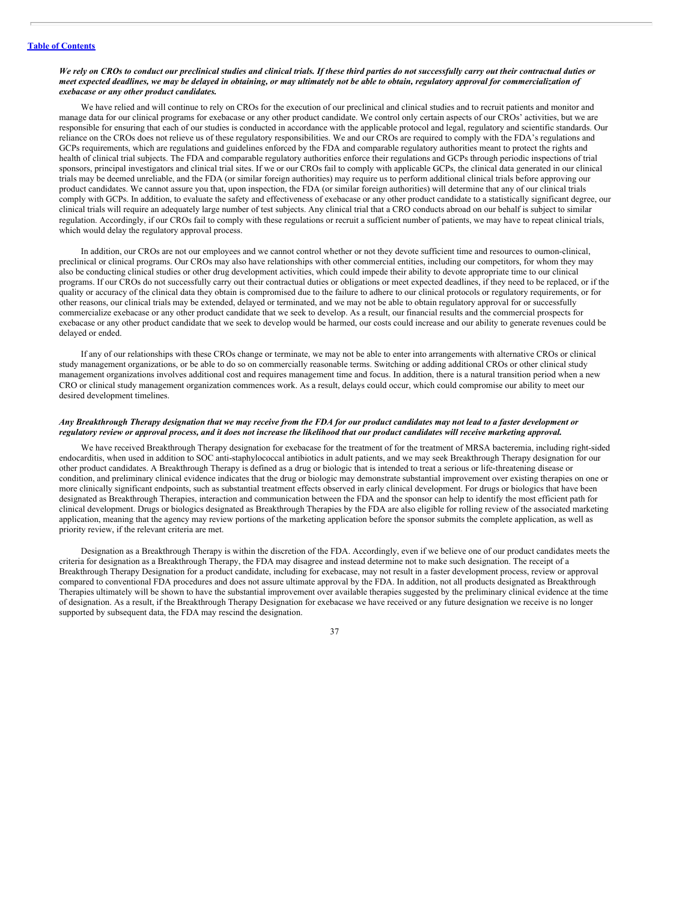***We rely on CROs to conduct our preclinical studies and clinical trials. If these third parties do not successfully carry out their contractual duties or meet expected deadlines, we may be delayed in obtaining, or may ultimately not be able to obtain, regulatory approval for commercialization of exebacase or any other product candidates.***

We have relied and will continue to rely on CROs for the execution of our preclinical and clinical studies and to recruit patients and monitor and manage data for our clinical programs for exebacase or any other product candidate. We control only certain aspects of our CROs' activities, but we are responsible for ensuring that each of our studies is conducted in accordance with the applicable protocol and legal, regulatory and scientific standards. Our reliance on the CROs does not relieve us of these regulatory responsibilities. We and our CROs are required to comply with the FDA's regulations and GCPs requirements, which are regulations and guidelines enforced by the FDA and comparable regulatory authorities meant to protect the rights and health of clinical trial subjects. The FDA and comparable regulatory authorities enforce their regulations and GCPs through periodic inspections of trial sponsors, principal investigators and clinical trial sites. If we or our CROs fail to comply with applicable GCPs, the clinical data generated in our clinical trials may be deemed unreliable, and the FDA (or similar foreign authorities) may require us to perform additional clinical trials before approving our product candidates. We cannot assure you that, upon inspection, the FDA (or similar foreign authorities) will determine that any of our clinical trials comply with GCPs. In addition, to evaluate the safety and effectiveness of exebacase or any other product candidate to a statistically significant degree, our clinical trials will require an adequately large number of test subjects. Any clinical trial that a CRO conducts abroad on our behalf is subject to similar regulation. Accordingly, if our CROs fail to comply with these regulations or recruit a sufficient number of patients, we may have to repeat clinical trials, which would delay the regulatory approval process.

In addition, our CROs are not our employees and we cannot control whether or not they devote sufficient time and resources to ournon-clinical, preclinical or clinical programs. Our CROs may also have relationships with other commercial entities, including our competitors, for whom they may also be conducting clinical studies or other drug development activities, which could impede their ability to devote appropriate time to our clinical programs. If our CROs do not successfully carry out their contractual duties or obligations or meet expected deadlines, if they need to be replaced, or if the quality or accuracy of the clinical data they obtain is compromised due to the failure to adhere to our clinical protocols or regulatory requirements, or for other reasons, our clinical trials may be extended, delayed or terminated, and we may not be able to obtain regulatory approval for or successfully commercialize exebacase or any other product candidate that we seek to develop. As a result, our financial results and the commercial prospects for exebacase or any other product candidate that we seek to develop would be harmed, our costs could increase and our ability to generate revenues could be delayed or ended.

If any of our relationships with these CROs change or terminate, we may not be able to enter into arrangements with alternative CROs or clinical study management organizations, or be able to do so on commercially reasonable terms. Switching or adding additional CROs or other clinical study management organizations involves additional cost and requires management time and focus. In addition, there is a natural transition period when a new CRO or clinical study management organization commences work. As a result, delays could occur, which could compromise our ability to meet our desired development timelines.

***Any Breakthrough Therapy designation that we may receive from the FDA for our product candidates may not lead to a faster development or regulatory review or approval process, and it does not increase the likelihood that our product candidates will receive marketing approval.***

We have received Breakthrough Therapy designation for exebacase for the treatment of for the treatment of MRSA bacteremia, including right-sided endocarditis, when used in addition to SOC anti-staphylococcal antibiotics in adult patients, and we may seek Breakthrough Therapy designation for our other product candidates. A Breakthrough Therapy is defined as a drug or biologic that is intended to treat a serious or life-threatening disease or condition, and preliminary clinical evidence indicates that the drug or biologic may demonstrate substantial improvement over existing therapies on one or more clinically significant endpoints, such as substantial treatment effects observed in early clinical development. For drugs or biologics that have been designated as Breakthrough Therapies, interaction and communication between the FDA and the sponsor can help to identify the most efficient path for clinical development. Drugs or biologics designated as Breakthrough Therapies by the FDA are also eligible for rolling review of the associated marketing application, meaning that the agency may review portions of the marketing application before the sponsor submits the complete application, as well as priority review, if the relevant criteria are met.

Designation as a Breakthrough Therapy is within the discretion of the FDA. Accordingly, even if we believe one of our product candidates meets the criteria for designation as a Breakthrough Therapy, the FDA may disagree and instead determine not to make such designation. The receipt of a Breakthrough Therapy Designation for a product candidate, including for exebacase, may not result in a faster development process, review or approval compared to conventional FDA procedures and does not assure ultimate approval by the FDA. In addition, not all products designated as Breakthrough Therapies ultimately will be shown to have the substantial improvement over available therapies suggested by the preliminary clinical evidence at the time of designation. As a result, if the Breakthrough Therapy Designation for exebacase we have received or any future designation we receive is no longer supported by subsequent data, the FDA may rescind the designation.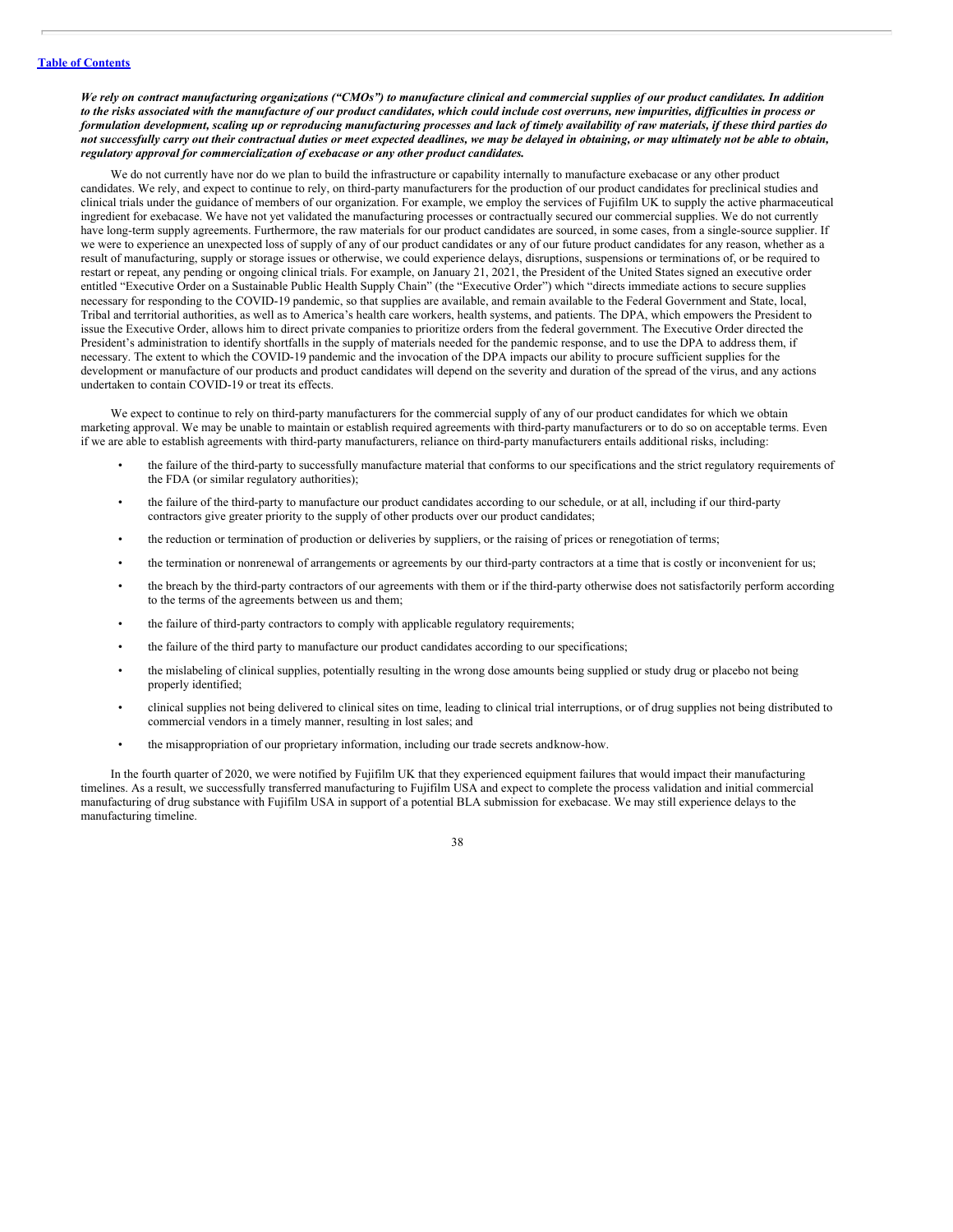***We rely on contract manufacturing organizations ("CMOs") to manufacture clinical and commercial supplies of our product candidates. In addition to the risks associated with the manufacture of our product candidates, which could include cost overruns, new impurities, difficulties in process or formulation development, scaling up or reproducing manufacturing processes and lack of timely availability of raw materials, if these third parties do not successfully carry out their contractual duties or meet expected deadlines, we may be delayed in obtaining, or may ultimately not be able to obtain, regulatory approval for commercialization of exebacase or any other product candidates.***

We do not currently have nor do we plan to build the infrastructure or capability internally to manufacture exebacase or any other product candidates. We rely, and expect to continue to rely, on third-party manufacturers for the production of our product candidates for preclinical studies and clinical trials under the guidance of members of our organization. For example, we employ the services of Fujifilm UK to supply the active pharmaceutical ingredient for exebacase. We have not yet validated the manufacturing processes or contractually secured our commercial supplies. We do not currently have long-term supply agreements. Furthermore, the raw materials for our product candidates are sourced, in some cases, from a single-source supplier. If we were to experience an unexpected loss of supply of any of our product candidates or any of our future product candidates for any reason, whether as a result of manufacturing, supply or storage issues or otherwise, we could experience delays, disruptions, suspensions or terminations of, or be required to restart or repeat, any pending or ongoing clinical trials. For example, on January 21, 2021, the President of the United States signed an executive order entitled "Executive Order on a Sustainable Public Health Supply Chain" (the "Executive Order") which "directs immediate actions to secure supplies necessary for responding to the COVID-19 pandemic, so that supplies are available, and remain available to the Federal Government and State, local, Tribal and territorial authorities, as well as to America's health care workers, health systems, and patients. The DPA, which empowers the President to issue the Executive Order, allows him to direct private companies to prioritize orders from the federal government. The Executive Order directed the President's administration to identify shortfalls in the supply of materials needed for the pandemic response, and to use the DPA to address them, if necessary. The extent to which the COVID-19 pandemic and the invocation of the DPA impacts our ability to procure sufficient supplies for the development or manufacture of our products and product candidates will depend on the severity and duration of the spread of the virus, and any actions undertaken to contain COVID-19 or treat its effects.

We expect to continue to rely on third-party manufacturers for the commercial supply of any of our product candidates for which we obtain marketing approval. We may be unable to maintain or establish required agreements with third-party manufacturers or to do so on acceptable terms. Even if we are able to establish agreements with third-party manufacturers, reliance on third-party manufacturers entails additional risks, including:

- the failure of the third-party to successfully manufacture material that conforms to our specifications and the strict regulatory requirements of the FDA (or similar regulatory authorities);
- the failure of the third-party to manufacture our product candidates according to our schedule, or at all, including if our third-party contractors give greater priority to the supply of other products over our product candidates;
- the reduction or termination of production or deliveries by suppliers, or the raising of prices or renegotiation of terms;
- the termination or nonrenewal of arrangements or agreements by our third-party contractors at a time that is costly or inconvenient for us;
- the breach by the third-party contractors of our agreements with them or if the third-party otherwise does not satisfactorily perform according to the terms of the agreements between us and them;
- the failure of third-party contractors to comply with applicable regulatory requirements;
- the failure of the third party to manufacture our product candidates according to our specifications;
- the mislabeling of clinical supplies, potentially resulting in the wrong dose amounts being supplied or study drug or placebo not being properly identified;
- clinical supplies not being delivered to clinical sites on time, leading to clinical trial interruptions, or of drug supplies not being distributed to commercial vendors in a timely manner, resulting in lost sales; and
- the misappropriation of our proprietary information, including our trade secrets andknow-how.

In the fourth quarter of 2020, we were notified by Fujifilm UK that they experienced equipment failures that would impact their manufacturing timelines. As a result, we successfully transferred manufacturing to Fujifilm USA and expect to complete the process validation and initial commercial manufacturing of drug substance with Fujifilm USA in support of a potential BLA submission for exebacase. We may still experience delays to the manufacturing timeline.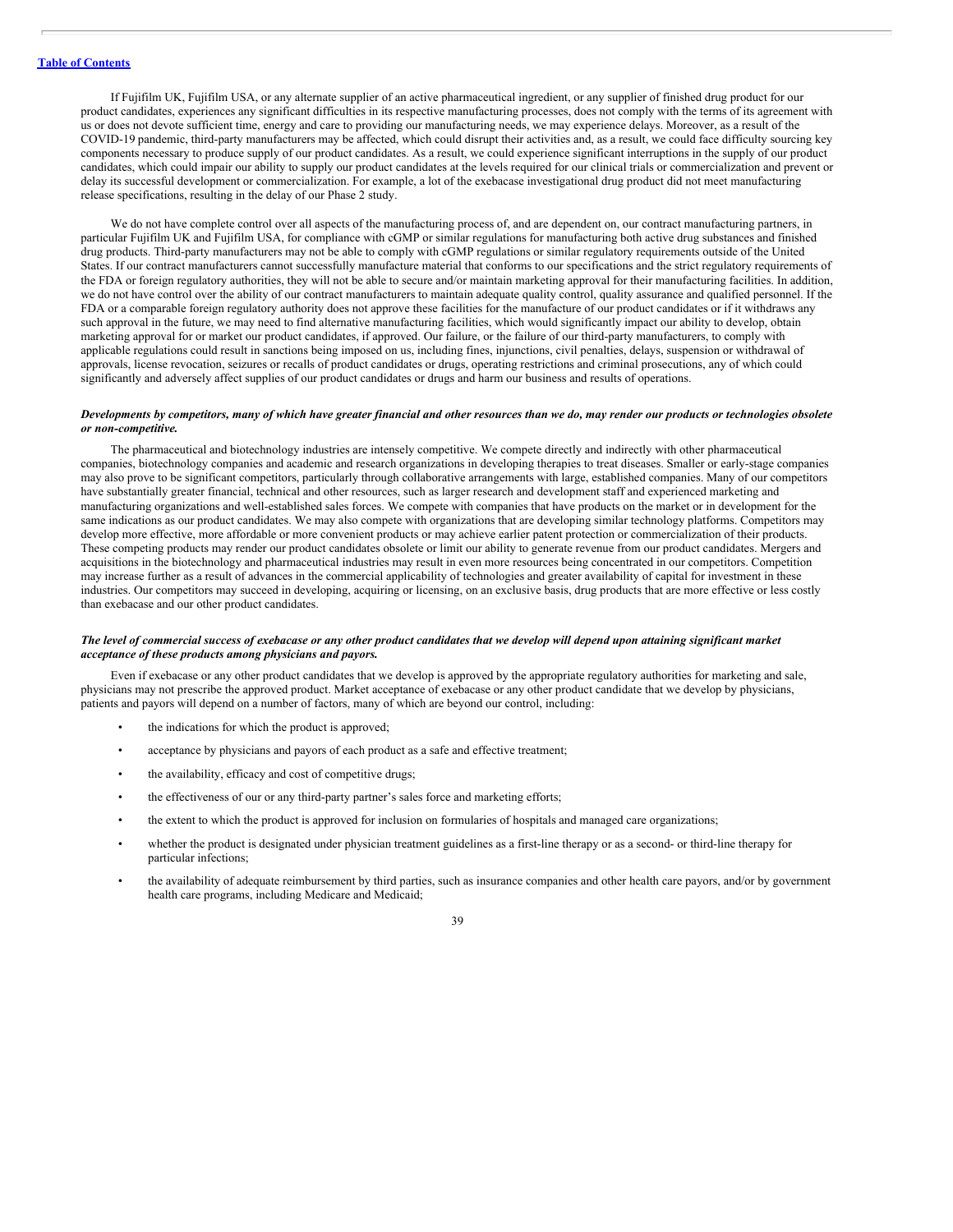If Fujifilm UK, Fujifilm USA, or any alternate supplier of an active pharmaceutical ingredient, or any supplier of finished drug product for our product candidates, experiences any significant difficulties in its respective manufacturing processes, does not comply with the terms of its agreement with us or does not devote sufficient time, energy and care to providing our manufacturing needs, we may experience delays. Moreover, as a result of the COVID-19 pandemic, third-party manufacturers may be affected, which could disrupt their activities and, as a result, we could face difficulty sourcing key components necessary to produce supply of our product candidates. As a result, we could experience significant interruptions in the supply of our product candidates, which could impair our ability to supply our product candidates at the levels required for our clinical trials or commercialization and prevent or delay its successful development or commercialization. For example, a lot of the exebacase investigational drug product did not meet manufacturing release specifications, resulting in the delay of our Phase 2 study.

We do not have complete control over all aspects of the manufacturing process of, and are dependent on, our contract manufacturing partners, in particular Fujifilm UK and Fujifilm USA, for compliance with cGMP or similar regulations for manufacturing both active drug substances and finished drug products. Third-party manufacturers may not be able to comply with cGMP regulations or similar regulatory requirements outside of the United States. If our contract manufacturers cannot successfully manufacture material that conforms to our specifications and the strict regulatory requirements of the FDA or foreign regulatory authorities, they will not be able to secure and/or maintain marketing approval for their manufacturing facilities. In addition, we do not have control over the ability of our contract manufacturers to maintain adequate quality control, quality assurance and qualified personnel. If the FDA or a comparable foreign regulatory authority does not approve these facilities for the manufacture of our product candidates or if it withdraws any such approval in the future, we may need to find alternative manufacturing facilities, which would significantly impact our ability to develop, obtain marketing approval for or market our product candidates, if approved. Our failure, or the failure of our third-party manufacturers, to comply with applicable regulations could result in sanctions being imposed on us, including fines, injunctions, civil penalties, delays, suspension or withdrawal of approvals, license revocation, seizures or recalls of product candidates or drugs, operating restrictions and criminal prosecutions, any of which could significantly and adversely affect supplies of our product candidates or drugs and harm our business and results of operations.

***Developments by competitors, many of which have greater financial and other resources than we do, may render our products or technologies obsolete or non-competitive.***

The pharmaceutical and biotechnology industries are intensely competitive. We compete directly and indirectly with other pharmaceutical companies, biotechnology companies and academic and research organizations in developing therapies to treat diseases. Smaller or early-stage companies may also prove to be significant competitors, particularly through collaborative arrangements with large, established companies. Many of our competitors have substantially greater financial, technical and other resources, such as larger research and development staff and experienced marketing and manufacturing organizations and well-established sales forces. We compete with companies that have products on the market or in development for the same indications as our product candidates. We may also compete with organizations that are developing similar technology platforms. Competitors may develop more effective, more affordable or more convenient products or may achieve earlier patent protection or commercialization of their products. These competing products may render our product candidates obsolete or limit our ability to generate revenue from our product candidates. Mergers and acquisitions in the biotechnology and pharmaceutical industries may result in even more resources being concentrated in our competitors. Competition may increase further as a result of advances in the commercial applicability of technologies and greater availability of capital for investment in these industries. Our competitors may succeed in developing, acquiring or licensing, on an exclusive basis, drug products that are more effective or less costly than exebacase and our other product candidates.

***The level of commercial success of exebacase or any other product candidates that we develop will depend upon attaining significant market acceptance of these products among physicians and payors.***

Even if exebacase or any other product candidates that we develop is approved by the appropriate regulatory authorities for marketing and sale, physicians may not prescribe the approved product. Market acceptance of exebacase or any other product candidate that we develop by physicians, patients and payors will depend on a number of factors, many of which are beyond our control, including:

- the indications for which the product is approved;
- acceptance by physicians and payors of each product as a safe and effective treatment;
- the availability, efficacy and cost of competitive drugs;
- the effectiveness of our or any third-party partner's sales force and marketing efforts;
- the extent to which the product is approved for inclusion on formularies of hospitals and managed care organizations;
- whether the product is designated under physician treatment guidelines as a first-line therapy or as a second- or third-line therapy for particular infections;
- the availability of adequate reimbursement by third parties, such as insurance companies and other health care payors, and/or by government health care programs, including Medicare and Medicaid;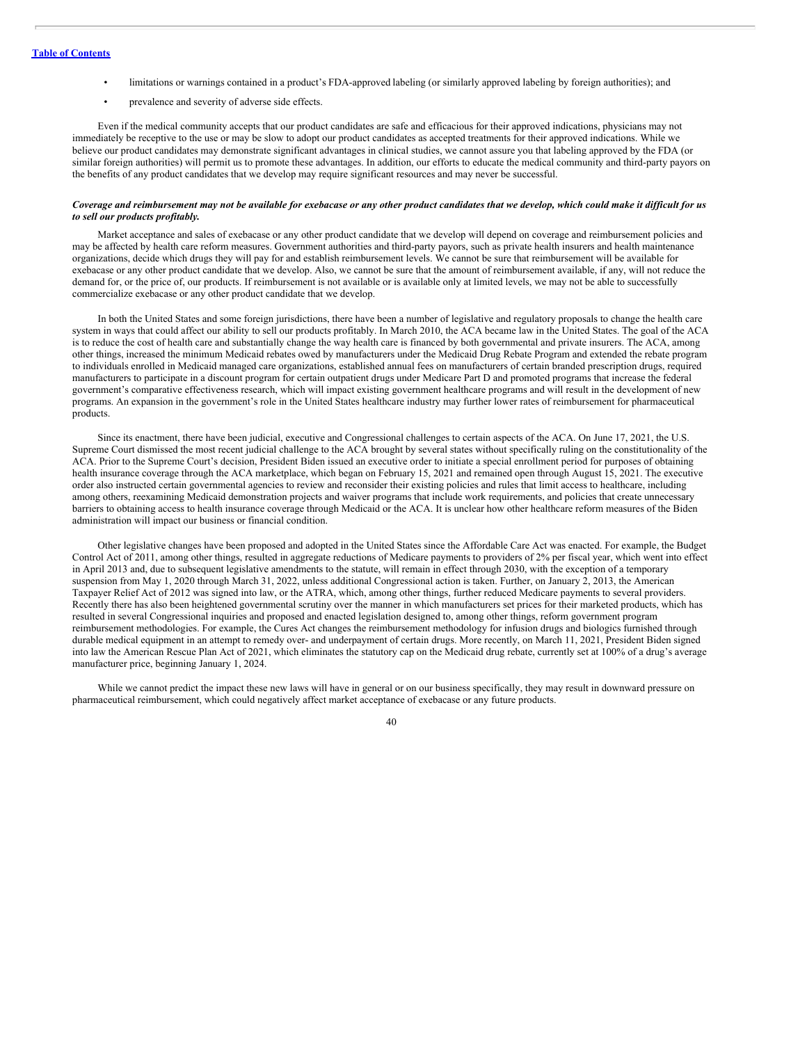- limitations or warnings contained in a product's FDA-approved labeling (or similarly approved labeling by foreign authorities); and
- prevalence and severity of adverse side effects.

Even if the medical community accepts that our product candidates are safe and efficacious for their approved indications, physicians may not immediately be receptive to the use or may be slow to adopt our product candidates as accepted treatments for their approved indications. While we believe our product candidates may demonstrate significant advantages in clinical studies, we cannot assure you that labeling approved by the FDA (or similar foreign authorities) will permit us to promote these advantages. In addition, our efforts to educate the medical community and third-party payors on the benefits of any product candidates that we develop may require significant resources and may never be successful.

***Coverage and reimbursement may not be available for exebacase or any other product candidates that we develop, which could make it difficult for us to sell our products profitably.***

Market acceptance and sales of exebacase or any other product candidate that we develop will depend on coverage and reimbursement policies and may be affected by health care reform measures. Government authorities and third-party payors, such as private health insurers and health maintenance organizations, decide which drugs they will pay for and establish reimbursement levels. We cannot be sure that reimbursement will be available for exebacase or any other product candidate that we develop. Also, we cannot be sure that the amount of reimbursement available, if any, will not reduce the demand for, or the price of, our products. If reimbursement is not available or is available only at limited levels, we may not be able to successfully commercialize exebacase or any other product candidate that we develop.

In both the United States and some foreign jurisdictions, there have been a number of legislative and regulatory proposals to change the health care system in ways that could affect our ability to sell our products profitably. In March 2010, the ACA became law in the United States. The goal of the ACA is to reduce the cost of health care and substantially change the way health care is financed by both governmental and private insurers. The ACA, among other things, increased the minimum Medicaid rebates owed by manufacturers under the Medicaid Drug Rebate Program and extended the rebate program to individuals enrolled in Medicaid managed care organizations, established annual fees on manufacturers of certain branded prescription drugs, required manufacturers to participate in a discount program for certain outpatient drugs under Medicare Part D and promoted programs that increase the federal government's comparative effectiveness research, which will impact existing government healthcare programs and will result in the development of new programs. An expansion in the government's role in the United States healthcare industry may further lower rates of reimbursement for pharmaceutical products.

Since its enactment, there have been judicial, executive and Congressional challenges to certain aspects of the ACA. On June 17, 2021, the U.S. Supreme Court dismissed the most recent judicial challenge to the ACA brought by several states without specifically ruling on the constitutionality of the ACA. Prior to the Supreme Court's decision, President Biden issued an executive order to initiate a special enrollment period for purposes of obtaining health insurance coverage through the ACA marketplace, which began on February 15, 2021 and remained open through August 15, 2021. The executive order also instructed certain governmental agencies to review and reconsider their existing policies and rules that limit access to healthcare, including among others, reexamining Medicaid demonstration projects and waiver programs that include work requirements, and policies that create unnecessary barriers to obtaining access to health insurance coverage through Medicaid or the ACA. It is unclear how other healthcare reform measures of the Biden administration will impact our business or financial condition.

Other legislative changes have been proposed and adopted in the United States since the Affordable Care Act was enacted. For example, the Budget Control Act of 2011, among other things, resulted in aggregate reductions of Medicare payments to providers of 2% per fiscal year, which went into effect in April 2013 and, due to subsequent legislative amendments to the statute, will remain in effect through 2030, with the exception of a temporary suspension from May 1, 2020 through March 31, 2022, unless additional Congressional action is taken. Further, on January 2, 2013, the American Taxpayer Relief Act of 2012 was signed into law, or the ATRA, which, among other things, further reduced Medicare payments to several providers. Recently there has also been heightened governmental scrutiny over the manner in which manufacturers set prices for their marketed products, which has resulted in several Congressional inquiries and proposed and enacted legislation designed to, among other things, reform government program reimbursement methodologies. For example, the Cures Act changes the reimbursement methodology for infusion drugs and biologics furnished through durable medical equipment in an attempt to remedy over- and underpayment of certain drugs. More recently, on March 11, 2021, President Biden signed into law the American Rescue Plan Act of 2021, which eliminates the statutory cap on the Medicaid drug rebate, currently set at 100% of a drug's average manufacturer price, beginning January 1, 2024.

While we cannot predict the impact these new laws will have in general or on our business specifically, they may result in downward pressure on pharmaceutical reimbursement, which could negatively affect market acceptance of exebacase or any future products.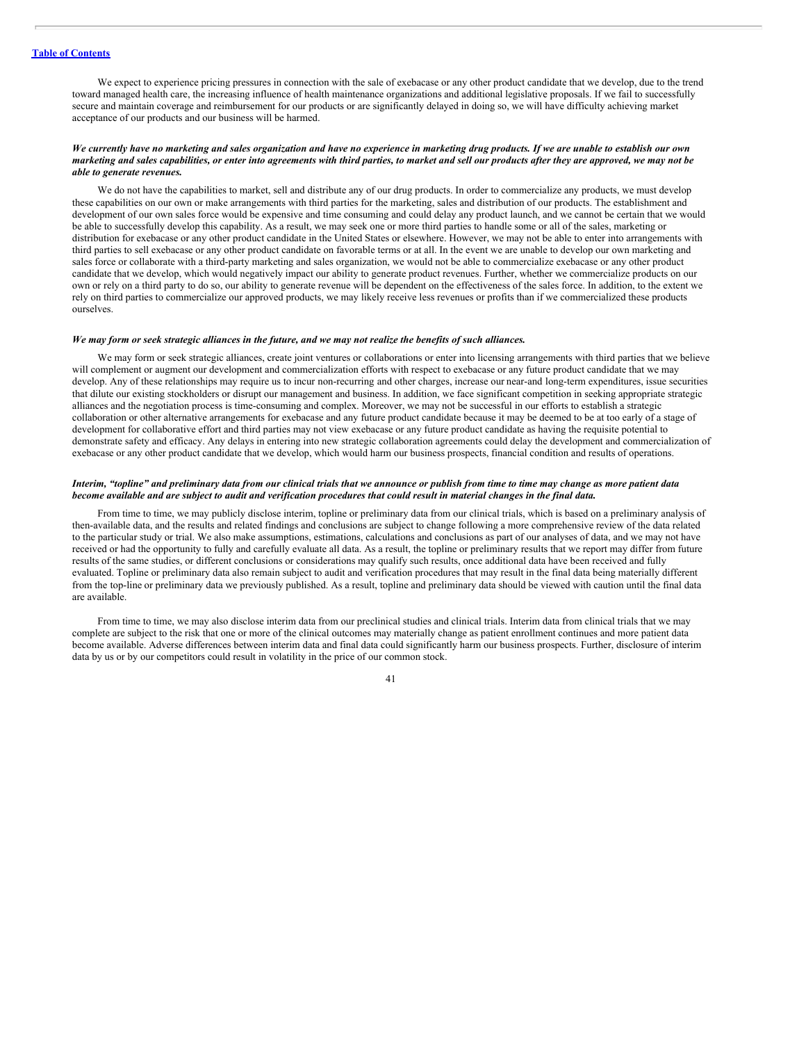We expect to experience pricing pressures in connection with the sale of exebacase or any other product candidate that we develop, due to the trend toward managed health care, the increasing influence of health maintenance organizations and additional legislative proposals. If we fail to successfully secure and maintain coverage and reimbursement for our products or are significantly delayed in doing so, we will have difficulty achieving market acceptance of our products and our business will be harmed.

***We currently have no marketing and sales organization and have no experience in marketing drug products. If we are unable to establish our own marketing and sales capabilities, or enter into agreements with third parties, to market and sell our products after they are approved, we may not be able to generate revenues.***

We do not have the capabilities to market, sell and distribute any of our drug products. In order to commercialize any products, we must develop these capabilities on our own or make arrangements with third parties for the marketing, sales and distribution of our products. The establishment and development of our own sales force would be expensive and time consuming and could delay any product launch, and we cannot be certain that we would be able to successfully develop this capability. As a result, we may seek one or more third parties to handle some or all of the sales, marketing or distribution for exebacase or any other product candidate in the United States or elsewhere. However, we may not be able to enter into arrangements with third parties to sell exebacase or any other product candidate on favorable terms or at all. In the event we are unable to develop our own marketing and sales force or collaborate with a third-party marketing and sales organization, we would not be able to commercialize exebacase or any other product candidate that we develop, which would negatively impact our ability to generate product revenues. Further, whether we commercialize products on our own or rely on a third party to do so, our ability to generate revenue will be dependent on the effectiveness of the sales force. In addition, to the extent we rely on third parties to commercialize our approved products, we may likely receive less revenues or profits than if we commercialized these products ourselves.

***We may form or seek strategic alliances in the future, and we may not realize the benefits of such alliances.***

We may form or seek strategic alliances, create joint ventures or collaborations or enter into licensing arrangements with third parties that we believe will complement or augment our development and commercialization efforts with respect to exebacase or any future product candidate that we may develop. Any of these relationships may require us to incur non-recurring and other charges, increase our near-and long-term expenditures, issue securities that dilute our existing stockholders or disrupt our management and business. In addition, we face significant competition in seeking appropriate strategic alliances and the negotiation process is time-consuming and complex. Moreover, we may not be successful in our efforts to establish a strategic collaboration or other alternative arrangements for exebacase and any future product candidate because it may be deemed to be at too early of a stage of development for collaborative effort and third parties may not view exebacase or any future product candidate as having the requisite potential to demonstrate safety and efficacy. Any delays in entering into new strategic collaboration agreements could delay the development and commercialization of exebacase or any other product candidate that we develop, which would harm our business prospects, financial condition and results of operations.

***Interim, "topline" and preliminary data from our clinical trials that we announce or publish from time to time may change as more patient data become available and are subject to audit and verification procedures that could result in material changes in the final data.***

From time to time, we may publicly disclose interim, topline or preliminary data from our clinical trials, which is based on a preliminary analysis of then-available data, and the results and related findings and conclusions are subject to change following a more comprehensive review of the data related to the particular study or trial. We also make assumptions, estimations, calculations and conclusions as part of our analyses of data, and we may not have received or had the opportunity to fully and carefully evaluate all data. As a result, the topline or preliminary results that we report may differ from future results of the same studies, or different conclusions or considerations may qualify such results, once additional data have been received and fully evaluated. Topline or preliminary data also remain subject to audit and verification procedures that may result in the final data being materially different from the top-line or preliminary data we previously published. As a result, topline and preliminary data should be viewed with caution until the final data are available.

From time to time, we may also disclose interim data from our preclinical studies and clinical trials. Interim data from clinical trials that we may complete are subject to the risk that one or more of the clinical outcomes may materially change as patient enrollment continues and more patient data become available. Adverse differences between interim data and final data could significantly harm our business prospects. Further, disclosure of interim data by us or by our competitors could result in volatility in the price of our common stock.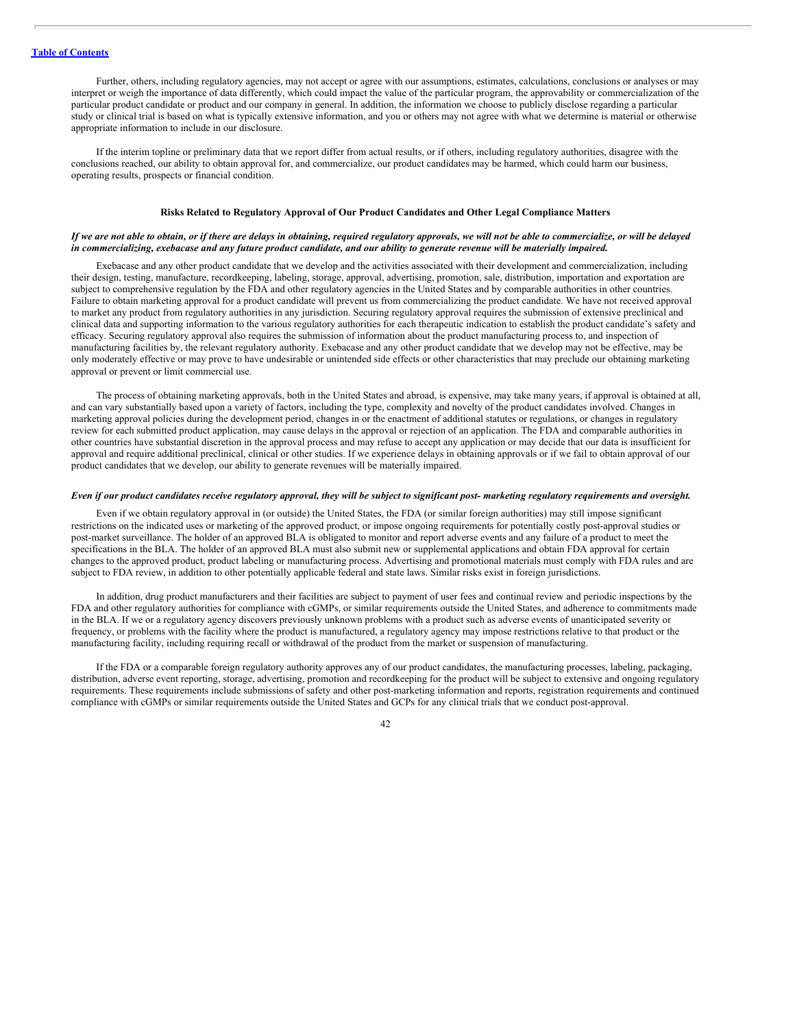Further, others, including regulatory agencies, may not accept or agree with our assumptions, estimates, calculations, conclusions or analyses or may interpret or weigh the importance of data differently, which could impact the value of the particular program, the approvability or commercialization of the particular product candidate or product and our company in general. In addition, the information we choose to publicly disclose regarding a particular study or clinical trial is based on what is typically extensive information, and you or others may not agree with what we determine is material or otherwise appropriate information to include in our disclosure.

If the interim topline or preliminary data that we report differ from actual results, or if others, including regulatory authorities, disagree with the conclusions reached, our ability to obtain approval for, and commercialize, our product candidates may be harmed, which could harm our business, operating results, prospects or financial condition.

## Risks Related to Regulatory Approval of Our Product Candidates and Other Legal Compliance Matters

***If we are not able to obtain, or if there are delays in obtaining, required regulatory approvals, we will not be able to commercialize, or will be delayed in commercializing, exebacase and any future product candidate, and our ability to generate revenue will be materially impaired.***

Exebacase and any other product candidate that we develop and the activities associated with their development and commercialization, including their design, testing, manufacture, recordkeeping, labeling, storage, approval, advertising, promotion, sale, distribution, importation and exportation are subject to comprehensive regulation by the FDA and other regulatory agencies in the United States and by comparable authorities in other countries. Failure to obtain marketing approval for a product candidate will prevent us from commercializing the product candidate. We have not received approval to market any product from regulatory authorities in any jurisdiction. Securing regulatory approval requires the submission of extensive preclinical and clinical data and supporting information to the various regulatory authorities for each therapeutic indication to establish the product candidate's safety and efficacy. Securing regulatory approval also requires the submission of information about the product manufacturing process to, and inspection of manufacturing facilities by, the relevant regulatory authority. Exebacase and any other product candidate that we develop may not be effective, may be only moderately effective or may prove to have undesirable or unintended side effects or other characteristics that may preclude our obtaining marketing approval or prevent or limit commercial use.

The process of obtaining marketing approvals, both in the United States and abroad, is expensive, may take many years, if approval is obtained at all, and can vary substantially based upon a variety of factors, including the type, complexity and novelty of the product candidates involved. Changes in marketing approval policies during the development period, changes in or the enactment of additional statutes or regulations, or changes in regulatory review for each submitted product application, may cause delays in the approval or rejection of an application. The FDA and comparable authorities in other countries have substantial discretion in the approval process and may refuse to accept any application or may decide that our data is insufficient for approval and require additional preclinical, clinical or other studies. If we experience delays in obtaining approvals or if we fail to obtain approval of our product candidates that we develop, our ability to generate revenues will be materially impaired.

***Even if our product candidates receive regulatory approval, they will be subject to significant post- marketing regulatory requirements and oversight.***

Even if we obtain regulatory approval in (or outside) the United States, the FDA (or similar foreign authorities) may still impose significant restrictions on the indicated uses or marketing of the approved product, or impose ongoing requirements for potentially costly post-approval studies or post-market surveillance. The holder of an approved BLA is obligated to monitor and report adverse events and any failure of a product to meet the specifications in the BLA. The holder of an approved BLA must also submit new or supplemental applications and obtain FDA approval for certain changes to the approved product, product labeling or manufacturing process. Advertising and promotional materials must comply with FDA rules and are subject to FDA review, in addition to other potentially applicable federal and state laws. Similar risks exist in foreign jurisdictions.

In addition, drug product manufacturers and their facilities are subject to payment of user fees and continual review and periodic inspections by the FDA and other regulatory authorities for compliance with cGMPs, or similar requirements outside the United States, and adherence to commitments made in the BLA. If we or a regulatory agency discovers previously unknown problems with a product such as adverse events of unanticipated severity or frequency, or problems with the facility where the product is manufactured, a regulatory agency may impose restrictions relative to that product or the manufacturing facility, including requiring recall or withdrawal of the product from the market or suspension of manufacturing.

If the FDA or a comparable foreign regulatory authority approves any of our product candidates, the manufacturing processes, labeling, packaging, distribution, adverse event reporting, storage, advertising, promotion and recordkeeping for the product will be subject to extensive and ongoing regulatory requirements. These requirements include submissions of safety and other post-marketing information and reports, registration requirements and continued compliance with cGMPs or similar requirements outside the United States and GCPs for any clinical trials that we conduct post-approval.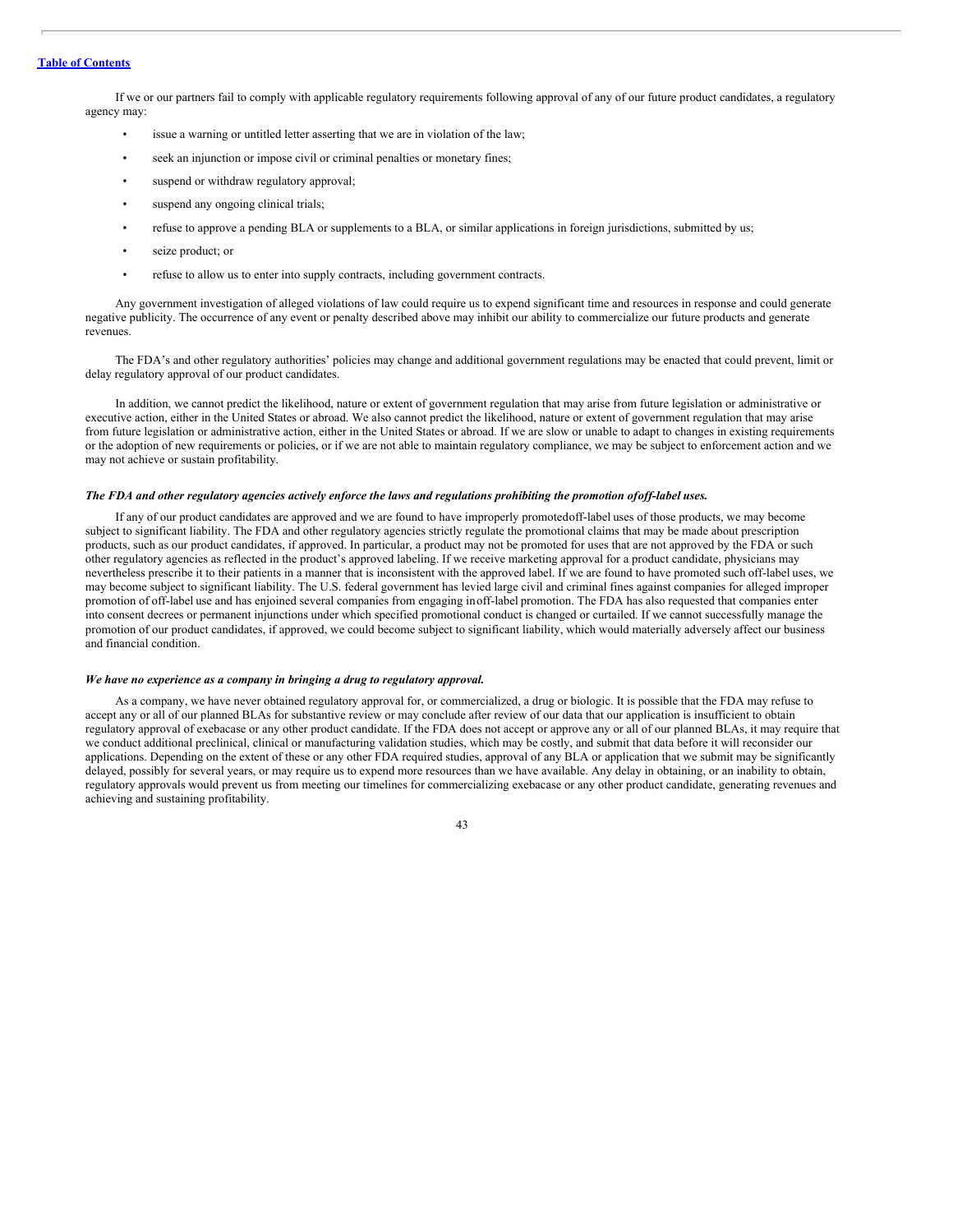If we or our partners fail to comply with applicable regulatory requirements following approval of any of our future product candidates, a regulatory agency may:

- issue a warning or untitled letter asserting that we are in violation of the law;
- seek an injunction or impose civil or criminal penalties or monetary fines;
- suspend or withdraw regulatory approval;
- suspend any ongoing clinical trials;
- refuse to approve a pending BLA or supplements to a BLA, or similar applications in foreign jurisdictions, submitted by us;
- seize product; or
- refuse to allow us to enter into supply contracts, including government contracts.

Any government investigation of alleged violations of law could require us to expend significant time and resources in response and could generate negative publicity. The occurrence of any event or penalty described above may inhibit our ability to commercialize our future products and generate revenues.

The FDA's and other regulatory authorities' policies may change and additional government regulations may be enacted that could prevent, limit or delay regulatory approval of our product candidates.

In addition, we cannot predict the likelihood, nature or extent of government regulation that may arise from future legislation or administrative or executive action, either in the United States or abroad. We also cannot predict the likelihood, nature or extent of government regulation that may arise from future legislation or administrative action, either in the United States or abroad. If we are slow or unable to adapt to changes in existing requirements or the adoption of new requirements or policies, or if we are not able to maintain regulatory compliance, we may be subject to enforcement action and we may not achieve or sustain profitability.

***The FDA and other regulatory agencies actively enforce the laws and regulations prohibiting the promotion of off-label uses.***

If any of our product candidates are approved and we are found to have improperly promoted off-label uses of those products, we may become subject to significant liability. The FDA and other regulatory agencies strictly regulate the promotional claims that may be made about prescription products, such as our product candidates, if approved. In particular, a product may not be promoted for uses that are not approved by the FDA or such other regulatory agencies as reflected in the product's approved labeling. If we receive marketing approval for a product candidate, physicians may nevertheless prescribe it to their patients in a manner that is inconsistent with the approved label. If we are found to have promoted such off-label uses, we may become subject to significant liability. The U.S. federal government has levied large civil and criminal fines against companies for alleged improper promotion of off-label use and has enjoined several companies from engaging in off-label promotion. The FDA has also requested that companies enter into consent decrees or permanent injunctions under which specified promotional conduct is changed or curtailed. If we cannot successfully manage the promotion of our product candidates, if approved, we could become subject to significant liability, which would materially adversely affect our business and financial condition.

***We have no experience as a company in bringing a drug to regulatory approval.***

As a company, we have never obtained regulatory approval for, or commercialized, a drug or biologic. It is possible that the FDA may refuse to accept any or all of our planned BLAs for substantive review or may conclude after review of our data that our application is insufficient to obtain regulatory approval of exebacase or any other product candidate. If the FDA does not accept or approve any or all of our planned BLAs, it may require that we conduct additional preclinical, clinical or manufacturing validation studies, which may be costly, and submit that data before it will reconsider our applications. Depending on the extent of these or any other FDA required studies, approval of any BLA or application that we submit may be significantly delayed, possibly for several years, or may require us to expend more resources than we have available. Any delay in obtaining, or an inability to obtain, regulatory approvals would prevent us from meeting our timelines for commercializing exebacase or any other product candidate, generating revenues and achieving and sustaining profitability.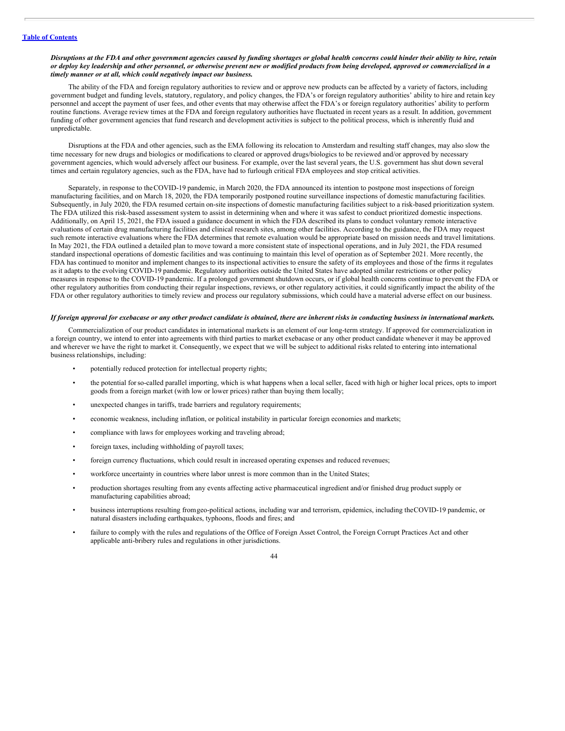***Disruptions at the FDA and other government agencies caused by funding shortages or global health concerns could hinder their ability to hire, retain or deploy key leadership and other personnel, or otherwise prevent new or modified products from being developed, approved or commercialized in a timely manner or at all, which could negatively impact our business.***

The ability of the FDA and foreign regulatory authorities to review and or approve new products can be affected by a variety of factors, including government budget and funding levels, statutory, regulatory, and policy changes, the FDA's or foreign regulatory authorities' ability to hire and retain key personnel and accept the payment of user fees, and other events that may otherwise affect the FDA's or foreign regulatory authorities' ability to perform routine functions. Average review times at the FDA and foreign regulatory authorities have fluctuated in recent years as a result. In addition, government funding of other government agencies that fund research and development activities is subject to the political process, which is inherently fluid and unpredictable.

Disruptions at the FDA and other agencies, such as the EMA following its relocation to Amsterdam and resulting staff changes, may also slow the time necessary for new drugs and biologics or modifications to cleared or approved drugs/biologics to be reviewed and/or approved by necessary government agencies, which would adversely affect our business. For example, over the last several years, the U.S. government has shut down several times and certain regulatory agencies, such as the FDA, have had to furlough critical FDA employees and stop critical activities.

Separately, in response to the COVID-19 pandemic, in March 2020, the FDA announced its intention to postpone most inspections of foreign manufacturing facilities, and on March 18, 2020, the FDA temporarily postponed routine surveillance inspections of domestic manufacturing facilities. Subsequently, in July 2020, the FDA resumed certain on-site inspections of domestic manufacturing facilities subject to a risk-based prioritization system. The FDA utilized this risk-based assessment system to assist in determining when and where it was safest to conduct prioritized domestic inspections. Additionally, on April 15, 2021, the FDA issued a guidance document in which the FDA described its plans to conduct voluntary remote interactive evaluations of certain drug manufacturing facilities and clinical research sites, among other facilities. According to the guidance, the FDA may request such remote interactive evaluations where the FDA determines that remote evaluation would be appropriate based on mission needs and travel limitations. In May 2021, the FDA outlined a detailed plan to move toward a more consistent state of inspectional operations, and in July 2021, the FDA resumed standard inspectional operations of domestic facilities and was continuing to maintain this level of operation as of September 2021. More recently, the FDA has continued to monitor and implement changes to its inspectional activities to ensure the safety of its employees and those of the firms it regulates as it adapts to the evolving COVID-19 pandemic. Regulatory authorities outside the United States have adopted similar restrictions or other policy measures in response to the COVID-19 pandemic. If a prolonged government shutdown occurs, or if global health concerns continue to prevent the FDA or other regulatory authorities from conducting their regular inspections, reviews, or other regulatory activities, it could significantly impact the ability of the FDA or other regulatory authorities to timely review and process our regulatory submissions, which could have a material adverse effect on our business.

***If foreign approval for exebacase or any other product candidate is obtained, there are inherent risks in conducting business in international markets.***

Commercialization of our product candidates in international markets is an element of our long-term strategy. If approved for commercialization in a foreign country, we intend to enter into agreements with third parties to market exebacase or any other product candidate whenever it may be approved and wherever we have the right to market it. Consequently, we expect that we will be subject to additional risks related to entering into international business relationships, including:

- potentially reduced protection for intellectual property rights;
- the potential for so-called parallel importing, which is what happens when a local seller, faced with high or higher local prices, opts to import goods from a foreign market (with low or lower prices) rather than buying them locally;
- unexpected changes in tariffs, trade barriers and regulatory requirements;
- economic weakness, including inflation, or political instability in particular foreign economies and markets;
- compliance with laws for employees working and traveling abroad;
- foreign taxes, including withholding of payroll taxes;
- foreign currency fluctuations, which could result in increased operating expenses and reduced revenues;
- workforce uncertainty in countries where labor unrest is more common than in the United States;
- production shortages resulting from any events affecting active pharmaceutical ingredient and/or finished drug product supply or manufacturing capabilities abroad;
- business interruptions resulting from geo-political actions, including war and terrorism, epidemics, including the COVID-19 pandemic, or natural disasters including earthquakes, typhoons, floods and fires; and
- failure to comply with the rules and regulations of the Office of Foreign Asset Control, the Foreign Corrupt Practices Act and other applicable anti-bribery rules and regulations in other jurisdictions.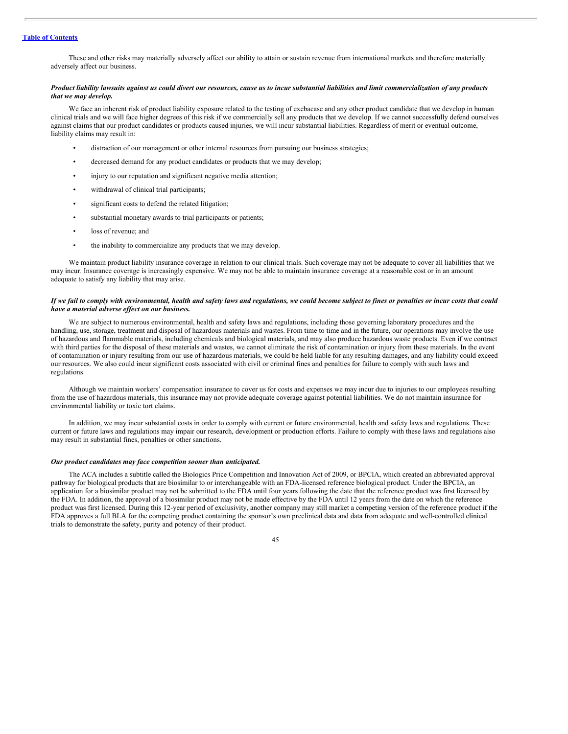These and other risks may materially adversely affect our ability to attain or sustain revenue from international markets and therefore materially adversely affect our business.

***Product liability lawsuits against us could divert our resources, cause us to incur substantial liabilities and limit commercialization of any products that we may develop.***

We face an inherent risk of product liability exposure related to the testing of exebacase and any other product candidate that we develop in human clinical trials and we will face higher degrees of this risk if we commercially sell any products that we develop. If we cannot successfully defend ourselves against claims that our product candidates or products caused injuries, we will incur substantial liabilities. Regardless of merit or eventual outcome, liability claims may result in:

- distraction of our management or other internal resources from pursuing our business strategies;
- decreased demand for any product candidates or products that we may develop;
- injury to our reputation and significant negative media attention;
- withdrawal of clinical trial participants;
- significant costs to defend the related litigation;
- substantial monetary awards to trial participants or patients;
- loss of revenue; and
- the inability to commercialize any products that we may develop.

We maintain product liability insurance coverage in relation to our clinical trials. Such coverage may not be adequate to cover all liabilities that we may incur. Insurance coverage is increasingly expensive. We may not be able to maintain insurance coverage at a reasonable cost or in an amount adequate to satisfy any liability that may arise.

***If we fail to comply with environmental, health and safety laws and regulations, we could become subject to fines or penalties or incur costs that could have a material adverse effect on our business.***

We are subject to numerous environmental, health and safety laws and regulations, including those governing laboratory procedures and the handling, use, storage, treatment and disposal of hazardous materials and wastes. From time to time and in the future, our operations may involve the use of hazardous and flammable materials, including chemicals and biological materials, and may also produce hazardous waste products. Even if we contract with third parties for the disposal of these materials and wastes, we cannot eliminate the risk of contamination or injury from these materials. In the event of contamination or injury resulting from our use of hazardous materials, we could be held liable for any resulting damages, and any liability could exceed our resources. We also could incur significant costs associated with civil or criminal fines and penalties for failure to comply with such laws and regulations.

Although we maintain workers' compensation insurance to cover us for costs and expenses we may incur due to injuries to our employees resulting from the use of hazardous materials, this insurance may not provide adequate coverage against potential liabilities. We do not maintain insurance for environmental liability or toxic tort claims.

In addition, we may incur substantial costs in order to comply with current or future environmental, health and safety laws and regulations. These current or future laws and regulations may impair our research, development or production efforts. Failure to comply with these laws and regulations also may result in substantial fines, penalties or other sanctions.

***Our product candidates may face competition sooner than anticipated.***

The ACA includes a subtitle called the Biologics Price Competition and Innovation Act of 2009, or BPCIA, which created an abbreviated approval pathway for biological products that are biosimilar to or interchangeable with an FDA-licensed reference biological product. Under the BPCIA, an application for a biosimilar product may not be submitted to the FDA until four years following the date that the reference product was first licensed by the FDA. In addition, the approval of a biosimilar product may not be made effective by the FDA until 12 years from the date on which the reference product was first licensed. During this 12-year period of exclusivity, another company may still market a competing version of the reference product if the FDA approves a full BLA for the competing product containing the sponsor's own preclinical data and data from adequate and well-controlled clinical trials to demonstrate the safety, purity and potency of their product.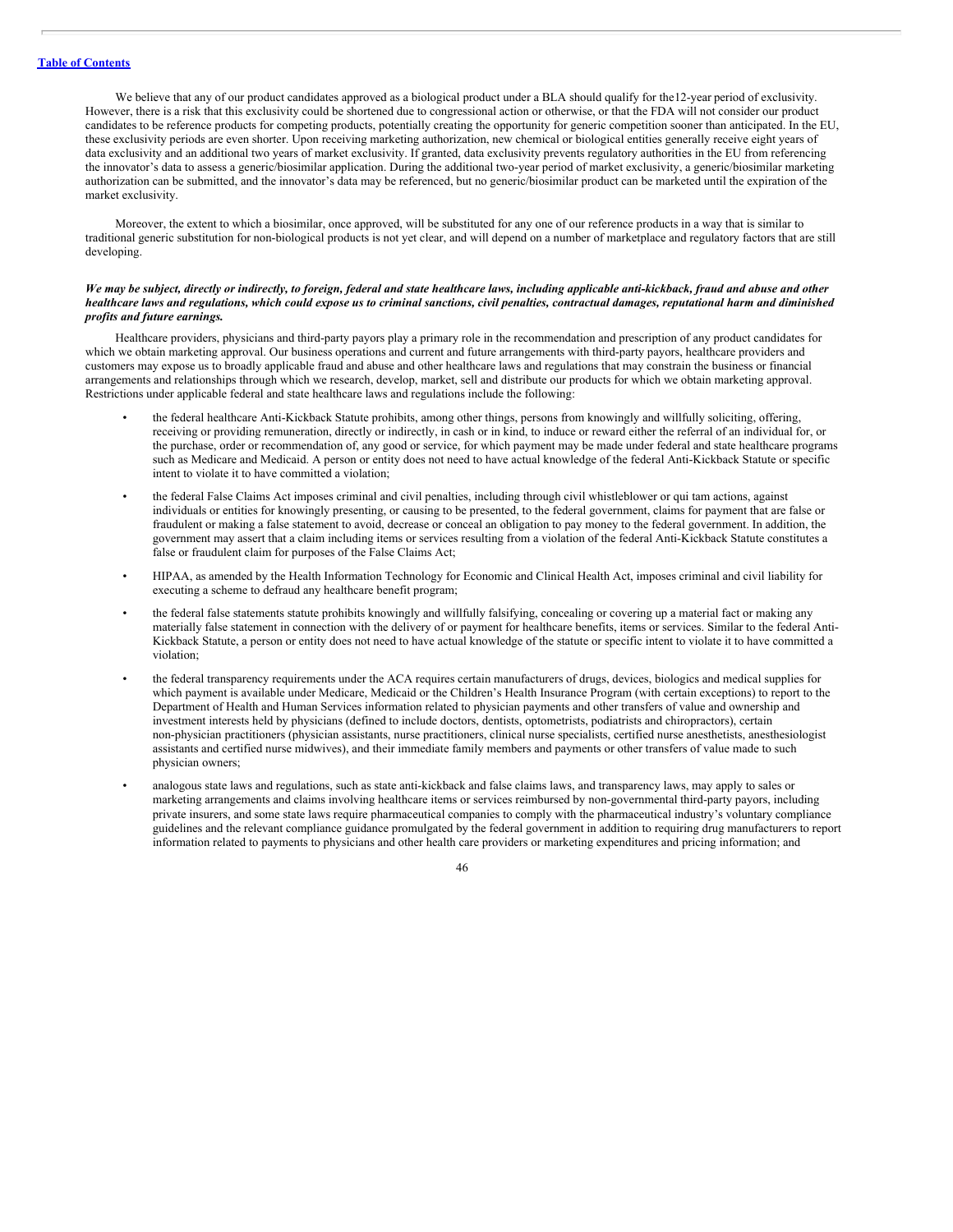We believe that any of our product candidates approved as a biological product under a BLA should qualify for the12-year period of exclusivity. However, there is a risk that this exclusivity could be shortened due to congressional action or otherwise, or that the FDA will not consider our product candidates to be reference products for competing products, potentially creating the opportunity for generic competition sooner than anticipated. In the EU, these exclusivity periods are even shorter. Upon receiving marketing authorization, new chemical or biological entities generally receive eight years of data exclusivity and an additional two years of market exclusivity. If granted, data exclusivity prevents regulatory authorities in the EU from referencing the innovator's data to assess a generic/biosimilar application. During the additional two-year period of market exclusivity, a generic/biosimilar marketing authorization can be submitted, and the innovator's data may be referenced, but no generic/biosimilar product can be marketed until the expiration of the market exclusivity.

Moreover, the extent to which a biosimilar, once approved, will be substituted for any one of our reference products in a way that is similar to traditional generic substitution for non-biological products is not yet clear, and will depend on a number of marketplace and regulatory factors that are still developing.

***We may be subject, directly or indirectly, to foreign, federal and state healthcare laws, including applicable anti-kickback, fraud and abuse and other healthcare laws and regulations, which could expose us to criminal sanctions, civil penalties, contractual damages, reputational harm and diminished profits and future earnings.***

Healthcare providers, physicians and third-party payors play a primary role in the recommendation and prescription of any product candidates for which we obtain marketing approval. Our business operations and current and future arrangements with third-party payors, healthcare providers and customers may expose us to broadly applicable fraud and abuse and other healthcare laws and regulations that may constrain the business or financial arrangements and relationships through which we research, develop, market, sell and distribute our products for which we obtain marketing approval. Restrictions under applicable federal and state healthcare laws and regulations include the following:

- the federal healthcare Anti-Kickback Statute prohibits, among other things, persons from knowingly and willfully soliciting, offering, receiving or providing remuneration, directly or indirectly, in cash or in kind, to induce or reward either the referral of an individual for, or the purchase, order or recommendation of, any good or service, for which payment may be made under federal and state healthcare programs such as Medicare and Medicaid. A person or entity does not need to have actual knowledge of the federal Anti-Kickback Statute or specific intent to violate it to have committed a violation;
- the federal False Claims Act imposes criminal and civil penalties, including through civil whistleblower or qui tam actions, against individuals or entities for knowingly presenting, or causing to be presented, to the federal government, claims for payment that are false or fraudulent or making a false statement to avoid, decrease or conceal an obligation to pay money to the federal government. In addition, the government may assert that a claim including items or services resulting from a violation of the federal Anti-Kickback Statute constitutes a false or fraudulent claim for purposes of the False Claims Act;
- HIPAA, as amended by the Health Information Technology for Economic and Clinical Health Act, imposes criminal and civil liability for executing a scheme to defraud any healthcare benefit program;
- the federal false statements statute prohibits knowingly and willfully falsifying, concealing or covering up a material fact or making any materially false statement in connection with the delivery of or payment for healthcare benefits, items or services. Similar to the federal Anti-Kickback Statute, a person or entity does not need to have actual knowledge of the statute or specific intent to violate it to have committed a violation;
- the federal transparency requirements under the ACA requires certain manufacturers of drugs, devices, biologics and medical supplies for which payment is available under Medicare, Medicaid or the Children's Health Insurance Program (with certain exceptions) to report to the Department of Health and Human Services information related to physician payments and other transfers of value and ownership and investment interests held by physicians (defined to include doctors, dentists, optometrists, podiatrists and chiropractors), certain non-physician practitioners (physician assistants, nurse practitioners, clinical nurse specialists, certified nurse anesthetists, anesthesiologist assistants and certified nurse midwives), and their immediate family members and payments or other transfers of value made to such physician owners;
- analogous state laws and regulations, such as state anti-kickback and false claims laws, and transparency laws, may apply to sales or marketing arrangements and claims involving healthcare items or services reimbursed by non-governmental third-party payors, including private insurers, and some state laws require pharmaceutical companies to comply with the pharmaceutical industry's voluntary compliance guidelines and the relevant compliance guidance promulgated by the federal government in addition to requiring drug manufacturers to report information related to payments to physicians and other health care providers or marketing expenditures and pricing information; and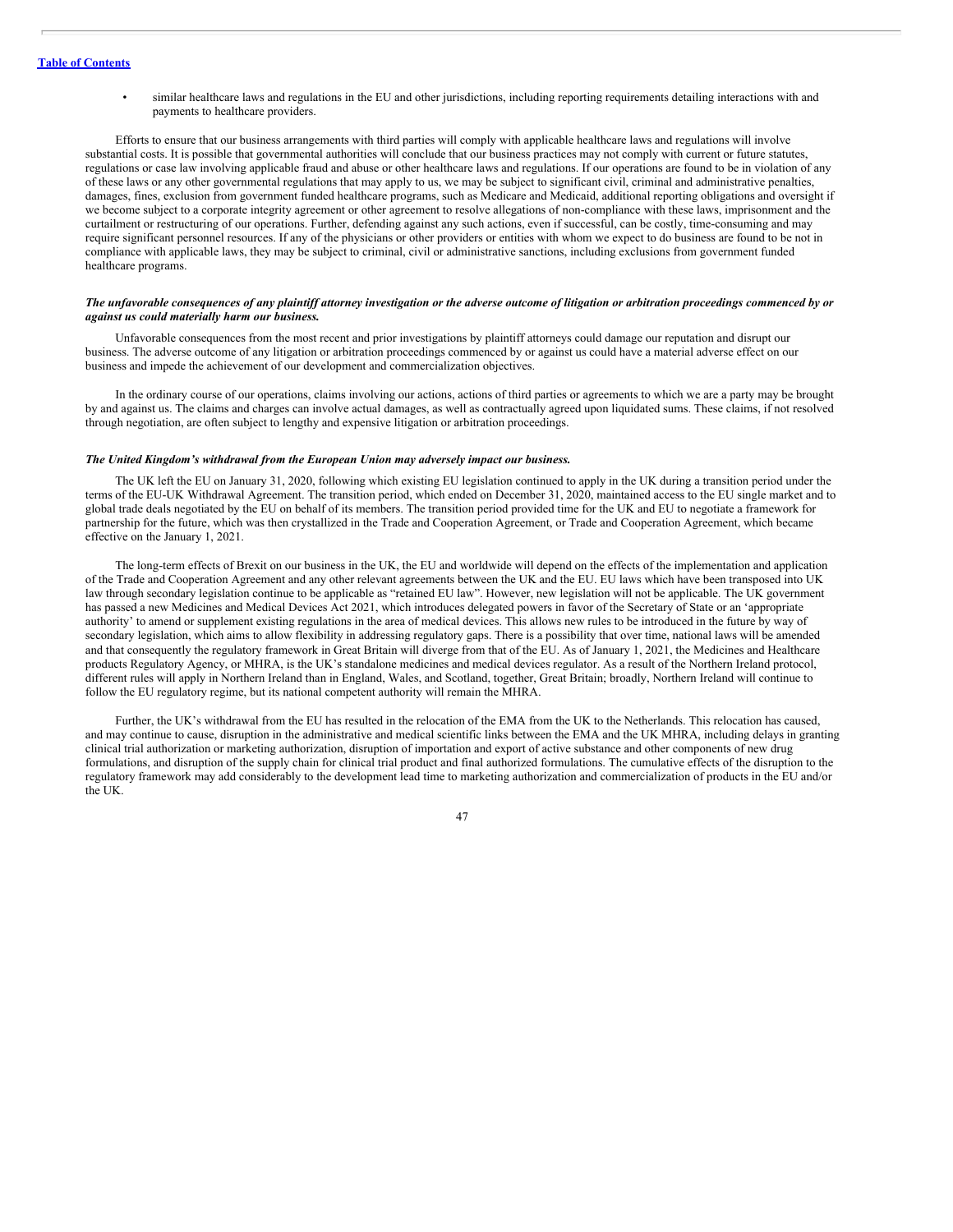- similar healthcare laws and regulations in the EU and other jurisdictions, including reporting requirements detailing interactions with and payments to healthcare providers.

Efforts to ensure that our business arrangements with third parties will comply with applicable healthcare laws and regulations will involve substantial costs. It is possible that governmental authorities will conclude that our business practices may not comply with current or future statutes, regulations or case law involving applicable fraud and abuse or other healthcare laws and regulations. If our operations are found to be in violation of any of these laws or any other governmental regulations that may apply to us, we may be subject to significant civil, criminal and administrative penalties, damages, fines, exclusion from government funded healthcare programs, such as Medicare and Medicaid, additional reporting obligations and oversight if we become subject to a corporate integrity agreement or other agreement to resolve allegations of non-compliance with these laws, imprisonment and the curtailment or restructuring of our operations. Further, defending against any such actions, even if successful, can be costly, time-consuming and may require significant personnel resources. If any of the physicians or other providers or entities with whom we expect to do business are found to be not in compliance with applicable laws, they may be subject to criminal, civil or administrative sanctions, including exclusions from government funded healthcare programs.

***The unfavorable consequences of any plaintiff attorney investigation or the adverse outcome of litigation or arbitration proceedings commenced by or against us could materially harm our business.***

Unfavorable consequences from the most recent and prior investigations by plaintiff attorneys could damage our reputation and disrupt our business. The adverse outcome of any litigation or arbitration proceedings commenced by or against us could have a material adverse effect on our business and impede the achievement of our development and commercialization objectives.

In the ordinary course of our operations, claims involving our actions, actions of third parties or agreements to which we are a party may be brought by and against us. The claims and charges can involve actual damages, as well as contractually agreed upon liquidated sums. These claims, if not resolved through negotiation, are often subject to lengthy and expensive litigation or arbitration proceedings.

***The United Kingdom's withdrawal from the European Union may adversely impact our business.***

The UK left the EU on January 31, 2020, following which existing EU legislation continued to apply in the UK during a transition period under the terms of the EU-UK Withdrawal Agreement. The transition period, which ended on December 31, 2020, maintained access to the EU single market and to global trade deals negotiated by the EU on behalf of its members. The transition period provided time for the UK and EU to negotiate a framework for partnership for the future, which was then crystallized in the Trade and Cooperation Agreement, or Trade and Cooperation Agreement, which became effective on the January 1, 2021.

The long-term effects of Brexit on our business in the UK, the EU and worldwide will depend on the effects of the implementation and application of the Trade and Cooperation Agreement and any other relevant agreements between the UK and the EU. EU laws which have been transposed into UK law through secondary legislation continue to be applicable as "retained EU law". However, new legislation will not be applicable. The UK government has passed a new Medicines and Medical Devices Act 2021, which introduces delegated powers in favor of the Secretary of State or an 'appropriate authority' to amend or supplement existing regulations in the area of medical devices. This allows new rules to be introduced in the future by way of secondary legislation, which aims to allow flexibility in addressing regulatory gaps. There is a possibility that over time, national laws will be amended and that consequently the regulatory framework in Great Britain will diverge from that of the EU. As of January 1, 2021, the Medicines and Healthcare products Regulatory Agency, or MHRA, is the UK's standalone medicines and medical devices regulator. As a result of the Northern Ireland protocol, different rules will apply in Northern Ireland than in England, Wales, and Scotland, together, Great Britain; broadly, Northern Ireland will continue to follow the EU regulatory regime, but its national competent authority will remain the MHRA.

Further, the UK's withdrawal from the EU has resulted in the relocation of the EMA from the UK to the Netherlands. This relocation has caused, and may continue to cause, disruption in the administrative and medical scientific links between the EMA and the UK MHRA, including delays in granting clinical trial authorization or marketing authorization, disruption of importation and export of active substance and other components of new drug formulations, and disruption of the supply chain for clinical trial product and final authorized formulations. The cumulative effects of the disruption to the regulatory framework may add considerably to the development lead time to marketing authorization and commercialization of products in the EU and/or the UK.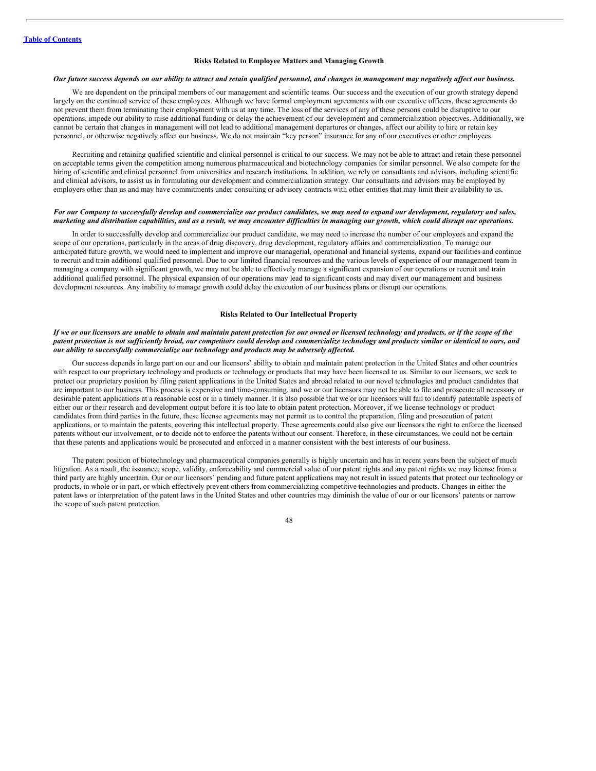### Risks Related to Employee Matters and Managing Growth

***Our future success depends on our ability to attract and retain qualified personnel, and changes in management may negatively affect our business.***

We are dependent on the principal members of our management and scientific teams. Our success and the execution of our growth strategy depend largely on the continued service of these employees. Although we have formal employment agreements with our executive officers, these agreements do not prevent them from terminating their employment with us at any time. The loss of the services of any of these persons could be disruptive to our operations, impede our ability to raise additional funding or delay the achievement of our development and commercialization objectives. Additionally, we cannot be certain that changes in management will not lead to additional management departures or changes, affect our ability to hire or retain key personnel, or otherwise negatively affect our business. We do not maintain "key person" insurance for any of our executives or other employees.

Recruiting and retaining qualified scientific and clinical personnel is critical to our success. We may not be able to attract and retain these personnel on acceptable terms given the competition among numerous pharmaceutical and biotechnology companies for similar personnel. We also compete for the hiring of scientific and clinical personnel from universities and research institutions. In addition, we rely on consultants and advisors, including scientific and clinical advisors, to assist us in formulating our development and commercialization strategy. Our consultants and advisors may be employed by employers other than us and may have commitments under consulting or advisory contracts with other entities that may limit their availability to us.

***For our Company to successfully develop and commercialize our product candidates, we may need to expand our development, regulatory and sales, marketing and distribution capabilities, and as a result, we may encounter difficulties in managing our growth, which could disrupt our operations.***

In order to successfully develop and commercialize our product candidate, we may need to increase the number of our employees and expand the scope of our operations, particularly in the areas of drug discovery, drug development, regulatory affairs and commercialization. To manage our anticipated future growth, we would need to implement and improve our managerial, operational and financial systems, expand our facilities and continue to recruit and train additional qualified personnel. Due to our limited financial resources and the various levels of experience of our management team in managing a company with significant growth, we may not be able to effectively manage a significant expansion of our operations or recruit and train additional qualified personnel. The physical expansion of our operations may lead to significant costs and may divert our management and business development resources. Any inability to manage growth could delay the execution of our business plans or disrupt our operations.

### Risks Related to Our Intellectual Property

***If we or our licensors are unable to obtain and maintain patent protection for our owned or licensed technology and products, or if the scope of the patent protection is not sufficiently broad, our competitors could develop and commercialize technology and products similar or identical to ours, and our ability to successfully commercialize our technology and products may be adversely affected.***

Our success depends in large part on our and our licensors' ability to obtain and maintain patent protection in the United States and other countries with respect to our proprietary technology and products or technology or products that may have been licensed to us. Similar to our licensors, we seek to protect our proprietary position by filing patent applications in the United States and abroad related to our novel technologies and product candidates that are important to our business. This process is expensive and time-consuming, and we or our licensors may not be able to file and prosecute all necessary or desirable patent applications at a reasonable cost or in a timely manner. It is also possible that we or our licensors will fail to identify patentable aspects of either our or their research and development output before it is too late to obtain patent protection. Moreover, if we license technology or product candidates from third parties in the future, these license agreements may not permit us to control the preparation, filing and prosecution of patent applications, or to maintain the patents, covering this intellectual property. These agreements could also give our licensors the right to enforce the licensed patents without our involvement, or to decide not to enforce the patents without our consent. Therefore, in these circumstances, we could not be certain that these patents and applications would be prosecuted and enforced in a manner consistent with the best interests of our business.

The patent position of biotechnology and pharmaceutical companies generally is highly uncertain and has in recent years been the subject of much litigation. As a result, the issuance, scope, validity, enforceability and commercial value of our patent rights and any patent rights we may license from a third party are highly uncertain. Our or our licensors' pending and future patent applications may not result in issued patents that protect our technology or products, in whole or in part, or which effectively prevent others from commercializing competitive technologies and products. Changes in either the patent laws or interpretation of the patent laws in the United States and other countries may diminish the value of our or our licensors' patents or narrow the scope of such patent protection.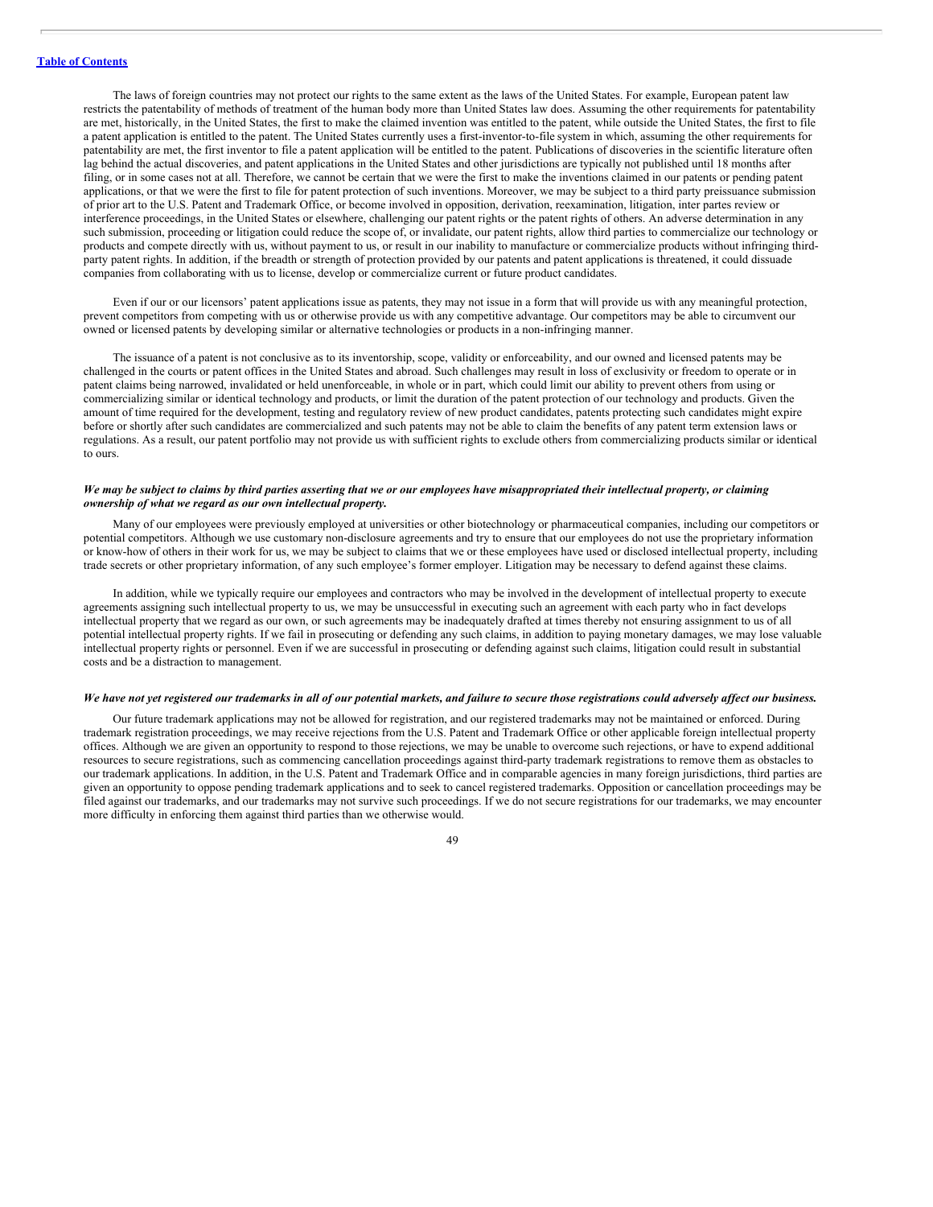The laws of foreign countries may not protect our rights to the same extent as the laws of the United States. For example, European patent law restricts the patentability of methods of treatment of the human body more than United States law does. Assuming the other requirements for patentability are met, historically, in the United States, the first to make the claimed invention was entitled to the patent, while outside the United States, the first to file a patent application is entitled to the patent. The United States currently uses a first-inventor-to-file system in which, assuming the other requirements for patentability are met, the first inventor to file a patent application will be entitled to the patent. Publications of discoveries in the scientific literature often lag behind the actual discoveries, and patent applications in the United States and other jurisdictions are typically not published until 18 months after filing, or in some cases not at all. Therefore, we cannot be certain that we were the first to make the inventions claimed in our patents or pending patent applications, or that we were the first to file for patent protection of such inventions. Moreover, we may be subject to a third party preissuance submission of prior art to the U.S. Patent and Trademark Office, or become involved in opposition, derivation, reexamination, litigation, inter partes review or interference proceedings, in the United States or elsewhere, challenging our patent rights or the patent rights of others. An adverse determination in any such submission, proceeding or litigation could reduce the scope of, or invalidate, our patent rights, allow third parties to commercialize our technology or products and compete directly with us, without payment to us, or result in our inability to manufacture or commercialize products without infringing third-party patent rights. In addition, if the breadth or strength of protection provided by our patents and patent applications is threatened, it could dissuade companies from collaborating with us to license, develop or commercialize current or future product candidates.

Even if our or our licensors' patent applications issue as patents, they may not issue in a form that will provide us with any meaningful protection, prevent competitors from competing with us or otherwise provide us with any competitive advantage. Our competitors may be able to circumvent our owned or licensed patents by developing similar or alternative technologies or products in a non-infringing manner.

The issuance of a patent is not conclusive as to its inventorship, scope, validity or enforceability, and our owned and licensed patents may be challenged in the courts or patent offices in the United States and abroad. Such challenges may result in loss of exclusivity or freedom to operate or in patent claims being narrowed, invalidated or held unenforceable, in whole or in part, which could limit our ability to prevent others from using or commercializing similar or identical technology and products, or limit the duration of the patent protection of our technology and products. Given the amount of time required for the development, testing and regulatory review of new product candidates, patents protecting such candidates might expire before or shortly after such candidates are commercialized and such patents may not be able to claim the benefits of any patent term extension laws or regulations. As a result, our patent portfolio may not provide us with sufficient rights to exclude others from commercializing products similar or identical to ours.

***We may be subject to claims by third parties asserting that we or our employees have misappropriated their intellectual property, or claiming ownership of what we regard as our own intellectual property.***

Many of our employees were previously employed at universities or other biotechnology or pharmaceutical companies, including our competitors or potential competitors. Although we use customary non-disclosure agreements and try to ensure that our employees do not use the proprietary information or know-how of others in their work for us, we may be subject to claims that we or these employees have used or disclosed intellectual property, including trade secrets or other proprietary information, of any such employee's former employer. Litigation may be necessary to defend against these claims.

In addition, while we typically require our employees and contractors who may be involved in the development of intellectual property to execute agreements assigning such intellectual property to us, we may be unsuccessful in executing such an agreement with each party who in fact develops intellectual property that we regard as our own, or such agreements may be inadequately drafted at times thereby not ensuring assignment to us of all potential intellectual property rights. If we fail in prosecuting or defending any such claims, in addition to paying monetary damages, we may lose valuable intellectual property rights or personnel. Even if we are successful in prosecuting or defending against such claims, litigation could result in substantial costs and be a distraction to management.

***We have not yet registered our trademarks in all of our potential markets, and failure to secure those registrations could adversely affect our business.***

Our future trademark applications may not be allowed for registration, and our registered trademarks may not be maintained or enforced. During trademark registration proceedings, we may receive rejections from the U.S. Patent and Trademark Office or other applicable foreign intellectual property offices. Although we are given an opportunity to respond to those rejections, we may be unable to overcome such rejections, or have to expend additional resources to secure registrations, such as commencing cancellation proceedings against third-party trademark registrations to remove them as obstacles to our trademark applications. In addition, in the U.S. Patent and Trademark Office and in comparable agencies in many foreign jurisdictions, third parties are given an opportunity to oppose pending trademark applications and to seek to cancel registered trademarks. Opposition or cancellation proceedings may be filed against our trademarks, and our trademarks may not survive such proceedings. If we do not secure registrations for our trademarks, we may encounter more difficulty in enforcing them against third parties than we otherwise would.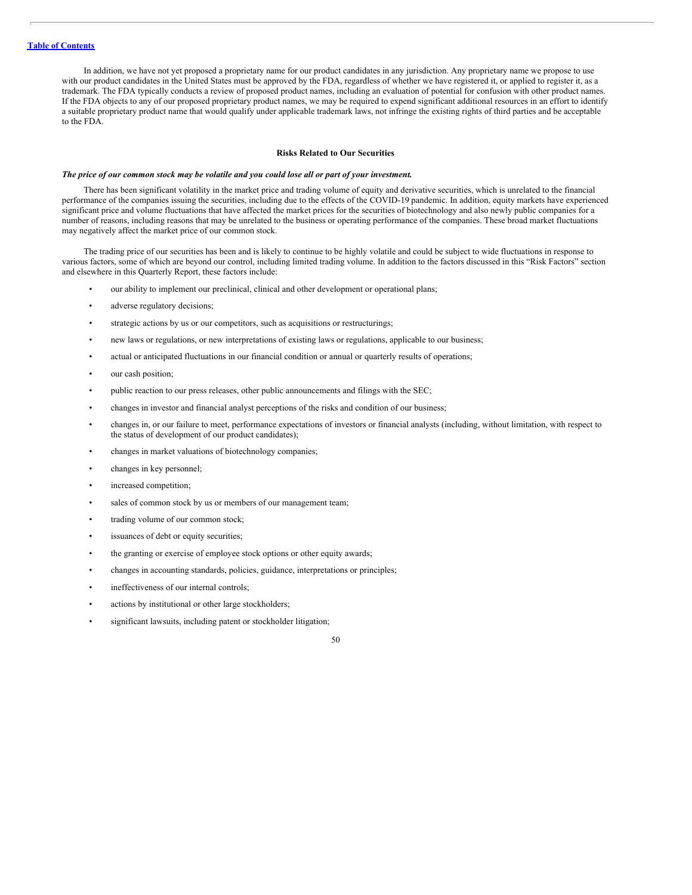In addition, we have not yet proposed a proprietary name for our product candidates in any jurisdiction. Any proprietary name we propose to use with our product candidates in the United States must be approved by the FDA, regardless of whether we have registered it, or applied to register it, as a trademark. The FDA typically conducts a review of proposed product names, including an evaluation of potential for confusion with other product names. If the FDA objects to any of our proposed proprietary product names, we may be required to expend significant additional resources in an effort to identify a suitable proprietary product name that would qualify under applicable trademark laws, not infringe the existing rights of third parties and be acceptable to the FDA.

## Risks Related to Our Securities

***The price of our common stock may be volatile and you could lose all or part of your investment.***

There has been significant volatility in the market price and trading volume of equity and derivative securities, which is unrelated to the financial performance of the companies issuing the securities, including due to the effects of the COVID-19 pandemic. In addition, equity markets have experienced significant price and volume fluctuations that have affected the market prices for the securities of biotechnology and also newly public companies for a number of reasons, including reasons that may be unrelated to the business or operating performance of the companies. These broad market fluctuations may negatively affect the market price of our common stock.

The trading price of our securities has been and is likely to continue to be highly volatile and could be subject to wide fluctuations in response to various factors, some of which are beyond our control, including limited trading volume. In addition to the factors discussed in this "Risk Factors" section and elsewhere in this Quarterly Report, these factors include:

- our ability to implement our preclinical, clinical and other development or operational plans;
- adverse regulatory decisions;
- strategic actions by us or our competitors, such as acquisitions or restructurings;
- new laws or regulations, or new interpretations of existing laws or regulations, applicable to our business;
- actual or anticipated fluctuations in our financial condition or annual or quarterly results of operations;
- our cash position;
- public reaction to our press releases, other public announcements and filings with the SEC;
- changes in investor and financial analyst perceptions of the risks and condition of our business;
- changes in, or our failure to meet, performance expectations of investors or financial analysts (including, without limitation, with respect to the status of development of our product candidates);
- changes in market valuations of biotechnology companies;
- changes in key personnel;
- increased competition;
- sales of common stock by us or members of our management team;
- trading volume of our common stock;
- issuances of debt or equity securities;
- the granting or exercise of employee stock options or other equity awards;
- changes in accounting standards, policies, guidance, interpretations or principles;
- ineffectiveness of our internal controls;
- actions by institutional or other large stockholders;
- significant lawsuits, including patent or stockholder litigation;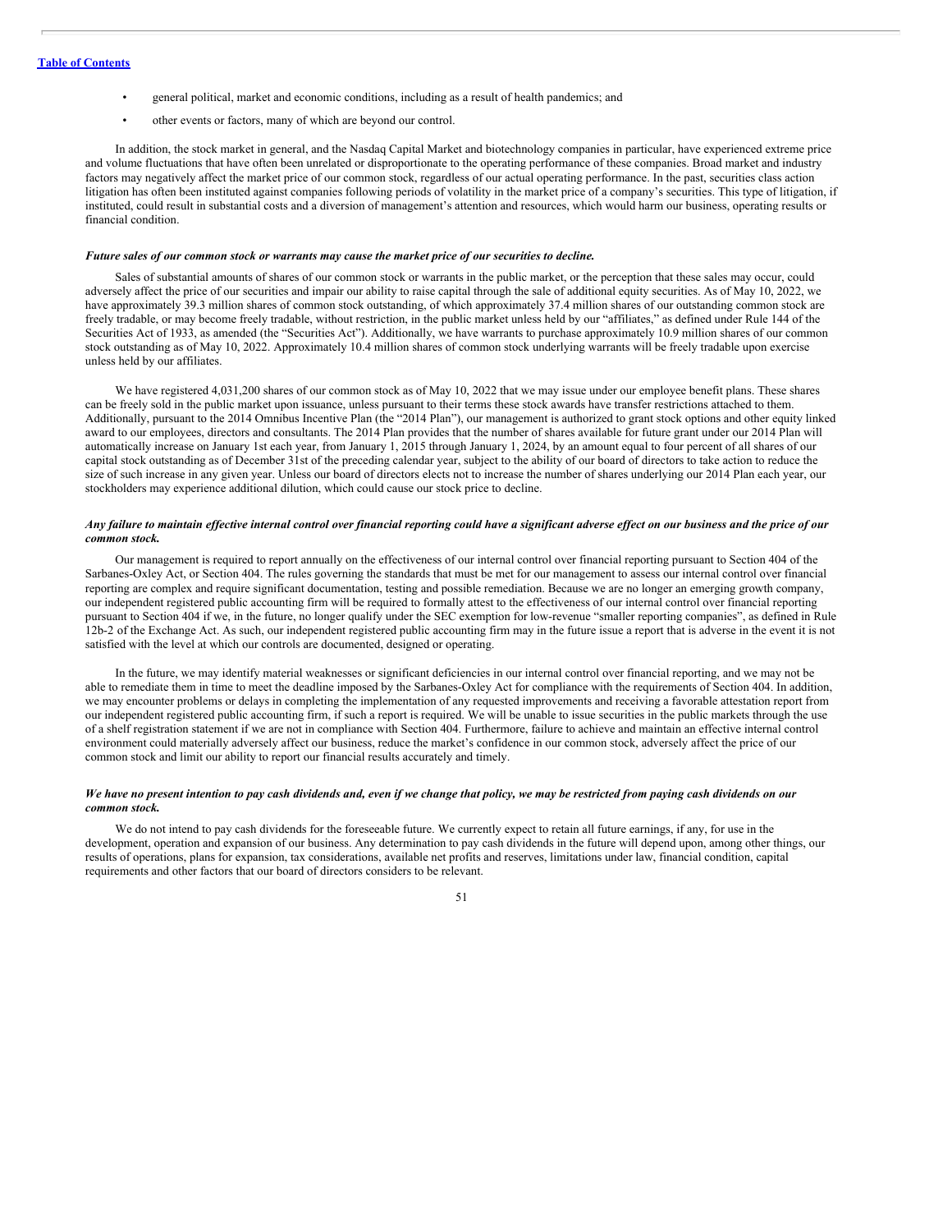- general political, market and economic conditions, including as a result of health pandemics; and
- other events or factors, many of which are beyond our control.

In addition, the stock market in general, and the Nasdaq Capital Market and biotechnology companies in particular, have experienced extreme price and volume fluctuations that have often been unrelated or disproportionate to the operating performance of these companies. Broad market and industry factors may negatively affect the market price of our common stock, regardless of our actual operating performance. In the past, securities class action litigation has often been instituted against companies following periods of volatility in the market price of a company's securities. This type of litigation, if instituted, could result in substantial costs and a diversion of management's attention and resources, which would harm our business, operating results or financial condition.

***Future sales of our common stock or warrants may cause the market price of our securities to decline.***

Sales of substantial amounts of shares of our common stock or warrants in the public market, or the perception that these sales may occur, could adversely affect the price of our securities and impair our ability to raise capital through the sale of additional equity securities. As of May 10, 2022, we have approximately 39.3 million shares of common stock outstanding, of which approximately 37.4 million shares of our outstanding common stock are freely tradable, or may become freely tradable, without restriction, in the public market unless held by our "affiliates," as defined under Rule 144 of the Securities Act of 1933, as amended (the "Securities Act"). Additionally, we have warrants to purchase approximately 10.9 million shares of our common stock outstanding as of May 10, 2022. Approximately 10.4 million shares of common stock underlying warrants will be freely tradable upon exercise unless held by our affiliates.

We have registered 4,031,200 shares of our common stock as of May 10, 2022 that we may issue under our employee benefit plans. These shares can be freely sold in the public market upon issuance, unless pursuant to their terms these stock awards have transfer restrictions attached to them. Additionally, pursuant to the 2014 Omnibus Incentive Plan (the "2014 Plan"), our management is authorized to grant stock options and other equity linked award to our employees, directors and consultants. The 2014 Plan provides that the number of shares available for future grant under our 2014 Plan will automatically increase on January 1st each year, from January 1, 2015 through January 1, 2024, by an amount equal to four percent of all shares of our capital stock outstanding as of December 31st of the preceding calendar year, subject to the ability of our board of directors to take action to reduce the size of such increase in any given year. Unless our board of directors elects not to increase the number of shares underlying our 2014 Plan each year, our stockholders may experience additional dilution, which could cause our stock price to decline.

***Any failure to maintain effective internal control over financial reporting could have a significant adverse effect on our business and the price of our common stock.***

Our management is required to report annually on the effectiveness of our internal control over financial reporting pursuant to Section 404 of the Sarbanes-Oxley Act, or Section 404. The rules governing the standards that must be met for our management to assess our internal control over financial reporting are complex and require significant documentation, testing and possible remediation. Because we are no longer an emerging growth company, our independent registered public accounting firm will be required to formally attest to the effectiveness of our internal control over financial reporting pursuant to Section 404 if we, in the future, no longer qualify under the SEC exemption for low-revenue "smaller reporting companies", as defined in Rule 12b-2 of the Exchange Act. As such, our independent registered public accounting firm may in the future issue a report that is adverse in the event it is not satisfied with the level at which our controls are documented, designed or operating.

In the future, we may identify material weaknesses or significant deficiencies in our internal control over financial reporting, and we may not be able to remediate them in time to meet the deadline imposed by the Sarbanes-Oxley Act for compliance with the requirements of Section 404. In addition, we may encounter problems or delays in completing the implementation of any requested improvements and receiving a favorable attestation report from our independent registered public accounting firm, if such a report is required. We will be unable to issue securities in the public markets through the use of a shelf registration statement if we are not in compliance with Section 404. Furthermore, failure to achieve and maintain an effective internal control environment could materially adversely affect our business, reduce the market's confidence in our common stock, adversely affect the price of our common stock and limit our ability to report our financial results accurately and timely.

***We have no present intention to pay cash dividends and, even if we change that policy, we may be restricted from paying cash dividends on our common stock.***

We do not intend to pay cash dividends for the foreseeable future. We currently expect to retain all future earnings, if any, for use in the development, operation and expansion of our business. Any determination to pay cash dividends in the future will depend upon, among other things, our results of operations, plans for expansion, tax considerations, available net profits and reserves, limitations under law, financial condition, capital requirements and other factors that our board of directors considers to be relevant.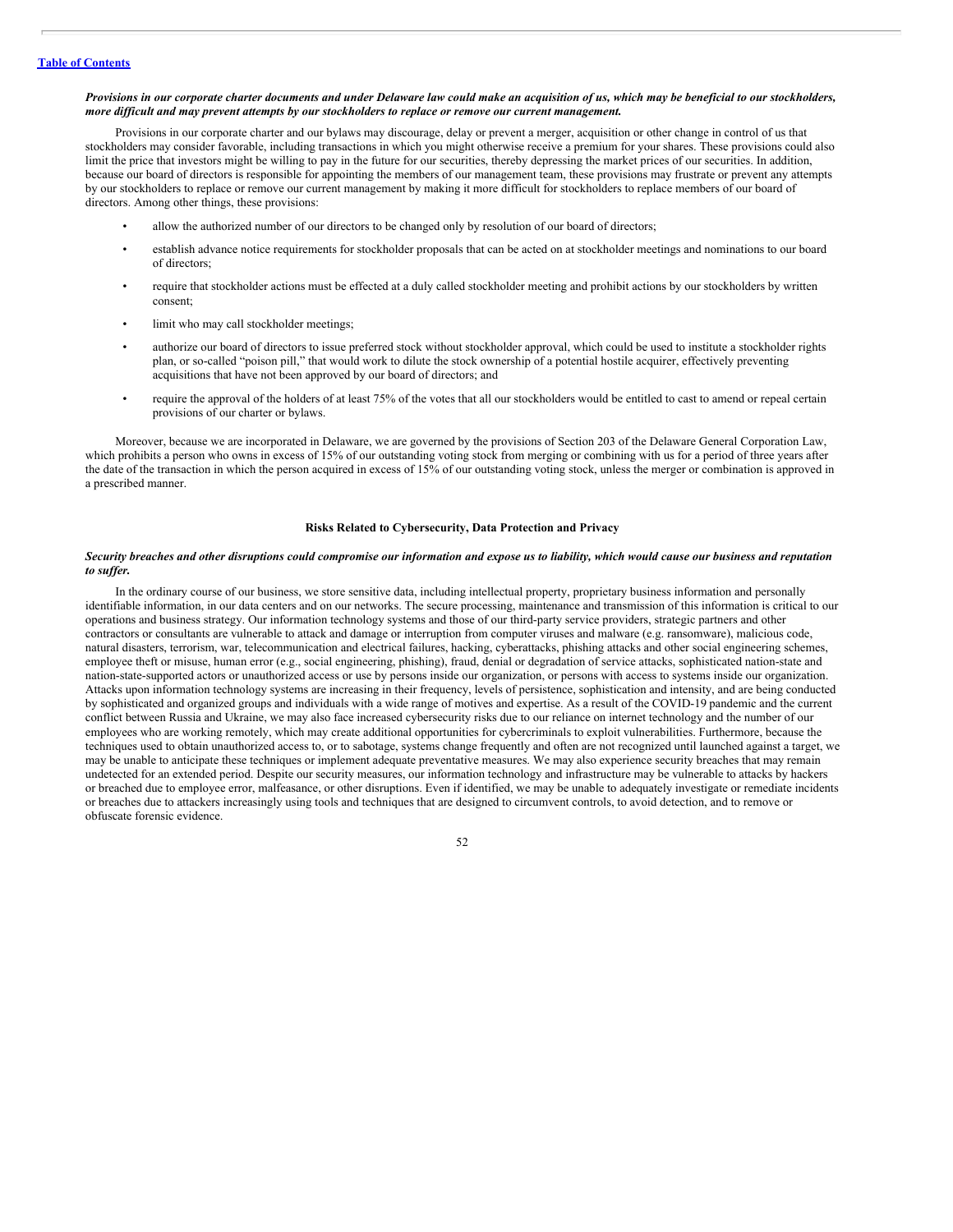***Provisions in our corporate charter documents and under Delaware law could make an acquisition of us, which may be beneficial to our stockholders, more difficult and may prevent attempts by our stockholders to replace or remove our current management.***

Provisions in our corporate charter and our bylaws may discourage, delay or prevent a merger, acquisition or other change in control of us that stockholders may consider favorable, including transactions in which you might otherwise receive a premium for your shares. These provisions could also limit the price that investors might be willing to pay in the future for our securities, thereby depressing the market prices of our securities. In addition, because our board of directors is responsible for appointing the members of our management team, these provisions may frustrate or prevent any attempts by our stockholders to replace or remove our current management by making it more difficult for stockholders to replace members of our board of directors. Among other things, these provisions:

- allow the authorized number of our directors to be changed only by resolution of our board of directors;
- establish advance notice requirements for stockholder proposals that can be acted on at stockholder meetings and nominations to our board of directors;
- require that stockholder actions must be effected at a duly called stockholder meeting and prohibit actions by our stockholders by written consent;
- limit who may call stockholder meetings;
- authorize our board of directors to issue preferred stock without stockholder approval, which could be used to institute a stockholder rights plan, or so-called "poison pill," that would work to dilute the stock ownership of a potential hostile acquirer, effectively preventing acquisitions that have not been approved by our board of directors; and
- require the approval of the holders of at least 75% of the votes that all our stockholders would be entitled to cast to amend or repeal certain provisions of our charter or bylaws.

Moreover, because we are incorporated in Delaware, we are governed by the provisions of Section 203 of the Delaware General Corporation Law, which prohibits a person who owns in excess of 15% of our outstanding voting stock from merging or combining with us for a period of three years after the date of the transaction in which the person acquired in excess of 15% of our outstanding voting stock, unless the merger or combination is approved in a prescribed manner.

**Risks Related to Cybersecurity, Data Protection and Privacy**

***Security breaches and other disruptions could compromise our information and expose us to liability, which would cause our business and reputation to suffer.***

In the ordinary course of our business, we store sensitive data, including intellectual property, proprietary business information and personally identifiable information, in our data centers and on our networks. The secure processing, maintenance and transmission of this information is critical to our operations and business strategy. Our information technology systems and those of our third-party service providers, strategic partners and other contractors or consultants are vulnerable to attack and damage or interruption from computer viruses and malware (e.g. ransomware), malicious code, natural disasters, terrorism, war, telecommunication and electrical failures, hacking, cyberattacks, phishing attacks and other social engineering schemes, employee theft or misuse, human error (e.g., social engineering, phishing), fraud, denial or degradation of service attacks, sophisticated nation-state and nation-state-supported actors or unauthorized access or use by persons inside our organization, or persons with access to systems inside our organization. Attacks upon information technology systems are increasing in their frequency, levels of persistence, sophistication and intensity, and are being conducted by sophisticated and organized groups and individuals with a wide range of motives and expertise. As a result of the COVID-19 pandemic and the current conflict between Russia and Ukraine, we may also face increased cybersecurity risks due to our reliance on internet technology and the number of our employees who are working remotely, which may create additional opportunities for cybercriminals to exploit vulnerabilities. Furthermore, because the techniques used to obtain unauthorized access to, or to sabotage, systems change frequently and often are not recognized until launched against a target, we may be unable to anticipate these techniques or implement adequate preventative measures. We may also experience security breaches that may remain undetected for an extended period. Despite our security measures, our information technology and infrastructure may be vulnerable to attacks by hackers or breached due to employee error, malfeasance, or other disruptions. Even if identified, we may be unable to adequately investigate or remediate incidents or breaches due to attackers increasingly using tools and techniques that are designed to circumvent controls, to avoid detection, and to remove or obfuscate forensic evidence.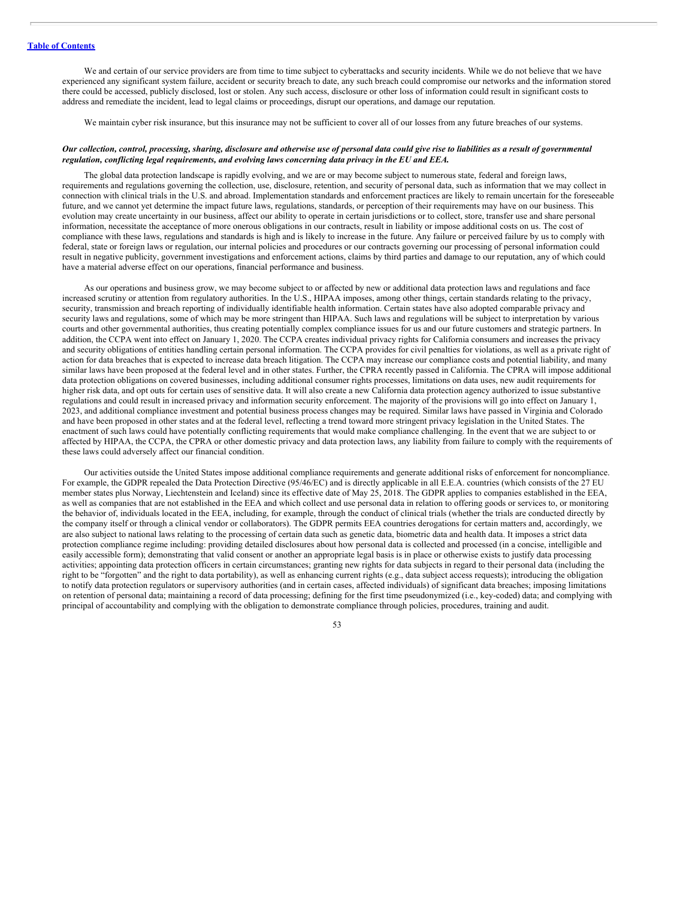We and certain of our service providers are from time to time subject to cyberattacks and security incidents. While we do not believe that we have experienced any significant system failure, accident or security breach to date, any such breach could compromise our networks and the information stored there could be accessed, publicly disclosed, lost or stolen. Any such access, disclosure or other loss of information could result in significant costs to address and remediate the incident, lead to legal claims or proceedings, disrupt our operations, and damage our reputation.

We maintain cyber risk insurance, but this insurance may not be sufficient to cover all of our losses from any future breaches of our systems.

***Our collection, control, processing, sharing, disclosure and otherwise use of personal data could give rise to liabilities as a result of governmental regulation, conflicting legal requirements, and evolving laws concerning data privacy in the EU and EEA.***

The global data protection landscape is rapidly evolving, and we are or may become subject to numerous state, federal and foreign laws, requirements and regulations governing the collection, use, disclosure, retention, and security of personal data, such as information that we may collect in connection with clinical trials in the U.S. and abroad. Implementation standards and enforcement practices are likely to remain uncertain for the foreseeable future, and we cannot yet determine the impact future laws, regulations, standards, or perception of their requirements may have on our business. This evolution may create uncertainty in our business, affect our ability to operate in certain jurisdictions or to collect, store, transfer use and share personal information, necessitate the acceptance of more onerous obligations in our contracts, result in liability or impose additional costs on us. The cost of compliance with these laws, regulations and standards is high and is likely to increase in the future. Any failure or perceived failure by us to comply with federal, state or foreign laws or regulation, our internal policies and procedures or our contracts governing our processing of personal information could result in negative publicity, government investigations and enforcement actions, claims by third parties and damage to our reputation, any of which could have a material adverse effect on our operations, financial performance and business.

As our operations and business grow, we may become subject to or affected by new or additional data protection laws and regulations and face increased scrutiny or attention from regulatory authorities. In the U.S., HIPAA imposes, among other things, certain standards relating to the privacy, security, transmission and breach reporting of individually identifiable health information. Certain states have also adopted comparable privacy and security laws and regulations, some of which may be more stringent than HIPAA. Such laws and regulations will be subject to interpretation by various courts and other governmental authorities, thus creating potentially complex compliance issues for us and our future customers and strategic partners. In addition, the CCPA went into effect on January 1, 2020. The CCPA creates individual privacy rights for California consumers and increases the privacy and security obligations of entities handling certain personal information. The CCPA provides for civil penalties for violations, as well as a private right of action for data breaches that is expected to increase data breach litigation. The CCPA may increase our compliance costs and potential liability, and many similar laws have been proposed at the federal level and in other states. Further, the CPRA recently passed in California. The CPRA will impose additional data protection obligations on covered businesses, including additional consumer rights processes, limitations on data uses, new audit requirements for higher risk data, and opt outs for certain uses of sensitive data. It will also create a new California data protection agency authorized to issue substantive regulations and could result in increased privacy and information security enforcement. The majority of the provisions will go into effect on January 1, 2023, and additional compliance investment and potential business process changes may be required. Similar laws have passed in Virginia and Colorado and have been proposed in other states and at the federal level, reflecting a trend toward more stringent privacy legislation in the United States. The enactment of such laws could have potentially conflicting requirements that would make compliance challenging. In the event that we are subject to or affected by HIPAA, the CCPA, the CPRA or other domestic privacy and data protection laws, any liability from failure to comply with the requirements of these laws could adversely affect our financial condition.

Our activities outside the United States impose additional compliance requirements and generate additional risks of enforcement for noncompliance. For example, the GDPR repealed the Data Protection Directive (95/46/EC) and is directly applicable in all E.E.A. countries (which consists of the 27 EU member states plus Norway, Liechtenstein and Iceland) since its effective date of May 25, 2018. The GDPR applies to companies established in the EEA, as well as companies that are not established in the EEA and which collect and use personal data in relation to offering goods or services to, or monitoring the behavior of, individuals located in the EEA, including, for example, through the conduct of clinical trials (whether the trials are conducted directly by the company itself or through a clinical vendor or collaborators). The GDPR permits EEA countries derogations for certain matters and, accordingly, we are also subject to national laws relating to the processing of certain data such as genetic data, biometric data and health data. It imposes a strict data protection compliance regime including: providing detailed disclosures about how personal data is collected and processed (in a concise, intelligible and easily accessible form); demonstrating that valid consent or another an appropriate legal basis is in place or otherwise exists to justify data processing activities; appointing data protection officers in certain circumstances; granting new rights for data subjects in regard to their personal data (including the right to be "forgotten" and the right to data portability), as well as enhancing current rights (e.g., data subject access requests); introducing the obligation to notify data protection regulators or supervisory authorities (and in certain cases, affected individuals) of significant data breaches; imposing limitations on retention of personal data; maintaining a record of data processing; defining for the first time pseudonymized (i.e., key-coded) data; and complying with principal of accountability and complying with the obligation to demonstrate compliance through policies, procedures, training and audit.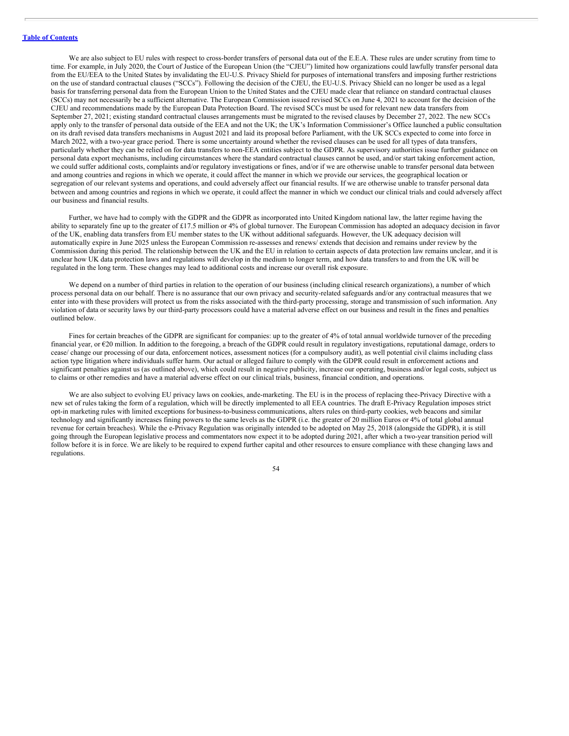We are also subject to EU rules with respect to cross-border transfers of personal data out of the E.E.A. These rules are under scrutiny from time to time. For example, in July 2020, the Court of Justice of the European Union (the "CJEU") limited how organizations could lawfully transfer personal data from the EU/EEA to the United States by invalidating the EU-U.S. Privacy Shield for purposes of international transfers and imposing further restrictions on the use of standard contractual clauses ("SCCs"). Following the decision of the CJEU, the EU-U.S. Privacy Shield can no longer be used as a legal basis for transferring personal data from the European Union to the United States and the CJEU made clear that reliance on standard contractual clauses (SCCs) may not necessarily be a sufficient alternative. The European Commission issued revised SCCs on June 4, 2021 to account for the decision of the CJEU and recommendations made by the European Data Protection Board. The revised SCCs must be used for relevant new data transfers from September 27, 2021; existing standard contractual clauses arrangements must be migrated to the revised clauses by December 27, 2022. The new SCCs apply only to the transfer of personal data outside of the EEA and not the UK; the UK's Information Commissioner's Office launched a public consultation on its draft revised data transfers mechanisms in August 2021 and laid its proposal before Parliament, with the UK SCCs expected to come into force in March 2022, with a two-year grace period. There is some uncertainty around whether the revised clauses can be used for all types of data transfers, particularly whether they can be relied on for data transfers to non-EEA entities subject to the GDPR. As supervisory authorities issue further guidance on personal data export mechanisms, including circumstances where the standard contractual clauses cannot be used, and/or start taking enforcement action, we could suffer additional costs, complaints and/or regulatory investigations or fines, and/or if we are otherwise unable to transfer personal data between and among countries and regions in which we operate, it could affect the manner in which we provide our services, the geographical location or segregation of our relevant systems and operations, and could adversely affect our financial results. If we are otherwise unable to transfer personal data between and among countries and regions in which we operate, it could affect the manner in which we conduct our clinical trials and could adversely affect our business and financial results.

Further, we have had to comply with the GDPR and the GDPR as incorporated into United Kingdom national law, the latter regime having the ability to separately fine up to the greater of £17.5 million or 4% of global turnover. The European Commission has adopted an adequacy decision in favor of the UK, enabling data transfers from EU member states to the UK without additional safeguards. However, the UK adequacy decision will automatically expire in June 2025 unless the European Commission re-assesses and renews/ extends that decision and remains under review by the Commission during this period. The relationship between the UK and the EU in relation to certain aspects of data protection law remains unclear, and it is unclear how UK data protection laws and regulations will develop in the medium to longer term, and how data transfers to and from the UK will be regulated in the long term. These changes may lead to additional costs and increase our overall risk exposure.

We depend on a number of third parties in relation to the operation of our business (including clinical research organizations), a number of which process personal data on our behalf. There is no assurance that our own privacy and security-related safeguards and/or any contractual measures that we enter into with these providers will protect us from the risks associated with the third-party processing, storage and transmission of such information. Any violation of data or security laws by our third-party processors could have a material adverse effect on our business and result in the fines and penalties outlined below.

Fines for certain breaches of the GDPR are significant for companies: up to the greater of 4% of total annual worldwide turnover of the preceding financial year, or €20 million. In addition to the foregoing, a breach of the GDPR could result in regulatory investigations, reputational damage, orders to cease/ change our processing of our data, enforcement notices, assessment notices (for a compulsory audit), as well potential civil claims including class action type litigation where individuals suffer harm. Our actual or alleged failure to comply with the GDPR could result in enforcement actions and significant penalties against us (as outlined above), which could result in negative publicity, increase our operating, business and/or legal costs, subject us to claims or other remedies and have a material adverse effect on our clinical trials, business, financial condition, and operations.

We are also subject to evolving EU privacy laws on cookies, ande-marketing. The EU is in the process of replacing thee-Privacy Directive with a new set of rules taking the form of a regulation, which will be directly implemented to all EEA countries. The draft E-Privacy Regulation imposes strict opt-in marketing rules with limited exceptions for business-to-business communications, alters rules on third-party cookies, web beacons and similar technology and significantly increases fining powers to the same levels as the GDPR (i.e. the greater of 20 million Euros or 4% of total global annual revenue for certain breaches). While the e-Privacy Regulation was originally intended to be adopted on May 25, 2018 (alongside the GDPR), it is still going through the European legislative process and commentators now expect it to be adopted during 2021, after which a two-year transition period will follow before it is in force. We are likely to be required to expend further capital and other resources to ensure compliance with these changing laws and regulations.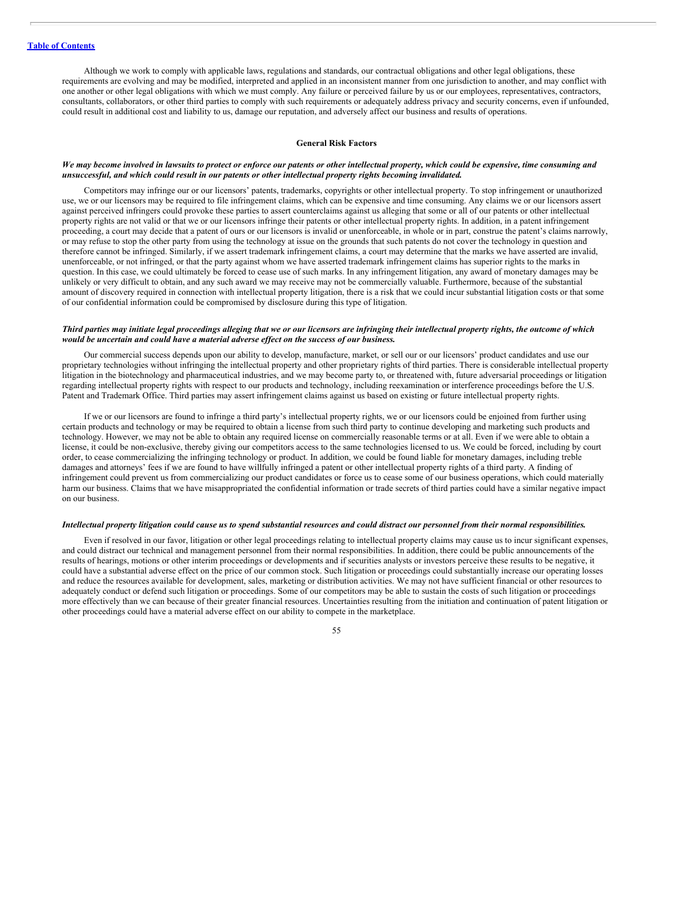Although we work to comply with applicable laws, regulations and standards, our contractual obligations and other legal obligations, these requirements are evolving and may be modified, interpreted and applied in an inconsistent manner from one jurisdiction to another, and may conflict with one another or other legal obligations with which we must comply. Any failure or perceived failure by us or our employees, representatives, contractors, consultants, collaborators, or other third parties to comply with such requirements or adequately address privacy and security concerns, even if unfounded, could result in additional cost and liability to us, damage our reputation, and adversely affect our business and results of operations.

## General Risk Factors

***We may become involved in lawsuits to protect or enforce our patents or other intellectual property, which could be expensive, time consuming and unsuccessful, and which could result in our patents or other intellectual property rights becoming invalidated.***

Competitors may infringe our or our licensors' patents, trademarks, copyrights or other intellectual property. To stop infringement or unauthorized use, we or our licensors may be required to file infringement claims, which can be expensive and time consuming. Any claims we or our licensors assert against perceived infringers could provoke these parties to assert counterclaims against us alleging that some or all of our patents or other intellectual property rights are not valid or that we or our licensors infringe their patents or other intellectual property rights. In addition, in a patent infringement proceeding, a court may decide that a patent of ours or our licensors is invalid or unenforceable, in whole or in part, construe the patent's claims narrowly, or may refuse to stop the other party from using the technology at issue on the grounds that such patents do not cover the technology in question and therefore cannot be infringed. Similarly, if we assert trademark infringement claims, a court may determine that the marks we have asserted are invalid, unenforceable, or not infringed, or that the party against whom we have asserted trademark infringement claims has superior rights to the marks in question. In this case, we could ultimately be forced to cease use of such marks. In any infringement litigation, any award of monetary damages may be unlikely or very difficult to obtain, and any such award we may receive may not be commercially valuable. Furthermore, because of the substantial amount of discovery required in connection with intellectual property litigation, there is a risk that we could incur substantial litigation costs or that some of our confidential information could be compromised by disclosure during this type of litigation.

***Third parties may initiate legal proceedings alleging that we or our licensors are infringing their intellectual property rights, the outcome of which would be uncertain and could have a material adverse effect on the success of our business.***

Our commercial success depends upon our ability to develop, manufacture, market, or sell our or our licensors' product candidates and use our proprietary technologies without infringing the intellectual property and other proprietary rights of third parties. There is considerable intellectual property litigation in the biotechnology and pharmaceutical industries, and we may become party to, or threatened with, future adversarial proceedings or litigation regarding intellectual property rights with respect to our products and technology, including reexamination or interference proceedings before the U.S. Patent and Trademark Office. Third parties may assert infringement claims against us based on existing or future intellectual property rights.

If we or our licensors are found to infringe a third party's intellectual property rights, we or our licensors could be enjoined from further using certain products and technology or may be required to obtain a license from such third party to continue developing and marketing such products and technology. However, we may not be able to obtain any required license on commercially reasonable terms or at all. Even if we were able to obtain a license, it could be non-exclusive, thereby giving our competitors access to the same technologies licensed to us. We could be forced, including by court order, to cease commercializing the infringing technology or product. In addition, we could be found liable for monetary damages, including treble damages and attorneys' fees if we are found to have willfully infringed a patent or other intellectual property rights of a third party. A finding of infringement could prevent us from commercializing our product candidates or force us to cease some of our business operations, which could materially harm our business. Claims that we have misappropriated the confidential information or trade secrets of third parties could have a similar negative impact on our business.

***Intellectual property litigation could cause us to spend substantial resources and could distract our personnel from their normal responsibilities.***

Even if resolved in our favor, litigation or other legal proceedings relating to intellectual property claims may cause us to incur significant expenses, and could distract our technical and management personnel from their normal responsibilities. In addition, there could be public announcements of the results of hearings, motions or other interim proceedings or developments and if securities analysts or investors perceive these results to be negative, it could have a substantial adverse effect on the price of our common stock. Such litigation or proceedings could substantially increase our operating losses and reduce the resources available for development, sales, marketing or distribution activities. We may not have sufficient financial or other resources to adequately conduct or defend such litigation or proceedings. Some of our competitors may be able to sustain the costs of such litigation or proceedings more effectively than we can because of their greater financial resources. Uncertainties resulting from the initiation and continuation of patent litigation or other proceedings could have a material adverse effect on our ability to compete in the marketplace.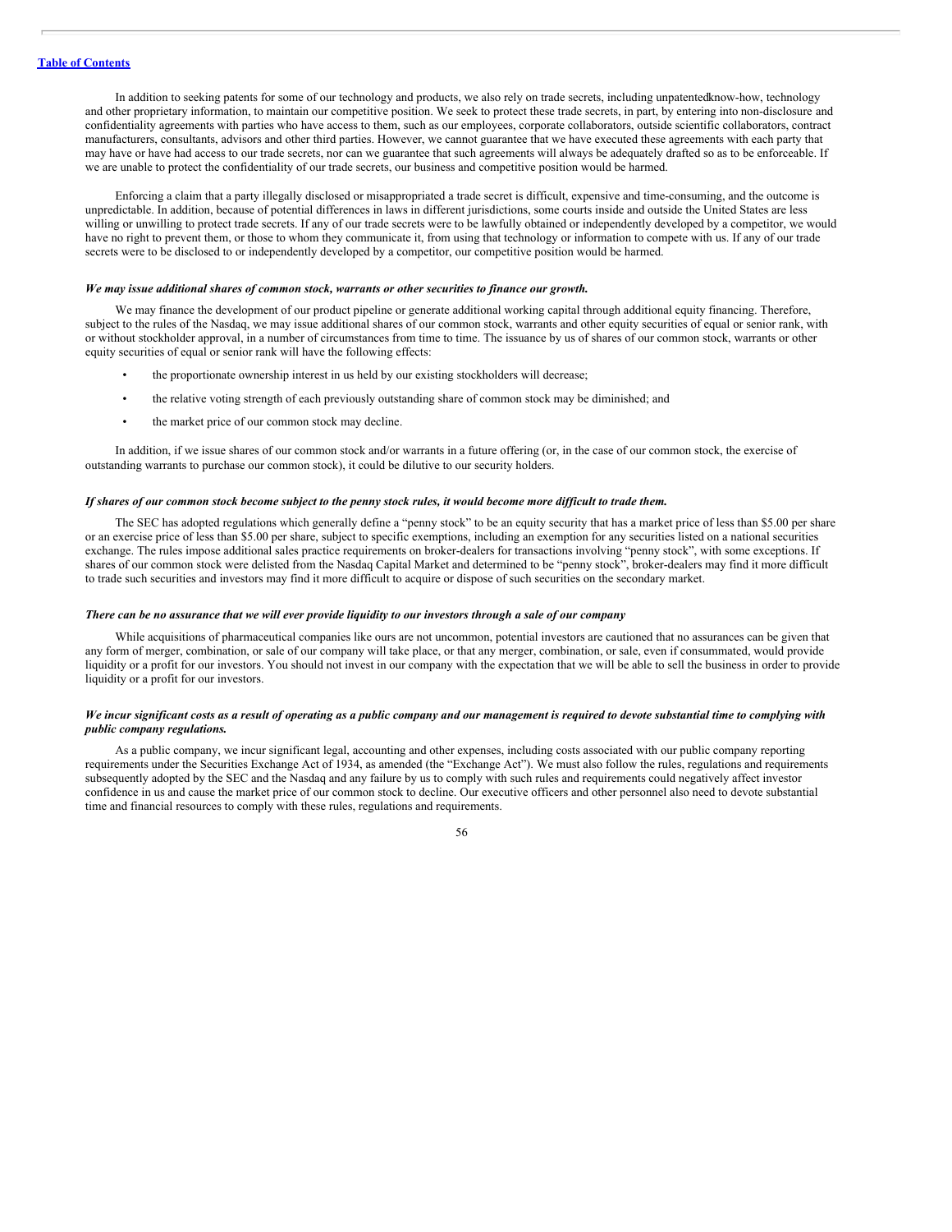In addition to seeking patents for some of our technology and products, we also rely on trade secrets, including unpatented know-how, technology and other proprietary information, to maintain our competitive position. We seek to protect these trade secrets, in part, by entering into non-disclosure and confidentiality agreements with parties who have access to them, such as our employees, corporate collaborators, outside scientific collaborators, contract manufacturers, consultants, advisors and other third parties. However, we cannot guarantee that we have executed these agreements with each party that may have or have had access to our trade secrets, nor can we guarantee that such agreements will always be adequately drafted so as to be enforceable. If we are unable to protect the confidentiality of our trade secrets, our business and competitive position would be harmed.

Enforcing a claim that a party illegally disclosed or misappropriated a trade secret is difficult, expensive and time-consuming, and the outcome is unpredictable. In addition, because of potential differences in laws in different jurisdictions, some courts inside and outside the United States are less willing or unwilling to protect trade secrets. If any of our trade secrets were to be lawfully obtained or independently developed by a competitor, we would have no right to prevent them, or those to whom they communicate it, from using that technology or information to compete with us. If any of our trade secrets were to be disclosed to or independently developed by a competitor, our competitive position would be harmed.

***We may issue additional shares of common stock, warrants or other securities to finance our growth.***

We may finance the development of our product pipeline or generate additional working capital through additional equity financing. Therefore, subject to the rules of the Nasdaq, we may issue additional shares of our common stock, warrants and other equity securities of equal or senior rank, with or without stockholder approval, in a number of circumstances from time to time. The issuance by us of shares of our common stock, warrants or other equity securities of equal or senior rank will have the following effects:

- the proportionate ownership interest in us held by our existing stockholders will decrease;
- the relative voting strength of each previously outstanding share of common stock may be diminished; and
- the market price of our common stock may decline.

In addition, if we issue shares of our common stock and/or warrants in a future offering (or, in the case of our common stock, the exercise of outstanding warrants to purchase our common stock), it could be dilutive to our security holders.

***If shares of our common stock become subject to the penny stock rules, it would become more difficult to trade them.***

The SEC has adopted regulations which generally define a "penny stock" to be an equity security that has a market price of less than $5.00 per share or an exercise price of less than $5.00 per share, subject to specific exemptions, including an exemption for any securities listed on a national securities exchange. The rules impose additional sales practice requirements on broker-dealers for transactions involving "penny stock", with some exceptions. If shares of our common stock were delisted from the Nasdaq Capital Market and determined to be "penny stock", broker-dealers may find it more difficult to trade such securities and investors may find it more difficult to acquire or dispose of such securities on the secondary market.

***There can be no assurance that we will ever provide liquidity to our investors through a sale of our company***

While acquisitions of pharmaceutical companies like ours are not uncommon, potential investors are cautioned that no assurances can be given that any form of merger, combination, or sale of our company will take place, or that any merger, combination, or sale, even if consummated, would provide liquidity or a profit for our investors. You should not invest in our company with the expectation that we will be able to sell the business in order to provide liquidity or a profit for our investors.

***We incur significant costs as a result of operating as a public company and our management is required to devote substantial time to complying with public company regulations.***

As a public company, we incur significant legal, accounting and other expenses, including costs associated with our public company reporting requirements under the Securities Exchange Act of 1934, as amended (the "Exchange Act"). We must also follow the rules, regulations and requirements subsequently adopted by the SEC and the Nasdaq and any failure by us to comply with such rules and requirements could negatively affect investor confidence in us and cause the market price of our common stock to decline. Our executive officers and other personnel also need to devote substantial time and financial resources to comply with these rules, regulations and requirements.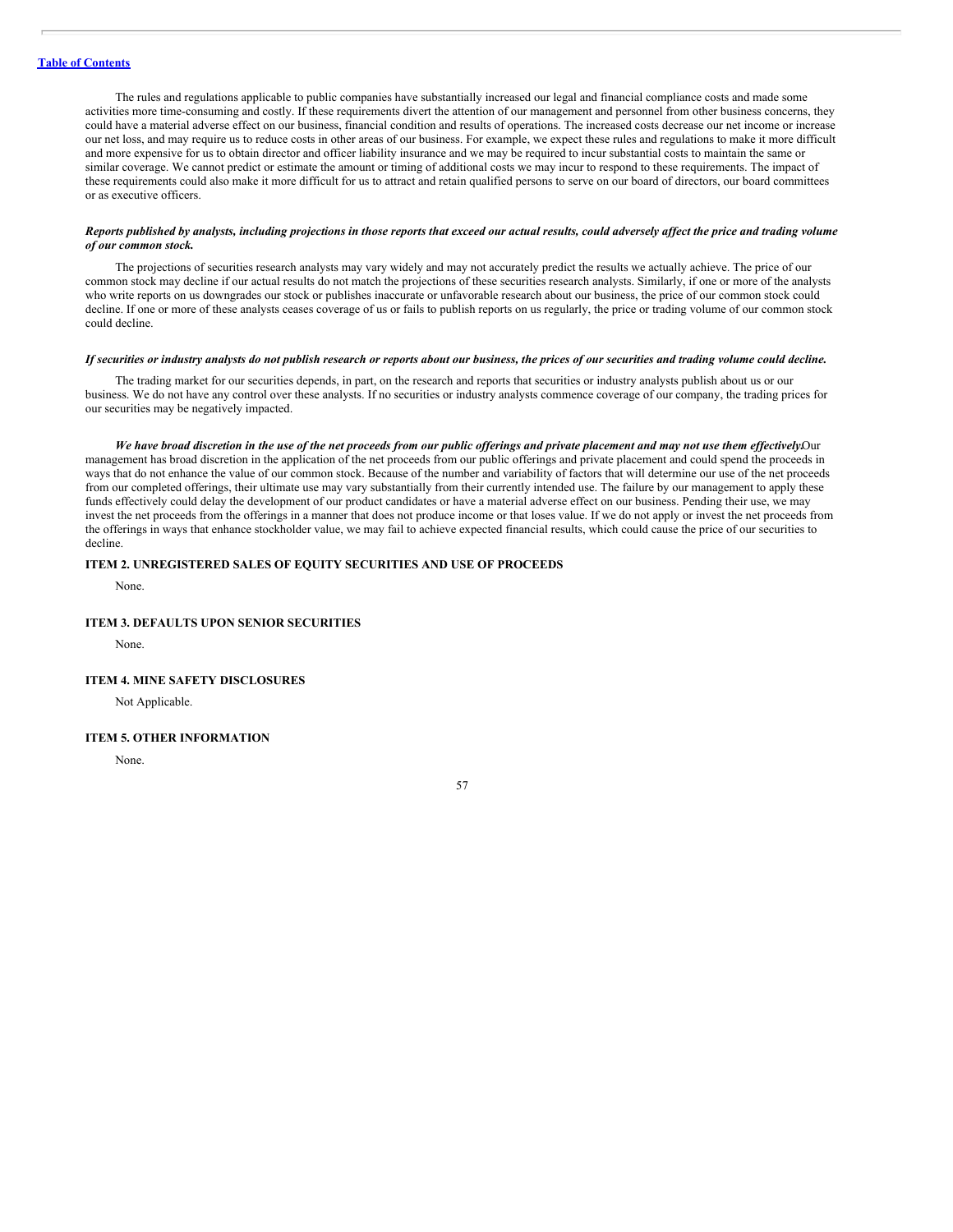The rules and regulations applicable to public companies have substantially increased our legal and financial compliance costs and made some activities more time-consuming and costly. If these requirements divert the attention of our management and personnel from other business concerns, they could have a material adverse effect on our business, financial condition and results of operations. The increased costs decrease our net income or increase our net loss, and may require us to reduce costs in other areas of our business. For example, we expect these rules and regulations to make it more difficult and more expensive for us to obtain director and officer liability insurance and we may be required to incur substantial costs to maintain the same or similar coverage. We cannot predict or estimate the amount or timing of additional costs we may incur to respond to these requirements. The impact of these requirements could also make it more difficult for us to attract and retain qualified persons to serve on our board of directors, our board committees or as executive officers.

***Reports published by analysts, including projections in those reports that exceed our actual results, could adversely affect the price and trading volume of our common stock.***

The projections of securities research analysts may vary widely and may not accurately predict the results we actually achieve. The price of our common stock may decline if our actual results do not match the projections of these securities research analysts. Similarly, if one or more of the analysts who write reports on us downgrades our stock or publishes inaccurate or unfavorable research about our business, the price of our common stock could decline. If one or more of these analysts ceases coverage of us or fails to publish reports on us regularly, the price or trading volume of our common stock could decline.

***If securities or industry analysts do not publish research or reports about our business, the prices of our securities and trading volume could decline.***

The trading market for our securities depends, in part, on the research and reports that securities or industry analysts publish about us or our business. We do not have any control over these analysts. If no securities or industry analysts commence coverage of our company, the trading prices for our securities may be negatively impacted.

***We have broad discretion in the use of the net proceeds from our public offerings and private placement and may not use them effectively.*** Our management has broad discretion in the application of the net proceeds from our public offerings and private placement and could spend the proceeds in ways that do not enhance the value of our common stock. Because of the number and variability of factors that will determine our use of the net proceeds from our completed offerings, their ultimate use may vary substantially from their currently intended use. The failure by our management to apply these funds effectively could delay the development of our product candidates or have a material adverse effect on our business. Pending their use, we may invest the net proceeds from the offerings in a manner that does not produce income or that loses value. If we do not apply or invest the net proceeds from the offerings in ways that enhance stockholder value, we may fail to achieve expected financial results, which could cause the price of our securities to decline.

## ITEM 2. UNREGISTERED SALES OF EQUITY SECURITIES AND USE OF PROCEEDS

None.

## ITEM 3. DEFAULTS UPON SENIOR SECURITIES

None.

## ITEM 4. MINE SAFETY DISCLOSURES

Not Applicable.

## ITEM 5. OTHER INFORMATION

None.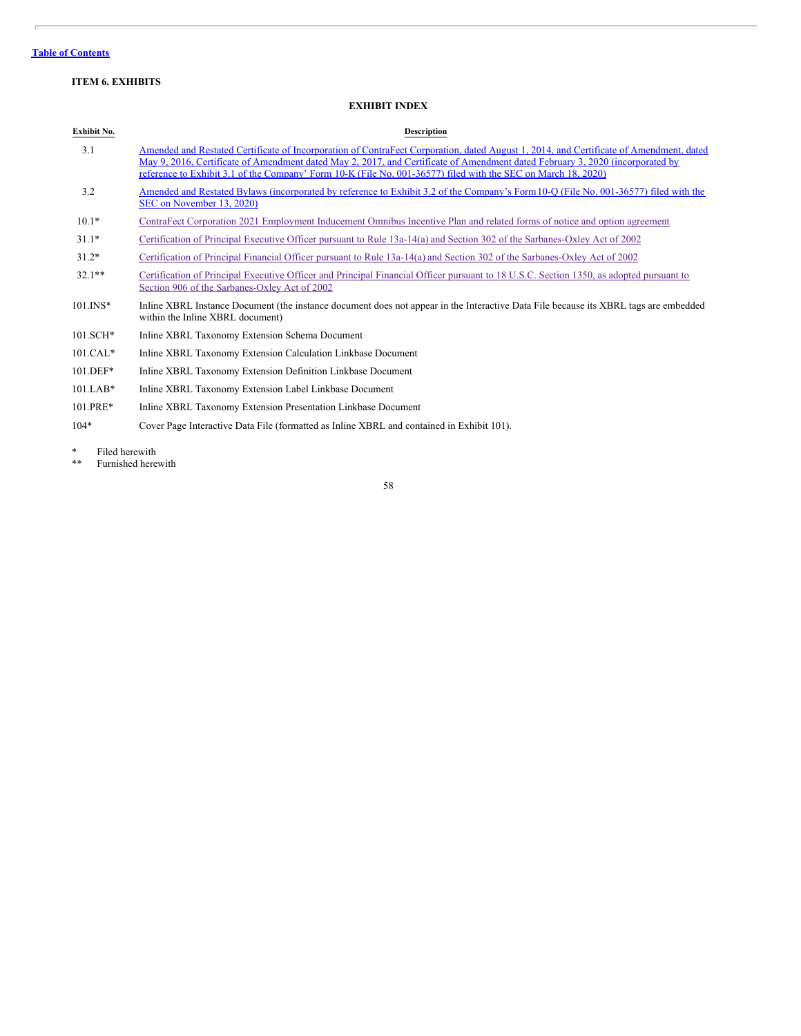Table of Contents

### ITEM 6. EXHIBITS

## EXHIBIT INDEX

| Exhibit No. | Description |
|---|---|
| 3.1 | Amended and Restated Certificate of Incorporation of ContraFect Corporation, dated August 1, 2014, and Certificate of Amendment, dated May 9, 2016, Certificate of Amendment dated May 2, 2017, and Certificate of Amendment dated February 3, 2020 (incorporated by reference to Exhibit 3.1 of the Company' Form 10-K (File No. 001-36577) filed with the SEC on March 18, 2020) |
| 3.2 | Amended and Restated Bylaws (incorporated by reference to Exhibit 3.2 of the Company's Form 10-Q (File No. 001-36577) filed with the SEC on November 13, 2020) |
| 10.1* | ContraFect Corporation 2021 Employment Inducement Omnibus Incentive Plan and related forms of notice and option agreement |
| 31.1* | Certification of Principal Executive Officer pursuant to Rule 13a-14(a) and Section 302 of the Sarbanes-Oxley Act of 2002 |
| 31.2* | Certification of Principal Financial Officer pursuant to Rule 13a-14(a) and Section 302 of the Sarbanes-Oxley Act of 2002 |
| 32.1** | Certification of Principal Executive Officer and Principal Financial Officer pursuant to 18 U.S.C. Section 1350, as adopted pursuant to Section 906 of the Sarbanes-Oxley Act of 2002 |
| 101.INS* | Inline XBRL Instance Document (the instance document does not appear in the Interactive Data File because its XBRL tags are embedded within the Inline XBRL document) |
| 101.SCH* | Inline XBRL Taxonomy Extension Schema Document |
| 101.CAL* | Inline XBRL Taxonomy Extension Calculation Linkbase Document |
| 101.DEF* | Inline XBRL Taxonomy Extension Definition Linkbase Document |
| 101.LAB* | Inline XBRL Taxonomy Extension Label Linkbase Document |
| 101.PRE* | Inline XBRL Taxonomy Extension Presentation Linkbase Document |
| 104* | Cover Page Interactive Data File (formatted as Inline XBRL and contained in Exhibit 101). |

\* Filed herewith

\*\* Furnished herewith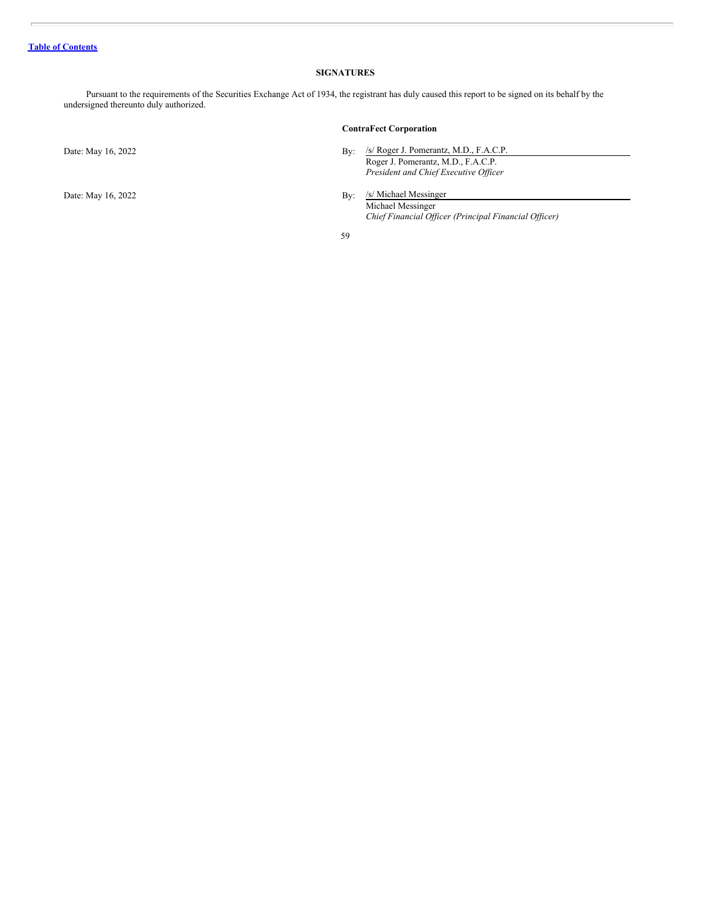[Table of Contents](#)

## SIGNATURES

Pursuant to the requirements of the Securities Exchange Act of 1934, the registrant has duly caused this report to be signed on its behalf by the undersigned thereunto duly authorized.

**ContraFect Corporation**

| | |
|---|---|
| Date: May 16, 2022 | By: /s/ Roger J. Pomerantz, M.D., F.A.C.P.<br>Roger J. Pomerantz, M.D., F.A.C.P.<br>*President and Chief Executive Officer* |
| Date: May 16, 2022 | By: /s/ Michael Messinger<br>Michael Messinger<br>*Chief Financial Officer (Principal Financial Officer)* |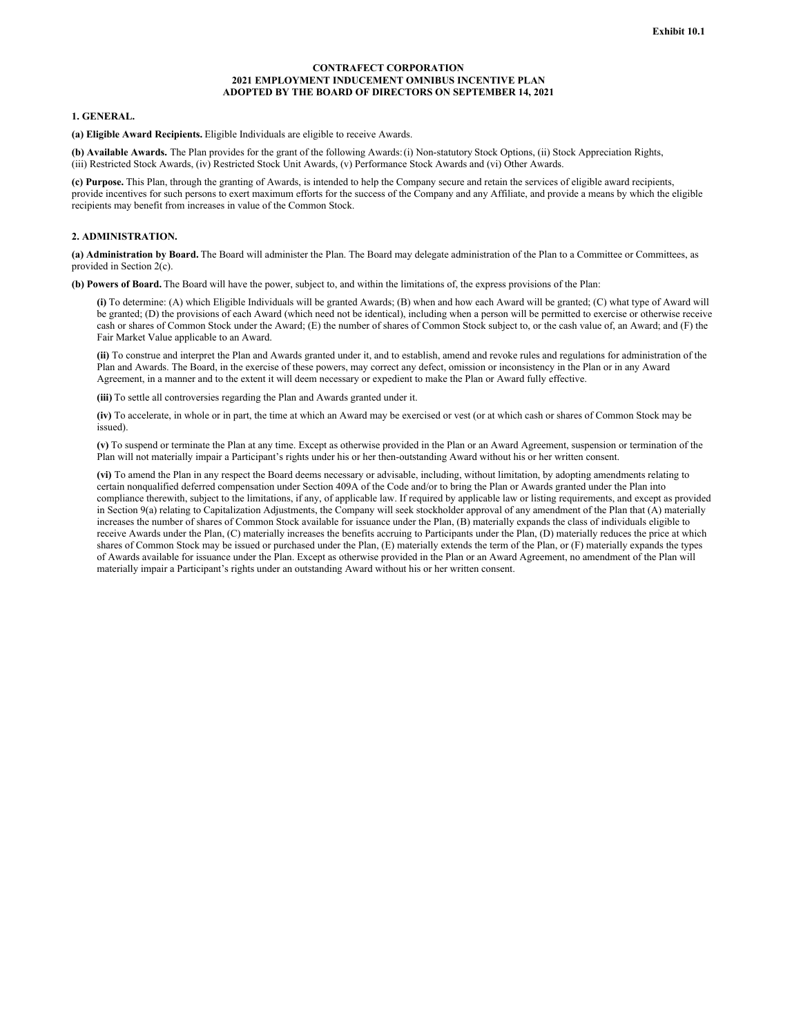Exhibit 10.1

**CONTRAFECT CORPORATION**
**2021 EMPLOYMENT INDUCEMENT OMNIBUS INCENTIVE PLAN**
**ADOPTED BY THE BOARD OF DIRECTORS ON SEPTEMBER 14, 2021**

## 1. GENERAL.

**(a) Eligible Award Recipients.** Eligible Individuals are eligible to receive Awards.

**(b) Available Awards.** The Plan provides for the grant of the following Awards: (i) Non-statutory Stock Options, (ii) Stock Appreciation Rights, (iii) Restricted Stock Awards, (iv) Restricted Stock Unit Awards, (v) Performance Stock Awards and (vi) Other Awards.

**(c) Purpose.** This Plan, through the granting of Awards, is intended to help the Company secure and retain the services of eligible award recipients, provide incentives for such persons to exert maximum efforts for the success of the Company and any Affiliate, and provide a means by which the eligible recipients may benefit from increases in value of the Common Stock.

## 2. ADMINISTRATION.

**(a) Administration by Board.** The Board will administer the Plan. The Board may delegate administration of the Plan to a Committee or Committees, as provided in Section 2(c).

**(b) Powers of Board.** The Board will have the power, subject to, and within the limitations of, the express provisions of the Plan:

**(i)** To determine: (A) which Eligible Individuals will be granted Awards; (B) when and how each Award will be granted; (C) what type of Award will be granted; (D) the provisions of each Award (which need not be identical), including when a person will be permitted to exercise or otherwise receive cash or shares of Common Stock under the Award; (E) the number of shares of Common Stock subject to, or the cash value of, an Award; and (F) the Fair Market Value applicable to an Award.

**(ii)** To construe and interpret the Plan and Awards granted under it, and to establish, amend and revoke rules and regulations for administration of the Plan and Awards. The Board, in the exercise of these powers, may correct any defect, omission or inconsistency in the Plan or in any Award Agreement, in a manner and to the extent it will deem necessary or expedient to make the Plan or Award fully effective.

**(iii)** To settle all controversies regarding the Plan and Awards granted under it.

**(iv)** To accelerate, in whole or in part, the time at which an Award may be exercised or vest (or at which cash or shares of Common Stock may be issued).

**(v)** To suspend or terminate the Plan at any time. Except as otherwise provided in the Plan or an Award Agreement, suspension or termination of the Plan will not materially impair a Participant's rights under his or her then-outstanding Award without his or her written consent.

**(vi)** To amend the Plan in any respect the Board deems necessary or advisable, including, without limitation, by adopting amendments relating to certain nonqualified deferred compensation under Section 409A of the Code and/or to bring the Plan or Awards granted under the Plan into compliance therewith, subject to the limitations, if any, of applicable law. If required by applicable law or listing requirements, and except as provided in Section 9(a) relating to Capitalization Adjustments, the Company will seek stockholder approval of any amendment of the Plan that (A) materially increases the number of shares of Common Stock available for issuance under the Plan, (B) materially expands the class of individuals eligible to receive Awards under the Plan, (C) materially increases the benefits accruing to Participants under the Plan, (D) materially reduces the price at which shares of Common Stock may be issued or purchased under the Plan, (E) materially extends the term of the Plan, or (F) materially expands the types of Awards available for issuance under the Plan. Except as otherwise provided in the Plan or an Award Agreement, no amendment of the Plan will materially impair a Participant's rights under an outstanding Award without his or her written consent.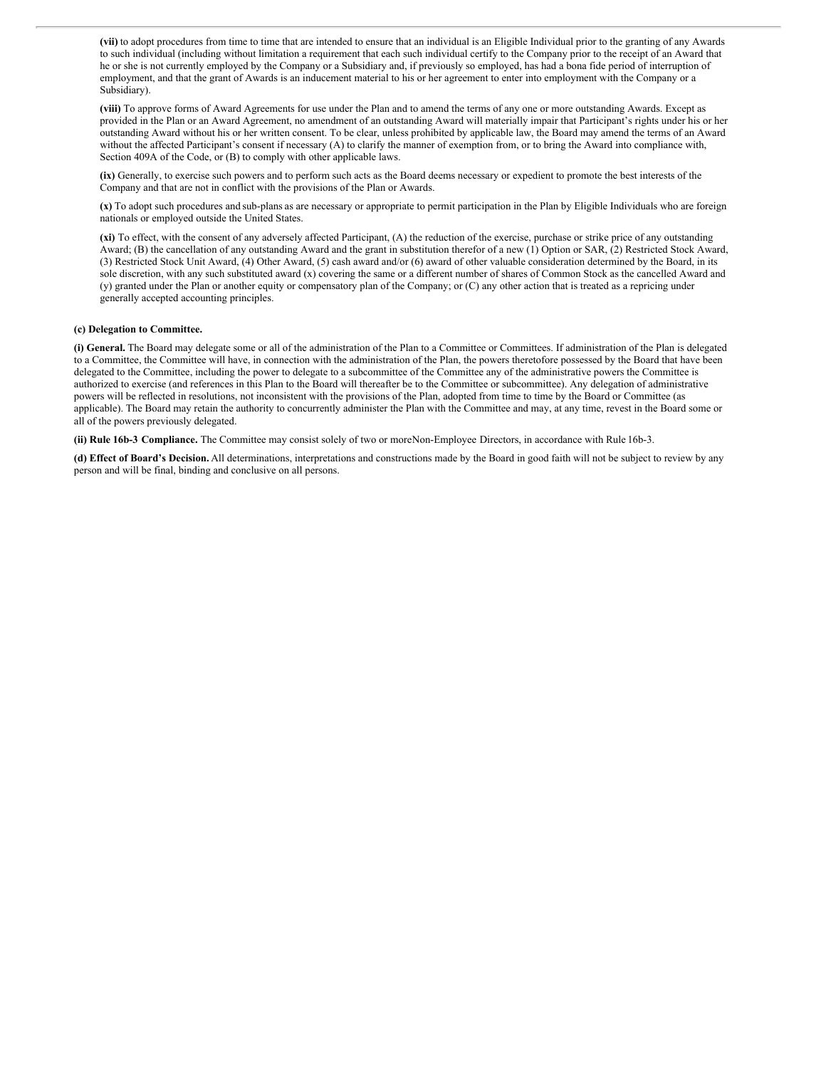**(vii)** to adopt procedures from time to time that are intended to ensure that an individual is an Eligible Individual prior to the granting of any Awards to such individual (including without limitation a requirement that each such individual certify to the Company prior to the receipt of an Award that he or she is not currently employed by the Company or a Subsidiary and, if previously so employed, has had a bona fide period of interruption of employment, and that the grant of Awards is an inducement material to his or her agreement to enter into employment with the Company or a Subsidiary).

**(viii)** To approve forms of Award Agreements for use under the Plan and to amend the terms of any one or more outstanding Awards. Except as provided in the Plan or an Award Agreement, no amendment of an outstanding Award will materially impair that Participant's rights under his or her outstanding Award without his or her written consent. To be clear, unless prohibited by applicable law, the Board may amend the terms of an Award without the affected Participant's consent if necessary (A) to clarify the manner of exemption from, or to bring the Award into compliance with, Section 409A of the Code, or (B) to comply with other applicable laws.

**(ix)** Generally, to exercise such powers and to perform such acts as the Board deems necessary or expedient to promote the best interests of the Company and that are not in conflict with the provisions of the Plan or Awards.

**(x)** To adopt such procedures and sub-plans as are necessary or appropriate to permit participation in the Plan by Eligible Individuals who are foreign nationals or employed outside the United States.

**(xi)** To effect, with the consent of any adversely affected Participant, (A) the reduction of the exercise, purchase or strike price of any outstanding Award; (B) the cancellation of any outstanding Award and the grant in substitution therefor of a new (1) Option or SAR, (2) Restricted Stock Award, (3) Restricted Stock Unit Award, (4) Other Award, (5) cash award and/or (6) award of other valuable consideration determined by the Board, in its sole discretion, with any such substituted award (x) covering the same or a different number of shares of Common Stock as the cancelled Award and (y) granted under the Plan or another equity or compensatory plan of the Company; or (C) any other action that is treated as a repricing under generally accepted accounting principles.

**(c) Delegation to Committee.**

**(i) General.** The Board may delegate some or all of the administration of the Plan to a Committee or Committees. If administration of the Plan is delegated to a Committee, the Committee will have, in connection with the administration of the Plan, the powers theretofore possessed by the Board that have been delegated to the Committee, including the power to delegate to a subcommittee of the Committee any of the administrative powers the Committee is authorized to exercise (and references in this Plan to the Board will thereafter be to the Committee or subcommittee). Any delegation of administrative powers will be reflected in resolutions, not inconsistent with the provisions of the Plan, adopted from time to time by the Board or Committee (as applicable). The Board may retain the authority to concurrently administer the Plan with the Committee and may, at any time, revest in the Board some or all of the powers previously delegated.

**(ii) Rule 16b-3 Compliance.** The Committee may consist solely of two or more Non-Employee Directors, in accordance with Rule 16b-3.

**(d) Effect of Board's Decision.** All determinations, interpretations and constructions made by the Board in good faith will not be subject to review by any person and will be final, binding and conclusive on all persons.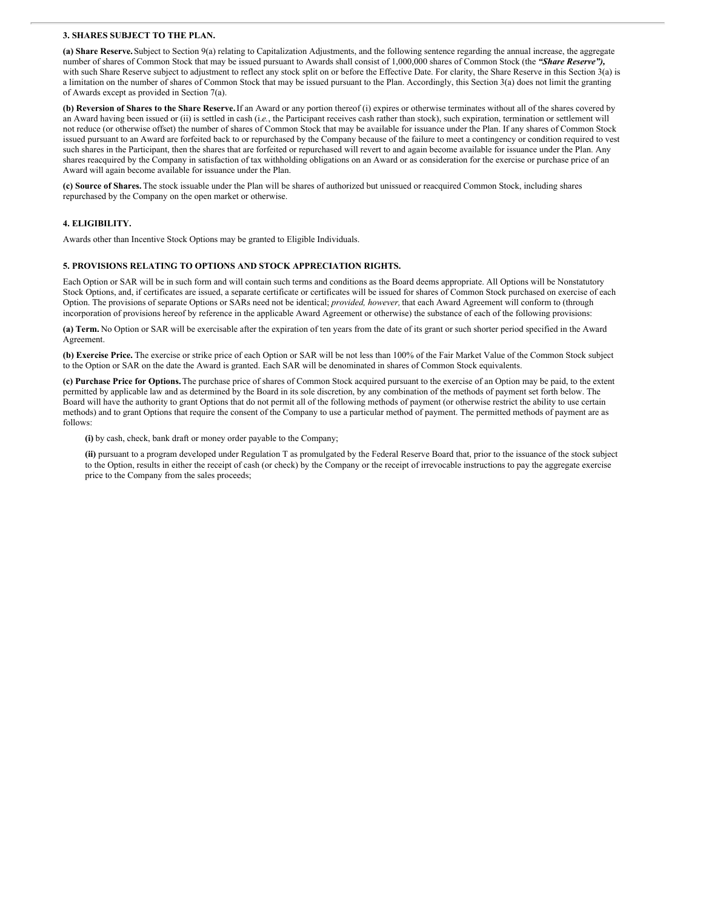### 3. SHARES SUBJECT TO THE PLAN.

**(a) Share Reserve.** Subject to Section 9(a) relating to Capitalization Adjustments, and the following sentence regarding the annual increase, the aggregate number of shares of Common Stock that may be issued pursuant to Awards shall consist of 1,000,000 shares of Common Stock (the ***"Share Reserve"),*** with such Share Reserve subject to adjustment to reflect any stock split on or before the Effective Date. For clarity, the Share Reserve in this Section 3(a) is a limitation on the number of shares of Common Stock that may be issued pursuant to the Plan. Accordingly, this Section 3(a) does not limit the granting of Awards except as provided in Section 7(a).

**(b) Reversion of Shares to the Share Reserve.** If an Award or any portion thereof (i) expires or otherwise terminates without all of the shares covered by an Award having been issued or (ii) is settled in cash (i.*e.*, the Participant receives cash rather than stock), such expiration, termination or settlement will not reduce (or otherwise offset) the number of shares of Common Stock that may be available for issuance under the Plan. If any shares of Common Stock issued pursuant to an Award are forfeited back to or repurchased by the Company because of the failure to meet a contingency or condition required to vest such shares in the Participant, then the shares that are forfeited or repurchased will revert to and again become available for issuance under the Plan. Any shares reacquired by the Company in satisfaction of tax withholding obligations on an Award or as consideration for the exercise or purchase price of an Award will again become available for issuance under the Plan.

**(c) Source of Shares.** The stock issuable under the Plan will be shares of authorized but unissued or reacquired Common Stock, including shares repurchased by the Company on the open market or otherwise.

### 4. ELIGIBILITY.

Awards other than Incentive Stock Options may be granted to Eligible Individuals.

### 5. PROVISIONS RELATING TO OPTIONS AND STOCK APPRECIATION RIGHTS.

Each Option or SAR will be in such form and will contain such terms and conditions as the Board deems appropriate. All Options will be Nonstatutory Stock Options, and, if certificates are issued, a separate certificate or certificates will be issued for shares of Common Stock purchased on exercise of each Option. The provisions of separate Options or SARs need not be identical; *provided, however,* that each Award Agreement will conform to (through incorporation of provisions hereof by reference in the applicable Award Agreement or otherwise) the substance of each of the following provisions:

**(a) Term.** No Option or SAR will be exercisable after the expiration of ten years from the date of its grant or such shorter period specified in the Award Agreement.

**(b) Exercise Price.** The exercise or strike price of each Option or SAR will be not less than 100% of the Fair Market Value of the Common Stock subject to the Option or SAR on the date the Award is granted. Each SAR will be denominated in shares of Common Stock equivalents.

**(c) Purchase Price for Options.** The purchase price of shares of Common Stock acquired pursuant to the exercise of an Option may be paid, to the extent permitted by applicable law and as determined by the Board in its sole discretion, by any combination of the methods of payment set forth below. The Board will have the authority to grant Options that do not permit all of the following methods of payment (or otherwise restrict the ability to use certain methods) and to grant Options that require the consent of the Company to use a particular method of payment. The permitted methods of payment are as follows:

**(i)** by cash, check, bank draft or money order payable to the Company;

**(ii)** pursuant to a program developed under Regulation T as promulgated by the Federal Reserve Board that, prior to the issuance of the stock subject to the Option, results in either the receipt of cash (or check) by the Company or the receipt of irrevocable instructions to pay the aggregate exercise price to the Company from the sales proceeds;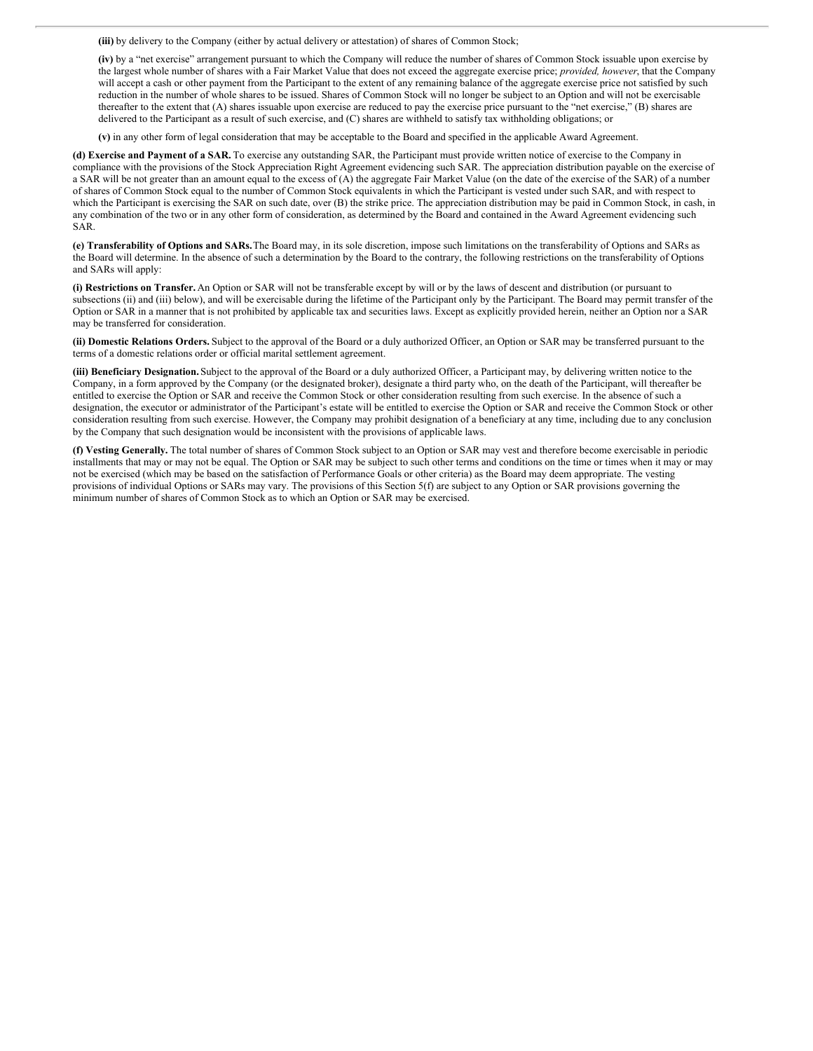**(iii)** by delivery to the Company (either by actual delivery or attestation) of shares of Common Stock;

**(iv)** by a "net exercise" arrangement pursuant to which the Company will reduce the number of shares of Common Stock issuable upon exercise by the largest whole number of shares with a Fair Market Value that does not exceed the aggregate exercise price; *provided, however*, that the Company will accept a cash or other payment from the Participant to the extent of any remaining balance of the aggregate exercise price not satisfied by such reduction in the number of whole shares to be issued. Shares of Common Stock will no longer be subject to an Option and will not be exercisable thereafter to the extent that (A) shares issuable upon exercise are reduced to pay the exercise price pursuant to the "net exercise," (B) shares are delivered to the Participant as a result of such exercise, and (C) shares are withheld to satisfy tax withholding obligations; or

**(v)** in any other form of legal consideration that may be acceptable to the Board and specified in the applicable Award Agreement.

**(d) Exercise and Payment of a SAR.** To exercise any outstanding SAR, the Participant must provide written notice of exercise to the Company in compliance with the provisions of the Stock Appreciation Right Agreement evidencing such SAR. The appreciation distribution payable on the exercise of a SAR will be not greater than an amount equal to the excess of (A) the aggregate Fair Market Value (on the date of the exercise of the SAR) of a number of shares of Common Stock equal to the number of Common Stock equivalents in which the Participant is vested under such SAR, and with respect to which the Participant is exercising the SAR on such date, over (B) the strike price. The appreciation distribution may be paid in Common Stock, in cash, in any combination of the two or in any other form of consideration, as determined by the Board and contained in the Award Agreement evidencing such SAR.

**(e) Transferability of Options and SARs.** The Board may, in its sole discretion, impose such limitations on the transferability of Options and SARs as the Board will determine. In the absence of such a determination by the Board to the contrary, the following restrictions on the transferability of Options and SARs will apply:

**(i) Restrictions on Transfer.** An Option or SAR will not be transferable except by will or by the laws of descent and distribution (or pursuant to subsections (ii) and (iii) below), and will be exercisable during the lifetime of the Participant only by the Participant. The Board may permit transfer of the Option or SAR in a manner that is not prohibited by applicable tax and securities laws. Except as explicitly provided herein, neither an Option nor a SAR may be transferred for consideration.

**(ii) Domestic Relations Orders.** Subject to the approval of the Board or a duly authorized Officer, an Option or SAR may be transferred pursuant to the terms of a domestic relations order or official marital settlement agreement.

**(iii) Beneficiary Designation.** Subject to the approval of the Board or a duly authorized Officer, a Participant may, by delivering written notice to the Company, in a form approved by the Company (or the designated broker), designate a third party who, on the death of the Participant, will thereafter be entitled to exercise the Option or SAR and receive the Common Stock or other consideration resulting from such exercise. In the absence of such a designation, the executor or administrator of the Participant's estate will be entitled to exercise the Option or SAR and receive the Common Stock or other consideration resulting from such exercise. However, the Company may prohibit designation of a beneficiary at any time, including due to any conclusion by the Company that such designation would be inconsistent with the provisions of applicable laws.

**(f) Vesting Generally.** The total number of shares of Common Stock subject to an Option or SAR may vest and therefore become exercisable in periodic installments that may or may not be equal. The Option or SAR may be subject to such other terms and conditions on the time or times when it may or may not be exercised (which may be based on the satisfaction of Performance Goals or other criteria) as the Board may deem appropriate. The vesting provisions of individual Options or SARs may vary. The provisions of this Section 5(f) are subject to any Option or SAR provisions governing the minimum number of shares of Common Stock as to which an Option or SAR may be exercised.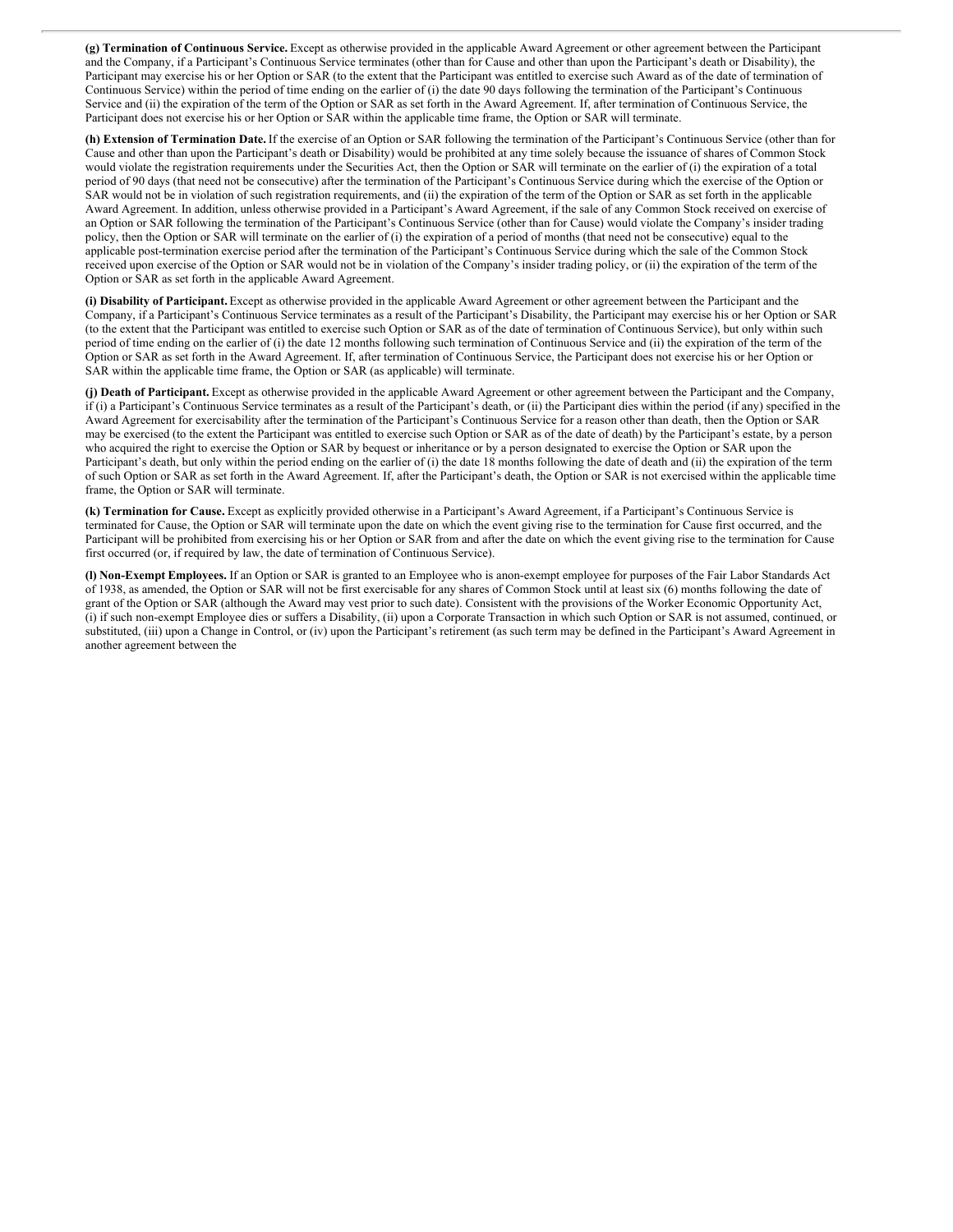**(g) Termination of Continuous Service.** Except as otherwise provided in the applicable Award Agreement or other agreement between the Participant and the Company, if a Participant's Continuous Service terminates (other than for Cause and other than upon the Participant's death or Disability), the Participant may exercise his or her Option or SAR (to the extent that the Participant was entitled to exercise such Award as of the date of termination of Continuous Service) within the period of time ending on the earlier of (i) the date 90 days following the termination of the Participant's Continuous Service and (ii) the expiration of the term of the Option or SAR as set forth in the Award Agreement. If, after termination of Continuous Service, the Participant does not exercise his or her Option or SAR within the applicable time frame, the Option or SAR will terminate.

**(h) Extension of Termination Date.** If the exercise of an Option or SAR following the termination of the Participant's Continuous Service (other than for Cause and other than upon the Participant's death or Disability) would be prohibited at any time solely because the issuance of shares of Common Stock would violate the registration requirements under the Securities Act, then the Option or SAR will terminate on the earlier of (i) the expiration of a total period of 90 days (that need not be consecutive) after the termination of the Participant's Continuous Service during which the exercise of the Option or SAR would not be in violation of such registration requirements, and (ii) the expiration of the term of the Option or SAR as set forth in the applicable Award Agreement. In addition, unless otherwise provided in a Participant's Award Agreement, if the sale of any Common Stock received on exercise of an Option or SAR following the termination of the Participant's Continuous Service (other than for Cause) would violate the Company's insider trading policy, then the Option or SAR will terminate on the earlier of (i) the expiration of a period of months (that need not be consecutive) equal to the applicable post-termination exercise period after the termination of the Participant's Continuous Service during which the sale of the Common Stock received upon exercise of the Option or SAR would not be in violation of the Company's insider trading policy, or (ii) the expiration of the term of the Option or SAR as set forth in the applicable Award Agreement.

**(i) Disability of Participant.** Except as otherwise provided in the applicable Award Agreement or other agreement between the Participant and the Company, if a Participant's Continuous Service terminates as a result of the Participant's Disability, the Participant may exercise his or her Option or SAR (to the extent that the Participant was entitled to exercise such Option or SAR as of the date of termination of Continuous Service), but only within such period of time ending on the earlier of (i) the date 12 months following such termination of Continuous Service and (ii) the expiration of the term of the Option or SAR as set forth in the Award Agreement. If, after termination of Continuous Service, the Participant does not exercise his or her Option or SAR within the applicable time frame, the Option or SAR (as applicable) will terminate.

**(j) Death of Participant.** Except as otherwise provided in the applicable Award Agreement or other agreement between the Participant and the Company, if (i) a Participant's Continuous Service terminates as a result of the Participant's death, or (ii) the Participant dies within the period (if any) specified in the Award Agreement for exercisability after the termination of the Participant's Continuous Service for a reason other than death, then the Option or SAR may be exercised (to the extent the Participant was entitled to exercise such Option or SAR as of the date of death) by the Participant's estate, by a person who acquired the right to exercise the Option or SAR by bequest or inheritance or by a person designated to exercise the Option or SAR upon the Participant's death, but only within the period ending on the earlier of (i) the date 18 months following the date of death and (ii) the expiration of the term of such Option or SAR as set forth in the Award Agreement. If, after the Participant's death, the Option or SAR is not exercised within the applicable time frame, the Option or SAR will terminate.

**(k) Termination for Cause.** Except as explicitly provided otherwise in a Participant's Award Agreement, if a Participant's Continuous Service is terminated for Cause, the Option or SAR will terminate upon the date on which the event giving rise to the termination for Cause first occurred, and the Participant will be prohibited from exercising his or her Option or SAR from and after the date on which the event giving rise to the termination for Cause first occurred (or, if required by law, the date of termination of Continuous Service).

**(l) Non-Exempt Employees.** If an Option or SAR is granted to an Employee who is anon-exempt employee for purposes of the Fair Labor Standards Act of 1938, as amended, the Option or SAR will not be first exercisable for any shares of Common Stock until at least six (6) months following the date of grant of the Option or SAR (although the Award may vest prior to such date). Consistent with the provisions of the Worker Economic Opportunity Act, (i) if such non-exempt Employee dies or suffers a Disability, (ii) upon a Corporate Transaction in which such Option or SAR is not assumed, continued, or substituted, (iii) upon a Change in Control, or (iv) upon the Participant's retirement (as such term may be defined in the Participant's Award Agreement in another agreement between the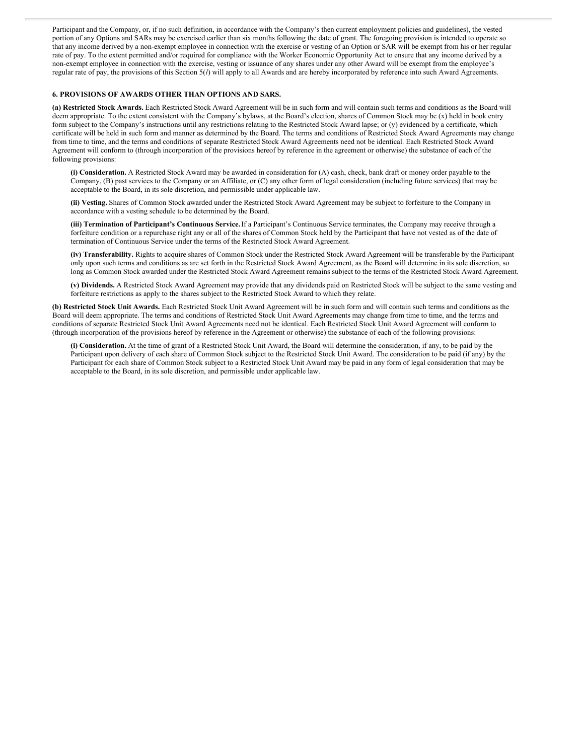Participant and the Company, or, if no such definition, in accordance with the Company's then current employment policies and guidelines), the vested portion of any Options and SARs may be exercised earlier than six months following the date of grant. The foregoing provision is intended to operate so that any income derived by a non-exempt employee in connection with the exercise or vesting of an Option or SAR will be exempt from his or her regular rate of pay. To the extent permitted and/or required for compliance with the Worker Economic Opportunity Act to ensure that any income derived by a non-exempt employee in connection with the exercise, vesting or issuance of any shares under any other Award will be exempt from the employee's regular rate of pay, the provisions of this Section 5(*l*) will apply to all Awards and are hereby incorporated by reference into such Award Agreements.

**6. PROVISIONS OF AWARDS OTHER THAN OPTIONS AND SARS.**

**(a) Restricted Stock Awards.** Each Restricted Stock Award Agreement will be in such form and will contain such terms and conditions as the Board will deem appropriate. To the extent consistent with the Company's bylaws, at the Board's election, shares of Common Stock may be (x) held in book entry form subject to the Company's instructions until any restrictions relating to the Restricted Stock Award lapse; or (y) evidenced by a certificate, which certificate will be held in such form and manner as determined by the Board. The terms and conditions of Restricted Stock Award Agreements may change from time to time, and the terms and conditions of separate Restricted Stock Award Agreements need not be identical. Each Restricted Stock Award Agreement will conform to (through incorporation of the provisions hereof by reference in the agreement or otherwise) the substance of each of the following provisions:

**(i) Consideration.** A Restricted Stock Award may be awarded in consideration for (A) cash, check, bank draft or money order payable to the Company, (B) past services to the Company or an Affiliate, or (C) any other form of legal consideration (including future services) that may be acceptable to the Board, in its sole discretion, and permissible under applicable law.

**(ii) Vesting.** Shares of Common Stock awarded under the Restricted Stock Award Agreement may be subject to forfeiture to the Company in accordance with a vesting schedule to be determined by the Board.

**(iii) Termination of Participant's Continuous Service.** If a Participant's Continuous Service terminates, the Company may receive through a forfeiture condition or a repurchase right any or all of the shares of Common Stock held by the Participant that have not vested as of the date of termination of Continuous Service under the terms of the Restricted Stock Award Agreement.

**(iv) Transferability.** Rights to acquire shares of Common Stock under the Restricted Stock Award Agreement will be transferable by the Participant only upon such terms and conditions as are set forth in the Restricted Stock Award Agreement, as the Board will determine in its sole discretion, so long as Common Stock awarded under the Restricted Stock Award Agreement remains subject to the terms of the Restricted Stock Award Agreement.

**(v) Dividends.** A Restricted Stock Award Agreement may provide that any dividends paid on Restricted Stock will be subject to the same vesting and forfeiture restrictions as apply to the shares subject to the Restricted Stock Award to which they relate.

**(b) Restricted Stock Unit Awards.** Each Restricted Stock Unit Award Agreement will be in such form and will contain such terms and conditions as the Board will deem appropriate. The terms and conditions of Restricted Stock Unit Award Agreements may change from time to time, and the terms and conditions of separate Restricted Stock Unit Award Agreements need not be identical. Each Restricted Stock Unit Award Agreement will conform to (through incorporation of the provisions hereof by reference in the Agreement or otherwise) the substance of each of the following provisions:

**(i) Consideration.** At the time of grant of a Restricted Stock Unit Award, the Board will determine the consideration, if any, to be paid by the Participant upon delivery of each share of Common Stock subject to the Restricted Stock Unit Award. The consideration to be paid (if any) by the Participant for each share of Common Stock subject to a Restricted Stock Unit Award may be paid in any form of legal consideration that may be acceptable to the Board, in its sole discretion, and permissible under applicable law.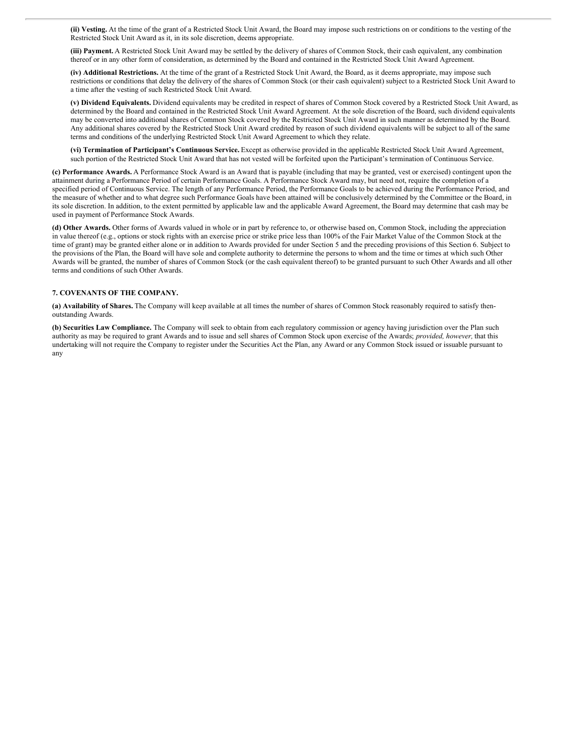**(ii) Vesting.** At the time of the grant of a Restricted Stock Unit Award, the Board may impose such restrictions on or conditions to the vesting of the Restricted Stock Unit Award as it, in its sole discretion, deems appropriate.

**(iii) Payment.** A Restricted Stock Unit Award may be settled by the delivery of shares of Common Stock, their cash equivalent, any combination thereof or in any other form of consideration, as determined by the Board and contained in the Restricted Stock Unit Award Agreement.

**(iv) Additional Restrictions.** At the time of the grant of a Restricted Stock Unit Award, the Board, as it deems appropriate, may impose such restrictions or conditions that delay the delivery of the shares of Common Stock (or their cash equivalent) subject to a Restricted Stock Unit Award to a time after the vesting of such Restricted Stock Unit Award.

**(v) Dividend Equivalents.** Dividend equivalents may be credited in respect of shares of Common Stock covered by a Restricted Stock Unit Award, as determined by the Board and contained in the Restricted Stock Unit Award Agreement. At the sole discretion of the Board, such dividend equivalents may be converted into additional shares of Common Stock covered by the Restricted Stock Unit Award in such manner as determined by the Board. Any additional shares covered by the Restricted Stock Unit Award credited by reason of such dividend equivalents will be subject to all of the same terms and conditions of the underlying Restricted Stock Unit Award Agreement to which they relate.

**(vi) Termination of Participant's Continuous Service.** Except as otherwise provided in the applicable Restricted Stock Unit Award Agreement, such portion of the Restricted Stock Unit Award that has not vested will be forfeited upon the Participant's termination of Continuous Service.

**(c) Performance Awards.** A Performance Stock Award is an Award that is payable (including that may be granted, vest or exercised) contingent upon the attainment during a Performance Period of certain Performance Goals. A Performance Stock Award may, but need not, require the completion of a specified period of Continuous Service. The length of any Performance Period, the Performance Goals to be achieved during the Performance Period, and the measure of whether and to what degree such Performance Goals have been attained will be conclusively determined by the Committee or the Board, in its sole discretion. In addition, to the extent permitted by applicable law and the applicable Award Agreement, the Board may determine that cash may be used in payment of Performance Stock Awards.

**(d) Other Awards.** Other forms of Awards valued in whole or in part by reference to, or otherwise based on, Common Stock, including the appreciation in value thereof (e.g., options or stock rights with an exercise price or strike price less than 100% of the Fair Market Value of the Common Stock at the time of grant) may be granted either alone or in addition to Awards provided for under Section 5 and the preceding provisions of this Section 6. Subject to the provisions of the Plan, the Board will have sole and complete authority to determine the persons to whom and the time or times at which such Other Awards will be granted, the number of shares of Common Stock (or the cash equivalent thereof) to be granted pursuant to such Other Awards and all other terms and conditions of such Other Awards.

**7. COVENANTS OF THE COMPANY.**

**(a) Availability of Shares.** The Company will keep available at all times the number of shares of Common Stock reasonably required to satisfy then-outstanding Awards.

**(b) Securities Law Compliance.** The Company will seek to obtain from each regulatory commission or agency having jurisdiction over the Plan such authority as may be required to grant Awards and to issue and sell shares of Common Stock upon exercise of the Awards; *provided, however,* that this undertaking will not require the Company to register under the Securities Act the Plan, any Award or any Common Stock issued or issuable pursuant to any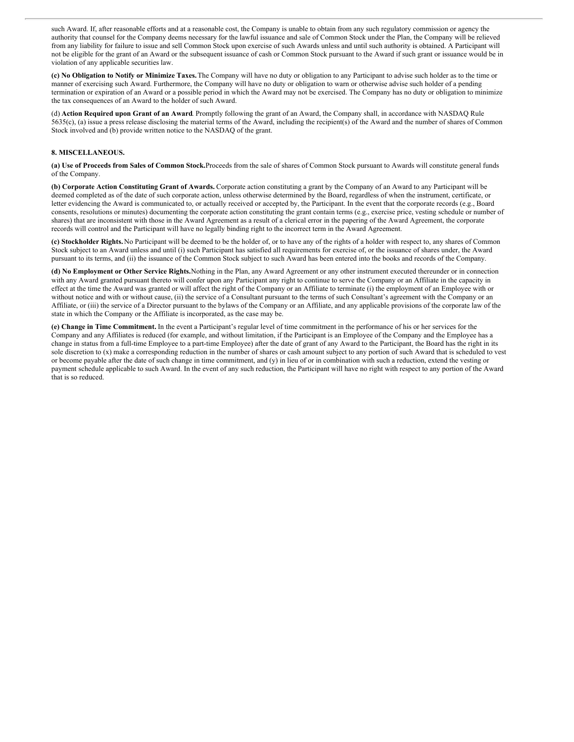such Award. If, after reasonable efforts and at a reasonable cost, the Company is unable to obtain from any such regulatory commission or agency the authority that counsel for the Company deems necessary for the lawful issuance and sale of Common Stock under the Plan, the Company will be relieved from any liability for failure to issue and sell Common Stock upon exercise of such Awards unless and until such authority is obtained. A Participant will not be eligible for the grant of an Award or the subsequent issuance of cash or Common Stock pursuant to the Award if such grant or issuance would be in violation of any applicable securities law.

**(c) No Obligation to Notify or Minimize Taxes.** The Company will have no duty or obligation to any Participant to advise such holder as to the time or manner of exercising such Award. Furthermore, the Company will have no duty or obligation to warn or otherwise advise such holder of a pending termination or expiration of an Award or a possible period in which the Award may not be exercised. The Company has no duty or obligation to minimize the tax consequences of an Award to the holder of such Award.

(d) **Action Required upon Grant of an Award**. Promptly following the grant of an Award, the Company shall, in accordance with NASDAQ Rule 5635(c), (a) issue a press release disclosing the material terms of the Award, including the recipient(s) of the Award and the number of shares of Common Stock involved and (b) provide written notice to the NASDAQ of the grant.

**8. MISCELLANEOUS.**

**(a) Use of Proceeds from Sales of Common Stock.** Proceeds from the sale of shares of Common Stock pursuant to Awards will constitute general funds of the Company.

**(b) Corporate Action Constituting Grant of Awards.** Corporate action constituting a grant by the Company of an Award to any Participant will be deemed completed as of the date of such corporate action, unless otherwise determined by the Board, regardless of when the instrument, certificate, or letter evidencing the Award is communicated to, or actually received or accepted by, the Participant. In the event that the corporate records (e.g., Board consents, resolutions or minutes) documenting the corporate action constituting the grant contain terms (e.g., exercise price, vesting schedule or number of shares) that are inconsistent with those in the Award Agreement as a result of a clerical error in the papering of the Award Agreement, the corporate records will control and the Participant will have no legally binding right to the incorrect term in the Award Agreement.

**(c) Stockholder Rights.** No Participant will be deemed to be the holder of, or to have any of the rights of a holder with respect to, any shares of Common Stock subject to an Award unless and until (i) such Participant has satisfied all requirements for exercise of, or the issuance of shares under, the Award pursuant to its terms, and (ii) the issuance of the Common Stock subject to such Award has been entered into the books and records of the Company.

**(d) No Employment or Other Service Rights.** Nothing in the Plan, any Award Agreement or any other instrument executed thereunder or in connection with any Award granted pursuant thereto will confer upon any Participant any right to continue to serve the Company or an Affiliate in the capacity in effect at the time the Award was granted or will affect the right of the Company or an Affiliate to terminate (i) the employment of an Employee with or without notice and with or without cause, (ii) the service of a Consultant pursuant to the terms of such Consultant's agreement with the Company or an Affiliate, or (iii) the service of a Director pursuant to the bylaws of the Company or an Affiliate, and any applicable provisions of the corporate law of the state in which the Company or the Affiliate is incorporated, as the case may be.

**(e) Change in Time Commitment.** In the event a Participant's regular level of time commitment in the performance of his or her services for the Company and any Affiliates is reduced (for example, and without limitation, if the Participant is an Employee of the Company and the Employee has a change in status from a full-time Employee to a part-time Employee) after the date of grant of any Award to the Participant, the Board has the right in its sole discretion to (x) make a corresponding reduction in the number of shares or cash amount subject to any portion of such Award that is scheduled to vest or become payable after the date of such change in time commitment, and (y) in lieu of or in combination with such a reduction, extend the vesting or payment schedule applicable to such Award. In the event of any such reduction, the Participant will have no right with respect to any portion of the Award that is so reduced.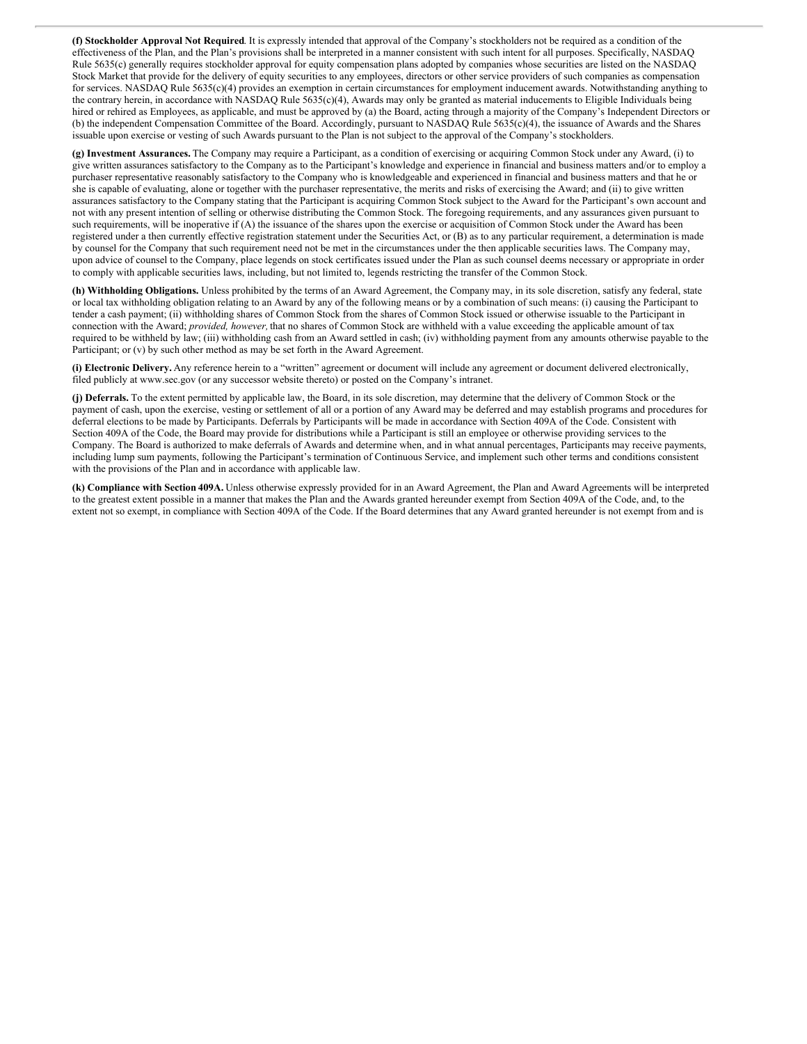**(f) Stockholder Approval Not Required**. It is expressly intended that approval of the Company's stockholders not be required as a condition of the effectiveness of the Plan, and the Plan's provisions shall be interpreted in a manner consistent with such intent for all purposes. Specifically, NASDAQ Rule 5635(c) generally requires stockholder approval for equity compensation plans adopted by companies whose securities are listed on the NASDAQ Stock Market that provide for the delivery of equity securities to any employees, directors or other service providers of such companies as compensation for services. NASDAQ Rule 5635(c)(4) provides an exemption in certain circumstances for employment inducement awards. Notwithstanding anything to the contrary herein, in accordance with NASDAQ Rule 5635(c)(4), Awards may only be granted as material inducements to Eligible Individuals being hired or rehired as Employees, as applicable, and must be approved by (a) the Board, acting through a majority of the Company's Independent Directors or (b) the independent Compensation Committee of the Board. Accordingly, pursuant to NASDAQ Rule 5635(c)(4), the issuance of Awards and the Shares issuable upon exercise or vesting of such Awards pursuant to the Plan is not subject to the approval of the Company's stockholders.

**(g) Investment Assurances.** The Company may require a Participant, as a condition of exercising or acquiring Common Stock under any Award, (i) to give written assurances satisfactory to the Company as to the Participant's knowledge and experience in financial and business matters and/or to employ a purchaser representative reasonably satisfactory to the Company who is knowledgeable and experienced in financial and business matters and that he or she is capable of evaluating, alone or together with the purchaser representative, the merits and risks of exercising the Award; and (ii) to give written assurances satisfactory to the Company stating that the Participant is acquiring Common Stock subject to the Award for the Participant's own account and not with any present intention of selling or otherwise distributing the Common Stock. The foregoing requirements, and any assurances given pursuant to such requirements, will be inoperative if (A) the issuance of the shares upon the exercise or acquisition of Common Stock under the Award has been registered under a then currently effective registration statement under the Securities Act, or (B) as to any particular requirement, a determination is made by counsel for the Company that such requirement need not be met in the circumstances under the then applicable securities laws. The Company may, upon advice of counsel to the Company, place legends on stock certificates issued under the Plan as such counsel deems necessary or appropriate in order to comply with applicable securities laws, including, but not limited to, legends restricting the transfer of the Common Stock.

**(h) Withholding Obligations.** Unless prohibited by the terms of an Award Agreement, the Company may, in its sole discretion, satisfy any federal, state or local tax withholding obligation relating to an Award by any of the following means or by a combination of such means: (i) causing the Participant to tender a cash payment; (ii) withholding shares of Common Stock from the shares of Common Stock issued or otherwise issuable to the Participant in connection with the Award; *provided, however,* that no shares of Common Stock are withheld with a value exceeding the applicable amount of tax required to be withheld by law; (iii) withholding cash from an Award settled in cash; (iv) withholding payment from any amounts otherwise payable to the Participant; or (v) by such other method as may be set forth in the Award Agreement.

**(i) Electronic Delivery.** Any reference herein to a "written" agreement or document will include any agreement or document delivered electronically, filed publicly at www.sec.gov (or any successor website thereto) or posted on the Company's intranet.

**(j) Deferrals.** To the extent permitted by applicable law, the Board, in its sole discretion, may determine that the delivery of Common Stock or the payment of cash, upon the exercise, vesting or settlement of all or a portion of any Award may be deferred and may establish programs and procedures for deferral elections to be made by Participants. Deferrals by Participants will be made in accordance with Section 409A of the Code. Consistent with Section 409A of the Code, the Board may provide for distributions while a Participant is still an employee or otherwise providing services to the Company. The Board is authorized to make deferrals of Awards and determine when, and in what annual percentages, Participants may receive payments, including lump sum payments, following the Participant's termination of Continuous Service, and implement such other terms and conditions consistent with the provisions of the Plan and in accordance with applicable law.

**(k) Compliance with Section 409A.** Unless otherwise expressly provided for in an Award Agreement, the Plan and Award Agreements will be interpreted to the greatest extent possible in a manner that makes the Plan and the Awards granted hereunder exempt from Section 409A of the Code, and, to the extent not so exempt, in compliance with Section 409A of the Code. If the Board determines that any Award granted hereunder is not exempt from and is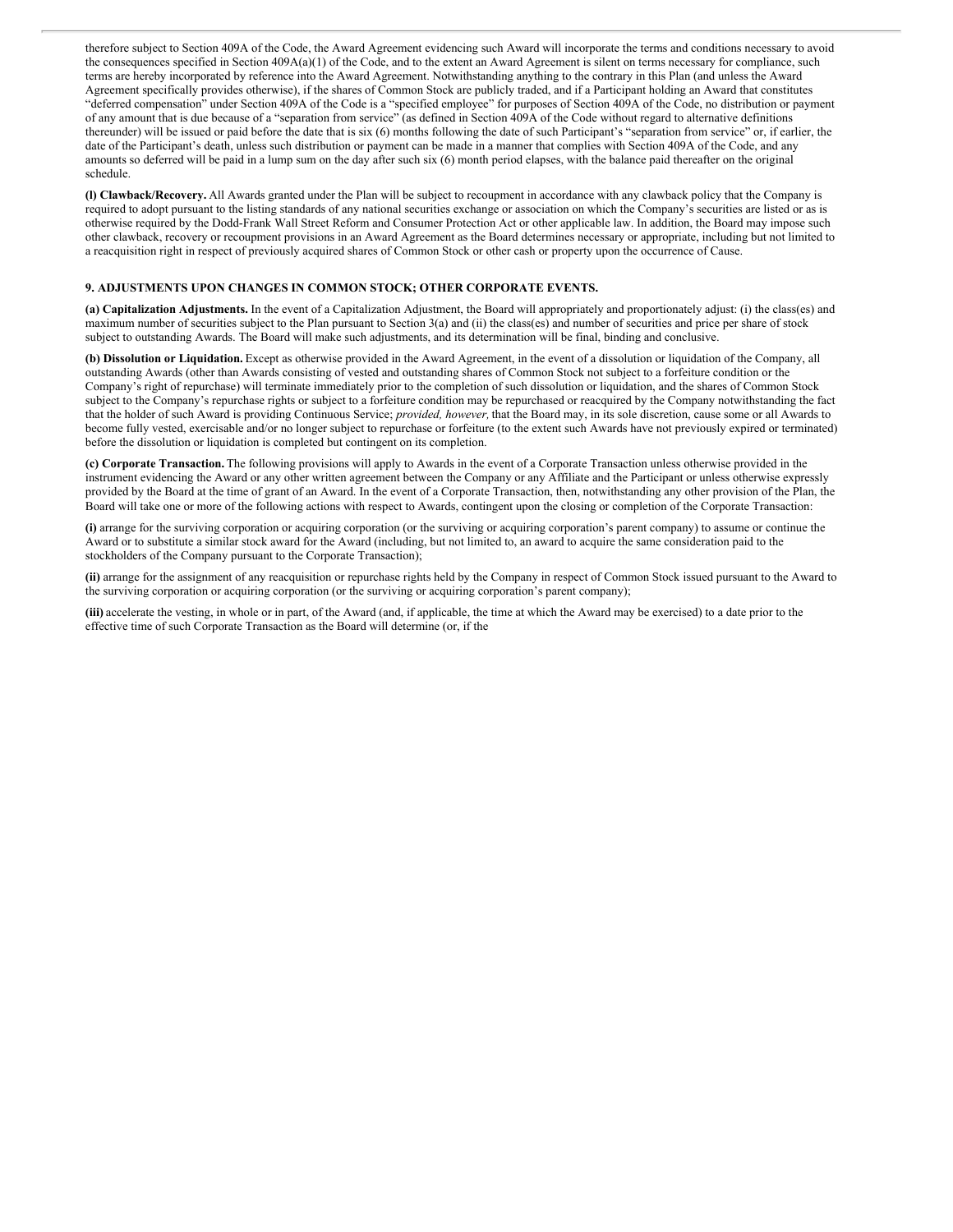therefore subject to Section 409A of the Code, the Award Agreement evidencing such Award will incorporate the terms and conditions necessary to avoid the consequences specified in Section 409A(a)(1) of the Code, and to the extent an Award Agreement is silent on terms necessary for compliance, such terms are hereby incorporated by reference into the Award Agreement. Notwithstanding anything to the contrary in this Plan (and unless the Award Agreement specifically provides otherwise), if the shares of Common Stock are publicly traded, and if a Participant holding an Award that constitutes "deferred compensation" under Section 409A of the Code is a "specified employee" for purposes of Section 409A of the Code, no distribution or payment of any amount that is due because of a "separation from service" (as defined in Section 409A of the Code without regard to alternative definitions thereunder) will be issued or paid before the date that is six (6) months following the date of such Participant's "separation from service" or, if earlier, the date of the Participant's death, unless such distribution or payment can be made in a manner that complies with Section 409A of the Code, and any amounts so deferred will be paid in a lump sum on the day after such six (6) month period elapses, with the balance paid thereafter on the original schedule.

**(l) Clawback/Recovery.** All Awards granted under the Plan will be subject to recoupment in accordance with any clawback policy that the Company is required to adopt pursuant to the listing standards of any national securities exchange or association on which the Company's securities are listed or as is otherwise required by the Dodd-Frank Wall Street Reform and Consumer Protection Act or other applicable law. In addition, the Board may impose such other clawback, recovery or recoupment provisions in an Award Agreement as the Board determines necessary or appropriate, including but not limited to a reacquisition right in respect of previously acquired shares of Common Stock or other cash or property upon the occurrence of Cause.

**9. ADJUSTMENTS UPON CHANGES IN COMMON STOCK; OTHER CORPORATE EVENTS.**

**(a) Capitalization Adjustments.** In the event of a Capitalization Adjustment, the Board will appropriately and proportionately adjust: (i) the class(es) and maximum number of securities subject to the Plan pursuant to Section 3(a) and (ii) the class(es) and number of securities and price per share of stock subject to outstanding Awards. The Board will make such adjustments, and its determination will be final, binding and conclusive.

**(b) Dissolution or Liquidation.** Except as otherwise provided in the Award Agreement, in the event of a dissolution or liquidation of the Company, all outstanding Awards (other than Awards consisting of vested and outstanding shares of Common Stock not subject to a forfeiture condition or the Company's right of repurchase) will terminate immediately prior to the completion of such dissolution or liquidation, and the shares of Common Stock subject to the Company's repurchase rights or subject to a forfeiture condition may be repurchased or reacquired by the Company notwithstanding the fact that the holder of such Award is providing Continuous Service; *provided, however,* that the Board may, in its sole discretion, cause some or all Awards to become fully vested, exercisable and/or no longer subject to repurchase or forfeiture (to the extent such Awards have not previously expired or terminated) before the dissolution or liquidation is completed but contingent on its completion.

**(c) Corporate Transaction.** The following provisions will apply to Awards in the event of a Corporate Transaction unless otherwise provided in the instrument evidencing the Award or any other written agreement between the Company or any Affiliate and the Participant or unless otherwise expressly provided by the Board at the time of grant of an Award. In the event of a Corporate Transaction, then, notwithstanding any other provision of the Plan, the Board will take one or more of the following actions with respect to Awards, contingent upon the closing or completion of the Corporate Transaction:

**(i)** arrange for the surviving corporation or acquiring corporation (or the surviving or acquiring corporation's parent company) to assume or continue the Award or to substitute a similar stock award for the Award (including, but not limited to, an award to acquire the same consideration paid to the stockholders of the Company pursuant to the Corporate Transaction);

**(ii)** arrange for the assignment of any reacquisition or repurchase rights held by the Company in respect of Common Stock issued pursuant to the Award to the surviving corporation or acquiring corporation (or the surviving or acquiring corporation's parent company);

**(iii)** accelerate the vesting, in whole or in part, of the Award (and, if applicable, the time at which the Award may be exercised) to a date prior to the effective time of such Corporate Transaction as the Board will determine (or, if the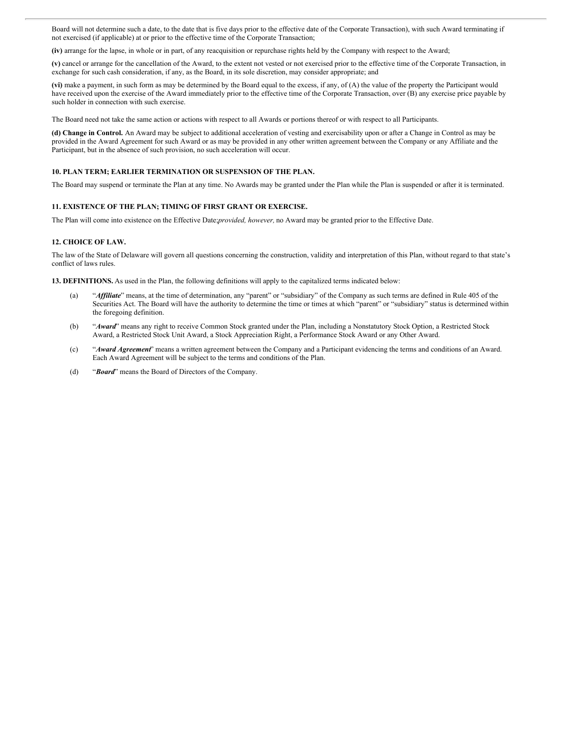Board will not determine such a date, to the date that is five days prior to the effective date of the Corporate Transaction), with such Award terminating if not exercised (if applicable) at or prior to the effective time of the Corporate Transaction;

**(iv)** arrange for the lapse, in whole or in part, of any reacquisition or repurchase rights held by the Company with respect to the Award;

**(v)** cancel or arrange for the cancellation of the Award, to the extent not vested or not exercised prior to the effective time of the Corporate Transaction, in exchange for such cash consideration, if any, as the Board, in its sole discretion, may consider appropriate; and

**(vi)** make a payment, in such form as may be determined by the Board equal to the excess, if any, of (A) the value of the property the Participant would have received upon the exercise of the Award immediately prior to the effective time of the Corporate Transaction, over (B) any exercise price payable by such holder in connection with such exercise.

The Board need not take the same action or actions with respect to all Awards or portions thereof or with respect to all Participants.

**(d) Change in Control.** An Award may be subject to additional acceleration of vesting and exercisability upon or after a Change in Control as may be provided in the Award Agreement for such Award or as may be provided in any other written agreement between the Company or any Affiliate and the Participant, but in the absence of such provision, no such acceleration will occur.

### 10. PLAN TERM; EARLIER TERMINATION OR SUSPENSION OF THE PLAN.

The Board may suspend or terminate the Plan at any time. No Awards may be granted under the Plan while the Plan is suspended or after it is terminated.

### 11. EXISTENCE OF THE PLAN; TIMING OF FIRST GRANT OR EXERCISE.

The Plan will come into existence on the Effective Date;*provided, however,* no Award may be granted prior to the Effective Date.

### 12. CHOICE OF LAW.

The law of the State of Delaware will govern all questions concerning the construction, validity and interpretation of this Plan, without regard to that state's conflict of laws rules.

**13. DEFINITIONS.** As used in the Plan, the following definitions will apply to the capitalized terms indicated below:

(a) "***Affiliate***" means, at the time of determination, any "parent" or "subsidiary" of the Company as such terms are defined in Rule 405 of the Securities Act. The Board will have the authority to determine the time or times at which "parent" or "subsidiary" status is determined within the foregoing definition.

(b) "***Award***" means any right to receive Common Stock granted under the Plan, including a Nonstatutory Stock Option, a Restricted Stock Award, a Restricted Stock Unit Award, a Stock Appreciation Right, a Performance Stock Award or any Other Award.

(c) "***Award Agreement***" means a written agreement between the Company and a Participant evidencing the terms and conditions of an Award. Each Award Agreement will be subject to the terms and conditions of the Plan.

(d) "***Board***" means the Board of Directors of the Company.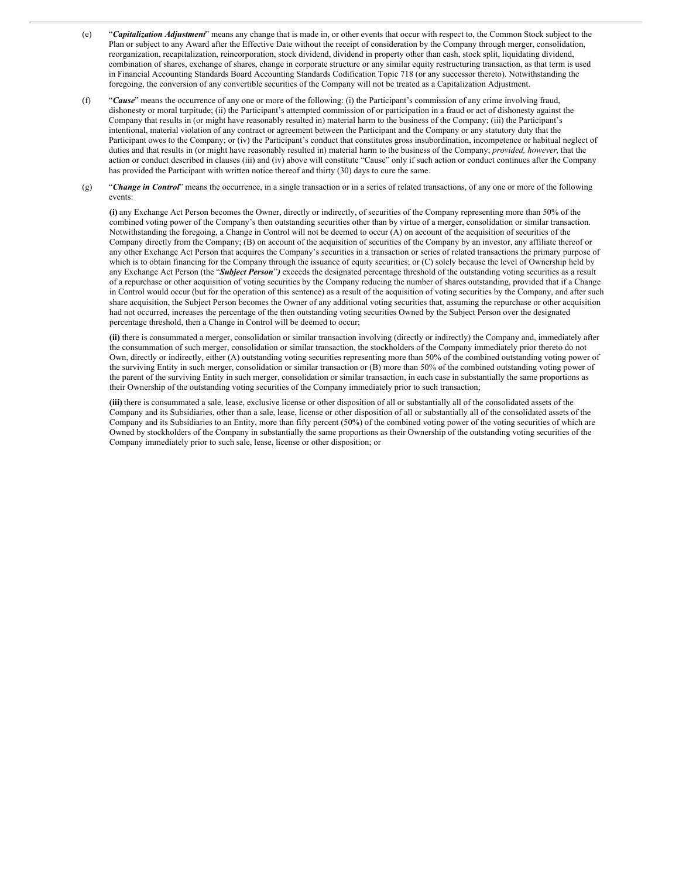(e) "***Capitalization Adjustment***" means any change that is made in, or other events that occur with respect to, the Common Stock subject to the Plan or subject to any Award after the Effective Date without the receipt of consideration by the Company through merger, consolidation, reorganization, recapitalization, reincorporation, stock dividend, dividend in property other than cash, stock split, liquidating dividend, combination of shares, exchange of shares, change in corporate structure or any similar equity restructuring transaction, as that term is used in Financial Accounting Standards Board Accounting Standards Codification Topic 718 (or any successor thereto). Notwithstanding the foregoing, the conversion of any convertible securities of the Company will not be treated as a Capitalization Adjustment.

(f) "***Cause***" means the occurrence of any one or more of the following: (i) the Participant's commission of any crime involving fraud, dishonesty or moral turpitude; (ii) the Participant's attempted commission of or participation in a fraud or act of dishonesty against the Company that results in (or might have reasonably resulted in) material harm to the business of the Company; (iii) the Participant's intentional, material violation of any contract or agreement between the Participant and the Company or any statutory duty that the Participant owes to the Company; or (iv) the Participant's conduct that constitutes gross insubordination, incompetence or habitual neglect of duties and that results in (or might have reasonably resulted in) material harm to the business of the Company; *provided, however,* that the action or conduct described in clauses (iii) and (iv) above will constitute "Cause" only if such action or conduct continues after the Company has provided the Participant with written notice thereof and thirty (30) days to cure the same.

(g) "***Change in Control***" means the occurrence, in a single transaction or in a series of related transactions, of any one or more of the following events:

**(i)** any Exchange Act Person becomes the Owner, directly or indirectly, of securities of the Company representing more than 50% of the combined voting power of the Company's then outstanding securities other than by virtue of a merger, consolidation or similar transaction. Notwithstanding the foregoing, a Change in Control will not be deemed to occur (A) on account of the acquisition of securities of the Company directly from the Company; (B) on account of the acquisition of securities of the Company by an investor, any affiliate thereof or any other Exchange Act Person that acquires the Company's securities in a transaction or series of related transactions the primary purpose of which is to obtain financing for the Company through the issuance of equity securities; or (C) solely because the level of Ownership held by any Exchange Act Person (the "***Subject Person***") exceeds the designated percentage threshold of the outstanding voting securities as a result of a repurchase or other acquisition of voting securities by the Company reducing the number of shares outstanding, provided that if a Change in Control would occur (but for the operation of this sentence) as a result of the acquisition of voting securities by the Company, and after such share acquisition, the Subject Person becomes the Owner of any additional voting securities that, assuming the repurchase or other acquisition had not occurred, increases the percentage of the then outstanding voting securities Owned by the Subject Person over the designated percentage threshold, then a Change in Control will be deemed to occur;

**(ii)** there is consummated a merger, consolidation or similar transaction involving (directly or indirectly) the Company and, immediately after the consummation of such merger, consolidation or similar transaction, the stockholders of the Company immediately prior thereto do not Own, directly or indirectly, either (A) outstanding voting securities representing more than 50% of the combined outstanding voting power of the surviving Entity in such merger, consolidation or similar transaction or (B) more than 50% of the combined outstanding voting power of the parent of the surviving Entity in such merger, consolidation or similar transaction, in each case in substantially the same proportions as their Ownership of the outstanding voting securities of the Company immediately prior to such transaction;

**(iii)** there is consummated a sale, lease, exclusive license or other disposition of all or substantially all of the consolidated assets of the Company and its Subsidiaries, other than a sale, lease, license or other disposition of all or substantially all of the consolidated assets of the Company and its Subsidiaries to an Entity, more than fifty percent (50%) of the combined voting power of the voting securities of which are Owned by stockholders of the Company in substantially the same proportions as their Ownership of the outstanding voting securities of the Company immediately prior to such sale, lease, license or other disposition; or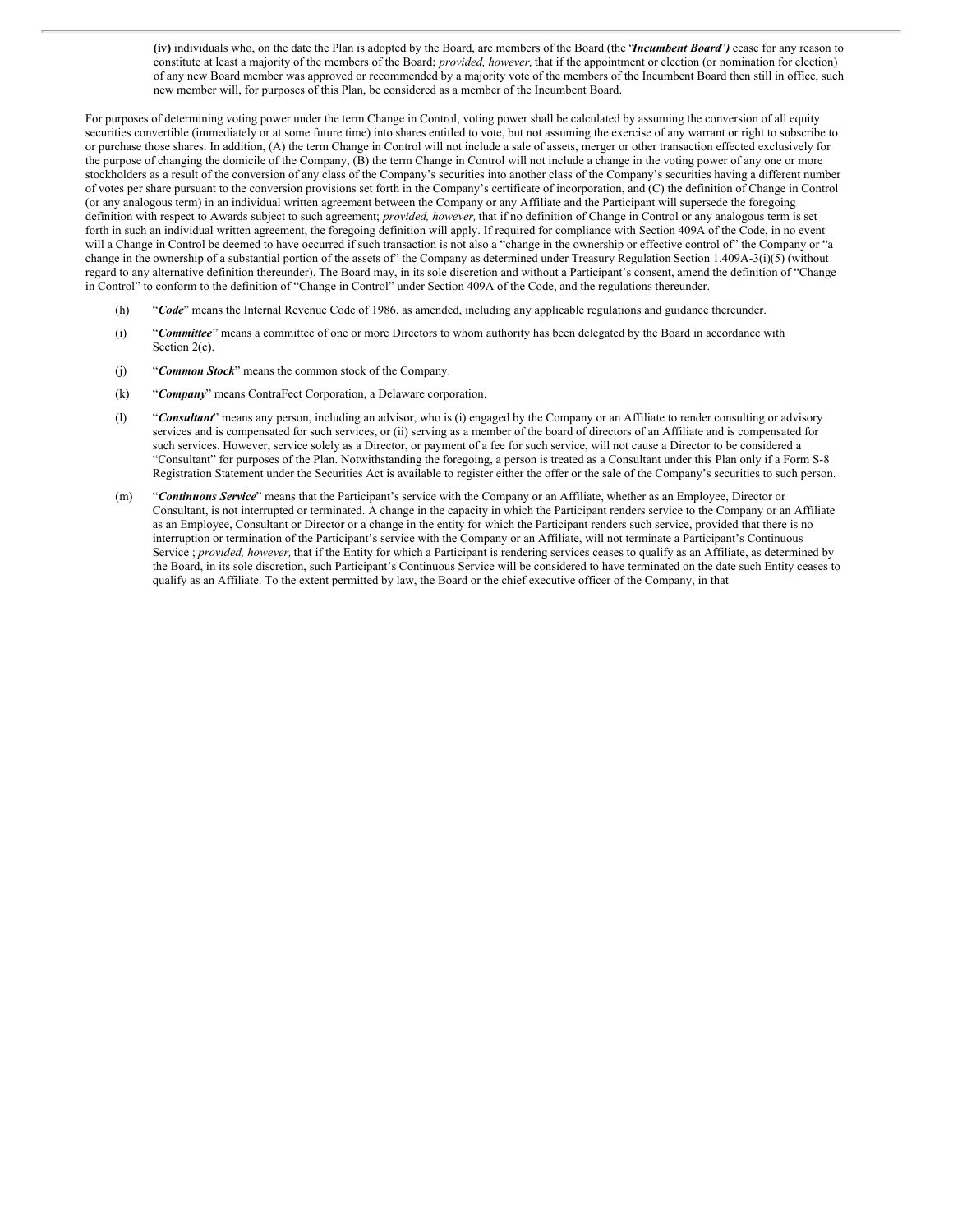**(iv)** individuals who, on the date the Plan is adopted by the Board, are members of the Board (the "***Incumbent Board***") cease for any reason to constitute at least a majority of the members of the Board; *provided, however,* that if the appointment or election (or nomination for election) of any new Board member was approved or recommended by a majority vote of the members of the Incumbent Board then still in office, such new member will, for purposes of this Plan, be considered as a member of the Incumbent Board.

For purposes of determining voting power under the term Change in Control, voting power shall be calculated by assuming the conversion of all equity securities convertible (immediately or at some future time) into shares entitled to vote, but not assuming the exercise of any warrant or right to subscribe to or purchase those shares. In addition, (A) the term Change in Control will not include a sale of assets, merger or other transaction effected exclusively for the purpose of changing the domicile of the Company, (B) the term Change in Control will not include a change in the voting power of any one or more stockholders as a result of the conversion of any class of the Company's securities into another class of the Company's securities having a different number of votes per share pursuant to the conversion provisions set forth in the Company's certificate of incorporation, and (C) the definition of Change in Control (or any analogous term) in an individual written agreement between the Company or any Affiliate and the Participant will supersede the foregoing definition with respect to Awards subject to such agreement; *provided, however,* that if no definition of Change in Control or any analogous term is set forth in such an individual written agreement, the foregoing definition will apply. If required for compliance with Section 409A of the Code, in no event will a Change in Control be deemed to have occurred if such transaction is not also a "change in the ownership or effective control of" the Company or "a change in the ownership of a substantial portion of the assets of" the Company as determined under Treasury Regulation Section 1.409A-3(i)(5) (without regard to any alternative definition thereunder). The Board may, in its sole discretion and without a Participant's consent, amend the definition of "Change in Control" to conform to the definition of "Change in Control" under Section 409A of the Code, and the regulations thereunder.

(h) "***Code***" means the Internal Revenue Code of 1986, as amended, including any applicable regulations and guidance thereunder.

(i) "***Committee***" means a committee of one or more Directors to whom authority has been delegated by the Board in accordance with Section 2(c).

(j) "***Common Stock***" means the common stock of the Company.

(k) "***Company***" means ContraFect Corporation, a Delaware corporation.

(l) "***Consultant***" means any person, including an advisor, who is (i) engaged by the Company or an Affiliate to render consulting or advisory services and is compensated for such services, or (ii) serving as a member of the board of directors of an Affiliate and is compensated for such services. However, service solely as a Director, or payment of a fee for such service, will not cause a Director to be considered a "Consultant" for purposes of the Plan. Notwithstanding the foregoing, a person is treated as a Consultant under this Plan only if a Form S-8 Registration Statement under the Securities Act is available to register either the offer or the sale of the Company's securities to such person.

(m) "***Continuous Service***" means that the Participant's service with the Company or an Affiliate, whether as an Employee, Director or Consultant, is not interrupted or terminated. A change in the capacity in which the Participant renders service to the Company or an Affiliate as an Employee, Consultant or Director or a change in the entity for which the Participant renders such service, provided that there is no interruption or termination of the Participant's service with the Company or an Affiliate, will not terminate a Participant's Continuous Service ; *provided, however,* that if the Entity for which a Participant is rendering services ceases to qualify as an Affiliate, as determined by the Board, in its sole discretion, such Participant's Continuous Service will be considered to have terminated on the date such Entity ceases to qualify as an Affiliate. To the extent permitted by law, the Board or the chief executive officer of the Company, in that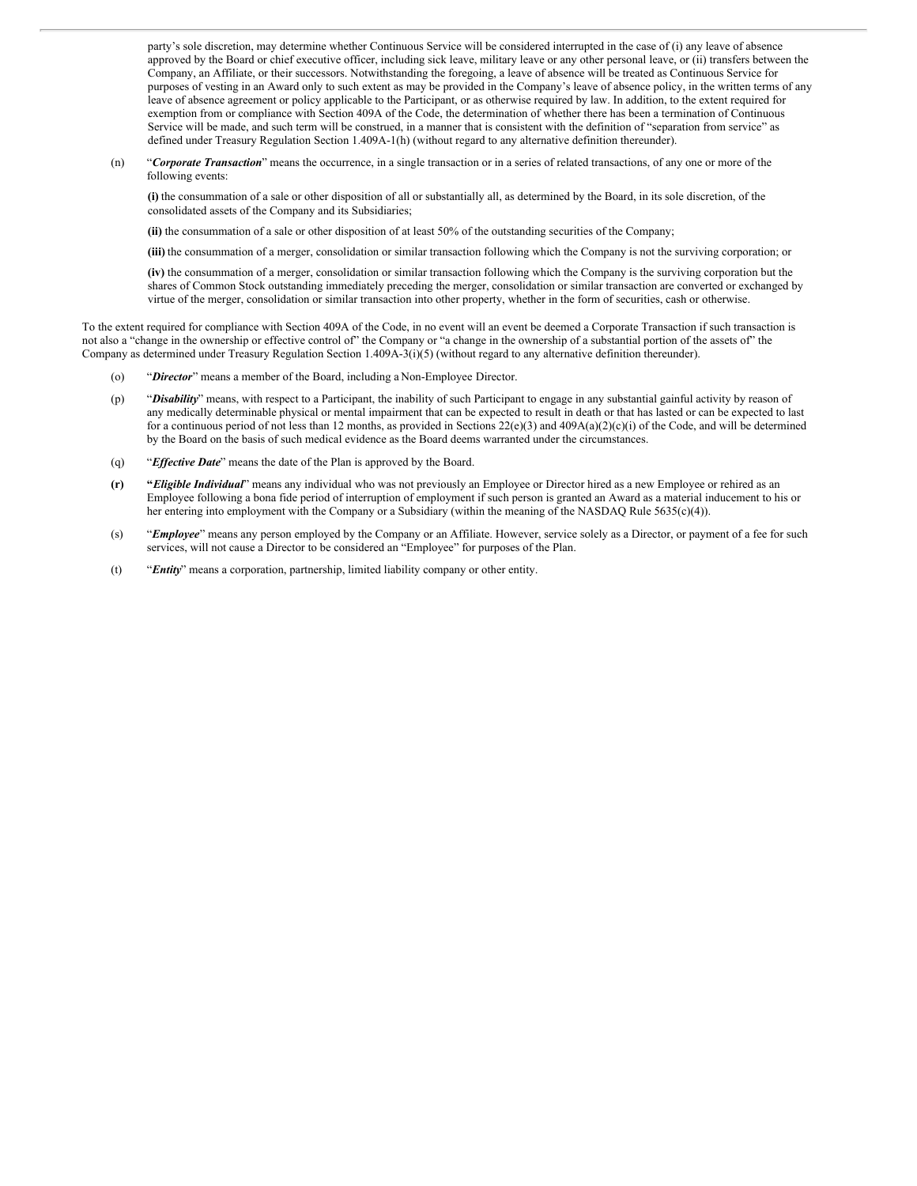party's sole discretion, may determine whether Continuous Service will be considered interrupted in the case of (i) any leave of absence approved by the Board or chief executive officer, including sick leave, military leave or any other personal leave, or (ii) transfers between the Company, an Affiliate, or their successors. Notwithstanding the foregoing, a leave of absence will be treated as Continuous Service for purposes of vesting in an Award only to such extent as may be provided in the Company's leave of absence policy, in the written terms of any leave of absence agreement or policy applicable to the Participant, or as otherwise required by law. In addition, to the extent required for exemption from or compliance with Section 409A of the Code, the determination of whether there has been a termination of Continuous Service will be made, and such term will be construed, in a manner that is consistent with the definition of "separation from service" as defined under Treasury Regulation Section 1.409A-1(h) (without regard to any alternative definition thereunder).

(n) "***Corporate Transaction***" means the occurrence, in a single transaction or in a series of related transactions, of any one or more of the following events:

**(i)** the consummation of a sale or other disposition of all or substantially all, as determined by the Board, in its sole discretion, of the consolidated assets of the Company and its Subsidiaries;

**(ii)** the consummation of a sale or other disposition of at least 50% of the outstanding securities of the Company;

**(iii)** the consummation of a merger, consolidation or similar transaction following which the Company is not the surviving corporation; or

**(iv)** the consummation of a merger, consolidation or similar transaction following which the Company is the surviving corporation but the shares of Common Stock outstanding immediately preceding the merger, consolidation or similar transaction are converted or exchanged by virtue of the merger, consolidation or similar transaction into other property, whether in the form of securities, cash or otherwise.

To the extent required for compliance with Section 409A of the Code, in no event will an event be deemed a Corporate Transaction if such transaction is not also a "change in the ownership or effective control of" the Company or "a change in the ownership of a substantial portion of the assets of" the Company as determined under Treasury Regulation Section 1.409A-3(i)(5) (without regard to any alternative definition thereunder).

(o) "***Director***" means a member of the Board, including a Non-Employee Director.

(p) "***Disability***" means, with respect to a Participant, the inability of such Participant to engage in any substantial gainful activity by reason of any medically determinable physical or mental impairment that can be expected to result in death or that has lasted or can be expected to last for a continuous period of not less than 12 months, as provided in Sections 22(e)(3) and 409A(a)(2)(c)(i) of the Code, and will be determined by the Board on the basis of such medical evidence as the Board deems warranted under the circumstances.

(q) "***Effective Date***" means the date of the Plan is approved by the Board.

**(r)** **"*Eligible Individual*"** means any individual who was not previously an Employee or Director hired as a new Employee or rehired as an Employee following a bona fide period of interruption of employment if such person is granted an Award as a material inducement to his or her entering into employment with the Company or a Subsidiary (within the meaning of the NASDAQ Rule 5635(c)(4)).

(s) "***Employee***" means any person employed by the Company or an Affiliate. However, service solely as a Director, or payment of a fee for such services, will not cause a Director to be considered an "Employee" for purposes of the Plan.

(t) "***Entity***" means a corporation, partnership, limited liability company or other entity.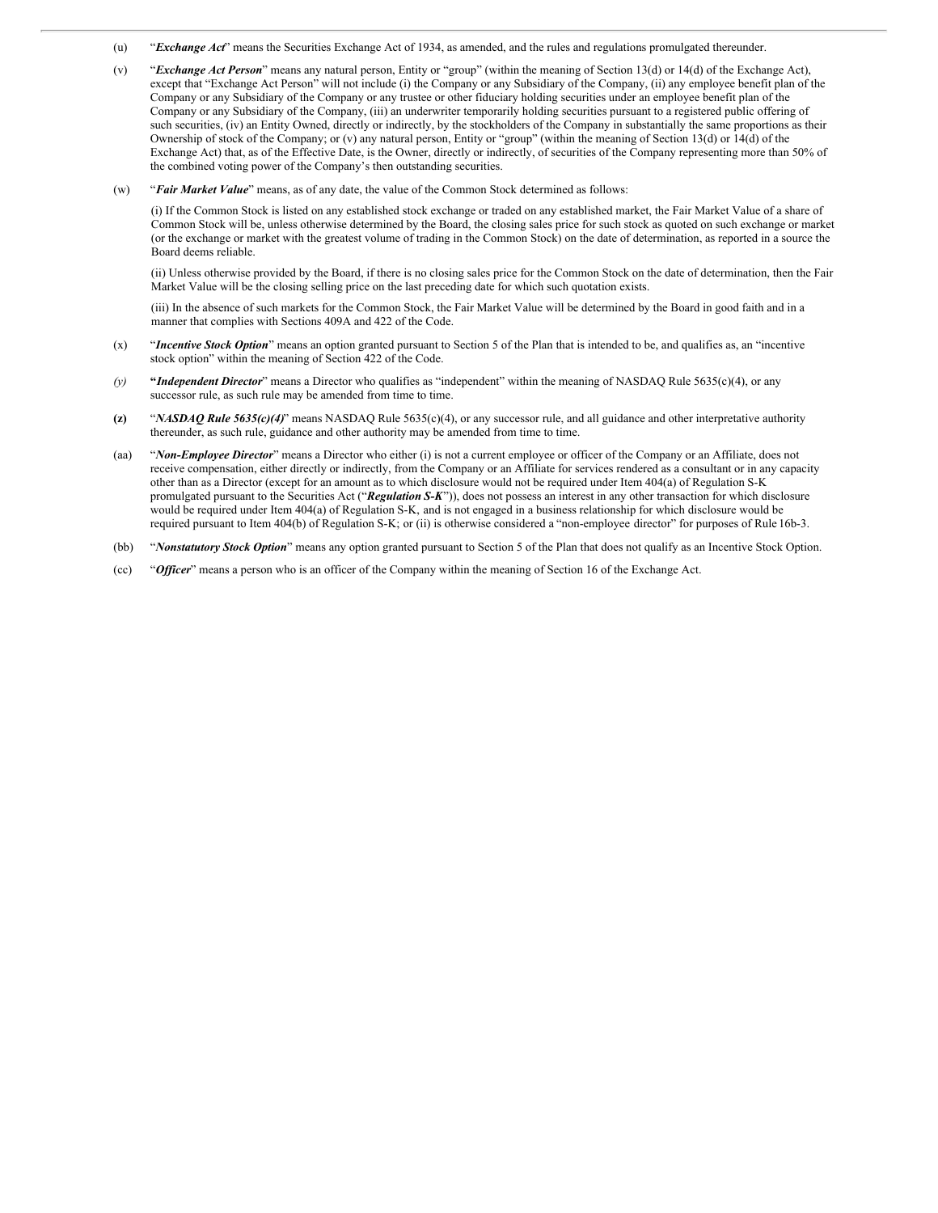(u) "***Exchange Act***" means the Securities Exchange Act of 1934, as amended, and the rules and regulations promulgated thereunder.

(v) "***Exchange Act Person***" means any natural person, Entity or "group" (within the meaning of Section 13(d) or 14(d) of the Exchange Act), except that "Exchange Act Person" will not include (i) the Company or any Subsidiary of the Company, (ii) any employee benefit plan of the Company or any Subsidiary of the Company or any trustee or other fiduciary holding securities under an employee benefit plan of the Company or any Subsidiary of the Company, (iii) an underwriter temporarily holding securities pursuant to a registered public offering of such securities, (iv) an Entity Owned, directly or indirectly, by the stockholders of the Company in substantially the same proportions as their Ownership of stock of the Company; or (v) any natural person, Entity or "group" (within the meaning of Section 13(d) or 14(d) of the Exchange Act) that, as of the Effective Date, is the Owner, directly or indirectly, of securities of the Company representing more than 50% of the combined voting power of the Company's then outstanding securities.

(w) "***Fair Market Value***" means, as of any date, the value of the Common Stock determined as follows:

(i) If the Common Stock is listed on any established stock exchange or traded on any established market, the Fair Market Value of a share of Common Stock will be, unless otherwise determined by the Board, the closing sales price for such stock as quoted on such exchange or market (or the exchange or market with the greatest volume of trading in the Common Stock) on the date of determination, as reported in a source the Board deems reliable.

(ii) Unless otherwise provided by the Board, if there is no closing sales price for the Common Stock on the date of determination, then the Fair Market Value will be the closing selling price on the last preceding date for which such quotation exists.

(iii) In the absence of such markets for the Common Stock, the Fair Market Value will be determined by the Board in good faith and in a manner that complies with Sections 409A and 422 of the Code.

(x) "***Incentive Stock Option***" means an option granted pursuant to Section 5 of the Plan that is intended to be, and qualifies as, an "incentive stock option" within the meaning of Section 422 of the Code.

*(y)* "***Independent Director***" means a Director who qualifies as "independent" within the meaning of NASDAQ Rule 5635(c)(4), or any successor rule, as such rule may be amended from time to time.

**(z)** "***NASDAQ Rule 5635(c)(4)***" means NASDAQ Rule 5635(c)(4), or any successor rule, and all guidance and other interpretative authority thereunder, as such rule, guidance and other authority may be amended from time to time.

(aa) "***Non-Employee Director***" means a Director who either (i) is not a current employee or officer of the Company or an Affiliate, does not receive compensation, either directly or indirectly, from the Company or an Affiliate for services rendered as a consultant or in any capacity other than as a Director (except for an amount as to which disclosure would not be required under Item 404(a) of Regulation S-K promulgated pursuant to the Securities Act ("***Regulation S-K***")), does not possess an interest in any other transaction for which disclosure would be required under Item 404(a) of Regulation S-K, and is not engaged in a business relationship for which disclosure would be required pursuant to Item 404(b) of Regulation S-K; or (ii) is otherwise considered a "non-employee director" for purposes of Rule 16b-3.

(bb) "***Nonstatutory Stock Option***" means any option granted pursuant to Section 5 of the Plan that does not qualify as an Incentive Stock Option.

(cc) "***Officer***" means a person who is an officer of the Company within the meaning of Section 16 of the Exchange Act.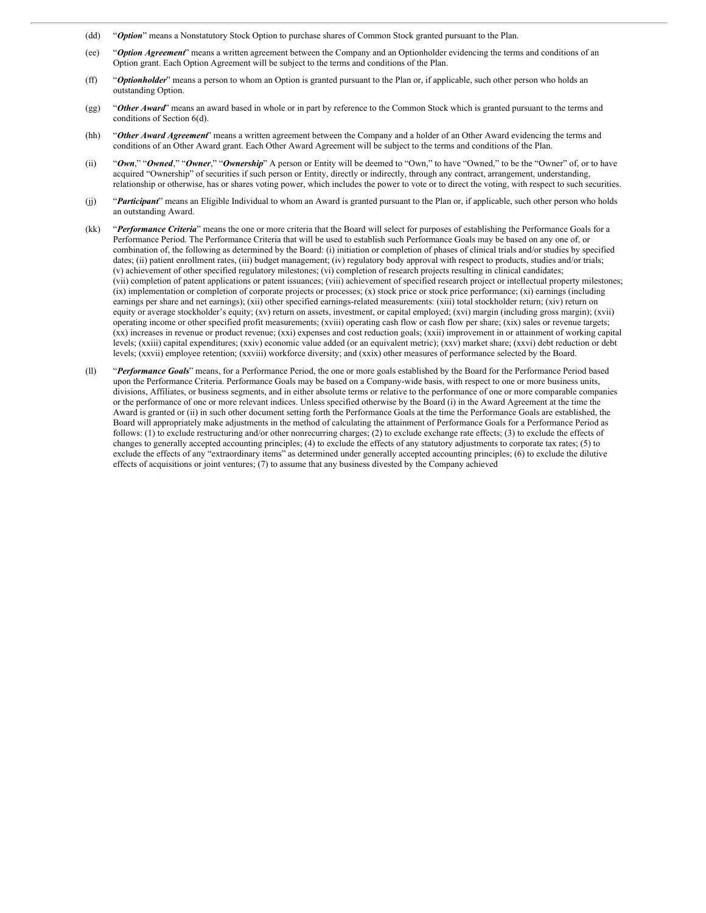(dd) “***Option***” means a Nonstatutory Stock Option to purchase shares of Common Stock granted pursuant to the Plan.

(ee) “***Option Agreement***” means a written agreement between the Company and an Optionholder evidencing the terms and conditions of an Option grant. Each Option Agreement will be subject to the terms and conditions of the Plan.

(ff) “***Optionholder***” means a person to whom an Option is granted pursuant to the Plan or, if applicable, such other person who holds an outstanding Option.

(gg) “***Other Award***” means an award based in whole or in part by reference to the Common Stock which is granted pursuant to the terms and conditions of Section 6(d).

(hh) “***Other Award Agreement***” means a written agreement between the Company and a holder of an Other Award evidencing the terms and conditions of an Other Award grant. Each Other Award Agreement will be subject to the terms and conditions of the Plan.

(ii) “***Own***,” “***Owned***,” “***Owner***,” “***Ownership***” A person or Entity will be deemed to “Own,” to have “Owned,” to be the “Owner” of, or to have acquired “Ownership” of securities if such person or Entity, directly or indirectly, through any contract, arrangement, understanding, relationship or otherwise, has or shares voting power, which includes the power to vote or to direct the voting, with respect to such securities.

(jj) “***Participant***” means an Eligible Individual to whom an Award is granted pursuant to the Plan or, if applicable, such other person who holds an outstanding Award.

(kk) “***Performance Criteria***” means the one or more criteria that the Board will select for purposes of establishing the Performance Goals for a Performance Period. The Performance Criteria that will be used to establish such Performance Goals may be based on any one of, or combination of, the following as determined by the Board: (i) initiation or completion of phases of clinical trials and/or studies by specified dates; (ii) patient enrollment rates, (iii) budget management; (iv) regulatory body approval with respect to products, studies and/or trials; (v) achievement of other specified regulatory milestones; (vi) completion of research projects resulting in clinical candidates; (vii) completion of patent applications or patent issuances; (viii) achievement of specified research project or intellectual property milestones; (ix) implementation or completion of corporate projects or processes; (x) stock price or stock price performance; (xi) earnings (including earnings per share and net earnings); (xii) other specified earnings-related measurements: (xiii) total stockholder return; (xiv) return on equity or average stockholder’s equity; (xv) return on assets, investment, or capital employed; (xvi) margin (including gross margin); (xvii) operating income or other specified profit measurements; (xviii) operating cash flow or cash flow per share; (xix) sales or revenue targets; (xx) increases in revenue or product revenue; (xxi) expenses and cost reduction goals; (xxii) improvement in or attainment of working capital levels; (xxiii) capital expenditures; (xxiv) economic value added (or an equivalent metric); (xxv) market share; (xxvi) debt reduction or debt levels; (xxvii) employee retention; (xxviii) workforce diversity; and (xxix) other measures of performance selected by the Board.

(ll) “***Performance Goals***” means, for a Performance Period, the one or more goals established by the Board for the Performance Period based upon the Performance Criteria. Performance Goals may be based on a Company-wide basis, with respect to one or more business units, divisions, Affiliates, or business segments, and in either absolute terms or relative to the performance of one or more comparable companies or the performance of one or more relevant indices. Unless specified otherwise by the Board (i) in the Award Agreement at the time the Award is granted or (ii) in such other document setting forth the Performance Goals at the time the Performance Goals are established, the Board will appropriately make adjustments in the method of calculating the attainment of Performance Goals for a Performance Period as follows: (1) to exclude restructuring and/or other nonrecurring charges; (2) to exclude exchange rate effects; (3) to exclude the effects of changes to generally accepted accounting principles; (4) to exclude the effects of any statutory adjustments to corporate tax rates; (5) to exclude the effects of any “extraordinary items” as determined under generally accepted accounting principles; (6) to exclude the dilutive effects of acquisitions or joint ventures; (7) to assume that any business divested by the Company achieved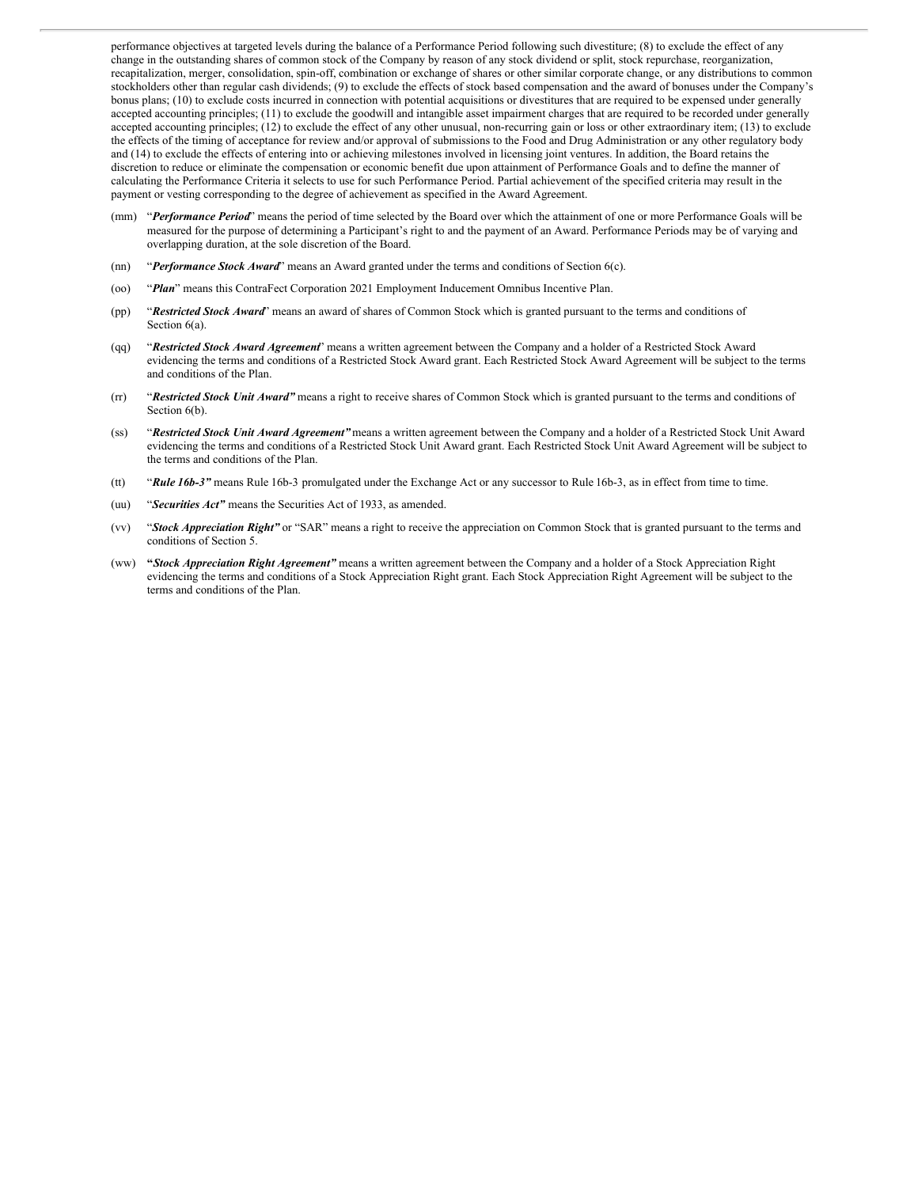performance objectives at targeted levels during the balance of a Performance Period following such divestiture; (8) to exclude the effect of any change in the outstanding shares of common stock of the Company by reason of any stock dividend or split, stock repurchase, reorganization, recapitalization, merger, consolidation, spin-off, combination or exchange of shares or other similar corporate change, or any distributions to common stockholders other than regular cash dividends; (9) to exclude the effects of stock based compensation and the award of bonuses under the Company's bonus plans; (10) to exclude costs incurred in connection with potential acquisitions or divestitures that are required to be expensed under generally accepted accounting principles; (11) to exclude the goodwill and intangible asset impairment charges that are required to be recorded under generally accepted accounting principles; (12) to exclude the effect of any other unusual, non-recurring gain or loss or other extraordinary item; (13) to exclude the effects of the timing of acceptance for review and/or approval of submissions to the Food and Drug Administration or any other regulatory body and (14) to exclude the effects of entering into or achieving milestones involved in licensing joint ventures. In addition, the Board retains the discretion to reduce or eliminate the compensation or economic benefit due upon attainment of Performance Goals and to define the manner of calculating the Performance Criteria it selects to use for such Performance Period. Partial achievement of the specified criteria may result in the payment or vesting corresponding to the degree of achievement as specified in the Award Agreement.

(mm) "***Performance Period***" means the period of time selected by the Board over which the attainment of one or more Performance Goals will be measured for the purpose of determining a Participant's right to and the payment of an Award. Performance Periods may be of varying and overlapping duration, at the sole discretion of the Board.

(nn) "***Performance Stock Award***" means an Award granted under the terms and conditions of Section 6(c).

(oo) "***Plan***" means this ContraFect Corporation 2021 Employment Inducement Omnibus Incentive Plan.

(pp) "***Restricted Stock Award***" means an award of shares of Common Stock which is granted pursuant to the terms and conditions of Section 6(a).

(qq) "***Restricted Stock Award Agreement***" means a written agreement between the Company and a holder of a Restricted Stock Award evidencing the terms and conditions of a Restricted Stock Award grant. Each Restricted Stock Award Agreement will be subject to the terms and conditions of the Plan.

(rr) "***Restricted Stock Unit Award"*** means a right to receive shares of Common Stock which is granted pursuant to the terms and conditions of Section 6(b).

(ss) "***Restricted Stock Unit Award Agreement"*** means a written agreement between the Company and a holder of a Restricted Stock Unit Award evidencing the terms and conditions of a Restricted Stock Unit Award grant. Each Restricted Stock Unit Award Agreement will be subject to the terms and conditions of the Plan.

(tt) "***Rule 16b-3"*** means Rule 16b-3 promulgated under the Exchange Act or any successor to Rule 16b-3, as in effect from time to time.

(uu) "***Securities Act"*** means the Securities Act of 1933, as amended.

(vv) "***Stock Appreciation Right"*** or "SAR" means a right to receive the appreciation on Common Stock that is granted pursuant to the terms and conditions of Section 5.

(ww) **"*Stock Appreciation Right Agreement"*** means a written agreement between the Company and a holder of a Stock Appreciation Right evidencing the terms and conditions of a Stock Appreciation Right grant. Each Stock Appreciation Right Agreement will be subject to the terms and conditions of the Plan.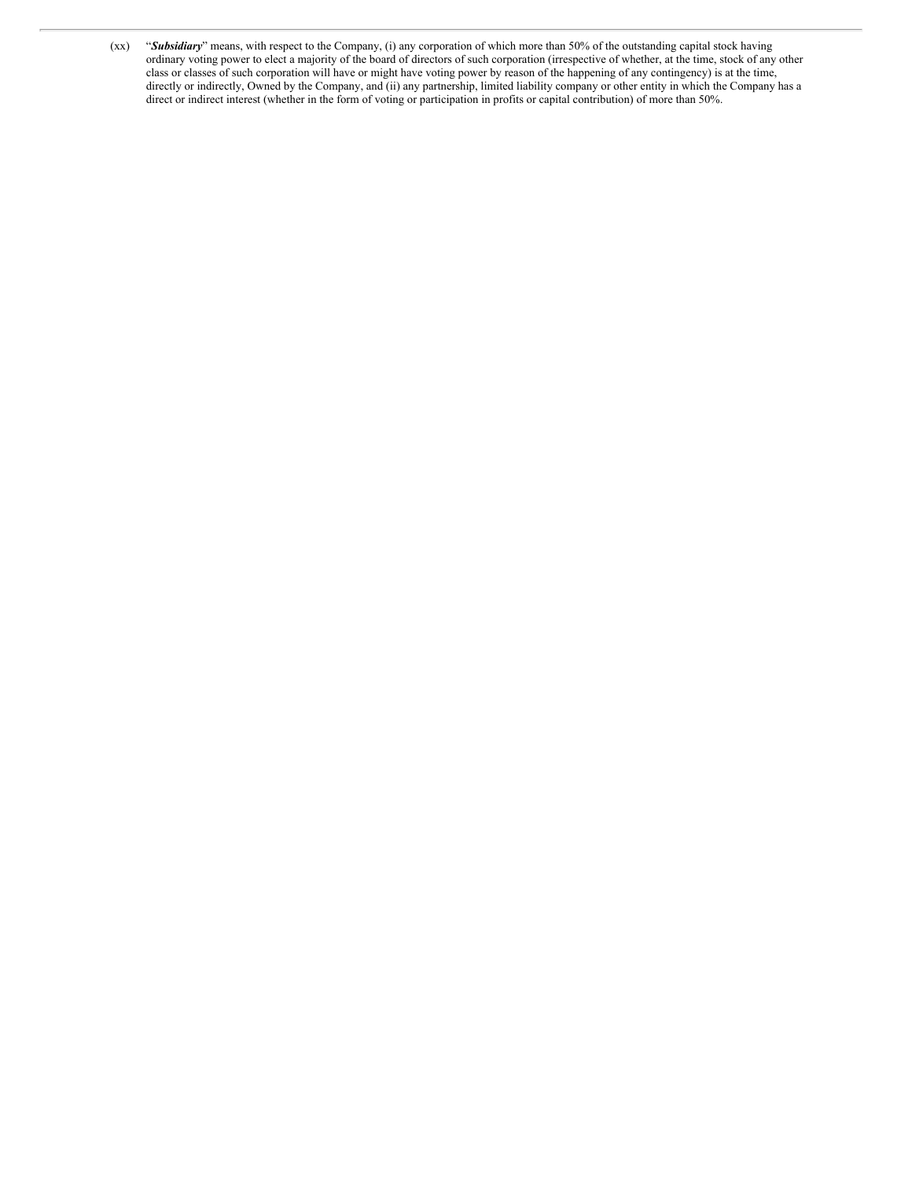(xx) “***Subsidiary***” means, with respect to the Company, (i) any corporation of which more than 50% of the outstanding capital stock having ordinary voting power to elect a majority of the board of directors of such corporation (irrespective of whether, at the time, stock of any other class or classes of such corporation will have or might have voting power by reason of the happening of any contingency) is at the time, directly or indirectly, Owned by the Company, and (ii) any partnership, limited liability company or other entity in which the Company has a direct or indirect interest (whether in the form of voting or participation in profits or capital contribution) of more than 50%.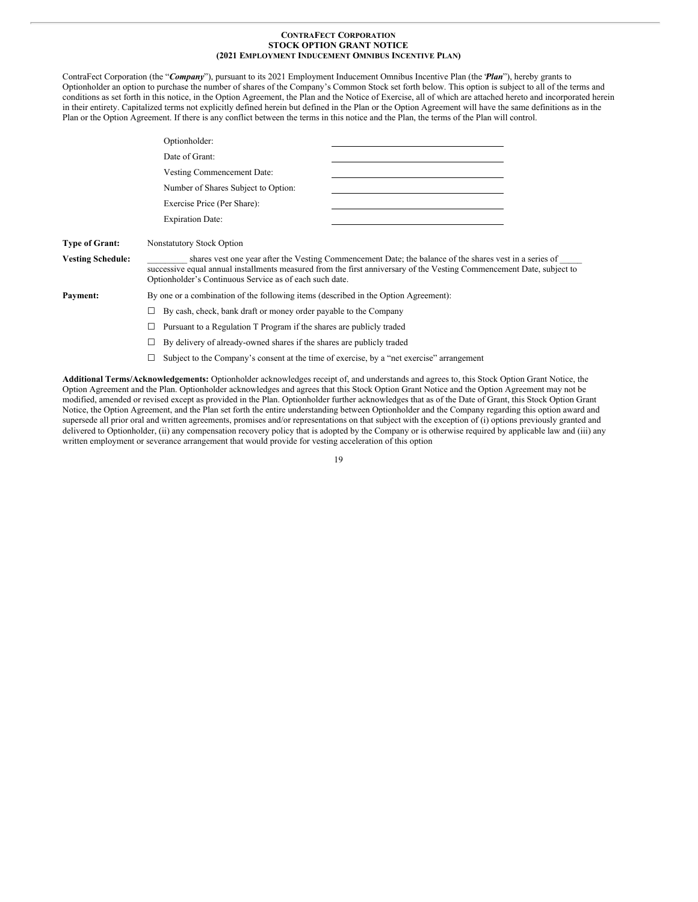# CONTRAFECT CORPORATION
## STOCK OPTION GRANT NOTICE
### (2021 EMPLOYMENT INDUCEMENT OMNIBUS INCENTIVE PLAN)

ContraFect Corporation (the "***Company***"), pursuant to its 2021 Employment Inducement Omnibus Incentive Plan (the "***Plan***"), hereby grants to Optionholder an option to purchase the number of shares of the Company's Common Stock set forth below. This option is subject to all of the terms and conditions as set forth in this notice, in the Option Agreement, the Plan and the Notice of Exercise, all of which are attached hereto and incorporated herein in their entirety. Capitalized terms not explicitly defined herein but defined in the Plan or the Option Agreement will have the same definitions as in the Plan or the Option Agreement. If there is any conflict between the terms in this notice and the Plan, the terms of the Plan will control.

| | |
|---|---|
| Optionholder: | ______________________ |
| Date of Grant: | ______________________ |
| Vesting Commencement Date: | ______________________ |
| Number of Shares Subject to Option: | ______________________ |
| Exercise Price (Per Share): | ______________________ |
| Expiration Date: | ______________________ |

**Type of Grant:** Nonstatutory Stock Option

**Vesting Schedule:** _________ shares vest one year after the Vesting Commencement Date; the balance of the shares vest in a series of _____ successive equal annual installments measured from the first anniversary of the Vesting Commencement Date, subject to Optionholder's Continuous Service as of each such date.

**Payment:** By one or a combination of the following items (described in the Option Agreement):

☐ By cash, check, bank draft or money order payable to the Company

☐ Pursuant to a Regulation T Program if the shares are publicly traded

☐ By delivery of already-owned shares if the shares are publicly traded

☐ Subject to the Company's consent at the time of exercise, by a "net exercise" arrangement

**Additional Terms/Acknowledgements:** Optionholder acknowledges receipt of, and understands and agrees to, this Stock Option Grant Notice, the Option Agreement and the Plan. Optionholder acknowledges and agrees that this Stock Option Grant Notice and the Option Agreement may not be modified, amended or revised except as provided in the Plan. Optionholder further acknowledges that as of the Date of Grant, this Stock Option Grant Notice, the Option Agreement, and the Plan set forth the entire understanding between Optionholder and the Company regarding this option award and supersede all prior oral and written agreements, promises and/or representations on that subject with the exception of (i) options previously granted and delivered to Optionholder, (ii) any compensation recovery policy that is adopted by the Company or is otherwise required by applicable law and (iii) any written employment or severance arrangement that would provide for vesting acceleration of this option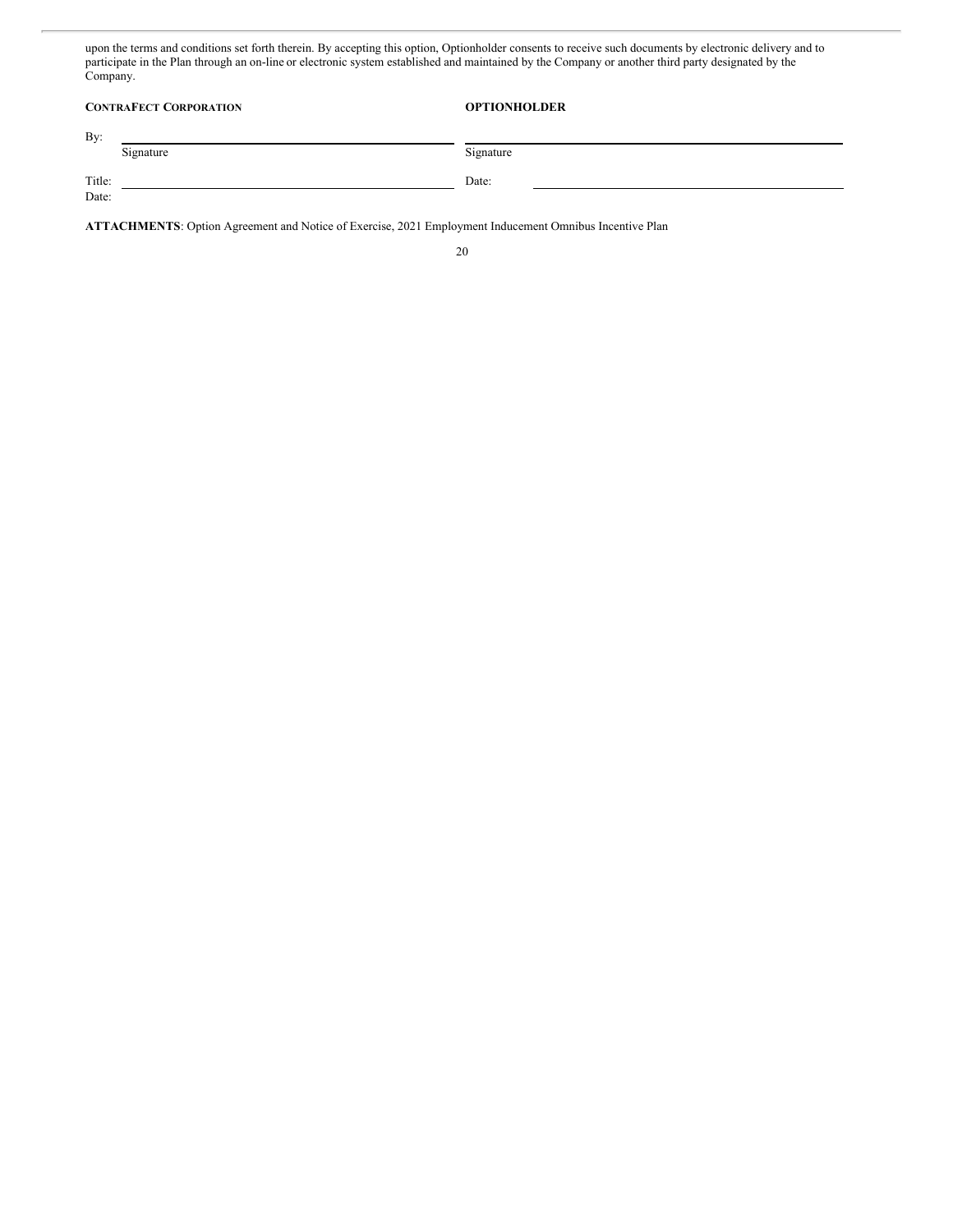upon the terms and conditions set forth therein. By accepting this option, Optionholder consents to receive such documents by electronic delivery and to participate in the Plan through an on-line or electronic system established and maintained by the Company or another third party designated by the Company.

| **CONTRAFECT CORPORATION** | **OPTIONHOLDER** |
|---|---|
| By: ______________________ | ______________________ |
| Signature | Signature |
| Title: ______________________ | Date: ______________________ |
| Date: | |

**ATTACHMENTS**: Option Agreement and Notice of Exercise, 2021 Employment Inducement Omnibus Incentive Plan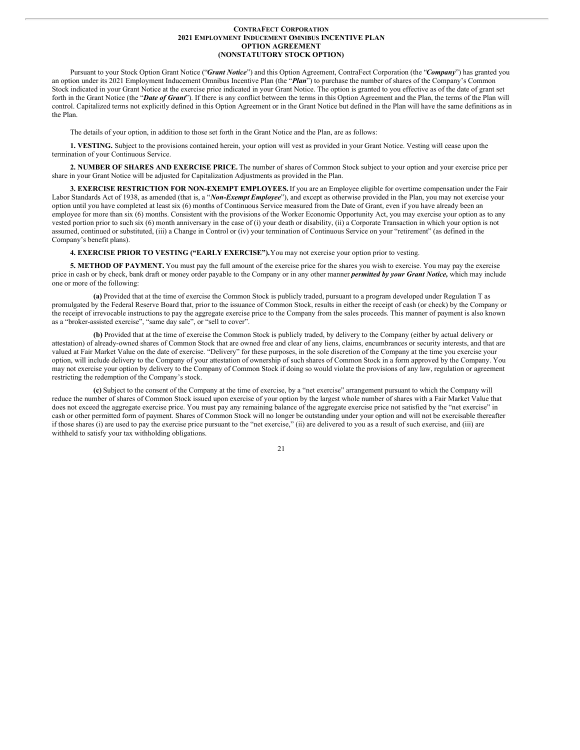**CONTRAFECT CORPORATION**
**2021 EMPLOYMENT INDUCEMENT OMNIBUS INCENTIVE PLAN**
**OPTION AGREEMENT**
**(NONSTATUTORY STOCK OPTION)**

Pursuant to your Stock Option Grant Notice ("***Grant Notice***") and this Option Agreement, ContraFect Corporation (the "***Company***") has granted you an option under its 2021 Employment Inducement Omnibus Incentive Plan (the "***Plan***") to purchase the number of shares of the Company's Common Stock indicated in your Grant Notice at the exercise price indicated in your Grant Notice. The option is granted to you effective as of the date of grant set forth in the Grant Notice (the "***Date of Grant***"). If there is any conflict between the terms in this Option Agreement and the Plan, the terms of the Plan will control. Capitalized terms not explicitly defined in this Option Agreement or in the Grant Notice but defined in the Plan will have the same definitions as in the Plan.

The details of your option, in addition to those set forth in the Grant Notice and the Plan, are as follows:

**1. VESTING.** Subject to the provisions contained herein, your option will vest as provided in your Grant Notice. Vesting will cease upon the termination of your Continuous Service.

**2. NUMBER OF SHARES AND EXERCISE PRICE.** The number of shares of Common Stock subject to your option and your exercise price per share in your Grant Notice will be adjusted for Capitalization Adjustments as provided in the Plan.

**3. EXERCISE RESTRICTION FOR NON-EXEMPT EMPLOYEES.** If you are an Employee eligible for overtime compensation under the Fair Labor Standards Act of 1938, as amended (that is, a "***Non-Exempt Employee***"), and except as otherwise provided in the Plan, you may not exercise your option until you have completed at least six (6) months of Continuous Service measured from the Date of Grant, even if you have already been an employee for more than six (6) months. Consistent with the provisions of the Worker Economic Opportunity Act, you may exercise your option as to any vested portion prior to such six (6) month anniversary in the case of (i) your death or disability, (ii) a Corporate Transaction in which your option is not assumed, continued or substituted, (iii) a Change in Control or (iv) your termination of Continuous Service on your "retirement" (as defined in the Company's benefit plans).

**4. EXERCISE PRIOR TO VESTING ("EARLY EXERCISE").** You may not exercise your option prior to vesting.

**5. METHOD OF PAYMENT.** You must pay the full amount of the exercise price for the shares you wish to exercise. You may pay the exercise price in cash or by check, bank draft or money order payable to the Company or in any other manner ***permitted by your Grant Notice,*** which may include one or more of the following:

**(a)** Provided that at the time of exercise the Common Stock is publicly traded, pursuant to a program developed under Regulation T as promulgated by the Federal Reserve Board that, prior to the issuance of Common Stock, results in either the receipt of cash (or check) by the Company or the receipt of irrevocable instructions to pay the aggregate exercise price to the Company from the sales proceeds. This manner of payment is also known as a "broker-assisted exercise", "same day sale", or "sell to cover".

**(b)** Provided that at the time of exercise the Common Stock is publicly traded, by delivery to the Company (either by actual delivery or attestation) of already-owned shares of Common Stock that are owned free and clear of any liens, claims, encumbrances or security interests, and that are valued at Fair Market Value on the date of exercise. "Delivery" for these purposes, in the sole discretion of the Company at the time you exercise your option, will include delivery to the Company of your attestation of ownership of such shares of Common Stock in a form approved by the Company. You may not exercise your option by delivery to the Company of Common Stock if doing so would violate the provisions of any law, regulation or agreement restricting the redemption of the Company's stock.

**(c)** Subject to the consent of the Company at the time of exercise, by a "net exercise" arrangement pursuant to which the Company will reduce the number of shares of Common Stock issued upon exercise of your option by the largest whole number of shares with a Fair Market Value that does not exceed the aggregate exercise price. You must pay any remaining balance of the aggregate exercise price not satisfied by the "net exercise" in cash or other permitted form of payment. Shares of Common Stock will no longer be outstanding under your option and will not be exercisable thereafter if those shares (i) are used to pay the exercise price pursuant to the "net exercise," (ii) are delivered to you as a result of such exercise, and (iii) are withheld to satisfy your tax withholding obligations.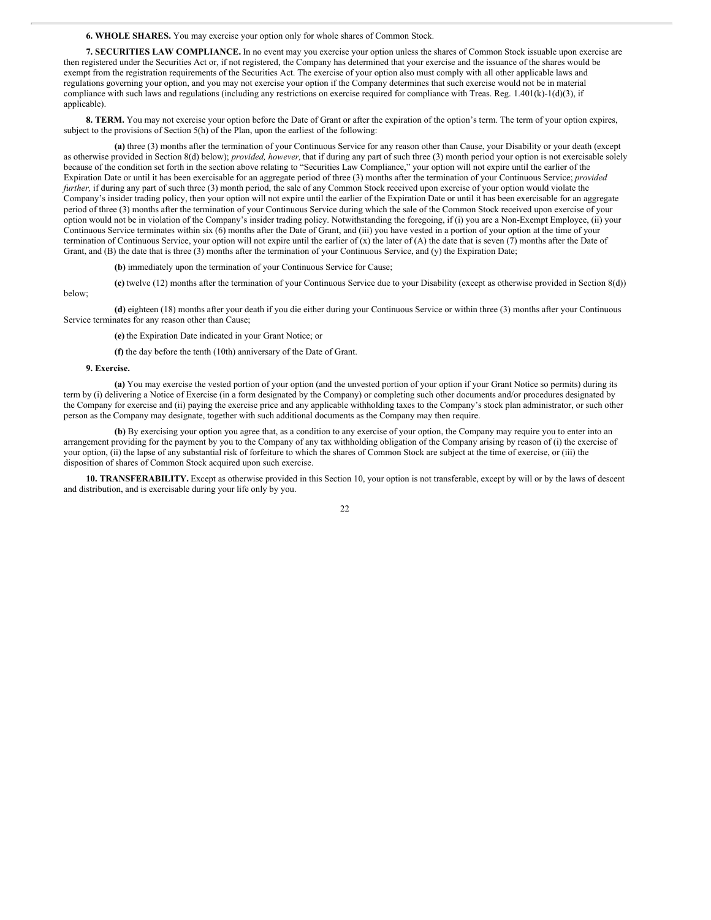**6. WHOLE SHARES.** You may exercise your option only for whole shares of Common Stock.

**7. SECURITIES LAW COMPLIANCE.** In no event may you exercise your option unless the shares of Common Stock issuable upon exercise are then registered under the Securities Act or, if not registered, the Company has determined that your exercise and the issuance of the shares would be exempt from the registration requirements of the Securities Act. The exercise of your option also must comply with all other applicable laws and regulations governing your option, and you may not exercise your option if the Company determines that such exercise would not be in material compliance with such laws and regulations (including any restrictions on exercise required for compliance with Treas. Reg. 1.401(k)-1(d)(3), if applicable).

**8. TERM.** You may not exercise your option before the Date of Grant or after the expiration of the option's term. The term of your option expires, subject to the provisions of Section 5(h) of the Plan, upon the earliest of the following:

**(a)** three (3) months after the termination of your Continuous Service for any reason other than Cause, your Disability or your death (except as otherwise provided in Section 8(d) below); *provided, however,* that if during any part of such three (3) month period your option is not exercisable solely because of the condition set forth in the section above relating to "Securities Law Compliance," your option will not expire until the earlier of the Expiration Date or until it has been exercisable for an aggregate period of three (3) months after the termination of your Continuous Service; *provided further,* if during any part of such three (3) month period, the sale of any Common Stock received upon exercise of your option would violate the Company's insider trading policy, then your option will not expire until the earlier of the Expiration Date or until it has been exercisable for an aggregate period of three (3) months after the termination of your Continuous Service during which the sale of the Common Stock received upon exercise of your option would not be in violation of the Company's insider trading policy. Notwithstanding the foregoing, if (i) you are a Non-Exempt Employee, (ii) your Continuous Service terminates within six (6) months after the Date of Grant, and (iii) you have vested in a portion of your option at the time of your termination of Continuous Service, your option will not expire until the earlier of (x) the later of (A) the date that is seven (7) months after the Date of Grant, and (B) the date that is three (3) months after the termination of your Continuous Service, and (y) the Expiration Date;

**(b)** immediately upon the termination of your Continuous Service for Cause;

**(c)** twelve (12) months after the termination of your Continuous Service due to your Disability (except as otherwise provided in Section 8(d)) below;

**(d)** eighteen (18) months after your death if you die either during your Continuous Service or within three (3) months after your Continuous Service terminates for any reason other than Cause;

**(e)** the Expiration Date indicated in your Grant Notice; or

**(f)** the day before the tenth (10th) anniversary of the Date of Grant.

**9. Exercise.**

**(a)** You may exercise the vested portion of your option (and the unvested portion of your option if your Grant Notice so permits) during its term by (i) delivering a Notice of Exercise (in a form designated by the Company) or completing such other documents and/or procedures designated by the Company for exercise and (ii) paying the exercise price and any applicable withholding taxes to the Company's stock plan administrator, or such other person as the Company may designate, together with such additional documents as the Company may then require.

**(b)** By exercising your option you agree that, as a condition to any exercise of your option, the Company may require you to enter into an arrangement providing for the payment by you to the Company of any tax withholding obligation of the Company arising by reason of (i) the exercise of your option, (ii) the lapse of any substantial risk of forfeiture to which the shares of Common Stock are subject at the time of exercise, or (iii) the disposition of shares of Common Stock acquired upon such exercise.

**10. TRANSFERABILITY.** Except as otherwise provided in this Section 10, your option is not transferable, except by will or by the laws of descent and distribution, and is exercisable during your life only by you.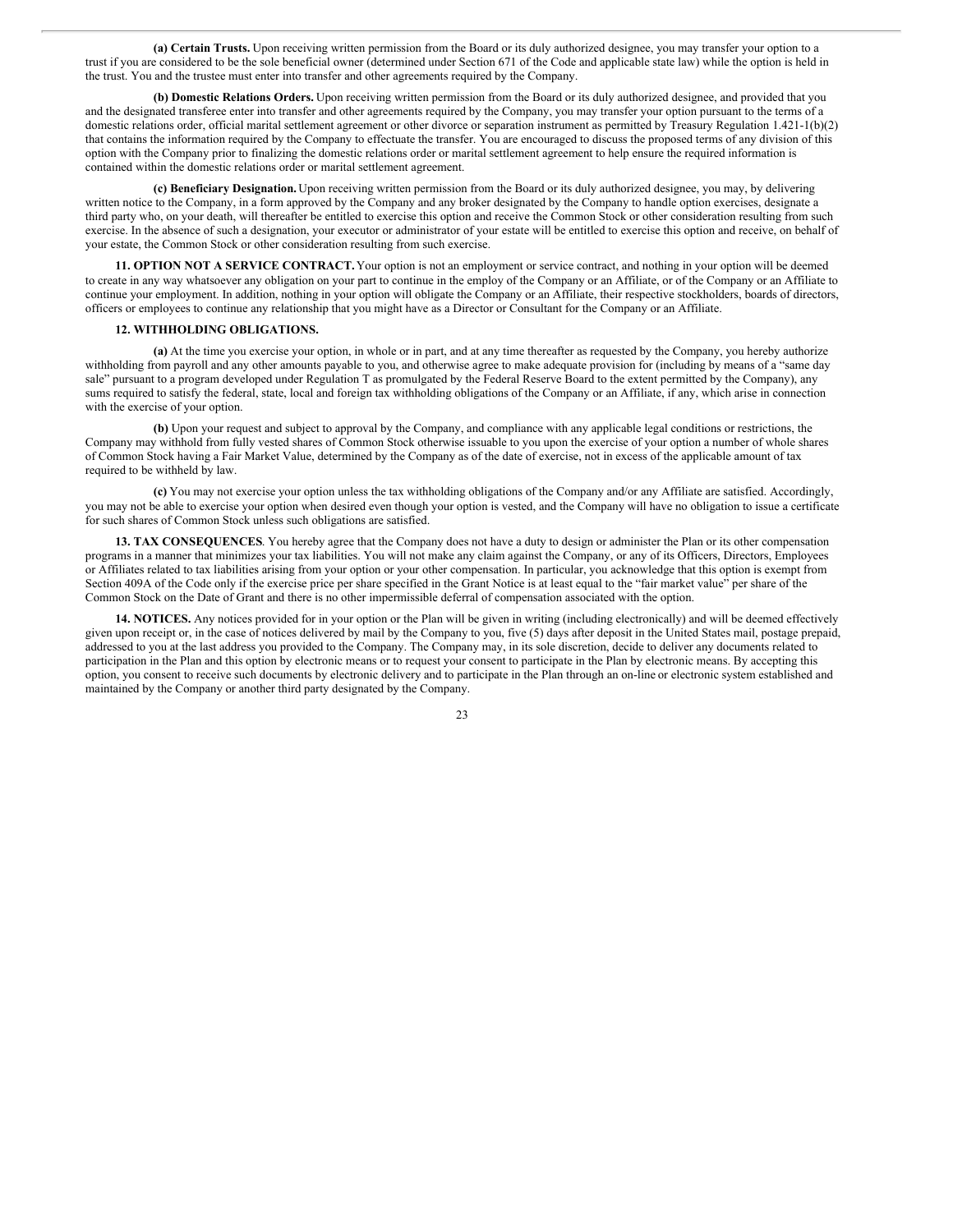**(a) Certain Trusts.** Upon receiving written permission from the Board or its duly authorized designee, you may transfer your option to a trust if you are considered to be the sole beneficial owner (determined under Section 671 of the Code and applicable state law) while the option is held in the trust. You and the trustee must enter into transfer and other agreements required by the Company.

**(b) Domestic Relations Orders.** Upon receiving written permission from the Board or its duly authorized designee, and provided that you and the designated transferee enter into transfer and other agreements required by the Company, you may transfer your option pursuant to the terms of a domestic relations order, official marital settlement agreement or other divorce or separation instrument as permitted by Treasury Regulation 1.421-1(b)(2) that contains the information required by the Company to effectuate the transfer. You are encouraged to discuss the proposed terms of any division of this option with the Company prior to finalizing the domestic relations order or marital settlement agreement to help ensure the required information is contained within the domestic relations order or marital settlement agreement.

**(c) Beneficiary Designation.** Upon receiving written permission from the Board or its duly authorized designee, you may, by delivering written notice to the Company, in a form approved by the Company and any broker designated by the Company to handle option exercises, designate a third party who, on your death, will thereafter be entitled to exercise this option and receive the Common Stock or other consideration resulting from such exercise. In the absence of such a designation, your executor or administrator of your estate will be entitled to exercise this option and receive, on behalf of your estate, the Common Stock or other consideration resulting from such exercise.

**11. OPTION NOT A SERVICE CONTRACT.** Your option is not an employment or service contract, and nothing in your option will be deemed to create in any way whatsoever any obligation on your part to continue in the employ of the Company or an Affiliate, or of the Company or an Affiliate to continue your employment. In addition, nothing in your option will obligate the Company or an Affiliate, their respective stockholders, boards of directors, officers or employees to continue any relationship that you might have as a Director or Consultant for the Company or an Affiliate.

**12. WITHHOLDING OBLIGATIONS.**

**(a)** At the time you exercise your option, in whole or in part, and at any time thereafter as requested by the Company, you hereby authorize withholding from payroll and any other amounts payable to you, and otherwise agree to make adequate provision for (including by means of a "same day sale" pursuant to a program developed under Regulation T as promulgated by the Federal Reserve Board to the extent permitted by the Company), any sums required to satisfy the federal, state, local and foreign tax withholding obligations of the Company or an Affiliate, if any, which arise in connection with the exercise of your option.

**(b)** Upon your request and subject to approval by the Company, and compliance with any applicable legal conditions or restrictions, the Company may withhold from fully vested shares of Common Stock otherwise issuable to you upon the exercise of your option a number of whole shares of Common Stock having a Fair Market Value, determined by the Company as of the date of exercise, not in excess of the applicable amount of tax required to be withheld by law.

**(c)** You may not exercise your option unless the tax withholding obligations of the Company and/or any Affiliate are satisfied. Accordingly, you may not be able to exercise your option when desired even though your option is vested, and the Company will have no obligation to issue a certificate for such shares of Common Stock unless such obligations are satisfied.

**13. TAX CONSEQUENCES**. You hereby agree that the Company does not have a duty to design or administer the Plan or its other compensation programs in a manner that minimizes your tax liabilities. You will not make any claim against the Company, or any of its Officers, Directors, Employees or Affiliates related to tax liabilities arising from your option or your other compensation. In particular, you acknowledge that this option is exempt from Section 409A of the Code only if the exercise price per share specified in the Grant Notice is at least equal to the "fair market value" per share of the Common Stock on the Date of Grant and there is no other impermissible deferral of compensation associated with the option.

**14. NOTICES.** Any notices provided for in your option or the Plan will be given in writing (including electronically) and will be deemed effectively given upon receipt or, in the case of notices delivered by mail by the Company to you, five (5) days after deposit in the United States mail, postage prepaid, addressed to you at the last address you provided to the Company. The Company may, in its sole discretion, decide to deliver any documents related to participation in the Plan and this option by electronic means or to request your consent to participate in the Plan by electronic means. By accepting this option, you consent to receive such documents by electronic delivery and to participate in the Plan through an on-line or electronic system established and maintained by the Company or another third party designated by the Company.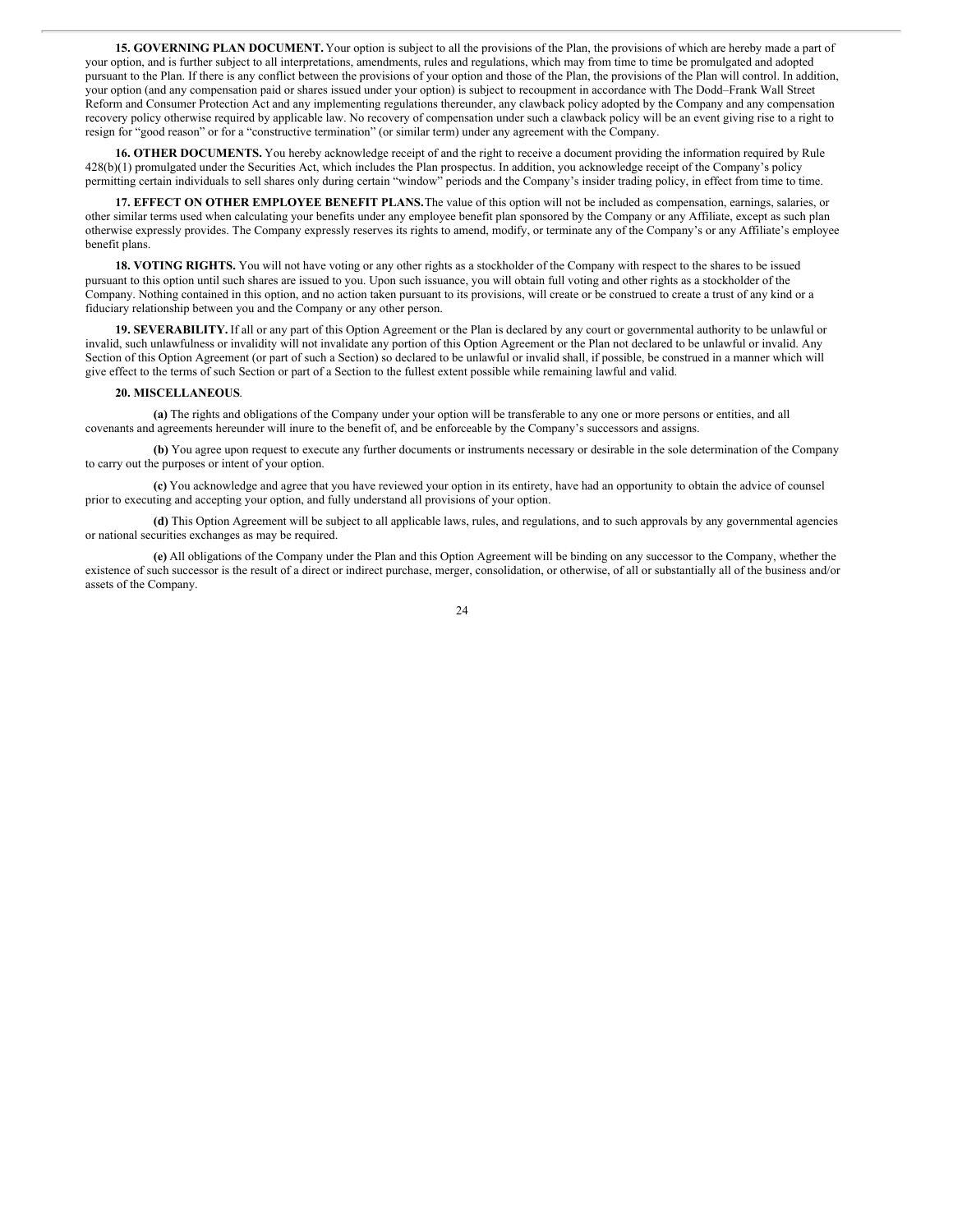**15. GOVERNING PLAN DOCUMENT.** Your option is subject to all the provisions of the Plan, the provisions of which are hereby made a part of your option, and is further subject to all interpretations, amendments, rules and regulations, which may from time to time be promulgated and adopted pursuant to the Plan. If there is any conflict between the provisions of your option and those of the Plan, the provisions of the Plan will control. In addition, your option (and any compensation paid or shares issued under your option) is subject to recoupment in accordance with The Dodd–Frank Wall Street Reform and Consumer Protection Act and any implementing regulations thereunder, any clawback policy adopted by the Company and any compensation recovery policy otherwise required by applicable law. No recovery of compensation under such a clawback policy will be an event giving rise to a right to resign for "good reason" or for a "constructive termination" (or similar term) under any agreement with the Company.

**16. OTHER DOCUMENTS.** You hereby acknowledge receipt of and the right to receive a document providing the information required by Rule 428(b)(1) promulgated under the Securities Act, which includes the Plan prospectus. In addition, you acknowledge receipt of the Company's policy permitting certain individuals to sell shares only during certain "window" periods and the Company's insider trading policy, in effect from time to time.

**17. EFFECT ON OTHER EMPLOYEE BENEFIT PLANS.** The value of this option will not be included as compensation, earnings, salaries, or other similar terms used when calculating your benefits under any employee benefit plan sponsored by the Company or any Affiliate, except as such plan otherwise expressly provides. The Company expressly reserves its rights to amend, modify, or terminate any of the Company's or any Affiliate's employee benefit plans.

**18. VOTING RIGHTS.** You will not have voting or any other rights as a stockholder of the Company with respect to the shares to be issued pursuant to this option until such shares are issued to you. Upon such issuance, you will obtain full voting and other rights as a stockholder of the Company. Nothing contained in this option, and no action taken pursuant to its provisions, will create or be construed to create a trust of any kind or a fiduciary relationship between you and the Company or any other person.

**19. SEVERABILITY.** If all or any part of this Option Agreement or the Plan is declared by any court or governmental authority to be unlawful or invalid, such unlawfulness or invalidity will not invalidate any portion of this Option Agreement or the Plan not declared to be unlawful or invalid. Any Section of this Option Agreement (or part of such a Section) so declared to be unlawful or invalid shall, if possible, be construed in a manner which will give effect to the terms of such Section or part of a Section to the fullest extent possible while remaining lawful and valid.

**20. MISCELLANEOUS**.

**(a)** The rights and obligations of the Company under your option will be transferable to any one or more persons or entities, and all covenants and agreements hereunder will inure to the benefit of, and be enforceable by the Company's successors and assigns.

**(b)** You agree upon request to execute any further documents or instruments necessary or desirable in the sole determination of the Company to carry out the purposes or intent of your option.

**(c)** You acknowledge and agree that you have reviewed your option in its entirety, have had an opportunity to obtain the advice of counsel prior to executing and accepting your option, and fully understand all provisions of your option.

**(d)** This Option Agreement will be subject to all applicable laws, rules, and regulations, and to such approvals by any governmental agencies or national securities exchanges as may be required.

**(e)** All obligations of the Company under the Plan and this Option Agreement will be binding on any successor to the Company, whether the existence of such successor is the result of a direct or indirect purchase, merger, consolidation, or otherwise, of all or substantially all of the business and/or assets of the Company.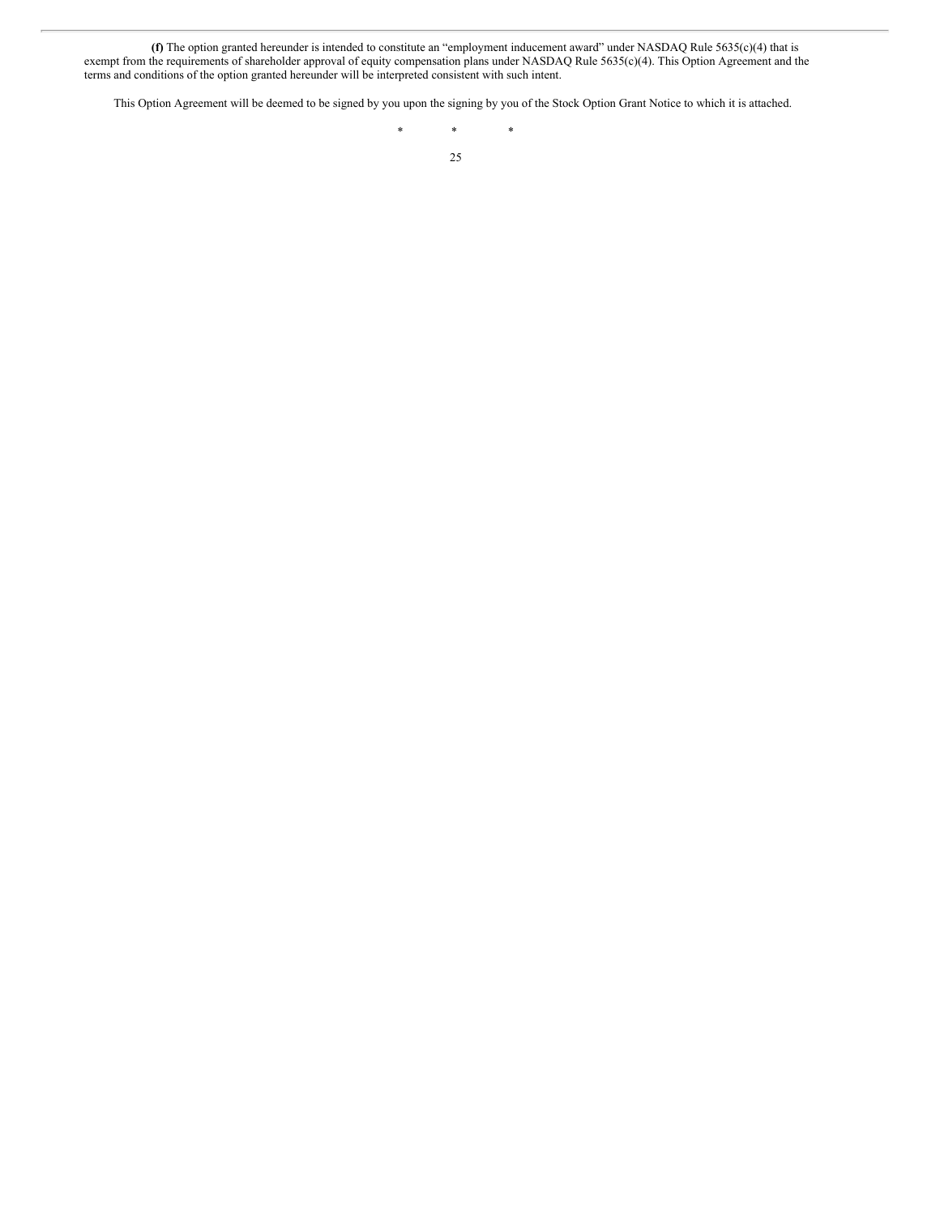**(f)** The option granted hereunder is intended to constitute an "employment inducement award" under NASDAQ Rule 5635(c)(4) that is exempt from the requirements of shareholder approval of equity compensation plans under NASDAQ Rule 5635(c)(4). This Option Agreement and the terms and conditions of the option granted hereunder will be interpreted consistent with such intent.

This Option Agreement will be deemed to be signed by you upon the signing by you of the Stock Option Grant Notice to which it is attached.

\* \* \*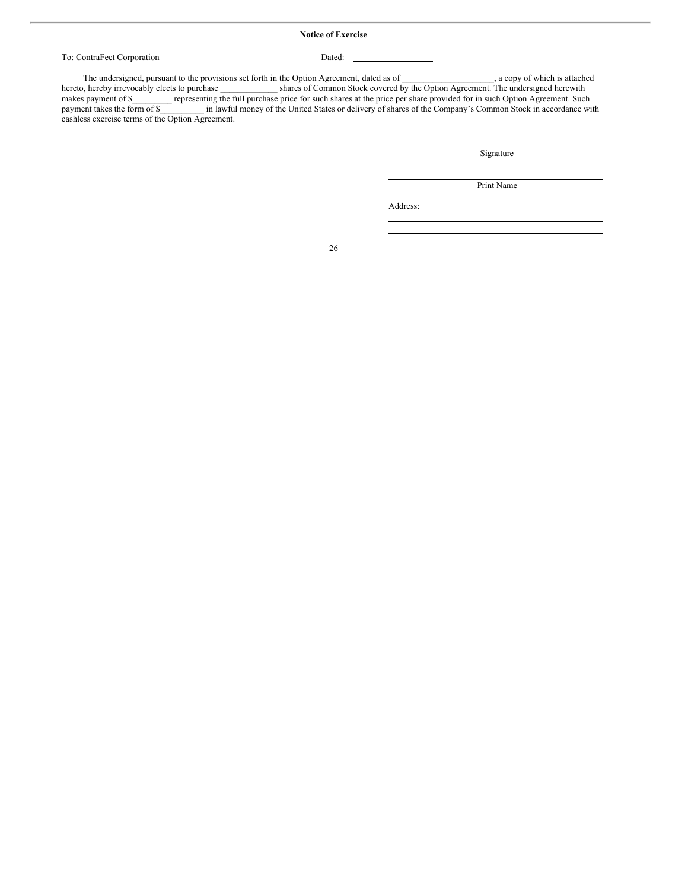**Notice of Exercise**

To: ContraFect Corporation Dated: ___________________

The undersigned, pursuant to the provisions set forth in the Option Agreement, dated as of _____________________, a copy of which is attached hereto, hereby irrevocably elects to purchase _____________ shares of Common Stock covered by the Option Agreement. The undersigned herewith makes payment of $_________ representing the full purchase price for such shares at the price per share provided for in such Option Agreement. Such payment takes the form of $__________ in lawful money of the United States or delivery of shares of the Company's Common Stock in accordance with cashless exercise terms of the Option Agreement.

______________________________
Signature

______________________________
Print Name

Address:

______________________________

______________________________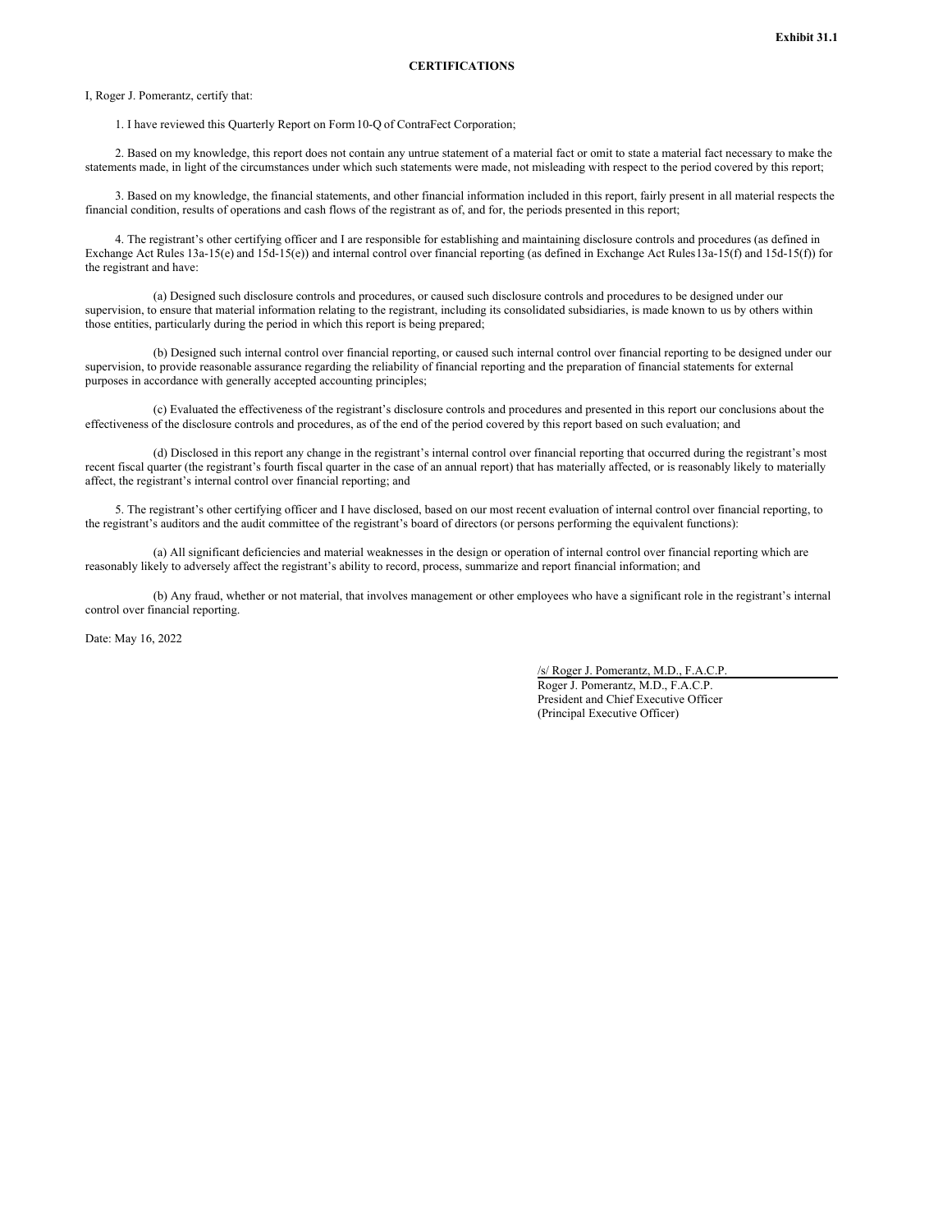**Exhibit 31.1**

**CERTIFICATIONS**

I, Roger J. Pomerantz, certify that:

1. I have reviewed this Quarterly Report on Form 10-Q of ContraFect Corporation;

2. Based on my knowledge, this report does not contain any untrue statement of a material fact or omit to state a material fact necessary to make the statements made, in light of the circumstances under which such statements were made, not misleading with respect to the period covered by this report;

3. Based on my knowledge, the financial statements, and other financial information included in this report, fairly present in all material respects the financial condition, results of operations and cash flows of the registrant as of, and for, the periods presented in this report;

4. The registrant's other certifying officer and I are responsible for establishing and maintaining disclosure controls and procedures (as defined in Exchange Act Rules 13a-15(e) and 15d-15(e)) and internal control over financial reporting (as defined in Exchange Act Rules 13a-15(f) and 15d-15(f)) for the registrant and have:

(a) Designed such disclosure controls and procedures, or caused such disclosure controls and procedures to be designed under our supervision, to ensure that material information relating to the registrant, including its consolidated subsidiaries, is made known to us by others within those entities, particularly during the period in which this report is being prepared;

(b) Designed such internal control over financial reporting, or caused such internal control over financial reporting to be designed under our supervision, to provide reasonable assurance regarding the reliability of financial reporting and the preparation of financial statements for external purposes in accordance with generally accepted accounting principles;

(c) Evaluated the effectiveness of the registrant's disclosure controls and procedures and presented in this report our conclusions about the effectiveness of the disclosure controls and procedures, as of the end of the period covered by this report based on such evaluation; and

(d) Disclosed in this report any change in the registrant's internal control over financial reporting that occurred during the registrant's most recent fiscal quarter (the registrant's fourth fiscal quarter in the case of an annual report) that has materially affected, or is reasonably likely to materially affect, the registrant's internal control over financial reporting; and

5. The registrant's other certifying officer and I have disclosed, based on our most recent evaluation of internal control over financial reporting, to the registrant's auditors and the audit committee of the registrant's board of directors (or persons performing the equivalent functions):

(a) All significant deficiencies and material weaknesses in the design or operation of internal control over financial reporting which are reasonably likely to adversely affect the registrant's ability to record, process, summarize and report financial information; and

(b) Any fraud, whether or not material, that involves management or other employees who have a significant role in the registrant's internal control over financial reporting.

Date: May 16, 2022

/s/ Roger J. Pomerantz, M.D., F.A.C.P.
Roger J. Pomerantz, M.D., F.A.C.P.
President and Chief Executive Officer
(Principal Executive Officer)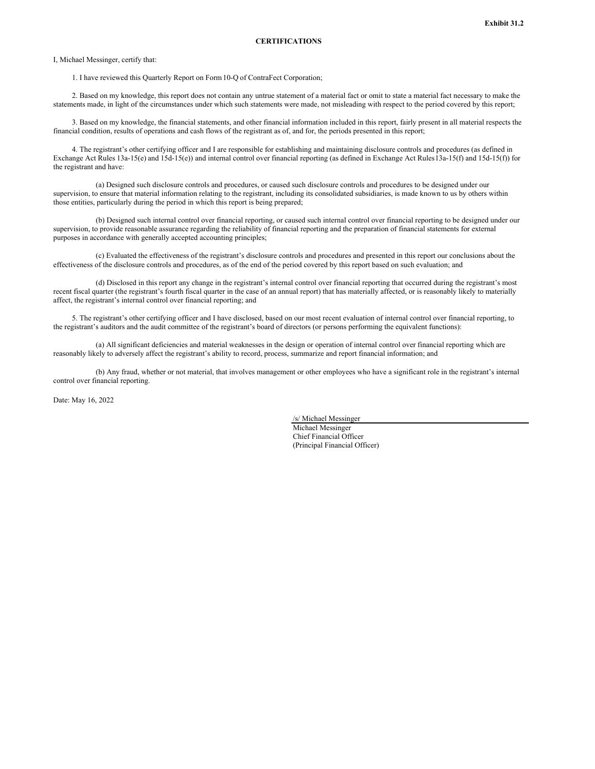**Exhibit 31.2**

**CERTIFICATIONS**

I, Michael Messinger, certify that:

1. I have reviewed this Quarterly Report on Form 10-Q of ContraFect Corporation;

2. Based on my knowledge, this report does not contain any untrue statement of a material fact or omit to state a material fact necessary to make the statements made, in light of the circumstances under which such statements were made, not misleading with respect to the period covered by this report;

3. Based on my knowledge, the financial statements, and other financial information included in this report, fairly present in all material respects the financial condition, results of operations and cash flows of the registrant as of, and for, the periods presented in this report;

4. The registrant's other certifying officer and I are responsible for establishing and maintaining disclosure controls and procedures (as defined in Exchange Act Rules 13a-15(e) and 15d-15(e)) and internal control over financial reporting (as defined in Exchange Act Rules 13a-15(f) and 15d-15(f)) for the registrant and have:

(a) Designed such disclosure controls and procedures, or caused such disclosure controls and procedures to be designed under our supervision, to ensure that material information relating to the registrant, including its consolidated subsidiaries, is made known to us by others within those entities, particularly during the period in which this report is being prepared;

(b) Designed such internal control over financial reporting, or caused such internal control over financial reporting to be designed under our supervision, to provide reasonable assurance regarding the reliability of financial reporting and the preparation of financial statements for external purposes in accordance with generally accepted accounting principles;

(c) Evaluated the effectiveness of the registrant's disclosure controls and procedures and presented in this report our conclusions about the effectiveness of the disclosure controls and procedures, as of the end of the period covered by this report based on such evaluation; and

(d) Disclosed in this report any change in the registrant's internal control over financial reporting that occurred during the registrant's most recent fiscal quarter (the registrant's fourth fiscal quarter in the case of an annual report) that has materially affected, or is reasonably likely to materially affect, the registrant's internal control over financial reporting; and

5. The registrant's other certifying officer and I have disclosed, based on our most recent evaluation of internal control over financial reporting, to the registrant's auditors and the audit committee of the registrant's board of directors (or persons performing the equivalent functions):

(a) All significant deficiencies and material weaknesses in the design or operation of internal control over financial reporting which are reasonably likely to adversely affect the registrant's ability to record, process, summarize and report financial information; and

(b) Any fraud, whether or not material, that involves management or other employees who have a significant role in the registrant's internal control over financial reporting.

Date: May 16, 2022

/s/ Michael Messinger
Michael Messinger
Chief Financial Officer
(Principal Financial Officer)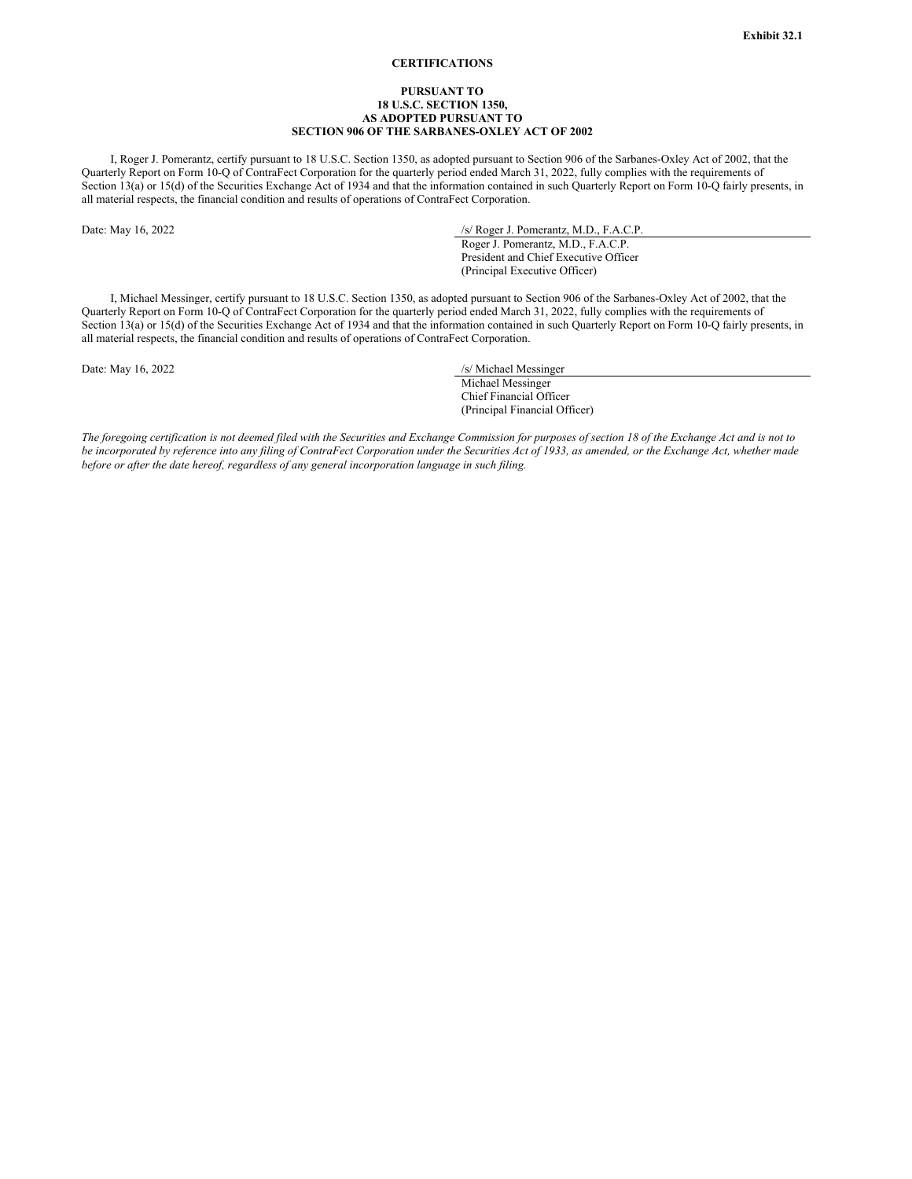**Exhibit 32.1**

# CERTIFICATIONS

## PURSUANT TO
## 18 U.S.C. SECTION 1350,
## AS ADOPTED PURSUANT TO
## SECTION 906 OF THE SARBANES-OXLEY ACT OF 2002

I, Roger J. Pomerantz, certify pursuant to 18 U.S.C. Section 1350, as adopted pursuant to Section 906 of the Sarbanes-Oxley Act of 2002, that the Quarterly Report on Form 10-Q of ContraFect Corporation for the quarterly period ended March 31, 2022, fully complies with the requirements of Section 13(a) or 15(d) of the Securities Exchange Act of 1934 and that the information contained in such Quarterly Report on Form 10-Q fairly presents, in all material respects, the financial condition and results of operations of ContraFect Corporation.

Date: May 16, 2022

/s/ Roger J. Pomerantz, M.D., F.A.C.P.
Roger J. Pomerantz, M.D., F.A.C.P.
President and Chief Executive Officer
(Principal Executive Officer)

I, Michael Messinger, certify pursuant to 18 U.S.C. Section 1350, as adopted pursuant to Section 906 of the Sarbanes-Oxley Act of 2002, that the Quarterly Report on Form 10-Q of ContraFect Corporation for the quarterly period ended March 31, 2022, fully complies with the requirements of Section 13(a) or 15(d) of the Securities Exchange Act of 1934 and that the information contained in such Quarterly Report on Form 10-Q fairly presents, in all material respects, the financial condition and results of operations of ContraFect Corporation.

Date: May 16, 2022

/s/ Michael Messinger
Michael Messinger
Chief Financial Officer
(Principal Financial Officer)

*The foregoing certification is not deemed filed with the Securities and Exchange Commission for purposes of section 18 of the Exchange Act and is not to be incorporated by reference into any filing of ContraFect Corporation under the Securities Act of 1933, as amended, or the Exchange Act, whether made before or after the date hereof, regardless of any general incorporation language in such filing.*